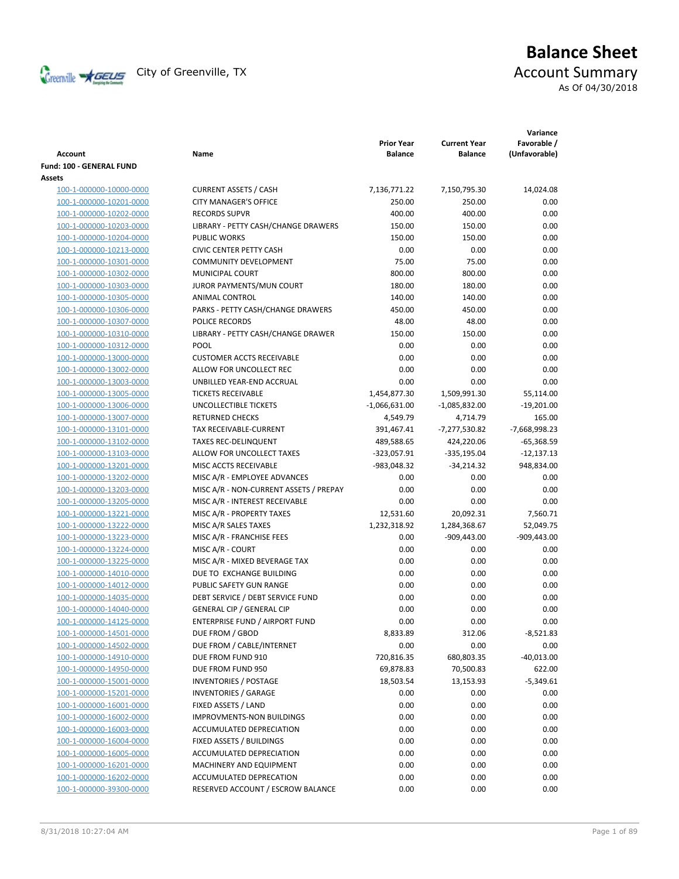City of Greenville, TX

# Balance Sheet

## Account Summary

As Of 04/30/2018

| Account | Name | Prior Year Balance | Current Year Balance | Variance Favorable / (Unfavorable) |
|---|---|---|---|---|
| **Fund: 100 - GENERAL FUND** | | | | |
| **Assets** | | | | |
| 100-1-000000-10000-0000 | CURRENT ASSETS / CASH | 7,136,771.22 | 7,150,795.30 | 14,024.08 |
| 100-1-000000-10201-0000 | CITY MANAGER'S OFFICE | 250.00 | 250.00 | 0.00 |
| 100-1-000000-10202-0000 | RECORDS SUPVR | 400.00 | 400.00 | 0.00 |
| 100-1-000000-10203-0000 | LIBRARY - PETTY CASH/CHANGE DRAWERS | 150.00 | 150.00 | 0.00 |
| 100-1-000000-10204-0000 | PUBLIC WORKS | 150.00 | 150.00 | 0.00 |
| 100-1-000000-10213-0000 | CIVIC CENTER PETTY CASH | 0.00 | 0.00 | 0.00 |
| 100-1-000000-10301-0000 | COMMUNITY DEVELOPMENT | 75.00 | 75.00 | 0.00 |
| 100-1-000000-10302-0000 | MUNICIPAL COURT | 800.00 | 800.00 | 0.00 |
| 100-1-000000-10303-0000 | JUROR PAYMENTS/MUN COURT | 180.00 | 180.00 | 0.00 |
| 100-1-000000-10305-0000 | ANIMAL CONTROL | 140.00 | 140.00 | 0.00 |
| 100-1-000000-10306-0000 | PARKS - PETTY CASH/CHANGE DRAWERS | 450.00 | 450.00 | 0.00 |
| 100-1-000000-10307-0000 | POLICE RECORDS | 48.00 | 48.00 | 0.00 |
| 100-1-000000-10310-0000 | LIBRARY - PETTY CASH/CHANGE DRAWER | 150.00 | 150.00 | 0.00 |
| 100-1-000000-10312-0000 | POOL | 0.00 | 0.00 | 0.00 |
| 100-1-000000-13000-0000 | CUSTOMER ACCTS RECEIVABLE | 0.00 | 0.00 | 0.00 |
| 100-1-000000-13002-0000 | ALLOW FOR UNCOLLECT REC | 0.00 | 0.00 | 0.00 |
| 100-1-000000-13003-0000 | UNBILLED YEAR-END ACCRUAL | 0.00 | 0.00 | 0.00 |
| 100-1-000000-13005-0000 | TICKETS RECEIVABLE | 1,454,877.30 | 1,509,991.30 | 55,114.00 |
| 100-1-000000-13006-0000 | UNCOLLECTIBLE TICKETS | -1,066,631.00 | -1,085,832.00 | -19,201.00 |
| 100-1-000000-13007-0000 | RETURNED CHECKS | 4,549.79 | 4,714.79 | 165.00 |
| 100-1-000000-13101-0000 | TAX RECEIVABLE-CURRENT | 391,467.41 | -7,277,530.82 | -7,668,998.23 |
| 100-1-000000-13102-0000 | TAXES REC-DELINQUENT | 489,588.65 | 424,220.06 | -65,368.59 |
| 100-1-000000-13103-0000 | ALLOW FOR UNCOLLECT TAXES | -323,057.91 | -335,195.04 | -12,137.13 |
| 100-1-000000-13201-0000 | MISC ACCTS RECEIVABLE | -983,048.32 | -34,214.32 | 948,834.00 |
| 100-1-000000-13202-0000 | MISC A/R - EMPLOYEE ADVANCES | 0.00 | 0.00 | 0.00 |
| 100-1-000000-13203-0000 | MISC A/R - NON-CURRENT ASSETS / PREPAY | 0.00 | 0.00 | 0.00 |
| 100-1-000000-13205-0000 | MISC A/R - INTEREST RECEIVABLE | 0.00 | 0.00 | 0.00 |
| 100-1-000000-13221-0000 | MISC A/R - PROPERTY TAXES | 12,531.60 | 20,092.31 | 7,560.71 |
| 100-1-000000-13222-0000 | MISC A/R SALES TAXES | 1,232,318.92 | 1,284,368.67 | 52,049.75 |
| 100-1-000000-13223-0000 | MISC A/R - FRANCHISE FEES | 0.00 | -909,443.00 | -909,443.00 |
| 100-1-000000-13224-0000 | MISC A/R - COURT | 0.00 | 0.00 | 0.00 |
| 100-1-000000-13225-0000 | MISC A/R - MIXED BEVERAGE TAX | 0.00 | 0.00 | 0.00 |
| 100-1-000000-14010-0000 | DUE TO EXCHANGE BUILDING | 0.00 | 0.00 | 0.00 |
| 100-1-000000-14012-0000 | PUBLIC SAFETY GUN RANGE | 0.00 | 0.00 | 0.00 |
| 100-1-000000-14035-0000 | DEBT SERVICE / DEBT SERVICE FUND | 0.00 | 0.00 | 0.00 |
| 100-1-000000-14040-0000 | GENERAL CIP / GENERAL CIP | 0.00 | 0.00 | 0.00 |
| 100-1-000000-14125-0000 | ENTERPRISE FUND / AIRPORT FUND | 0.00 | 0.00 | 0.00 |
| 100-1-000000-14501-0000 | DUE FROM / GBOD | 8,833.89 | 312.06 | -8,521.83 |
| 100-1-000000-14502-0000 | DUE FROM / CABLE/INTERNET | 0.00 | 0.00 | 0.00 |
| 100-1-000000-14910-0000 | DUE FROM FUND 910 | 720,816.35 | 680,803.35 | -40,013.00 |
| 100-1-000000-14950-0000 | DUE FROM FUND 950 | 69,878.83 | 70,500.83 | 622.00 |
| 100-1-000000-15001-0000 | INVENTORIES / POSTAGE | 18,503.54 | 13,153.93 | -5,349.61 |
| 100-1-000000-15201-0000 | INVENTORIES / GARAGE | 0.00 | 0.00 | 0.00 |
| 100-1-000000-16001-0000 | FIXED ASSETS / LAND | 0.00 | 0.00 | 0.00 |
| 100-1-000000-16002-0000 | IMPROVMENTS-NON BUILDINGS | 0.00 | 0.00 | 0.00 |
| 100-1-000000-16003-0000 | ACCUMULATED DEPRECIATION | 0.00 | 0.00 | 0.00 |
| 100-1-000000-16004-0000 | FIXED ASSETS / BUILDINGS | 0.00 | 0.00 | 0.00 |
| 100-1-000000-16005-0000 | ACCUMULATED DEPRECIATION | 0.00 | 0.00 | 0.00 |
| 100-1-000000-16201-0000 | MACHINERY AND EQUIPMENT | 0.00 | 0.00 | 0.00 |
| 100-1-000000-16202-0000 | ACCUMULATED DEPRECATION | 0.00 | 0.00 | 0.00 |
| 100-1-000000-39300-0000 | RESERVED ACCOUNT / ESCROW BALANCE | 0.00 | 0.00 | 0.00 |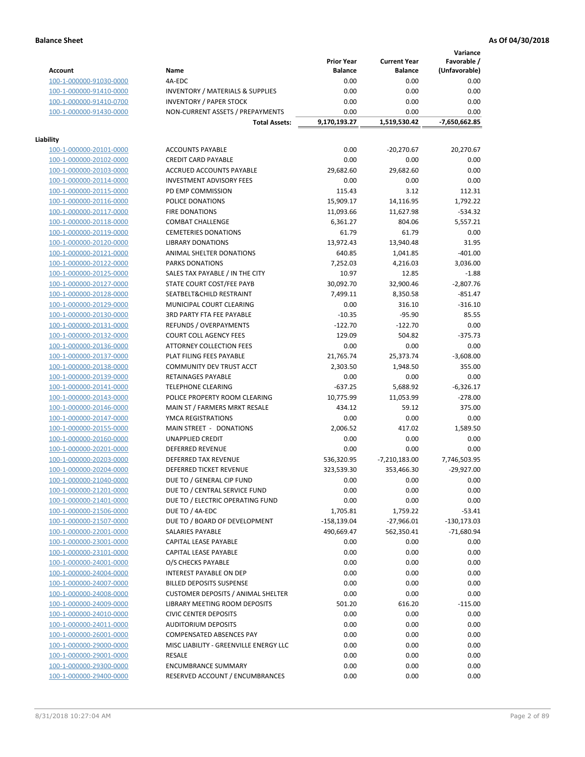**Balance Sheet** **As Of 04/30/2018**

| Account | Name | Prior Year Balance | Current Year Balance | Variance Favorable / (Unfavorable) |
|---|---|---|---|---|
| 100-1-000000-91030-0000 | 4A-EDC | 0.00 | 0.00 | 0.00 |
| 100-1-000000-91410-0000 | INVENTORY / MATERIALS & SUPPLIES | 0.00 | 0.00 | 0.00 |
| 100-1-000000-91410-0700 | INVENTORY / PAPER STOCK | 0.00 | 0.00 | 0.00 |
| 100-1-000000-91430-0000 | NON-CURRENT ASSETS / PREPAYMENTS | 0.00 | 0.00 | 0.00 |
| | **Total Assets:** | 9,170,193.27 | 1,519,530.42 | -7,650,662.85 |

**Liability**

| Account | Name | Prior Year Balance | Current Year Balance | Variance Favorable / (Unfavorable) |
|---|---|---|---|---|
| 100-1-000000-20101-0000 | ACCOUNTS PAYABLE | 0.00 | -20,270.67 | 20,270.67 |
| 100-1-000000-20102-0000 | CREDIT CARD PAYABLE | 0.00 | 0.00 | 0.00 |
| 100-1-000000-20103-0000 | ACCRUED ACCOUNTS PAYABLE | 29,682.60 | 29,682.60 | 0.00 |
| 100-1-000000-20114-0000 | INVESTMENT ADVISORY FEES | 0.00 | 0.00 | 0.00 |
| 100-1-000000-20115-0000 | PD EMP COMMISSION | 115.43 | 3.12 | 112.31 |
| 100-1-000000-20116-0000 | POLICE DONATIONS | 15,909.17 | 14,116.95 | 1,792.22 |
| 100-1-000000-20117-0000 | FIRE DONATIONS | 11,093.66 | 11,627.98 | -534.32 |
| 100-1-000000-20118-0000 | COMBAT CHALLENGE | 6,361.27 | 804.06 | 5,557.21 |
| 100-1-000000-20119-0000 | CEMETERIES DONATIONS | 61.79 | 61.79 | 0.00 |
| 100-1-000000-20120-0000 | LIBRARY DONATIONS | 13,972.43 | 13,940.48 | 31.95 |
| 100-1-000000-20121-0000 | ANIMAL SHELTER DONATIONS | 640.85 | 1,041.85 | -401.00 |
| 100-1-000000-20122-0000 | PARKS DONATIONS | 7,252.03 | 4,216.03 | 3,036.00 |
| 100-1-000000-20125-0000 | SALES TAX PAYABLE / IN THE CITY | 10.97 | 12.85 | -1.88 |
| 100-1-000000-20127-0000 | STATE COURT COST/FEE PAYB | 30,092.70 | 32,900.46 | -2,807.76 |
| 100-1-000000-20128-0000 | SEATBELT&CHILD RESTRAINT | 7,499.11 | 8,350.58 | -851.47 |
| 100-1-000000-20129-0000 | MUNICIPAL COURT CLEARING | 0.00 | 316.10 | -316.10 |
| 100-1-000000-20130-0000 | 3RD PARTY FTA FEE PAYABLE | -10.35 | -95.90 | 85.55 |
| 100-1-000000-20131-0000 | REFUNDS / OVERPAYMENTS | -122.70 | -122.70 | 0.00 |
| 100-1-000000-20132-0000 | COURT COLL AGENCY FEES | 129.09 | 504.82 | -375.73 |
| 100-1-000000-20136-0000 | ATTORNEY COLLECTION FEES | 0.00 | 0.00 | 0.00 |
| 100-1-000000-20137-0000 | PLAT FILING FEES PAYABLE | 21,765.74 | 25,373.74 | -3,608.00 |
| 100-1-000000-20138-0000 | COMMUNITY DEV TRUST ACCT | 2,303.50 | 1,948.50 | 355.00 |
| 100-1-000000-20139-0000 | RETAINAGES PAYABLE | 0.00 | 0.00 | 0.00 |
| 100-1-000000-20141-0000 | TELEPHONE CLEARING | -637.25 | 5,688.92 | -6,326.17 |
| 100-1-000000-20143-0000 | POLICE PROPERTY ROOM CLEARING | 10,775.99 | 11,053.99 | -278.00 |
| 100-1-000000-20146-0000 | MAIN ST / FARMERS MRKT RESALE | 434.12 | 59.12 | 375.00 |
| 100-1-000000-20147-0000 | YMCA REGISTRATIONS | 0.00 | 0.00 | 0.00 |
| 100-1-000000-20155-0000 | MAIN STREET - DONATIONS | 2,006.52 | 417.02 | 1,589.50 |
| 100-1-000000-20160-0000 | UNAPPLIED CREDIT | 0.00 | 0.00 | 0.00 |
| 100-1-000000-20201-0000 | DEFERRED REVENUE | 0.00 | 0.00 | 0.00 |
| 100-1-000000-20203-0000 | DEFERRED TAX REVENUE | 536,320.95 | -7,210,183.00 | 7,746,503.95 |
| 100-1-000000-20204-0000 | DEFERRED TICKET REVENUE | 323,539.30 | 353,466.30 | -29,927.00 |
| 100-1-000000-21040-0000 | DUE TO / GENERAL CIP FUND | 0.00 | 0.00 | 0.00 |
| 100-1-000000-21201-0000 | DUE TO / CENTRAL SERVICE FUND | 0.00 | 0.00 | 0.00 |
| 100-1-000000-21401-0000 | DUE TO / ELECTRIC OPERATING FUND | 0.00 | 0.00 | 0.00 |
| 100-1-000000-21506-0000 | DUE TO / 4A-EDC | 1,705.81 | 1,759.22 | -53.41 |
| 100-1-000000-21507-0000 | DUE TO / BOARD OF DEVELOPMENT | -158,139.04 | -27,966.01 | -130,173.03 |
| 100-1-000000-22001-0000 | SALARIES PAYABLE | 490,669.47 | 562,350.41 | -71,680.94 |
| 100-1-000000-23001-0000 | CAPITAL LEASE PAYABLE | 0.00 | 0.00 | 0.00 |
| 100-1-000000-23101-0000 | CAPITAL LEASE PAYABLE | 0.00 | 0.00 | 0.00 |
| 100-1-000000-24001-0000 | O/S CHECKS PAYABLE | 0.00 | 0.00 | 0.00 |
| 100-1-000000-24004-0000 | INTEREST PAYABLE ON DEP | 0.00 | 0.00 | 0.00 |
| 100-1-000000-24007-0000 | BILLED DEPOSITS SUSPENSE | 0.00 | 0.00 | 0.00 |
| 100-1-000000-24008-0000 | CUSTOMER DEPOSITS / ANIMAL SHELTER | 0.00 | 0.00 | 0.00 |
| 100-1-000000-24009-0000 | LIBRARY MEETING ROOM DEPOSITS | 501.20 | 616.20 | -115.00 |
| 100-1-000000-24010-0000 | CIVIC CENTER DEPOSITS | 0.00 | 0.00 | 0.00 |
| 100-1-000000-24011-0000 | AUDITORIUM DEPOSITS | 0.00 | 0.00 | 0.00 |
| 100-1-000000-26001-0000 | COMPENSATED ABSENCES PAY | 0.00 | 0.00 | 0.00 |
| 100-1-000000-29000-0000 | MISC LIABILITY - GREENVILLE ENERGY LLC | 0.00 | 0.00 | 0.00 |
| 100-1-000000-29001-0000 | RESALE | 0.00 | 0.00 | 0.00 |
| 100-1-000000-29300-0000 | ENCUMBRANCE SUMMARY | 0.00 | 0.00 | 0.00 |
| 100-1-000000-29400-0000 | RESERVED ACCOUNT / ENCUMBRANCES | 0.00 | 0.00 | 0.00 |

8/31/2018 10:27:04 AM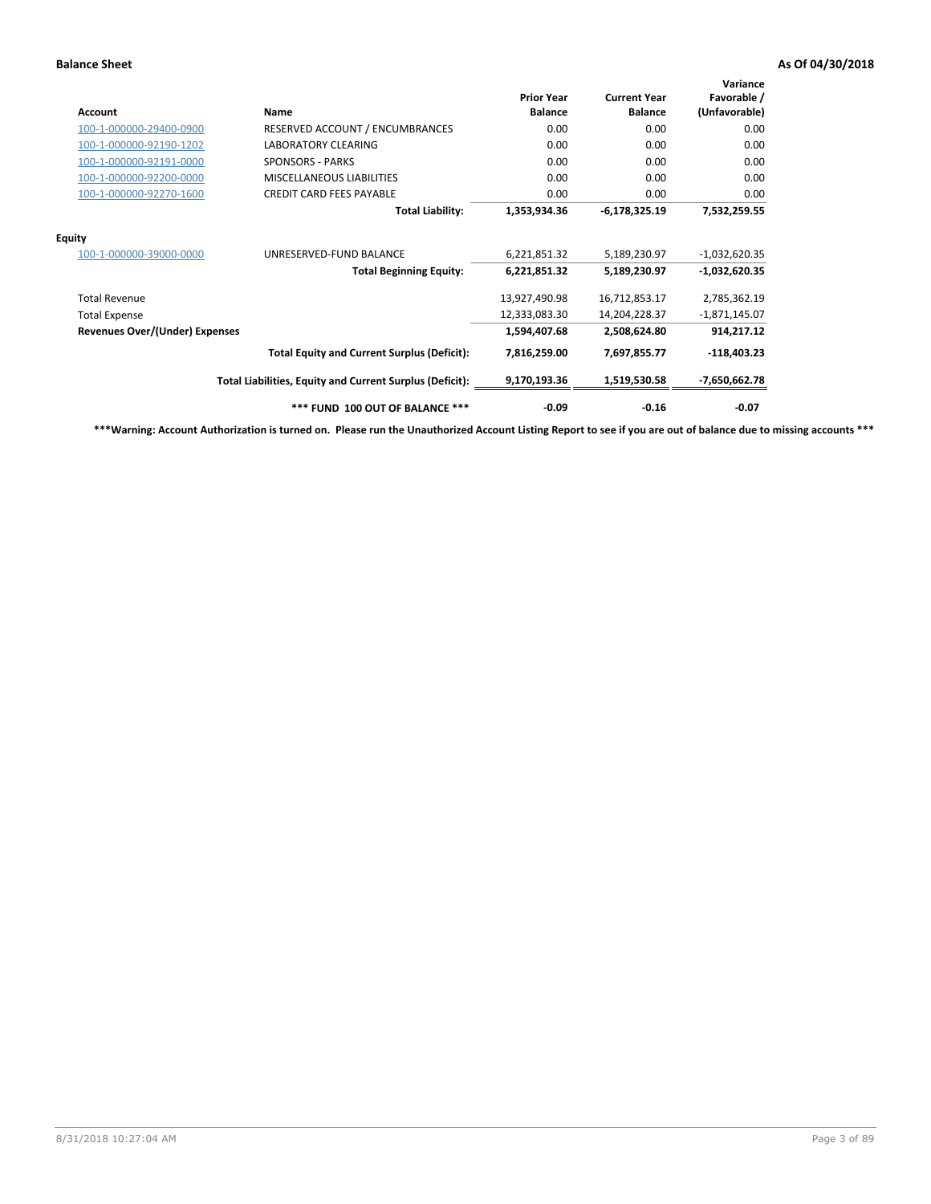**Balance Sheet** — **As Of 04/30/2018**

| Account | Name | Prior Year Balance | Current Year Balance | Variance Favorable / (Unfavorable) |
|---|---|---|---|---|
| 100-1-000000-29400-0900 | RESERVED ACCOUNT / ENCUMBRANCES | 0.00 | 0.00 | 0.00 |
| 100-1-000000-92190-1202 | LABORATORY CLEARING | 0.00 | 0.00 | 0.00 |
| 100-1-000000-92191-0000 | SPONSORS - PARKS | 0.00 | 0.00 | 0.00 |
| 100-1-000000-92200-0000 | MISCELLANEOUS LIABILITIES | 0.00 | 0.00 | 0.00 |
| 100-1-000000-92270-1600 | CREDIT CARD FEES PAYABLE | 0.00 | 0.00 | 0.00 |
| | **Total Liability:** | **1,353,934.36** | **-6,178,325.19** | **7,532,259.55** |
| **Equity** | | | | |
| 100-1-000000-39000-0000 | UNRESERVED-FUND BALANCE | 6,221,851.32 | 5,189,230.97 | -1,032,620.35 |
| | **Total Beginning Equity:** | **6,221,851.32** | **5,189,230.97** | **-1,032,620.35** |
| Total Revenue | | 13,927,490.98 | 16,712,853.17 | 2,785,362.19 |
| Total Expense | | 12,333,083.30 | 14,204,228.37 | -1,871,145.07 |
| **Revenues Over/(Under) Expenses** | | **1,594,407.68** | **2,508,624.80** | **914,217.12** |
| | **Total Equity and Current Surplus (Deficit):** | **7,816,259.00** | **7,697,855.77** | **-118,403.23** |
| | **Total Liabilities, Equity and Current Surplus (Deficit):** | **9,170,193.36** | **1,519,530.58** | **-7,650,662.78** |
| | **\*\*\* FUND 100 OUT OF BALANCE \*\*\*** | **-0.09** | **-0.16** | **-0.07** |

**\*\*\*Warning: Account Authorization is turned on. Please run the Unauthorized Account Listing Report to see if you are out of balance due to missing accounts \*\*\***

8/31/2018 10:27:04 AM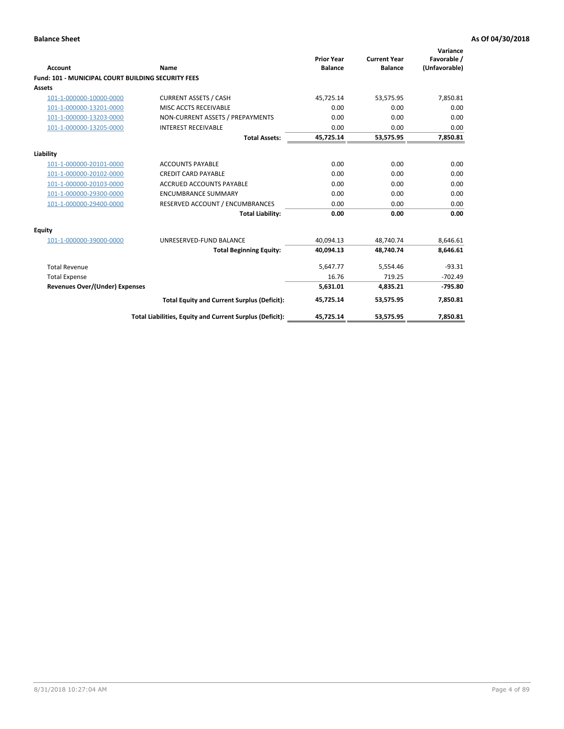**Balance Sheet** | **As Of 04/30/2018**

| Account | Name | Prior Year Balance | Current Year Balance | Variance Favorable / (Unfavorable) |
|---|---|---|---|---|
| **Fund: 101 - MUNICIPAL COURT BUILDING SECURITY FEES** | | | | |
| **Assets** | | | | |
| 101-1-000000-10000-0000 | CURRENT ASSETS / CASH | 45,725.14 | 53,575.95 | 7,850.81 |
| 101-1-000000-13201-0000 | MISC ACCTS RECEIVABLE | 0.00 | 0.00 | 0.00 |
| 101-1-000000-13203-0000 | NON-CURRENT ASSETS / PREPAYMENTS | 0.00 | 0.00 | 0.00 |
| 101-1-000000-13205-0000 | INTEREST RECEIVABLE | 0.00 | 0.00 | 0.00 |
| | **Total Assets:** | **45,725.14** | **53,575.95** | **7,850.81** |
| **Liability** | | | | |
| 101-1-000000-20101-0000 | ACCOUNTS PAYABLE | 0.00 | 0.00 | 0.00 |
| 101-1-000000-20102-0000 | CREDIT CARD PAYABLE | 0.00 | 0.00 | 0.00 |
| 101-1-000000-20103-0000 | ACCRUED ACCOUNTS PAYABLE | 0.00 | 0.00 | 0.00 |
| 101-1-000000-29300-0000 | ENCUMBRANCE SUMMARY | 0.00 | 0.00 | 0.00 |
| 101-1-000000-29400-0000 | RESERVED ACCOUNT / ENCUMBRANCES | 0.00 | 0.00 | 0.00 |
| | **Total Liability:** | **0.00** | **0.00** | **0.00** |
| **Equity** | | | | |
| 101-1-000000-39000-0000 | UNRESERVED-FUND BALANCE | 40,094.13 | 48,740.74 | 8,646.61 |
| | **Total Beginning Equity:** | **40,094.13** | **48,740.74** | **8,646.61** |
| Total Revenue | | 5,647.77 | 5,554.46 | -93.31 |
| Total Expense | | 16.76 | 719.25 | -702.49 |
| **Revenues Over/(Under) Expenses** | | **5,631.01** | **4,835.21** | **-795.80** |
| | **Total Equity and Current Surplus (Deficit):** | **45,725.14** | **53,575.95** | **7,850.81** |
| | **Total Liabilities, Equity and Current Surplus (Deficit):** | **45,725.14** | **53,575.95** | **7,850.81** |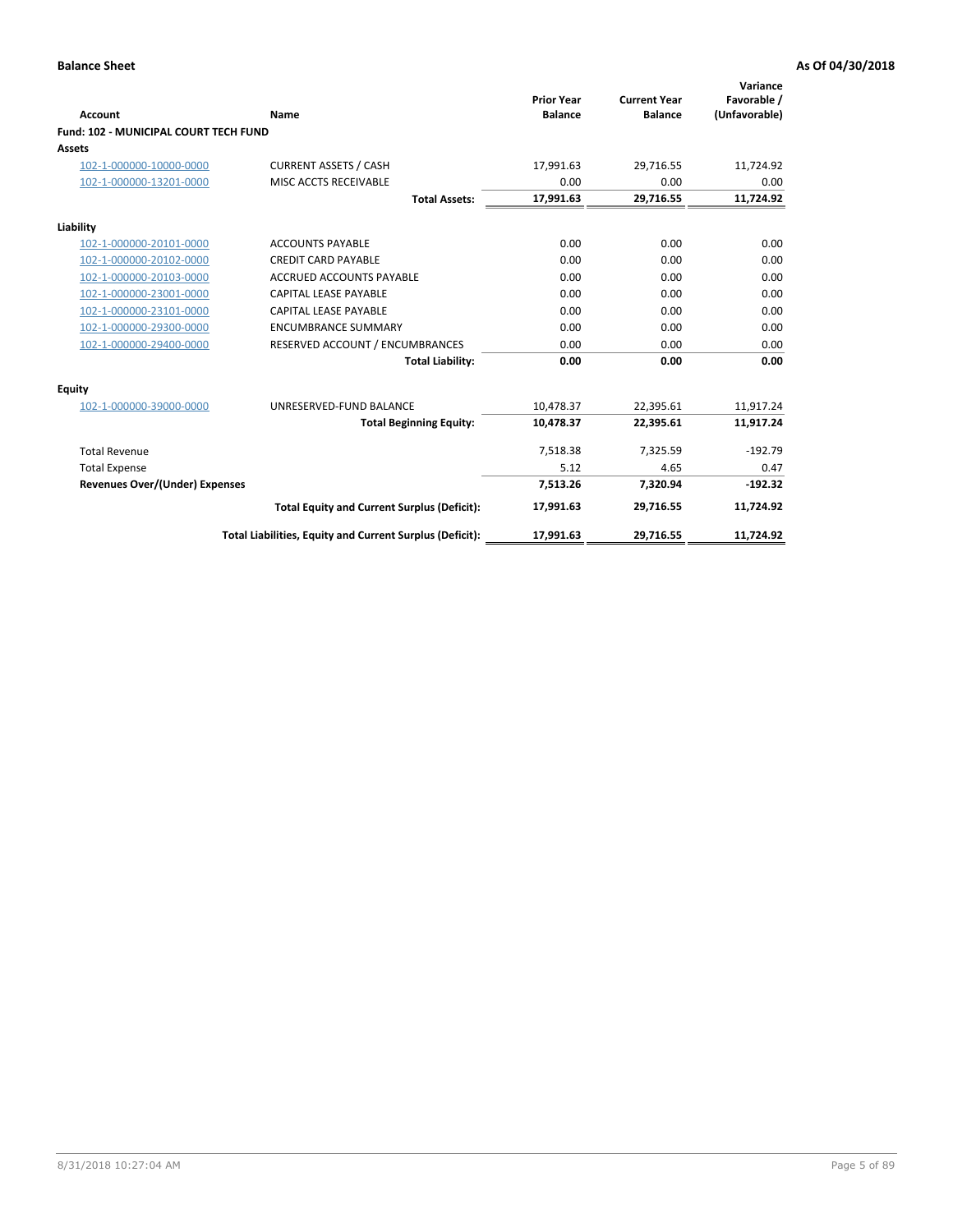**Balance Sheet** **As Of 04/30/2018**

| Account | Name | Prior Year Balance | Current Year Balance | Variance Favorable / (Unfavorable) |
|---|---|---|---|---|
| **Fund: 102 - MUNICIPAL COURT TECH FUND** | | | | |
| **Assets** | | | | |
| 102-1-000000-10000-0000 | CURRENT ASSETS / CASH | 17,991.63 | 29,716.55 | 11,724.92 |
| 102-1-000000-13201-0000 | MISC ACCTS RECEIVABLE | 0.00 | 0.00 | 0.00 |
| | **Total Assets:** | **17,991.63** | **29,716.55** | **11,724.92** |
| **Liability** | | | | |
| 102-1-000000-20101-0000 | ACCOUNTS PAYABLE | 0.00 | 0.00 | 0.00 |
| 102-1-000000-20102-0000 | CREDIT CARD PAYABLE | 0.00 | 0.00 | 0.00 |
| 102-1-000000-20103-0000 | ACCRUED ACCOUNTS PAYABLE | 0.00 | 0.00 | 0.00 |
| 102-1-000000-23001-0000 | CAPITAL LEASE PAYABLE | 0.00 | 0.00 | 0.00 |
| 102-1-000000-23101-0000 | CAPITAL LEASE PAYABLE | 0.00 | 0.00 | 0.00 |
| 102-1-000000-29300-0000 | ENCUMBRANCE SUMMARY | 0.00 | 0.00 | 0.00 |
| 102-1-000000-29400-0000 | RESERVED ACCOUNT / ENCUMBRANCES | 0.00 | 0.00 | 0.00 |
| | **Total Liability:** | **0.00** | **0.00** | **0.00** |
| **Equity** | | | | |
| 102-1-000000-39000-0000 | UNRESERVED-FUND BALANCE | 10,478.37 | 22,395.61 | 11,917.24 |
| | **Total Beginning Equity:** | **10,478.37** | **22,395.61** | **11,917.24** |
| Total Revenue | | 7,518.38 | 7,325.59 | -192.79 |
| Total Expense | | 5.12 | 4.65 | 0.47 |
| **Revenues Over/(Under) Expenses** | | **7,513.26** | **7,320.94** | **-192.32** |
| | **Total Equity and Current Surplus (Deficit):** | **17,991.63** | **29,716.55** | **11,724.92** |
| | **Total Liabilities, Equity and Current Surplus (Deficit):** | **17,991.63** | **29,716.55** | **11,724.92** |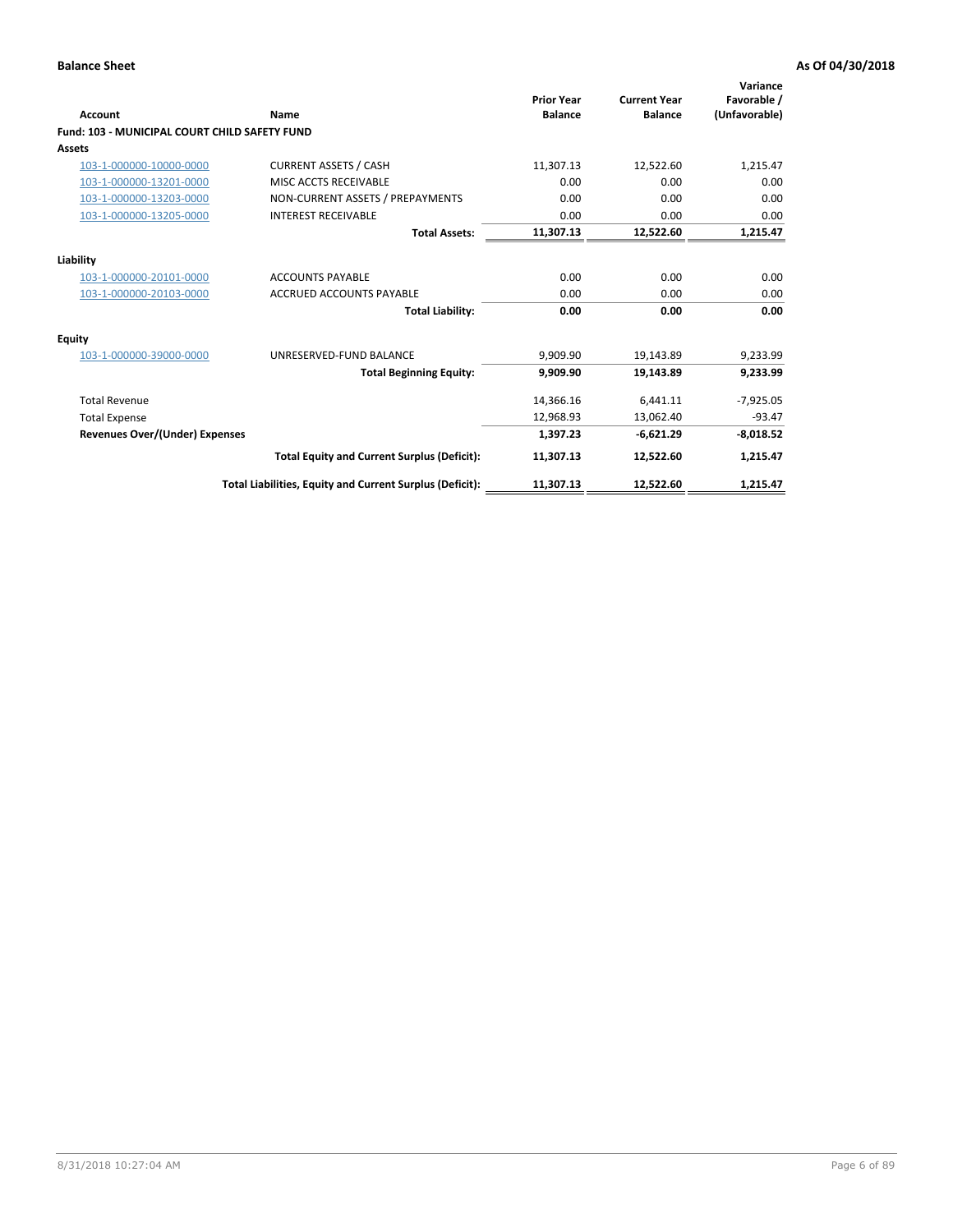## Balance Sheet

**As Of 04/30/2018**

| Account | Name | Prior Year Balance | Current Year Balance | Variance Favorable / (Unfavorable) |
|---|---|---|---|---|
| **Fund: 103 - MUNICIPAL COURT CHILD SAFETY FUND** | | | | |
| **Assets** | | | | |
| 103-1-000000-10000-0000 | CURRENT ASSETS / CASH | 11,307.13 | 12,522.60 | 1,215.47 |
| 103-1-000000-13201-0000 | MISC ACCTS RECEIVABLE | 0.00 | 0.00 | 0.00 |
| 103-1-000000-13203-0000 | NON-CURRENT ASSETS / PREPAYMENTS | 0.00 | 0.00 | 0.00 |
| 103-1-000000-13205-0000 | INTEREST RECEIVABLE | 0.00 | 0.00 | 0.00 |
| | **Total Assets:** | **11,307.13** | **12,522.60** | **1,215.47** |
| **Liability** | | | | |
| 103-1-000000-20101-0000 | ACCOUNTS PAYABLE | 0.00 | 0.00 | 0.00 |
| 103-1-000000-20103-0000 | ACCRUED ACCOUNTS PAYABLE | 0.00 | 0.00 | 0.00 |
| | **Total Liability:** | **0.00** | **0.00** | **0.00** |
| **Equity** | | | | |
| 103-1-000000-39000-0000 | UNRESERVED-FUND BALANCE | 9,909.90 | 19,143.89 | 9,233.99 |
| | **Total Beginning Equity:** | **9,909.90** | **19,143.89** | **9,233.99** |
| Total Revenue | | 14,366.16 | 6,441.11 | -7,925.05 |
| Total Expense | | 12,968.93 | 13,062.40 | -93.47 |
| **Revenues Over/(Under) Expenses** | | **1,397.23** | **-6,621.29** | **-8,018.52** |
| | **Total Equity and Current Surplus (Deficit):** | **11,307.13** | **12,522.60** | **1,215.47** |
| | **Total Liabilities, Equity and Current Surplus (Deficit):** | **11,307.13** | **12,522.60** | **1,215.47** |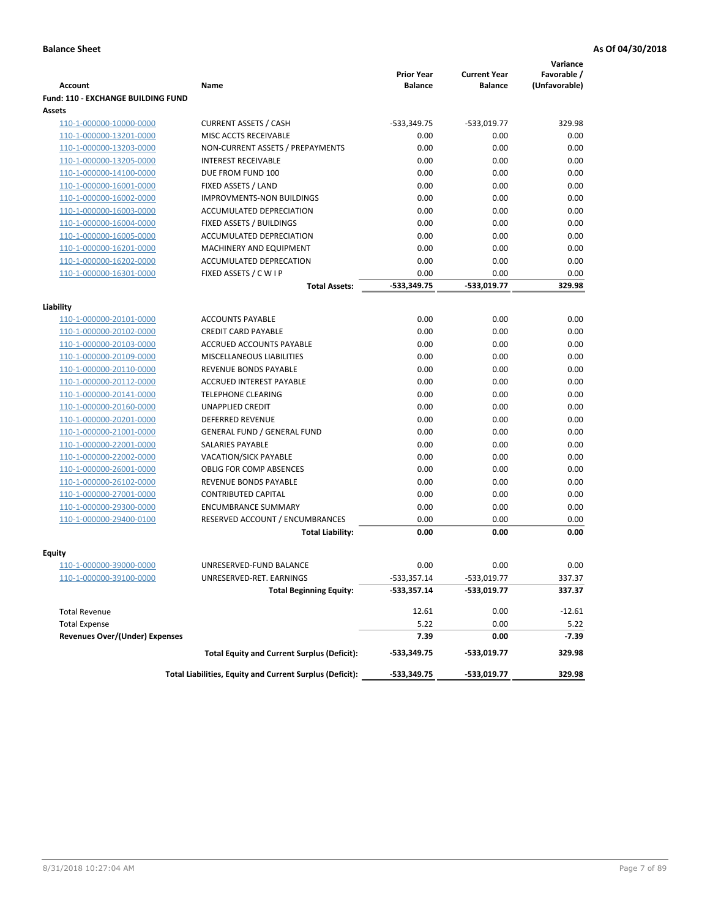**Balance Sheet** | **As Of 04/30/2018**

| Account | Name | Prior Year Balance | Current Year Balance | Variance Favorable / (Unfavorable) |
|---|---|---|---|---|
| **Fund: 110 - EXCHANGE BUILDING FUND** | | | | |
| **Assets** | | | | |
| 110-1-000000-10000-0000 | CURRENT ASSETS / CASH | -533,349.75 | -533,019.77 | 329.98 |
| 110-1-000000-13201-0000 | MISC ACCTS RECEIVABLE | 0.00 | 0.00 | 0.00 |
| 110-1-000000-13203-0000 | NON-CURRENT ASSETS / PREPAYMENTS | 0.00 | 0.00 | 0.00 |
| 110-1-000000-13205-0000 | INTEREST RECEIVABLE | 0.00 | 0.00 | 0.00 |
| 110-1-000000-14100-0000 | DUE FROM FUND 100 | 0.00 | 0.00 | 0.00 |
| 110-1-000000-16001-0000 | FIXED ASSETS / LAND | 0.00 | 0.00 | 0.00 |
| 110-1-000000-16002-0000 | IMPROVMENTS-NON BUILDINGS | 0.00 | 0.00 | 0.00 |
| 110-1-000000-16003-0000 | ACCUMULATED DEPRECIATION | 0.00 | 0.00 | 0.00 |
| 110-1-000000-16004-0000 | FIXED ASSETS / BUILDINGS | 0.00 | 0.00 | 0.00 |
| 110-1-000000-16005-0000 | ACCUMULATED DEPRECIATION | 0.00 | 0.00 | 0.00 |
| 110-1-000000-16201-0000 | MACHINERY AND EQUIPMENT | 0.00 | 0.00 | 0.00 |
| 110-1-000000-16202-0000 | ACCUMULATED DEPRECATION | 0.00 | 0.00 | 0.00 |
| 110-1-000000-16301-0000 | FIXED ASSETS / C W I P | 0.00 | 0.00 | 0.00 |
| | **Total Assets:** | **-533,349.75** | **-533,019.77** | **329.98** |
| **Liability** | | | | |
| 110-1-000000-20101-0000 | ACCOUNTS PAYABLE | 0.00 | 0.00 | 0.00 |
| 110-1-000000-20102-0000 | CREDIT CARD PAYABLE | 0.00 | 0.00 | 0.00 |
| 110-1-000000-20103-0000 | ACCRUED ACCOUNTS PAYABLE | 0.00 | 0.00 | 0.00 |
| 110-1-000000-20109-0000 | MISCELLANEOUS LIABILITIES | 0.00 | 0.00 | 0.00 |
| 110-1-000000-20110-0000 | REVENUE BONDS PAYABLE | 0.00 | 0.00 | 0.00 |
| 110-1-000000-20112-0000 | ACCRUED INTEREST PAYABLE | 0.00 | 0.00 | 0.00 |
| 110-1-000000-20141-0000 | TELEPHONE CLEARING | 0.00 | 0.00 | 0.00 |
| 110-1-000000-20160-0000 | UNAPPLIED CREDIT | 0.00 | 0.00 | 0.00 |
| 110-1-000000-20201-0000 | DEFERRED REVENUE | 0.00 | 0.00 | 0.00 |
| 110-1-000000-21001-0000 | GENERAL FUND / GENERAL FUND | 0.00 | 0.00 | 0.00 |
| 110-1-000000-22001-0000 | SALARIES PAYABLE | 0.00 | 0.00 | 0.00 |
| 110-1-000000-22002-0000 | VACATION/SICK PAYABLE | 0.00 | 0.00 | 0.00 |
| 110-1-000000-26001-0000 | OBLIG FOR COMP ABSENCES | 0.00 | 0.00 | 0.00 |
| 110-1-000000-26102-0000 | REVENUE BONDS PAYABLE | 0.00 | 0.00 | 0.00 |
| 110-1-000000-27001-0000 | CONTRIBUTED CAPITAL | 0.00 | 0.00 | 0.00 |
| 110-1-000000-29300-0000 | ENCUMBRANCE SUMMARY | 0.00 | 0.00 | 0.00 |
| 110-1-000000-29400-0100 | RESERVED ACCOUNT / ENCUMBRANCES | 0.00 | 0.00 | 0.00 |
| | **Total Liability:** | **0.00** | **0.00** | **0.00** |
| **Equity** | | | | |
| 110-1-000000-39000-0000 | UNRESERVED-FUND BALANCE | 0.00 | 0.00 | 0.00 |
| 110-1-000000-39100-0000 | UNRESERVED-RET. EARNINGS | -533,357.14 | -533,019.77 | 337.37 |
| | **Total Beginning Equity:** | **-533,357.14** | **-533,019.77** | **337.37** |
| Total Revenue | | 12.61 | 0.00 | -12.61 |
| Total Expense | | 5.22 | 0.00 | 5.22 |
| **Revenues Over/(Under) Expenses** | | **7.39** | **0.00** | **-7.39** |
| | **Total Equity and Current Surplus (Deficit):** | **-533,349.75** | **-533,019.77** | **329.98** |
| | **Total Liabilities, Equity and Current Surplus (Deficit):** | **-533,349.75** | **-533,019.77** | **329.98** |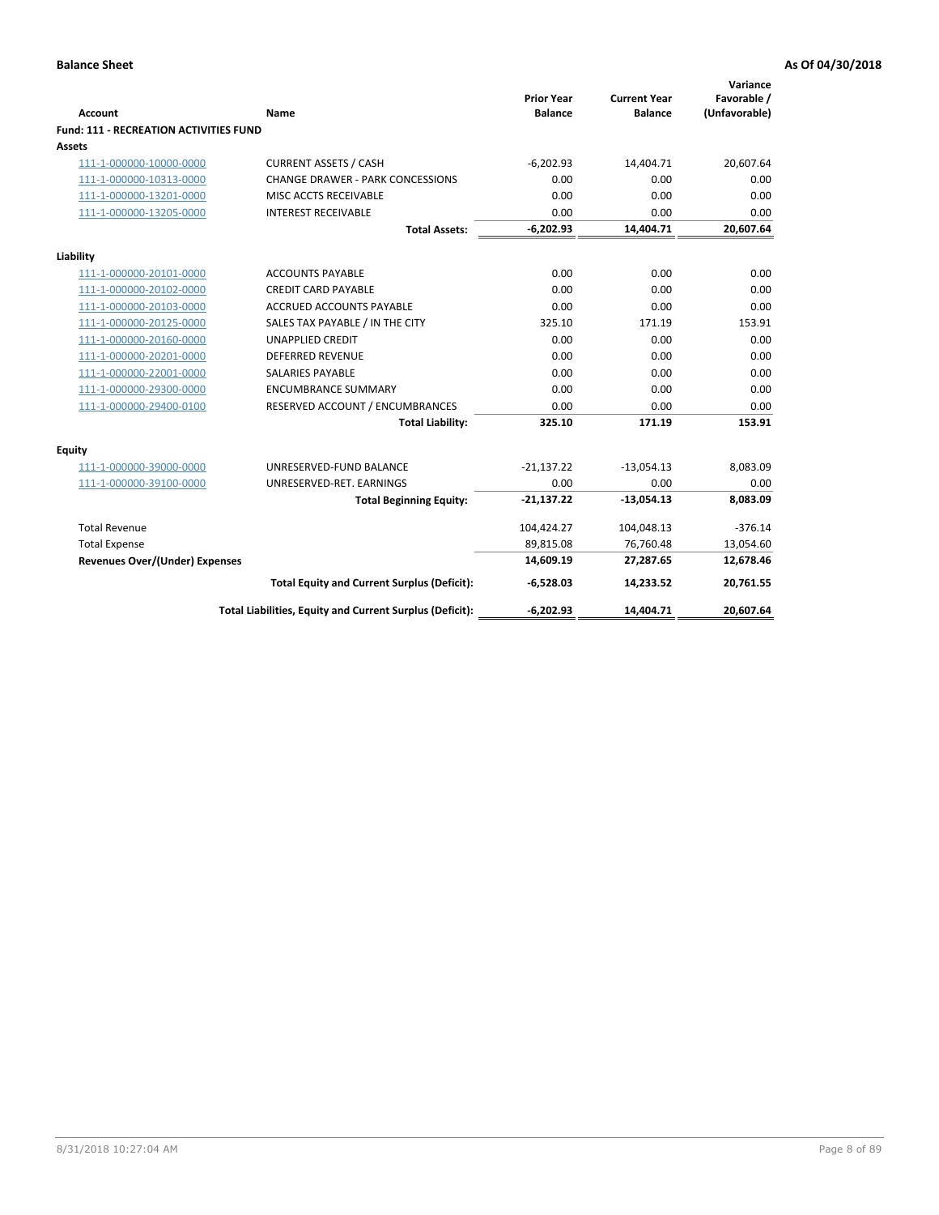**Balance Sheet** **As Of 04/30/2018**

| Account | Name | Prior Year Balance | Current Year Balance | Variance Favorable / (Unfavorable) |
|---|---|---|---|---|
| **Fund: 111 - RECREATION ACTIVITIES FUND** | | | | |
| **Assets** | | | | |
| 111-1-000000-10000-0000 | CURRENT ASSETS / CASH | -6,202.93 | 14,404.71 | 20,607.64 |
| 111-1-000000-10313-0000 | CHANGE DRAWER - PARK CONCESSIONS | 0.00 | 0.00 | 0.00 |
| 111-1-000000-13201-0000 | MISC ACCTS RECEIVABLE | 0.00 | 0.00 | 0.00 |
| 111-1-000000-13205-0000 | INTEREST RECEIVABLE | 0.00 | 0.00 | 0.00 |
| | **Total Assets:** | **-6,202.93** | **14,404.71** | **20,607.64** |
| **Liability** | | | | |
| 111-1-000000-20101-0000 | ACCOUNTS PAYABLE | 0.00 | 0.00 | 0.00 |
| 111-1-000000-20102-0000 | CREDIT CARD PAYABLE | 0.00 | 0.00 | 0.00 |
| 111-1-000000-20103-0000 | ACCRUED ACCOUNTS PAYABLE | 0.00 | 0.00 | 0.00 |
| 111-1-000000-20125-0000 | SALES TAX PAYABLE / IN THE CITY | 325.10 | 171.19 | 153.91 |
| 111-1-000000-20160-0000 | UNAPPLIED CREDIT | 0.00 | 0.00 | 0.00 |
| 111-1-000000-20201-0000 | DEFERRED REVENUE | 0.00 | 0.00 | 0.00 |
| 111-1-000000-22001-0000 | SALARIES PAYABLE | 0.00 | 0.00 | 0.00 |
| 111-1-000000-29300-0000 | ENCUMBRANCE SUMMARY | 0.00 | 0.00 | 0.00 |
| 111-1-000000-29400-0100 | RESERVED ACCOUNT / ENCUMBRANCES | 0.00 | 0.00 | 0.00 |
| | **Total Liability:** | **325.10** | **171.19** | **153.91** |
| **Equity** | | | | |
| 111-1-000000-39000-0000 | UNRESERVED-FUND BALANCE | -21,137.22 | -13,054.13 | 8,083.09 |
| 111-1-000000-39100-0000 | UNRESERVED-RET. EARNINGS | 0.00 | 0.00 | 0.00 |
| | **Total Beginning Equity:** | **-21,137.22** | **-13,054.13** | **8,083.09** |
| Total Revenue | | 104,424.27 | 104,048.13 | -376.14 |
| Total Expense | | 89,815.08 | 76,760.48 | 13,054.60 |
| **Revenues Over/(Under) Expenses** | | **14,609.19** | **27,287.65** | **12,678.46** |
| | **Total Equity and Current Surplus (Deficit):** | **-6,528.03** | **14,233.52** | **20,761.55** |
| | **Total Liabilities, Equity and Current Surplus (Deficit):** | **-6,202.93** | **14,404.71** | **20,607.64** |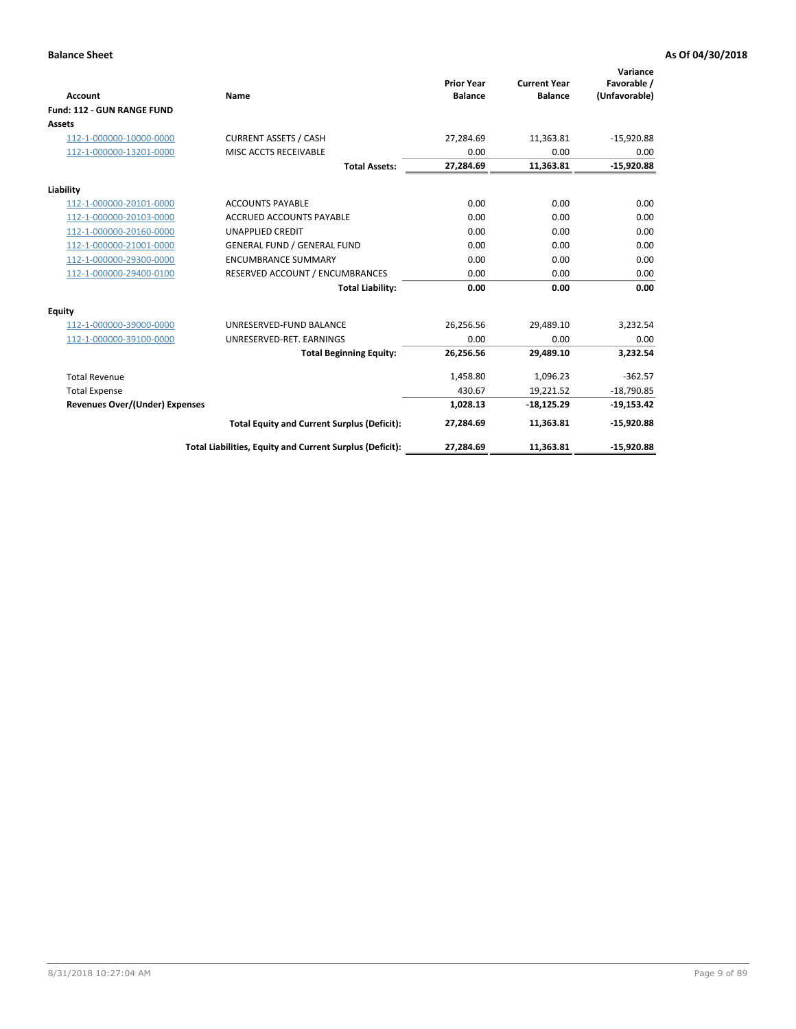**Balance Sheet** **As Of 04/30/2018**

| Account | Name | Prior Year Balance | Current Year Balance | Variance Favorable / (Unfavorable) |
|---|---|---|---|---|
| **Fund: 112 - GUN RANGE FUND** | | | | |
| **Assets** | | | | |
| 112-1-000000-10000-0000 | CURRENT ASSETS / CASH | 27,284.69 | 11,363.81 | -15,920.88 |
| 112-1-000000-13201-0000 | MISC ACCTS RECEIVABLE | 0.00 | 0.00 | 0.00 |
| | **Total Assets:** | **27,284.69** | **11,363.81** | **-15,920.88** |
| **Liability** | | | | |
| 112-1-000000-20101-0000 | ACCOUNTS PAYABLE | 0.00 | 0.00 | 0.00 |
| 112-1-000000-20103-0000 | ACCRUED ACCOUNTS PAYABLE | 0.00 | 0.00 | 0.00 |
| 112-1-000000-20160-0000 | UNAPPLIED CREDIT | 0.00 | 0.00 | 0.00 |
| 112-1-000000-21001-0000 | GENERAL FUND / GENERAL FUND | 0.00 | 0.00 | 0.00 |
| 112-1-000000-29300-0000 | ENCUMBRANCE SUMMARY | 0.00 | 0.00 | 0.00 |
| 112-1-000000-29400-0100 | RESERVED ACCOUNT / ENCUMBRANCES | 0.00 | 0.00 | 0.00 |
| | **Total Liability:** | **0.00** | **0.00** | **0.00** |
| **Equity** | | | | |
| 112-1-000000-39000-0000 | UNRESERVED-FUND BALANCE | 26,256.56 | 29,489.10 | 3,232.54 |
| 112-1-000000-39100-0000 | UNRESERVED-RET. EARNINGS | 0.00 | 0.00 | 0.00 |
| | **Total Beginning Equity:** | **26,256.56** | **29,489.10** | **3,232.54** |
| Total Revenue | | 1,458.80 | 1,096.23 | -362.57 |
| Total Expense | | 430.67 | 19,221.52 | -18,790.85 |
| **Revenues Over/(Under) Expenses** | | **1,028.13** | **-18,125.29** | **-19,153.42** |
| | **Total Equity and Current Surplus (Deficit):** | **27,284.69** | **11,363.81** | **-15,920.88** |
| | **Total Liabilities, Equity and Current Surplus (Deficit):** | **27,284.69** | **11,363.81** | **-15,920.88** |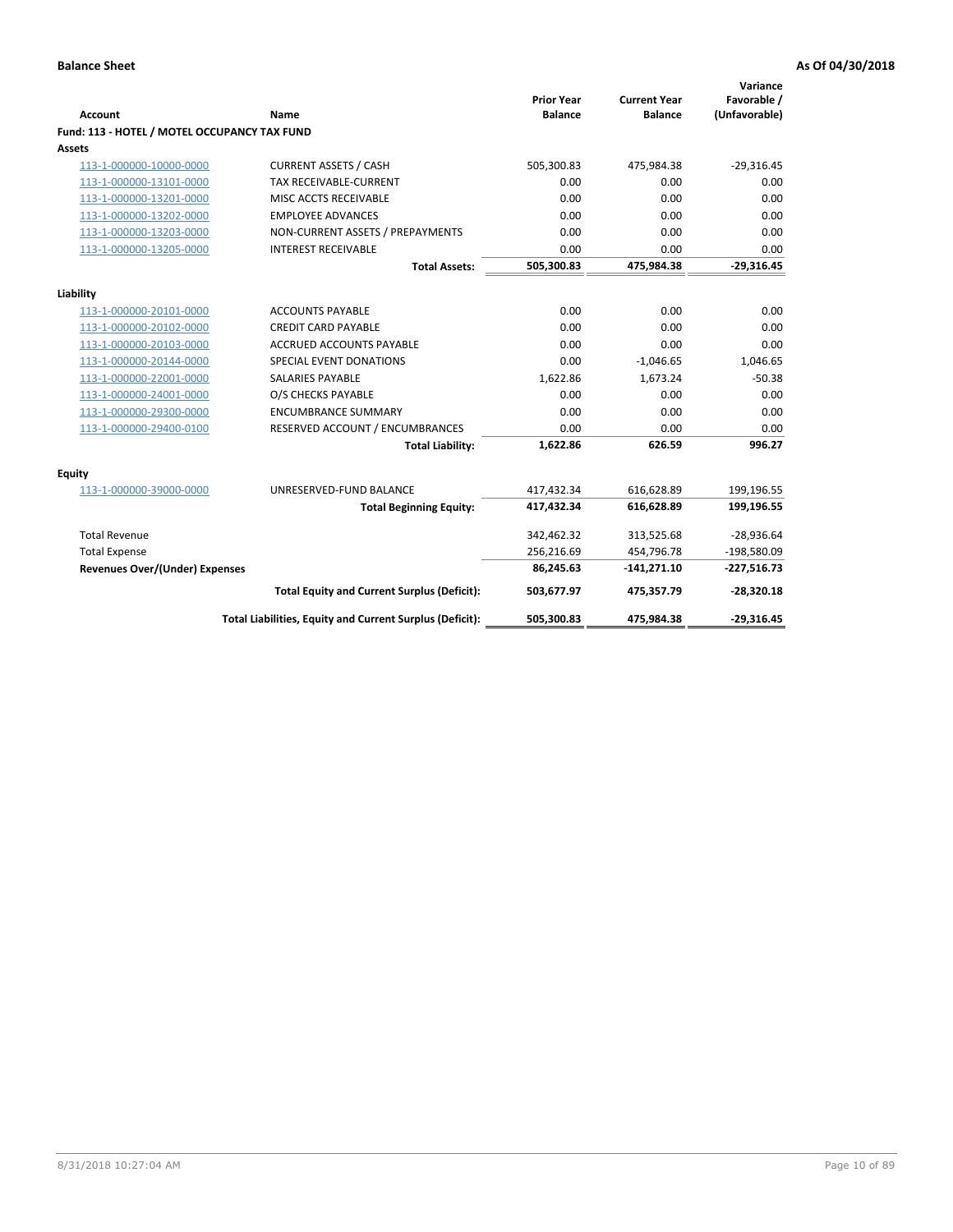**Balance Sheet** — **As Of 04/30/2018**

| Account | Name | Prior Year Balance | Current Year Balance | Variance Favorable / (Unfavorable) |
|---|---|---|---|---|
| **Fund: 113 - HOTEL / MOTEL OCCUPANCY TAX FUND** | | | | |
| **Assets** | | | | |
| 113-1-000000-10000-0000 | CURRENT ASSETS / CASH | 505,300.83 | 475,984.38 | -29,316.45 |
| 113-1-000000-13101-0000 | TAX RECEIVABLE-CURRENT | 0.00 | 0.00 | 0.00 |
| 113-1-000000-13201-0000 | MISC ACCTS RECEIVABLE | 0.00 | 0.00 | 0.00 |
| 113-1-000000-13202-0000 | EMPLOYEE ADVANCES | 0.00 | 0.00 | 0.00 |
| 113-1-000000-13203-0000 | NON-CURRENT ASSETS / PREPAYMENTS | 0.00 | 0.00 | 0.00 |
| 113-1-000000-13205-0000 | INTEREST RECEIVABLE | 0.00 | 0.00 | 0.00 |
| | **Total Assets:** | **505,300.83** | **475,984.38** | **-29,316.45** |
| **Liability** | | | | |
| 113-1-000000-20101-0000 | ACCOUNTS PAYABLE | 0.00 | 0.00 | 0.00 |
| 113-1-000000-20102-0000 | CREDIT CARD PAYABLE | 0.00 | 0.00 | 0.00 |
| 113-1-000000-20103-0000 | ACCRUED ACCOUNTS PAYABLE | 0.00 | 0.00 | 0.00 |
| 113-1-000000-20144-0000 | SPECIAL EVENT DONATIONS | 0.00 | -1,046.65 | 1,046.65 |
| 113-1-000000-22001-0000 | SALARIES PAYABLE | 1,622.86 | 1,673.24 | -50.38 |
| 113-1-000000-24001-0000 | O/S CHECKS PAYABLE | 0.00 | 0.00 | 0.00 |
| 113-1-000000-29300-0000 | ENCUMBRANCE SUMMARY | 0.00 | 0.00 | 0.00 |
| 113-1-000000-29400-0100 | RESERVED ACCOUNT / ENCUMBRANCES | 0.00 | 0.00 | 0.00 |
| | **Total Liability:** | **1,622.86** | **626.59** | **996.27** |
| **Equity** | | | | |
| 113-1-000000-39000-0000 | UNRESERVED-FUND BALANCE | 417,432.34 | 616,628.89 | 199,196.55 |
| | **Total Beginning Equity:** | **417,432.34** | **616,628.89** | **199,196.55** |
| Total Revenue | | 342,462.32 | 313,525.68 | -28,936.64 |
| Total Expense | | 256,216.69 | 454,796.78 | -198,580.09 |
| **Revenues Over/(Under) Expenses** | | **86,245.63** | **-141,271.10** | **-227,516.73** |
| | **Total Equity and Current Surplus (Deficit):** | **503,677.97** | **475,357.79** | **-28,320.18** |
| | **Total Liabilities, Equity and Current Surplus (Deficit):** | **505,300.83** | **475,984.38** | **-29,316.45** |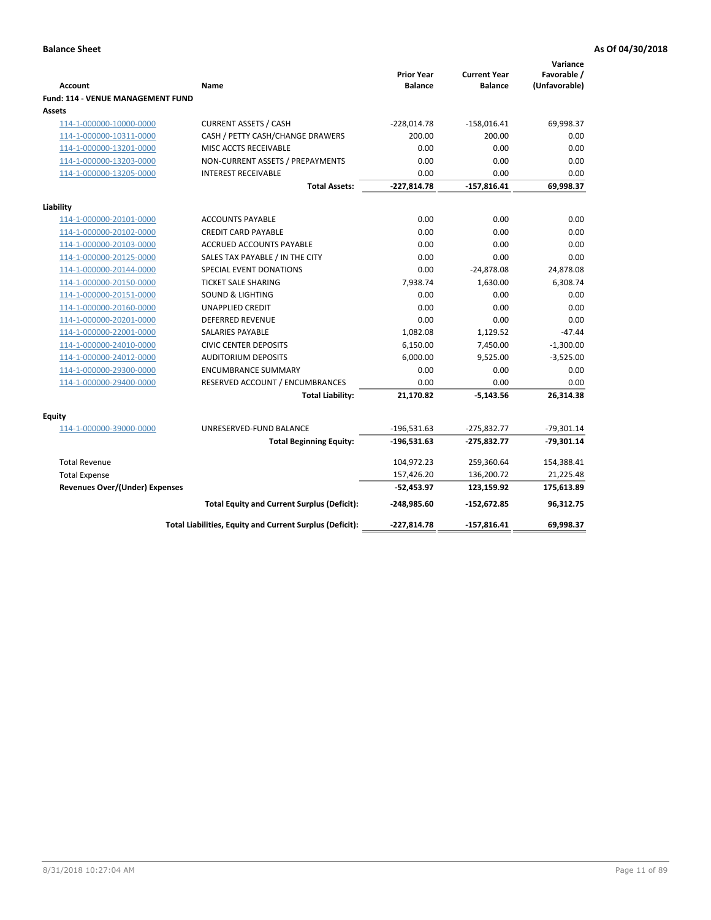**Balance Sheet** **As Of 04/30/2018**

| Account | Name | Prior Year Balance | Current Year Balance | Variance Favorable / (Unfavorable) |
|---|---|---|---|---|
| **Fund: 114 - VENUE MANAGEMENT FUND** | | | | |
| **Assets** | | | | |
| 114-1-000000-10000-0000 | CURRENT ASSETS / CASH | -228,014.78 | -158,016.41 | 69,998.37 |
| 114-1-000000-10311-0000 | CASH / PETTY CASH/CHANGE DRAWERS | 200.00 | 200.00 | 0.00 |
| 114-1-000000-13201-0000 | MISC ACCTS RECEIVABLE | 0.00 | 0.00 | 0.00 |
| 114-1-000000-13203-0000 | NON-CURRENT ASSETS / PREPAYMENTS | 0.00 | 0.00 | 0.00 |
| 114-1-000000-13205-0000 | INTEREST RECEIVABLE | 0.00 | 0.00 | 0.00 |
| | **Total Assets:** | **-227,814.78** | **-157,816.41** | **69,998.37** |
| **Liability** | | | | |
| 114-1-000000-20101-0000 | ACCOUNTS PAYABLE | 0.00 | 0.00 | 0.00 |
| 114-1-000000-20102-0000 | CREDIT CARD PAYABLE | 0.00 | 0.00 | 0.00 |
| 114-1-000000-20103-0000 | ACCRUED ACCOUNTS PAYABLE | 0.00 | 0.00 | 0.00 |
| 114-1-000000-20125-0000 | SALES TAX PAYABLE / IN THE CITY | 0.00 | 0.00 | 0.00 |
| 114-1-000000-20144-0000 | SPECIAL EVENT DONATIONS | 0.00 | -24,878.08 | 24,878.08 |
| 114-1-000000-20150-0000 | TICKET SALE SHARING | 7,938.74 | 1,630.00 | 6,308.74 |
| 114-1-000000-20151-0000 | SOUND & LIGHTING | 0.00 | 0.00 | 0.00 |
| 114-1-000000-20160-0000 | UNAPPLIED CREDIT | 0.00 | 0.00 | 0.00 |
| 114-1-000000-20201-0000 | DEFERRED REVENUE | 0.00 | 0.00 | 0.00 |
| 114-1-000000-22001-0000 | SALARIES PAYABLE | 1,082.08 | 1,129.52 | -47.44 |
| 114-1-000000-24010-0000 | CIVIC CENTER DEPOSITS | 6,150.00 | 7,450.00 | -1,300.00 |
| 114-1-000000-24012-0000 | AUDITORIUM DEPOSITS | 6,000.00 | 9,525.00 | -3,525.00 |
| 114-1-000000-29300-0000 | ENCUMBRANCE SUMMARY | 0.00 | 0.00 | 0.00 |
| 114-1-000000-29400-0000 | RESERVED ACCOUNT / ENCUMBRANCES | 0.00 | 0.00 | 0.00 |
| | **Total Liability:** | **21,170.82** | **-5,143.56** | **26,314.38** |
| **Equity** | | | | |
| 114-1-000000-39000-0000 | UNRESERVED-FUND BALANCE | -196,531.63 | -275,832.77 | -79,301.14 |
| | **Total Beginning Equity:** | **-196,531.63** | **-275,832.77** | **-79,301.14** |
| Total Revenue | | 104,972.23 | 259,360.64 | 154,388.41 |
| Total Expense | | 157,426.20 | 136,200.72 | 21,225.48 |
| **Revenues Over/(Under) Expenses** | | **-52,453.97** | **123,159.92** | **175,613.89** |
| | **Total Equity and Current Surplus (Deficit):** | **-248,985.60** | **-152,672.85** | **96,312.75** |
| | **Total Liabilities, Equity and Current Surplus (Deficit):** | **-227,814.78** | **-157,816.41** | **69,998.37** |

8/31/2018 10:27:04 AM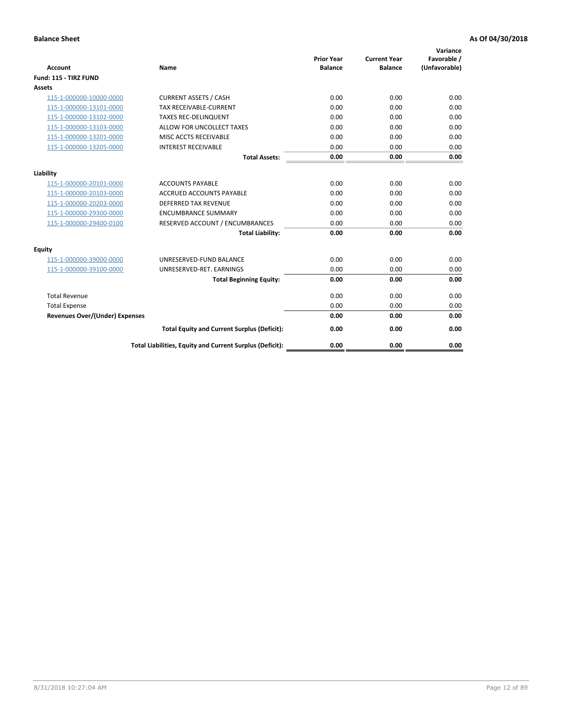**Balance Sheet** **As Of 04/30/2018**

| Account | Name | Prior Year Balance | Current Year Balance | Variance Favorable / (Unfavorable) |
|---|---|---|---|---|
| **Fund: 115 - TIRZ FUND** | | | | |
| **Assets** | | | | |
| 115-1-000000-10000-0000 | CURRENT ASSETS / CASH | 0.00 | 0.00 | 0.00 |
| 115-1-000000-13101-0000 | TAX RECEIVABLE-CURRENT | 0.00 | 0.00 | 0.00 |
| 115-1-000000-13102-0000 | TAXES REC-DELINQUENT | 0.00 | 0.00 | 0.00 |
| 115-1-000000-13103-0000 | ALLOW FOR UNCOLLECT TAXES | 0.00 | 0.00 | 0.00 |
| 115-1-000000-13201-0000 | MISC ACCTS RECEIVABLE | 0.00 | 0.00 | 0.00 |
| 115-1-000000-13205-0000 | INTEREST RECEIVABLE | 0.00 | 0.00 | 0.00 |
| | **Total Assets:** | **0.00** | **0.00** | **0.00** |
| **Liability** | | | | |
| 115-1-000000-20101-0000 | ACCOUNTS PAYABLE | 0.00 | 0.00 | 0.00 |
| 115-1-000000-20103-0000 | ACCRUED ACCOUNTS PAYABLE | 0.00 | 0.00 | 0.00 |
| 115-1-000000-20203-0000 | DEFERRED TAX REVENUE | 0.00 | 0.00 | 0.00 |
| 115-1-000000-29300-0000 | ENCUMBRANCE SUMMARY | 0.00 | 0.00 | 0.00 |
| 115-1-000000-29400-0100 | RESERVED ACCOUNT / ENCUMBRANCES | 0.00 | 0.00 | 0.00 |
| | **Total Liability:** | **0.00** | **0.00** | **0.00** |
| **Equity** | | | | |
| 115-1-000000-39000-0000 | UNRESERVED-FUND BALANCE | 0.00 | 0.00 | 0.00 |
| 115-1-000000-39100-0000 | UNRESERVED-RET. EARNINGS | 0.00 | 0.00 | 0.00 |
| | **Total Beginning Equity:** | **0.00** | **0.00** | **0.00** |
| Total Revenue | | 0.00 | 0.00 | 0.00 |
| Total Expense | | 0.00 | 0.00 | 0.00 |
| **Revenues Over/(Under) Expenses** | | **0.00** | **0.00** | **0.00** |
| | **Total Equity and Current Surplus (Deficit):** | **0.00** | **0.00** | **0.00** |
| | **Total Liabilities, Equity and Current Surplus (Deficit):** | **0.00** | **0.00** | **0.00** |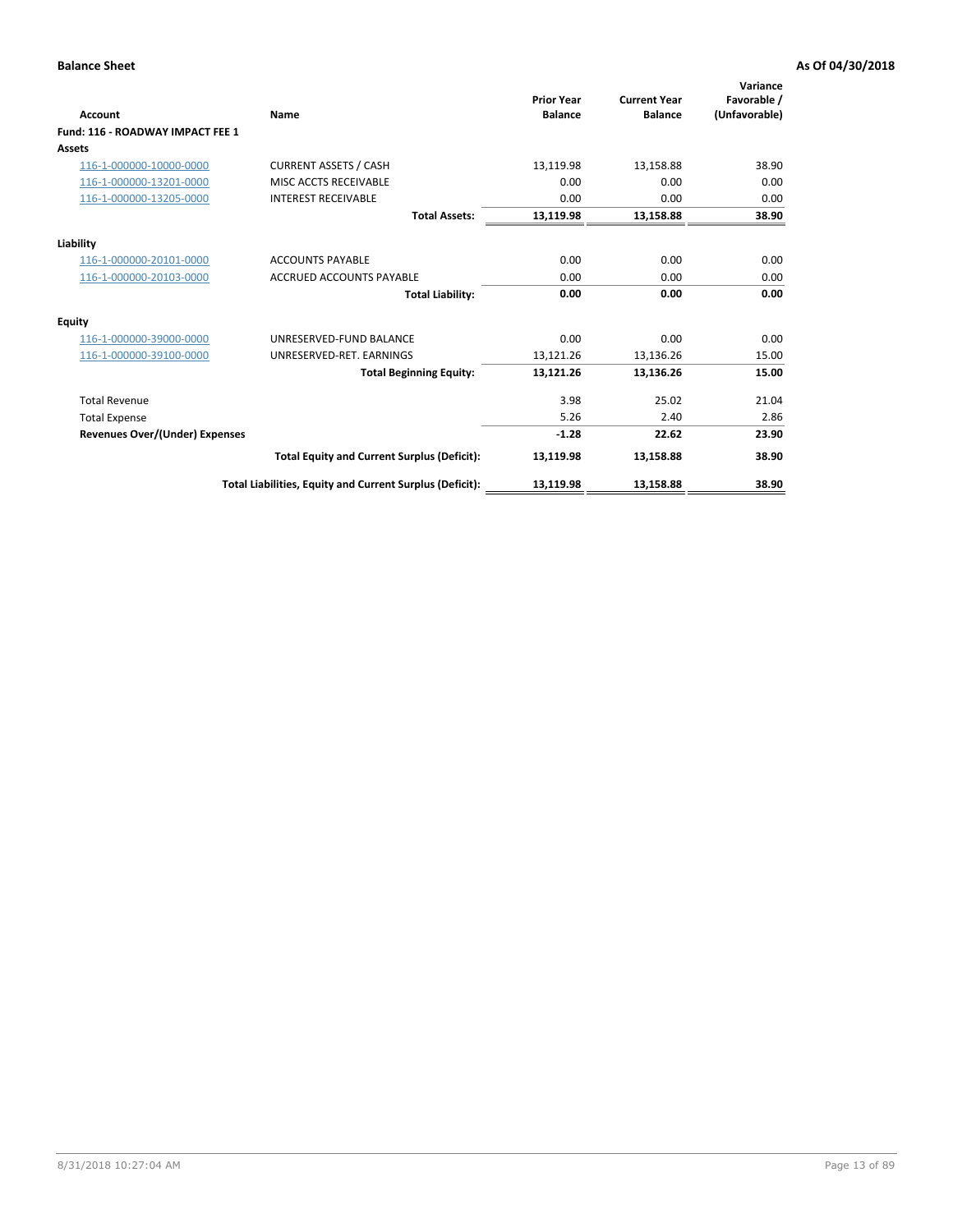**Balance Sheet** **As Of 04/30/2018**

| Account | Name | Prior Year Balance | Current Year Balance | Variance Favorable / (Unfavorable) |
|---|---|---|---|---|
| **Fund: 116 - ROADWAY IMPACT FEE 1** | | | | |
| **Assets** | | | | |
| 116-1-000000-10000-0000 | CURRENT ASSETS / CASH | 13,119.98 | 13,158.88 | 38.90 |
| 116-1-000000-13201-0000 | MISC ACCTS RECEIVABLE | 0.00 | 0.00 | 0.00 |
| 116-1-000000-13205-0000 | INTEREST RECEIVABLE | 0.00 | 0.00 | 0.00 |
| | **Total Assets:** | **13,119.98** | **13,158.88** | **38.90** |
| **Liability** | | | | |
| 116-1-000000-20101-0000 | ACCOUNTS PAYABLE | 0.00 | 0.00 | 0.00 |
| 116-1-000000-20103-0000 | ACCRUED ACCOUNTS PAYABLE | 0.00 | 0.00 | 0.00 |
| | **Total Liability:** | **0.00** | **0.00** | **0.00** |
| **Equity** | | | | |
| 116-1-000000-39000-0000 | UNRESERVED-FUND BALANCE | 0.00 | 0.00 | 0.00 |
| 116-1-000000-39100-0000 | UNRESERVED-RET. EARNINGS | 13,121.26 | 13,136.26 | 15.00 |
| | **Total Beginning Equity:** | **13,121.26** | **13,136.26** | **15.00** |
| Total Revenue | | 3.98 | 25.02 | 21.04 |
| Total Expense | | 5.26 | 2.40 | 2.86 |
| **Revenues Over/(Under) Expenses** | | **-1.28** | **22.62** | **23.90** |
| | **Total Equity and Current Surplus (Deficit):** | **13,119.98** | **13,158.88** | **38.90** |
| | **Total Liabilities, Equity and Current Surplus (Deficit):** | **13,119.98** | **13,158.88** | **38.90** |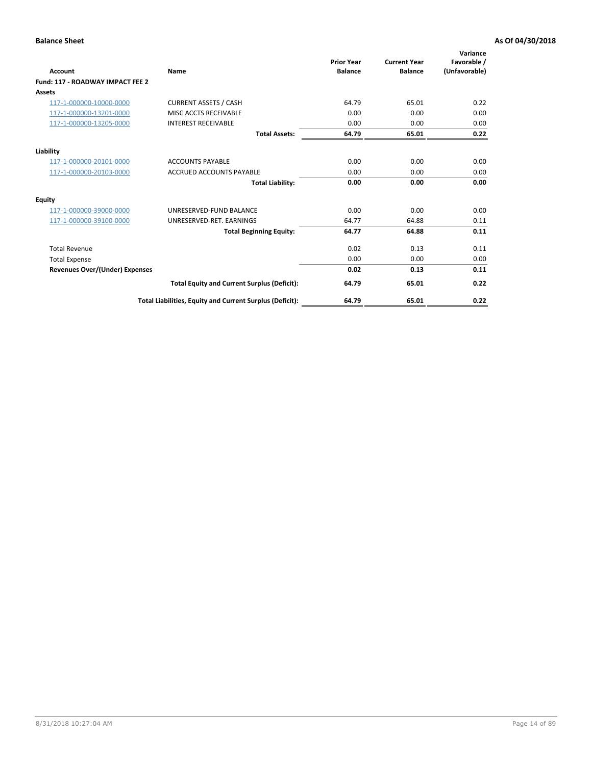**Balance Sheet** — **As Of 04/30/2018**

| Account | Name | Prior Year Balance | Current Year Balance | Variance Favorable / (Unfavorable) |
|---|---|---|---|---|
| **Fund: 117 - ROADWAY IMPACT FEE 2** | | | | |
| **Assets** | | | | |
| 117-1-000000-10000-0000 | CURRENT ASSETS / CASH | 64.79 | 65.01 | 0.22 |
| 117-1-000000-13201-0000 | MISC ACCTS RECEIVABLE | 0.00 | 0.00 | 0.00 |
| 117-1-000000-13205-0000 | INTEREST RECEIVABLE | 0.00 | 0.00 | 0.00 |
| | **Total Assets:** | **64.79** | **65.01** | **0.22** |
| **Liability** | | | | |
| 117-1-000000-20101-0000 | ACCOUNTS PAYABLE | 0.00 | 0.00 | 0.00 |
| 117-1-000000-20103-0000 | ACCRUED ACCOUNTS PAYABLE | 0.00 | 0.00 | 0.00 |
| | **Total Liability:** | **0.00** | **0.00** | **0.00** |
| **Equity** | | | | |
| 117-1-000000-39000-0000 | UNRESERVED-FUND BALANCE | 0.00 | 0.00 | 0.00 |
| 117-1-000000-39100-0000 | UNRESERVED-RET. EARNINGS | 64.77 | 64.88 | 0.11 |
| | **Total Beginning Equity:** | **64.77** | **64.88** | **0.11** |
| Total Revenue | | 0.02 | 0.13 | 0.11 |
| Total Expense | | 0.00 | 0.00 | 0.00 |
| **Revenues Over/(Under) Expenses** | | **0.02** | **0.13** | **0.11** |
| | **Total Equity and Current Surplus (Deficit):** | **64.79** | **65.01** | **0.22** |
| | **Total Liabilities, Equity and Current Surplus (Deficit):** | **64.79** | **65.01** | **0.22** |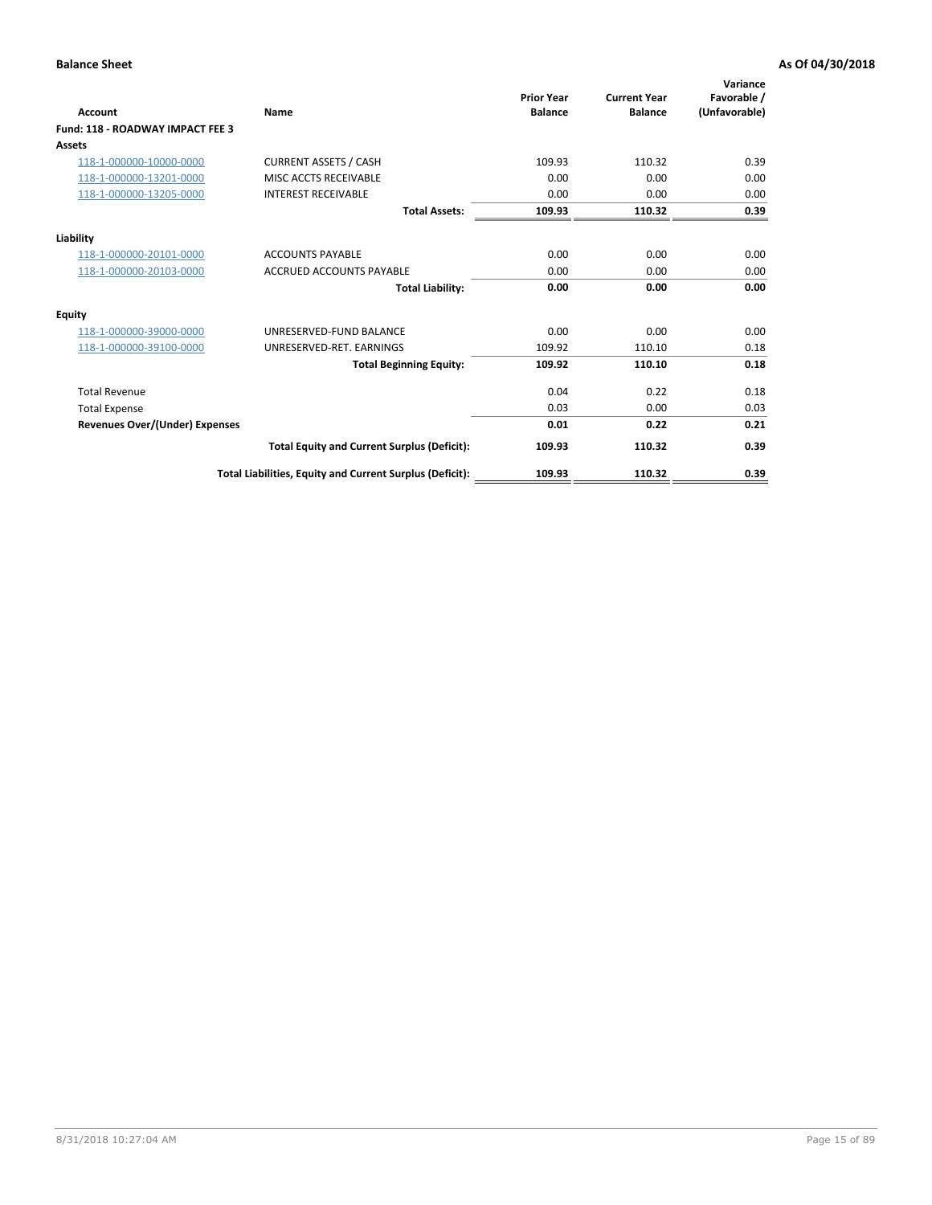**Balance Sheet** | **As Of 04/30/2018**

| Account | Name | Prior Year Balance | Current Year Balance | Variance Favorable / (Unfavorable) |
|---|---|---|---|---|
| **Fund: 118 - ROADWAY IMPACT FEE 3** | | | | |
| **Assets** | | | | |
| 118-1-000000-10000-0000 | CURRENT ASSETS / CASH | 109.93 | 110.32 | 0.39 |
| 118-1-000000-13201-0000 | MISC ACCTS RECEIVABLE | 0.00 | 0.00 | 0.00 |
| 118-1-000000-13205-0000 | INTEREST RECEIVABLE | 0.00 | 0.00 | 0.00 |
| | **Total Assets:** | **109.93** | **110.32** | **0.39** |
| **Liability** | | | | |
| 118-1-000000-20101-0000 | ACCOUNTS PAYABLE | 0.00 | 0.00 | 0.00 |
| 118-1-000000-20103-0000 | ACCRUED ACCOUNTS PAYABLE | 0.00 | 0.00 | 0.00 |
| | **Total Liability:** | **0.00** | **0.00** | **0.00** |
| **Equity** | | | | |
| 118-1-000000-39000-0000 | UNRESERVED-FUND BALANCE | 0.00 | 0.00 | 0.00 |
| 118-1-000000-39100-0000 | UNRESERVED-RET. EARNINGS | 109.92 | 110.10 | 0.18 |
| | **Total Beginning Equity:** | **109.92** | **110.10** | **0.18** |
| Total Revenue | | 0.04 | 0.22 | 0.18 |
| Total Expense | | 0.03 | 0.00 | 0.03 |
| **Revenues Over/(Under) Expenses** | | **0.01** | **0.22** | **0.21** |
| | **Total Equity and Current Surplus (Deficit):** | **109.93** | **110.32** | **0.39** |
| | **Total Liabilities, Equity and Current Surplus (Deficit):** | **109.93** | **110.32** | **0.39** |

8/31/2018 10:27:04 AM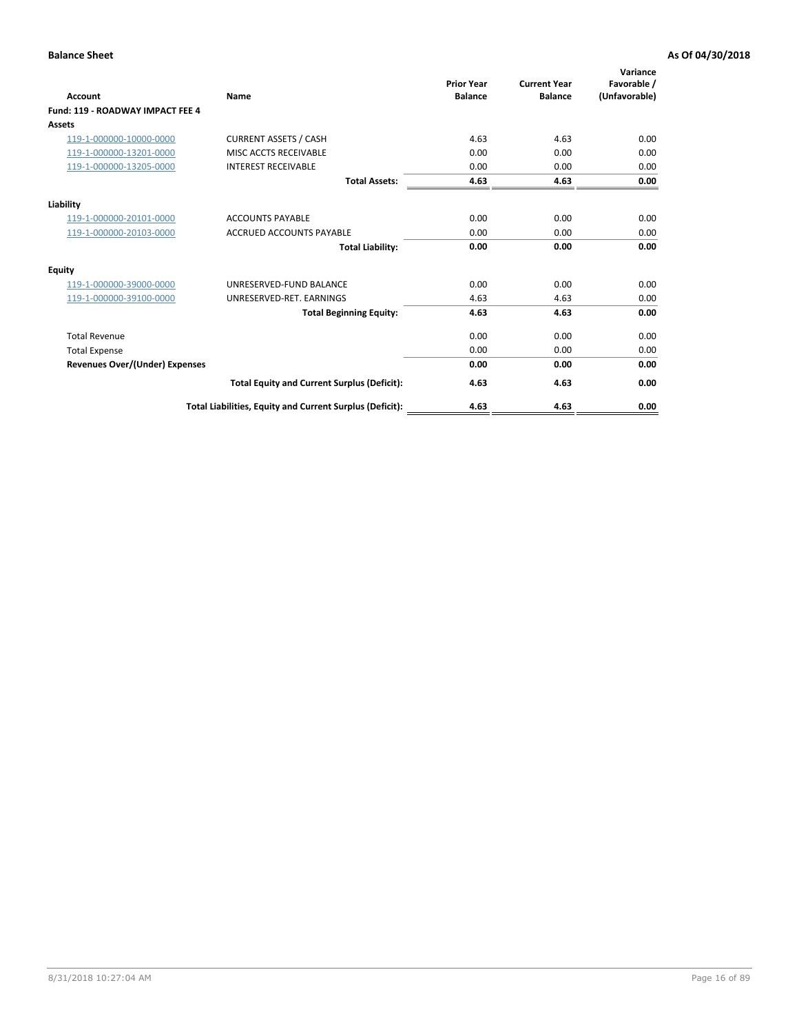**Balance Sheet** **As Of 04/30/2018**

| Account | Name | Prior Year Balance | Current Year Balance | Variance Favorable / (Unfavorable) |
|---|---|---|---|---|
| **Fund: 119 - ROADWAY IMPACT FEE 4** | | | | |
| **Assets** | | | | |
| 119-1-000000-10000-0000 | CURRENT ASSETS / CASH | 4.63 | 4.63 | 0.00 |
| 119-1-000000-13201-0000 | MISC ACCTS RECEIVABLE | 0.00 | 0.00 | 0.00 |
| 119-1-000000-13205-0000 | INTEREST RECEIVABLE | 0.00 | 0.00 | 0.00 |
| | **Total Assets:** | **4.63** | **4.63** | **0.00** |
| **Liability** | | | | |
| 119-1-000000-20101-0000 | ACCOUNTS PAYABLE | 0.00 | 0.00 | 0.00 |
| 119-1-000000-20103-0000 | ACCRUED ACCOUNTS PAYABLE | 0.00 | 0.00 | 0.00 |
| | **Total Liability:** | **0.00** | **0.00** | **0.00** |
| **Equity** | | | | |
| 119-1-000000-39000-0000 | UNRESERVED-FUND BALANCE | 0.00 | 0.00 | 0.00 |
| 119-1-000000-39100-0000 | UNRESERVED-RET. EARNINGS | 4.63 | 4.63 | 0.00 |
| | **Total Beginning Equity:** | **4.63** | **4.63** | **0.00** |
| Total Revenue | | 0.00 | 0.00 | 0.00 |
| Total Expense | | 0.00 | 0.00 | 0.00 |
| **Revenues Over/(Under) Expenses** | | **0.00** | **0.00** | **0.00** |
| | **Total Equity and Current Surplus (Deficit):** | **4.63** | **4.63** | **0.00** |
| | **Total Liabilities, Equity and Current Surplus (Deficit):** | **4.63** | **4.63** | **0.00** |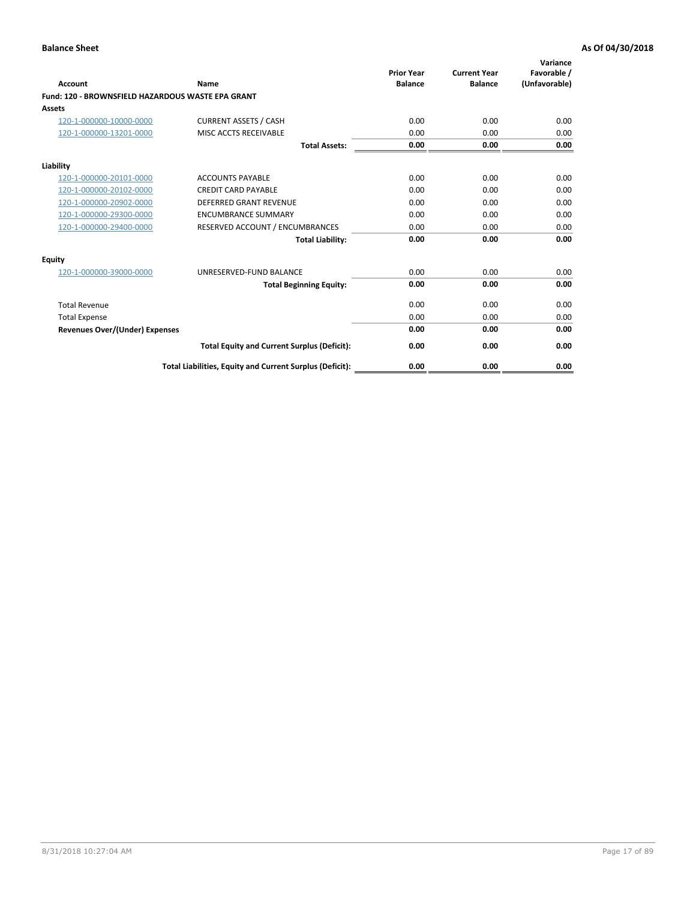**Balance Sheet** **As Of 04/30/2018**

| Account | Name | Prior Year Balance | Current Year Balance | Variance Favorable / (Unfavorable) |
|---|---|---|---|---|
| **Fund: 120 - BROWNSFIELD HAZARDOUS WASTE EPA GRANT** | | | | |
| **Assets** | | | | |
| 120-1-000000-10000-0000 | CURRENT ASSETS / CASH | 0.00 | 0.00 | 0.00 |
| 120-1-000000-13201-0000 | MISC ACCTS RECEIVABLE | 0.00 | 0.00 | 0.00 |
| | **Total Assets:** | **0.00** | **0.00** | **0.00** |
| **Liability** | | | | |
| 120-1-000000-20101-0000 | ACCOUNTS PAYABLE | 0.00 | 0.00 | 0.00 |
| 120-1-000000-20102-0000 | CREDIT CARD PAYABLE | 0.00 | 0.00 | 0.00 |
| 120-1-000000-20902-0000 | DEFERRED GRANT REVENUE | 0.00 | 0.00 | 0.00 |
| 120-1-000000-29300-0000 | ENCUMBRANCE SUMMARY | 0.00 | 0.00 | 0.00 |
| 120-1-000000-29400-0000 | RESERVED ACCOUNT / ENCUMBRANCES | 0.00 | 0.00 | 0.00 |
| | **Total Liability:** | **0.00** | **0.00** | **0.00** |
| **Equity** | | | | |
| 120-1-000000-39000-0000 | UNRESERVED-FUND BALANCE | 0.00 | 0.00 | 0.00 |
| | **Total Beginning Equity:** | **0.00** | **0.00** | **0.00** |
| Total Revenue | | 0.00 | 0.00 | 0.00 |
| Total Expense | | 0.00 | 0.00 | 0.00 |
| **Revenues Over/(Under) Expenses** | | **0.00** | **0.00** | **0.00** |
| | **Total Equity and Current Surplus (Deficit):** | **0.00** | **0.00** | **0.00** |
| | **Total Liabilities, Equity and Current Surplus (Deficit):** | **0.00** | **0.00** | **0.00** |

8/31/2018 10:27:04 AM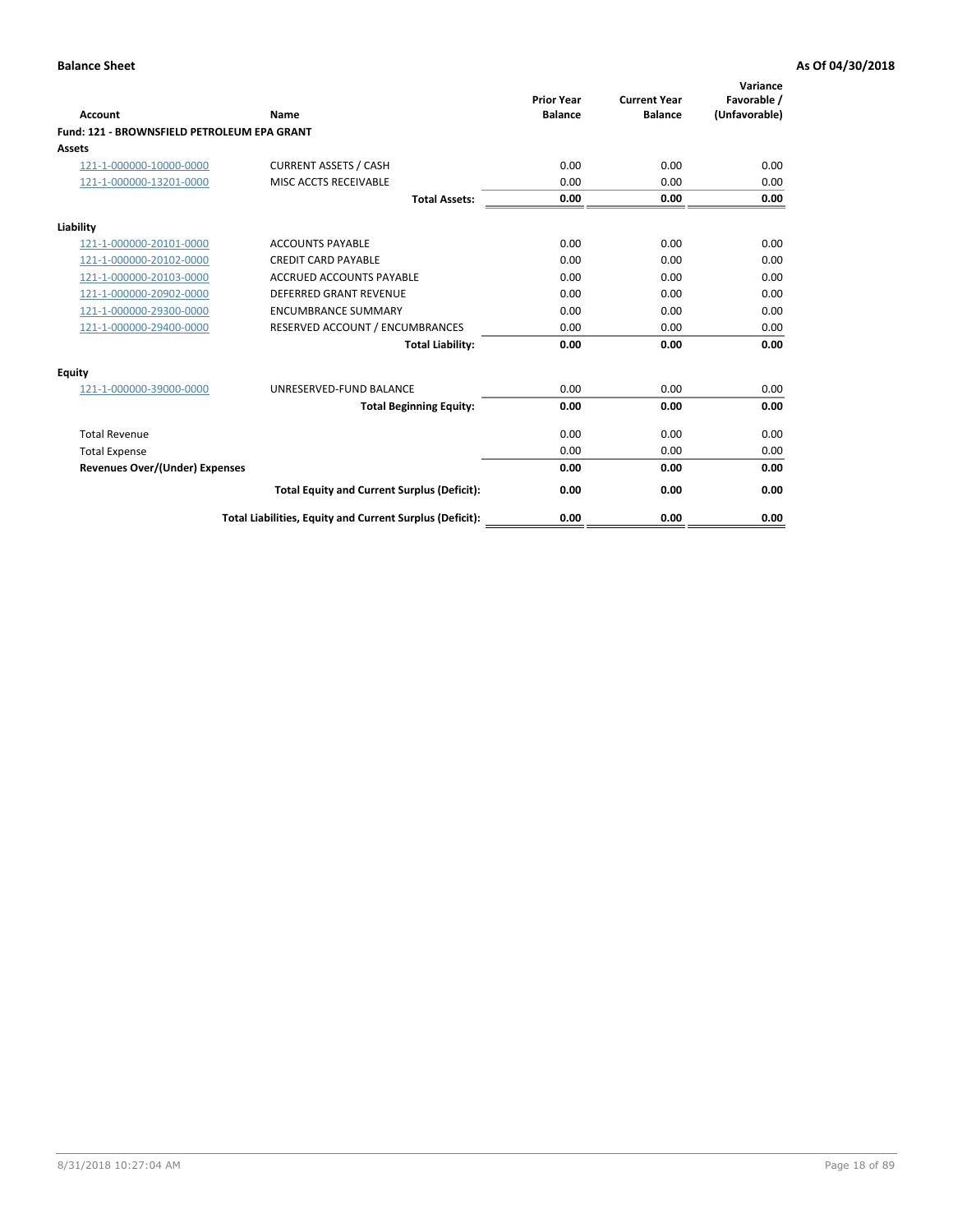**Balance Sheet** | **As Of 04/30/2018**

| Account | Name | Prior Year Balance | Current Year Balance | Variance Favorable / (Unfavorable) |
|---|---|---|---|---|
| **Fund: 121 - BROWNSFIELD PETROLEUM EPA GRANT** | | | | |
| **Assets** | | | | |
| 121-1-000000-10000-0000 | CURRENT ASSETS / CASH | 0.00 | 0.00 | 0.00 |
| 121-1-000000-13201-0000 | MISC ACCTS RECEIVABLE | 0.00 | 0.00 | 0.00 |
| | **Total Assets:** | **0.00** | **0.00** | **0.00** |
| **Liability** | | | | |
| 121-1-000000-20101-0000 | ACCOUNTS PAYABLE | 0.00 | 0.00 | 0.00 |
| 121-1-000000-20102-0000 | CREDIT CARD PAYABLE | 0.00 | 0.00 | 0.00 |
| 121-1-000000-20103-0000 | ACCRUED ACCOUNTS PAYABLE | 0.00 | 0.00 | 0.00 |
| 121-1-000000-20902-0000 | DEFERRED GRANT REVENUE | 0.00 | 0.00 | 0.00 |
| 121-1-000000-29300-0000 | ENCUMBRANCE SUMMARY | 0.00 | 0.00 | 0.00 |
| 121-1-000000-29400-0000 | RESERVED ACCOUNT / ENCUMBRANCES | 0.00 | 0.00 | 0.00 |
| | **Total Liability:** | **0.00** | **0.00** | **0.00** |
| **Equity** | | | | |
| 121-1-000000-39000-0000 | UNRESERVED-FUND BALANCE | 0.00 | 0.00 | 0.00 |
| | **Total Beginning Equity:** | **0.00** | **0.00** | **0.00** |
| Total Revenue | | 0.00 | 0.00 | 0.00 |
| Total Expense | | 0.00 | 0.00 | 0.00 |
| **Revenues Over/(Under) Expenses** | | **0.00** | **0.00** | **0.00** |
| | **Total Equity and Current Surplus (Deficit):** | **0.00** | **0.00** | **0.00** |
| | **Total Liabilities, Equity and Current Surplus (Deficit):** | **0.00** | **0.00** | **0.00** |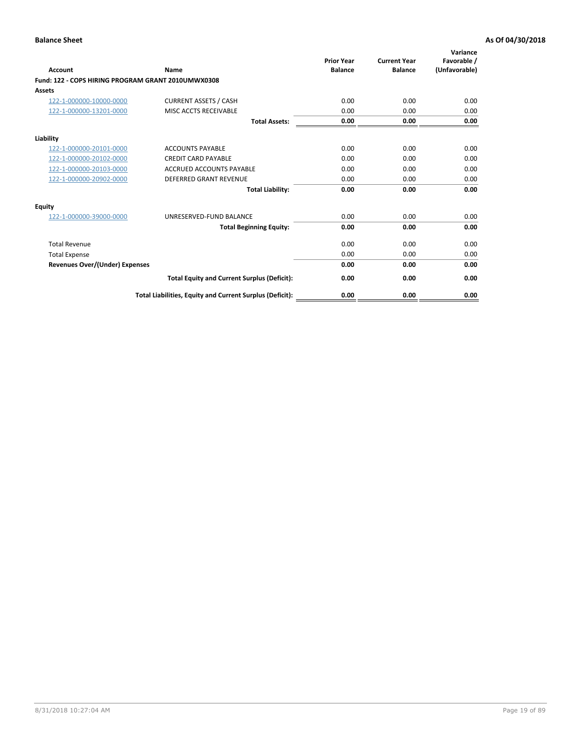**Balance Sheet** **As Of 04/30/2018**

| Account | Name | Prior Year Balance | Current Year Balance | Variance Favorable / (Unfavorable) |
|---|---|---|---|---|
| **Fund: 122 - COPS HIRING PROGRAM GRANT 2010UMWX0308** | | | | |
| **Assets** | | | | |
| 122-1-000000-10000-0000 | CURRENT ASSETS / CASH | 0.00 | 0.00 | 0.00 |
| 122-1-000000-13201-0000 | MISC ACCTS RECEIVABLE | 0.00 | 0.00 | 0.00 |
| | **Total Assets:** | **0.00** | **0.00** | **0.00** |
| **Liability** | | | | |
| 122-1-000000-20101-0000 | ACCOUNTS PAYABLE | 0.00 | 0.00 | 0.00 |
| 122-1-000000-20102-0000 | CREDIT CARD PAYABLE | 0.00 | 0.00 | 0.00 |
| 122-1-000000-20103-0000 | ACCRUED ACCOUNTS PAYABLE | 0.00 | 0.00 | 0.00 |
| 122-1-000000-20902-0000 | DEFERRED GRANT REVENUE | 0.00 | 0.00 | 0.00 |
| | **Total Liability:** | **0.00** | **0.00** | **0.00** |
| **Equity** | | | | |
| 122-1-000000-39000-0000 | UNRESERVED-FUND BALANCE | 0.00 | 0.00 | 0.00 |
| | **Total Beginning Equity:** | **0.00** | **0.00** | **0.00** |
| Total Revenue | | 0.00 | 0.00 | 0.00 |
| Total Expense | | 0.00 | 0.00 | 0.00 |
| **Revenues Over/(Under) Expenses** | | **0.00** | **0.00** | **0.00** |
| | **Total Equity and Current Surplus (Deficit):** | **0.00** | **0.00** | **0.00** |
| | **Total Liabilities, Equity and Current Surplus (Deficit):** | **0.00** | **0.00** | **0.00** |

8/31/2018 10:27:04 AM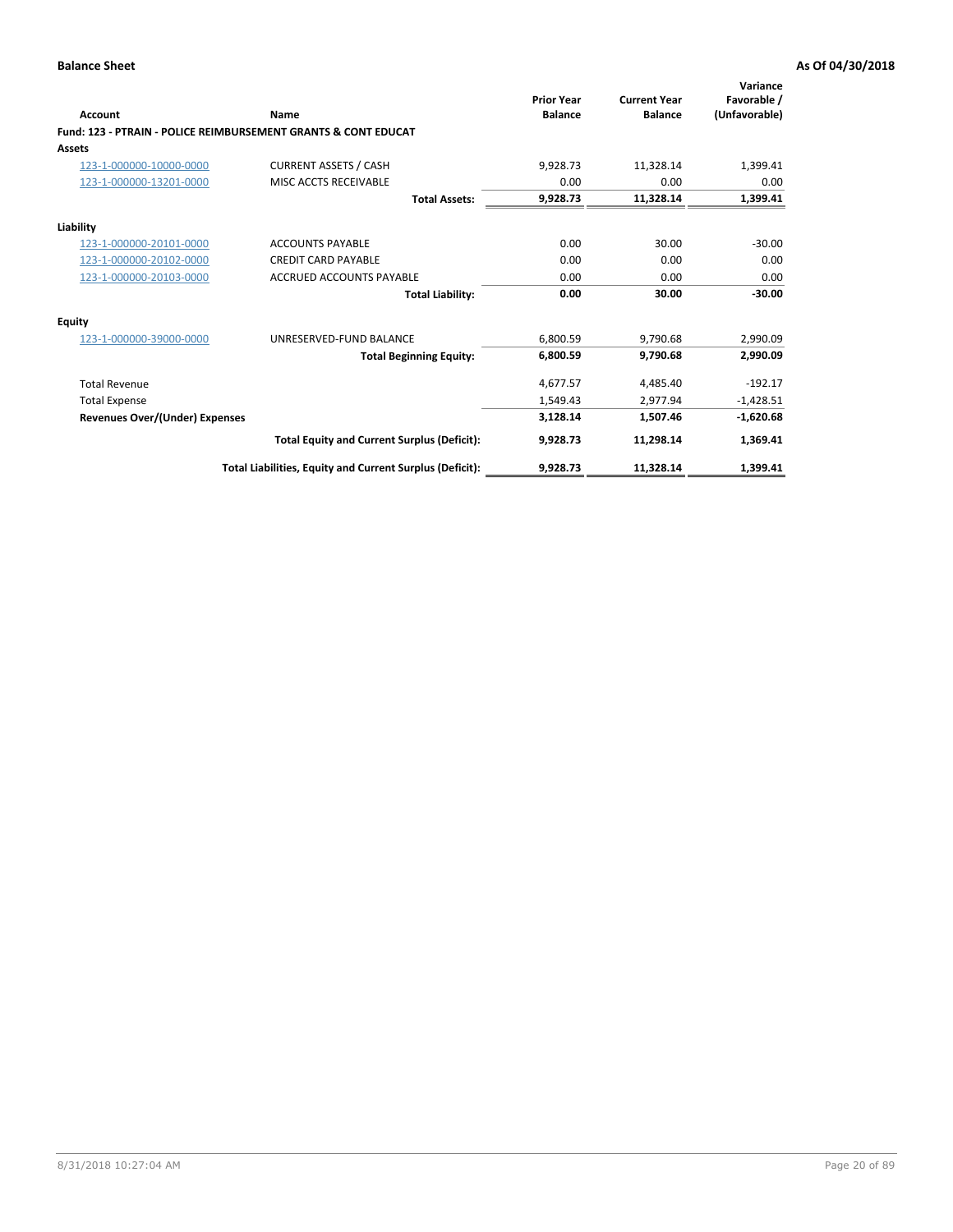**Balance Sheet** **As Of 04/30/2018**

| Account | Name | Prior Year Balance | Current Year Balance | Variance Favorable / (Unfavorable) |
|---|---|---|---|---|
| **Fund: 123 - PTRAIN - POLICE REIMBURSEMENT GRANTS & CONT EDUCAT** | | | | |
| **Assets** | | | | |
| 123-1-000000-10000-0000 | CURRENT ASSETS / CASH | 9,928.73 | 11,328.14 | 1,399.41 |
| 123-1-000000-13201-0000 | MISC ACCTS RECEIVABLE | 0.00 | 0.00 | 0.00 |
| | **Total Assets:** | **9,928.73** | **11,328.14** | **1,399.41** |
| **Liability** | | | | |
| 123-1-000000-20101-0000 | ACCOUNTS PAYABLE | 0.00 | 30.00 | -30.00 |
| 123-1-000000-20102-0000 | CREDIT CARD PAYABLE | 0.00 | 0.00 | 0.00 |
| 123-1-000000-20103-0000 | ACCRUED ACCOUNTS PAYABLE | 0.00 | 0.00 | 0.00 |
| | **Total Liability:** | **0.00** | **30.00** | **-30.00** |
| **Equity** | | | | |
| 123-1-000000-39000-0000 | UNRESERVED-FUND BALANCE | 6,800.59 | 9,790.68 | 2,990.09 |
| | **Total Beginning Equity:** | **6,800.59** | **9,790.68** | **2,990.09** |
| Total Revenue | | 4,677.57 | 4,485.40 | -192.17 |
| Total Expense | | 1,549.43 | 2,977.94 | -1,428.51 |
| **Revenues Over/(Under) Expenses** | | **3,128.14** | **1,507.46** | **-1,620.68** |
| | **Total Equity and Current Surplus (Deficit):** | **9,928.73** | **11,298.14** | **1,369.41** |
| | **Total Liabilities, Equity and Current Surplus (Deficit):** | **9,928.73** | **11,328.14** | **1,399.41** |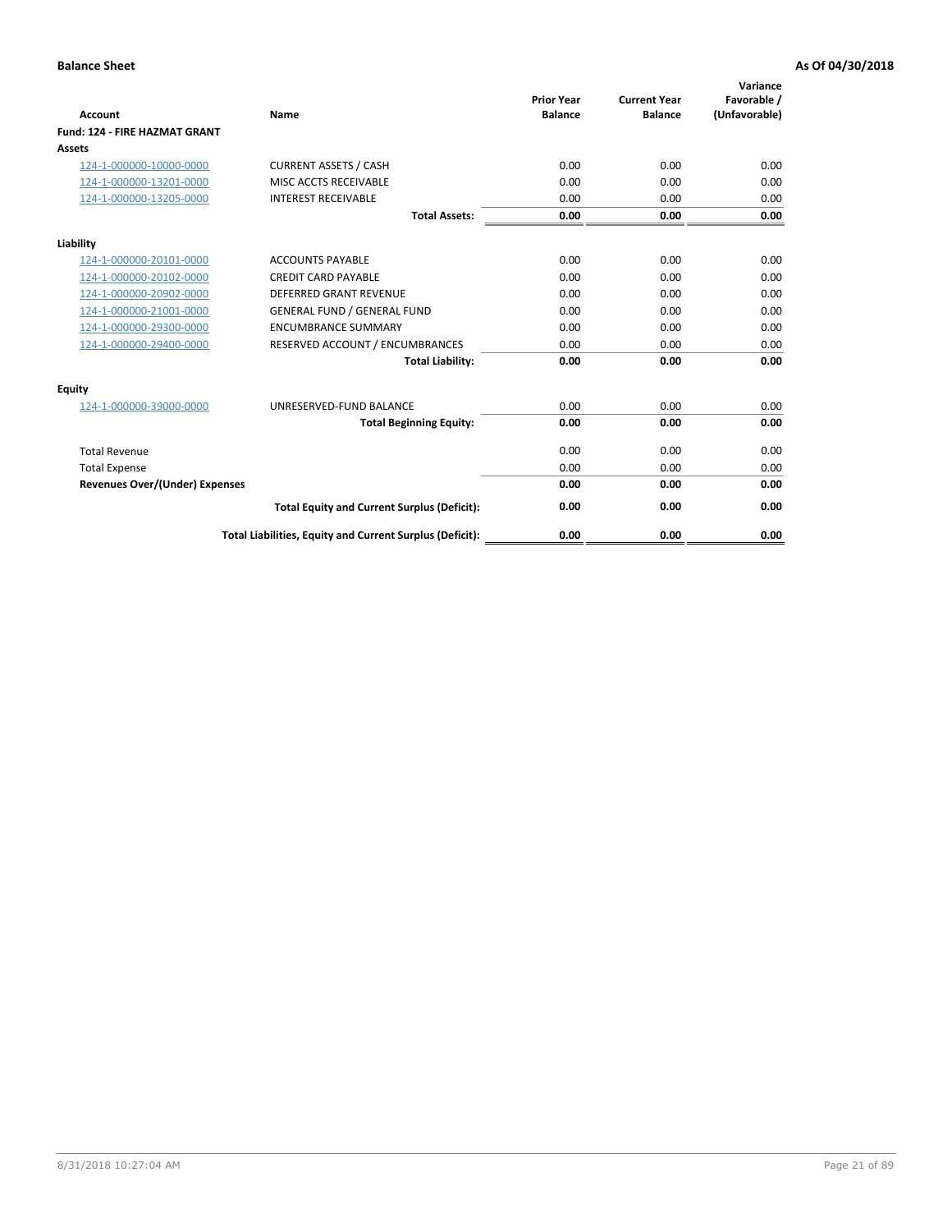**Balance Sheet** **As Of 04/30/2018**

| Account | Name | Prior Year Balance | Current Year Balance | Variance Favorable / (Unfavorable) |
|---|---|---|---|---|
| **Fund: 124 - FIRE HAZMAT GRANT** | | | | |
| **Assets** | | | | |
| 124-1-000000-10000-0000 | CURRENT ASSETS / CASH | 0.00 | 0.00 | 0.00 |
| 124-1-000000-13201-0000 | MISC ACCTS RECEIVABLE | 0.00 | 0.00 | 0.00 |
| 124-1-000000-13205-0000 | INTEREST RECEIVABLE | 0.00 | 0.00 | 0.00 |
| | **Total Assets:** | **0.00** | **0.00** | **0.00** |
| **Liability** | | | | |
| 124-1-000000-20101-0000 | ACCOUNTS PAYABLE | 0.00 | 0.00 | 0.00 |
| 124-1-000000-20102-0000 | CREDIT CARD PAYABLE | 0.00 | 0.00 | 0.00 |
| 124-1-000000-20902-0000 | DEFERRED GRANT REVENUE | 0.00 | 0.00 | 0.00 |
| 124-1-000000-21001-0000 | GENERAL FUND / GENERAL FUND | 0.00 | 0.00 | 0.00 |
| 124-1-000000-29300-0000 | ENCUMBRANCE SUMMARY | 0.00 | 0.00 | 0.00 |
| 124-1-000000-29400-0000 | RESERVED ACCOUNT / ENCUMBRANCES | 0.00 | 0.00 | 0.00 |
| | **Total Liability:** | **0.00** | **0.00** | **0.00** |
| **Equity** | | | | |
| 124-1-000000-39000-0000 | UNRESERVED-FUND BALANCE | 0.00 | 0.00 | 0.00 |
| | **Total Beginning Equity:** | **0.00** | **0.00** | **0.00** |
| Total Revenue | | 0.00 | 0.00 | 0.00 |
| Total Expense | | 0.00 | 0.00 | 0.00 |
| **Revenues Over/(Under) Expenses** | | **0.00** | **0.00** | **0.00** |
| | **Total Equity and Current Surplus (Deficit):** | **0.00** | **0.00** | **0.00** |
| | **Total Liabilities, Equity and Current Surplus (Deficit):** | **0.00** | **0.00** | **0.00** |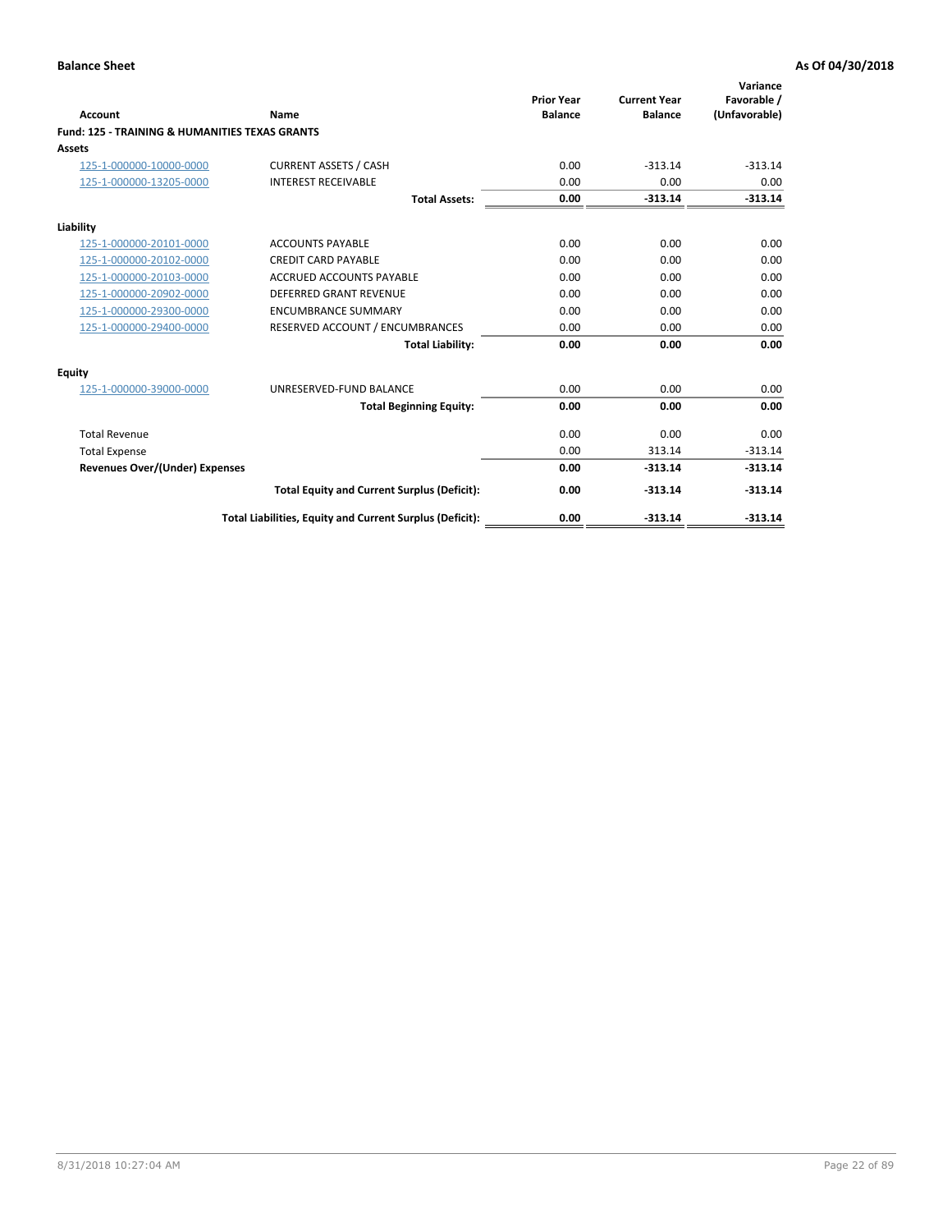**Balance Sheet** **As Of 04/30/2018**

| Account | Name | Prior Year Balance | Current Year Balance | Variance Favorable / (Unfavorable) |
|---|---|---|---|---|
| **Fund: 125 - TRAINING & HUMANITIES TEXAS GRANTS** | | | | |
| **Assets** | | | | |
| 125-1-000000-10000-0000 | CURRENT ASSETS / CASH | 0.00 | -313.14 | -313.14 |
| 125-1-000000-13205-0000 | INTEREST RECEIVABLE | 0.00 | 0.00 | 0.00 |
| | **Total Assets:** | **0.00** | **-313.14** | **-313.14** |
| **Liability** | | | | |
| 125-1-000000-20101-0000 | ACCOUNTS PAYABLE | 0.00 | 0.00 | 0.00 |
| 125-1-000000-20102-0000 | CREDIT CARD PAYABLE | 0.00 | 0.00 | 0.00 |
| 125-1-000000-20103-0000 | ACCRUED ACCOUNTS PAYABLE | 0.00 | 0.00 | 0.00 |
| 125-1-000000-20902-0000 | DEFERRED GRANT REVENUE | 0.00 | 0.00 | 0.00 |
| 125-1-000000-29300-0000 | ENCUMBRANCE SUMMARY | 0.00 | 0.00 | 0.00 |
| 125-1-000000-29400-0000 | RESERVED ACCOUNT / ENCUMBRANCES | 0.00 | 0.00 | 0.00 |
| | **Total Liability:** | **0.00** | **0.00** | **0.00** |
| **Equity** | | | | |
| 125-1-000000-39000-0000 | UNRESERVED-FUND BALANCE | 0.00 | 0.00 | 0.00 |
| | **Total Beginning Equity:** | **0.00** | **0.00** | **0.00** |
| Total Revenue | | 0.00 | 0.00 | 0.00 |
| Total Expense | | 0.00 | 313.14 | -313.14 |
| **Revenues Over/(Under) Expenses** | | **0.00** | **-313.14** | **-313.14** |
| | **Total Equity and Current Surplus (Deficit):** | **0.00** | **-313.14** | **-313.14** |
| | **Total Liabilities, Equity and Current Surplus (Deficit):** | **0.00** | **-313.14** | **-313.14** |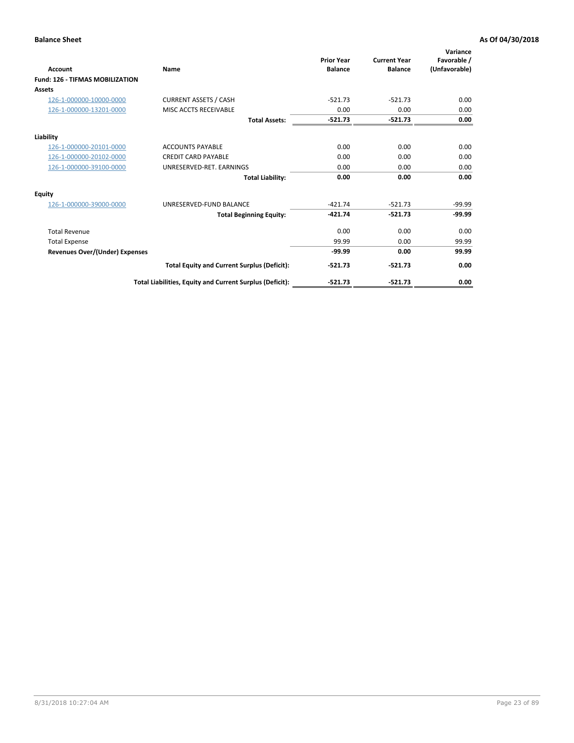**Balance Sheet** **As Of 04/30/2018**

| Account | Name | Prior Year Balance | Current Year Balance | Variance Favorable / (Unfavorable) |
|---|---|---|---|---|
| **Fund: 126 - TIFMAS MOBILIZATION** | | | | |
| **Assets** | | | | |
| 126-1-000000-10000-0000 | CURRENT ASSETS / CASH | -521.73 | -521.73 | 0.00 |
| 126-1-000000-13201-0000 | MISC ACCTS RECEIVABLE | 0.00 | 0.00 | 0.00 |
| | **Total Assets:** | **-521.73** | **-521.73** | **0.00** |
| **Liability** | | | | |
| 126-1-000000-20101-0000 | ACCOUNTS PAYABLE | 0.00 | 0.00 | 0.00 |
| 126-1-000000-20102-0000 | CREDIT CARD PAYABLE | 0.00 | 0.00 | 0.00 |
| 126-1-000000-39100-0000 | UNRESERVED-RET. EARNINGS | 0.00 | 0.00 | 0.00 |
| | **Total Liability:** | **0.00** | **0.00** | **0.00** |
| **Equity** | | | | |
| 126-1-000000-39000-0000 | UNRESERVED-FUND BALANCE | -421.74 | -521.73 | -99.99 |
| | **Total Beginning Equity:** | **-421.74** | **-521.73** | **-99.99** |
| Total Revenue | | 0.00 | 0.00 | 0.00 |
| Total Expense | | 99.99 | 0.00 | 99.99 |
| **Revenues Over/(Under) Expenses** | | **-99.99** | **0.00** | **99.99** |
| | **Total Equity and Current Surplus (Deficit):** | **-521.73** | **-521.73** | **0.00** |
| | **Total Liabilities, Equity and Current Surplus (Deficit):** | **-521.73** | **-521.73** | **0.00** |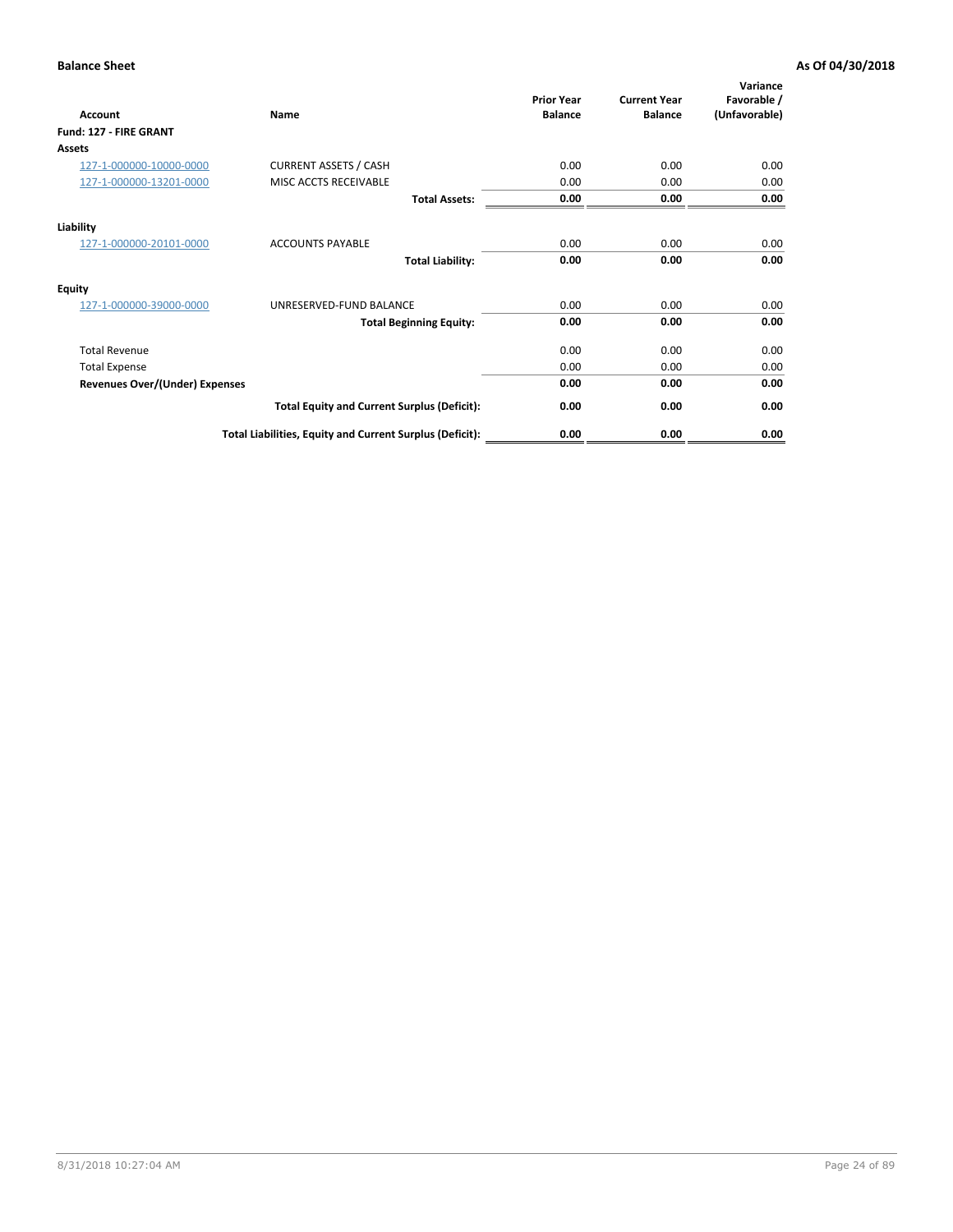**Balance Sheet** **As Of 04/30/2018**

| Account | Name | Prior Year Balance | Current Year Balance | Variance Favorable / (Unfavorable) |
|---|---|---|---|---|
| **Fund: 127 - FIRE GRANT** | | | | |
| **Assets** | | | | |
| 127-1-000000-10000-0000 | CURRENT ASSETS / CASH | 0.00 | 0.00 | 0.00 |
| 127-1-000000-13201-0000 | MISC ACCTS RECEIVABLE | 0.00 | 0.00 | 0.00 |
| | **Total Assets:** | **0.00** | **0.00** | **0.00** |
| **Liability** | | | | |
| 127-1-000000-20101-0000 | ACCOUNTS PAYABLE | 0.00 | 0.00 | 0.00 |
| | **Total Liability:** | **0.00** | **0.00** | **0.00** |
| **Equity** | | | | |
| 127-1-000000-39000-0000 | UNRESERVED-FUND BALANCE | 0.00 | 0.00 | 0.00 |
| | **Total Beginning Equity:** | **0.00** | **0.00** | **0.00** |
| Total Revenue | | 0.00 | 0.00 | 0.00 |
| Total Expense | | 0.00 | 0.00 | 0.00 |
| **Revenues Over/(Under) Expenses** | | **0.00** | **0.00** | **0.00** |
| | **Total Equity and Current Surplus (Deficit):** | **0.00** | **0.00** | **0.00** |
| | **Total Liabilities, Equity and Current Surplus (Deficit):** | **0.00** | **0.00** | **0.00** |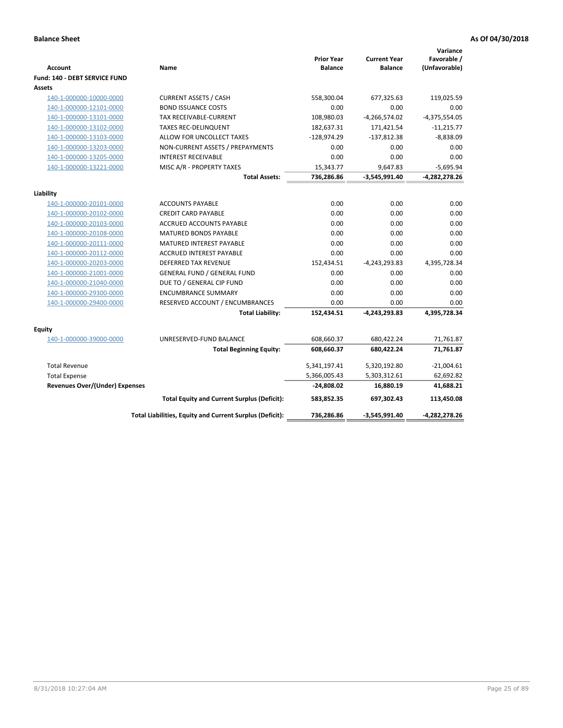**Balance Sheet** **As Of 04/30/2018**

| Account | Name | Prior Year Balance | Current Year Balance | Variance Favorable / (Unfavorable) |
|---|---|---|---|---|
| **Fund: 140 - DEBT SERVICE FUND** | | | | |
| **Assets** | | | | |
| 140-1-000000-10000-0000 | CURRENT ASSETS / CASH | 558,300.04 | 677,325.63 | 119,025.59 |
| 140-1-000000-12101-0000 | BOND ISSUANCE COSTS | 0.00 | 0.00 | 0.00 |
| 140-1-000000-13101-0000 | TAX RECEIVABLE-CURRENT | 108,980.03 | -4,266,574.02 | -4,375,554.05 |
| 140-1-000000-13102-0000 | TAXES REC-DELINQUENT | 182,637.31 | 171,421.54 | -11,215.77 |
| 140-1-000000-13103-0000 | ALLOW FOR UNCOLLECT TAXES | -128,974.29 | -137,812.38 | -8,838.09 |
| 140-1-000000-13203-0000 | NON-CURRENT ASSETS / PREPAYMENTS | 0.00 | 0.00 | 0.00 |
| 140-1-000000-13205-0000 | INTEREST RECEIVABLE | 0.00 | 0.00 | 0.00 |
| 140-1-000000-13221-0000 | MISC A/R - PROPERTY TAXES | 15,343.77 | 9,647.83 | -5,695.94 |
| | **Total Assets:** | **736,286.86** | **-3,545,991.40** | **-4,282,278.26** |
| **Liability** | | | | |
| 140-1-000000-20101-0000 | ACCOUNTS PAYABLE | 0.00 | 0.00 | 0.00 |
| 140-1-000000-20102-0000 | CREDIT CARD PAYABLE | 0.00 | 0.00 | 0.00 |
| 140-1-000000-20103-0000 | ACCRUED ACCOUNTS PAYABLE | 0.00 | 0.00 | 0.00 |
| 140-1-000000-20108-0000 | MATURED BONDS PAYABLE | 0.00 | 0.00 | 0.00 |
| 140-1-000000-20111-0000 | MATURED INTEREST PAYABLE | 0.00 | 0.00 | 0.00 |
| 140-1-000000-20112-0000 | ACCRUED INTEREST PAYABLE | 0.00 | 0.00 | 0.00 |
| 140-1-000000-20203-0000 | DEFERRED TAX REVENUE | 152,434.51 | -4,243,293.83 | 4,395,728.34 |
| 140-1-000000-21001-0000 | GENERAL FUND / GENERAL FUND | 0.00 | 0.00 | 0.00 |
| 140-1-000000-21040-0000 | DUE TO / GENERAL CIP FUND | 0.00 | 0.00 | 0.00 |
| 140-1-000000-29300-0000 | ENCUMBRANCE SUMMARY | 0.00 | 0.00 | 0.00 |
| 140-1-000000-29400-0000 | RESERVED ACCOUNT / ENCUMBRANCES | 0.00 | 0.00 | 0.00 |
| | **Total Liability:** | **152,434.51** | **-4,243,293.83** | **4,395,728.34** |
| **Equity** | | | | |
| 140-1-000000-39000-0000 | UNRESERVED-FUND BALANCE | 608,660.37 | 680,422.24 | 71,761.87 |
| | **Total Beginning Equity:** | **608,660.37** | **680,422.24** | **71,761.87** |
| Total Revenue | | 5,341,197.41 | 5,320,192.80 | -21,004.61 |
| Total Expense | | 5,366,005.43 | 5,303,312.61 | 62,692.82 |
| **Revenues Over/(Under) Expenses** | | **-24,808.02** | **16,880.19** | **41,688.21** |
| | **Total Equity and Current Surplus (Deficit):** | **583,852.35** | **697,302.43** | **113,450.08** |
| | **Total Liabilities, Equity and Current Surplus (Deficit):** | **736,286.86** | **-3,545,991.40** | **-4,282,278.26** |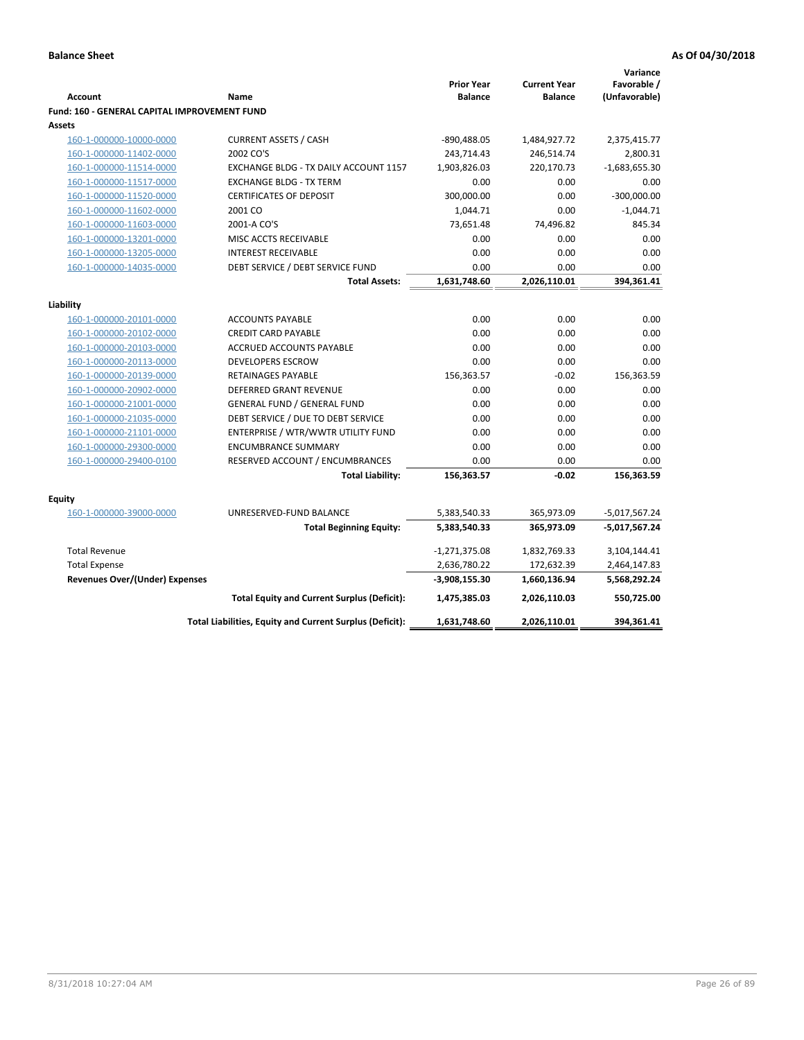**Balance Sheet** **As Of 04/30/2018**

| Account | Name | Prior Year Balance | Current Year Balance | Variance Favorable / (Unfavorable) |
|---|---|---|---|---|
| **Fund: 160 - GENERAL CAPITAL IMPROVEMENT FUND** | | | | |
| **Assets** | | | | |
| 160-1-000000-10000-0000 | CURRENT ASSETS / CASH | -890,488.05 | 1,484,927.72 | 2,375,415.77 |
| 160-1-000000-11402-0000 | 2002 CO'S | 243,714.43 | 246,514.74 | 2,800.31 |
| 160-1-000000-11514-0000 | EXCHANGE BLDG - TX DAILY ACCOUNT 1157 | 1,903,826.03 | 220,170.73 | -1,683,655.30 |
| 160-1-000000-11517-0000 | EXCHANGE BLDG - TX TERM | 0.00 | 0.00 | 0.00 |
| 160-1-000000-11520-0000 | CERTIFICATES OF DEPOSIT | 300,000.00 | 0.00 | -300,000.00 |
| 160-1-000000-11602-0000 | 2001 CO | 1,044.71 | 0.00 | -1,044.71 |
| 160-1-000000-11603-0000 | 2001-A CO'S | 73,651.48 | 74,496.82 | 845.34 |
| 160-1-000000-13201-0000 | MISC ACCTS RECEIVABLE | 0.00 | 0.00 | 0.00 |
| 160-1-000000-13205-0000 | INTEREST RECEIVABLE | 0.00 | 0.00 | 0.00 |
| 160-1-000000-14035-0000 | DEBT SERVICE / DEBT SERVICE FUND | 0.00 | 0.00 | 0.00 |
| | **Total Assets:** | **1,631,748.60** | **2,026,110.01** | **394,361.41** |
| **Liability** | | | | |
| 160-1-000000-20101-0000 | ACCOUNTS PAYABLE | 0.00 | 0.00 | 0.00 |
| 160-1-000000-20102-0000 | CREDIT CARD PAYABLE | 0.00 | 0.00 | 0.00 |
| 160-1-000000-20103-0000 | ACCRUED ACCOUNTS PAYABLE | 0.00 | 0.00 | 0.00 |
| 160-1-000000-20113-0000 | DEVELOPERS ESCROW | 0.00 | 0.00 | 0.00 |
| 160-1-000000-20139-0000 | RETAINAGES PAYABLE | 156,363.57 | -0.02 | 156,363.59 |
| 160-1-000000-20902-0000 | DEFERRED GRANT REVENUE | 0.00 | 0.00 | 0.00 |
| 160-1-000000-21001-0000 | GENERAL FUND / GENERAL FUND | 0.00 | 0.00 | 0.00 |
| 160-1-000000-21035-0000 | DEBT SERVICE / DUE TO DEBT SERVICE | 0.00 | 0.00 | 0.00 |
| 160-1-000000-21101-0000 | ENTERPRISE / WTR/WWTR UTILITY FUND | 0.00 | 0.00 | 0.00 |
| 160-1-000000-29300-0000 | ENCUMBRANCE SUMMARY | 0.00 | 0.00 | 0.00 |
| 160-1-000000-29400-0100 | RESERVED ACCOUNT / ENCUMBRANCES | 0.00 | 0.00 | 0.00 |
| | **Total Liability:** | **156,363.57** | **-0.02** | **156,363.59** |
| **Equity** | | | | |
| 160-1-000000-39000-0000 | UNRESERVED-FUND BALANCE | 5,383,540.33 | 365,973.09 | -5,017,567.24 |
| | **Total Beginning Equity:** | **5,383,540.33** | **365,973.09** | **-5,017,567.24** |
| Total Revenue | | -1,271,375.08 | 1,832,769.33 | 3,104,144.41 |
| Total Expense | | 2,636,780.22 | 172,632.39 | 2,464,147.83 |
| **Revenues Over/(Under) Expenses** | | **-3,908,155.30** | **1,660,136.94** | **5,568,292.24** |
| | **Total Equity and Current Surplus (Deficit):** | **1,475,385.03** | **2,026,110.03** | **550,725.00** |
| | **Total Liabilities, Equity and Current Surplus (Deficit):** | **1,631,748.60** | **2,026,110.01** | **394,361.41** |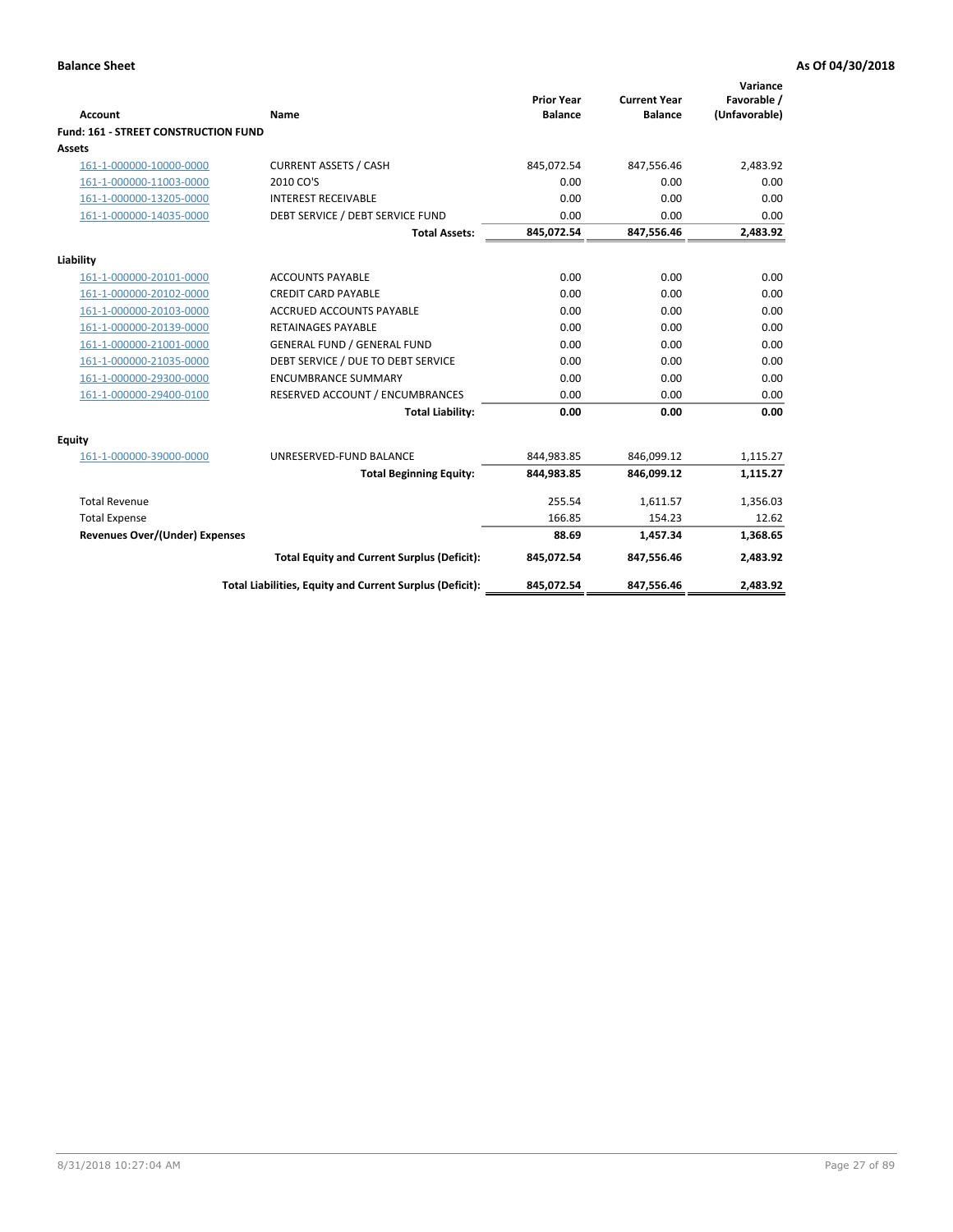**Balance Sheet** **As Of 04/30/2018**

| Account | Name | Prior Year Balance | Current Year Balance | Variance Favorable / (Unfavorable) |
|---|---|---|---|---|
| **Fund: 161 - STREET CONSTRUCTION FUND** | | | | |
| **Assets** | | | | |
| 161-1-000000-10000-0000 | CURRENT ASSETS / CASH | 845,072.54 | 847,556.46 | 2,483.92 |
| 161-1-000000-11003-0000 | 2010 CO'S | 0.00 | 0.00 | 0.00 |
| 161-1-000000-13205-0000 | INTEREST RECEIVABLE | 0.00 | 0.00 | 0.00 |
| 161-1-000000-14035-0000 | DEBT SERVICE / DEBT SERVICE FUND | 0.00 | 0.00 | 0.00 |
| | **Total Assets:** | **845,072.54** | **847,556.46** | **2,483.92** |
| **Liability** | | | | |
| 161-1-000000-20101-0000 | ACCOUNTS PAYABLE | 0.00 | 0.00 | 0.00 |
| 161-1-000000-20102-0000 | CREDIT CARD PAYABLE | 0.00 | 0.00 | 0.00 |
| 161-1-000000-20103-0000 | ACCRUED ACCOUNTS PAYABLE | 0.00 | 0.00 | 0.00 |
| 161-1-000000-20139-0000 | RETAINAGES PAYABLE | 0.00 | 0.00 | 0.00 |
| 161-1-000000-21001-0000 | GENERAL FUND / GENERAL FUND | 0.00 | 0.00 | 0.00 |
| 161-1-000000-21035-0000 | DEBT SERVICE / DUE TO DEBT SERVICE | 0.00 | 0.00 | 0.00 |
| 161-1-000000-29300-0000 | ENCUMBRANCE SUMMARY | 0.00 | 0.00 | 0.00 |
| 161-1-000000-29400-0100 | RESERVED ACCOUNT / ENCUMBRANCES | 0.00 | 0.00 | 0.00 |
| | **Total Liability:** | **0.00** | **0.00** | **0.00** |
| **Equity** | | | | |
| 161-1-000000-39000-0000 | UNRESERVED-FUND BALANCE | 844,983.85 | 846,099.12 | 1,115.27 |
| | **Total Beginning Equity:** | **844,983.85** | **846,099.12** | **1,115.27** |
| Total Revenue | | 255.54 | 1,611.57 | 1,356.03 |
| Total Expense | | 166.85 | 154.23 | 12.62 |
| **Revenues Over/(Under) Expenses** | | **88.69** | **1,457.34** | **1,368.65** |
| | **Total Equity and Current Surplus (Deficit):** | **845,072.54** | **847,556.46** | **2,483.92** |
| | **Total Liabilities, Equity and Current Surplus (Deficit):** | **845,072.54** | **847,556.46** | **2,483.92** |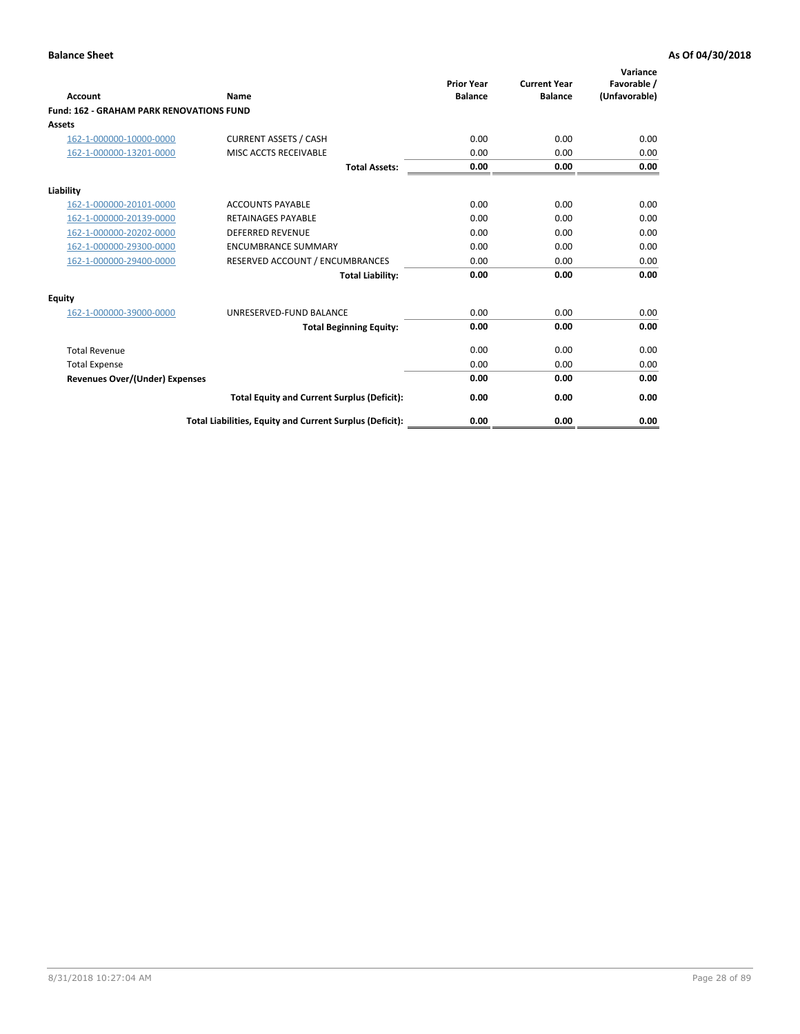**Balance Sheet** **As Of 04/30/2018**

| Account | Name | Prior Year Balance | Current Year Balance | Variance Favorable / (Unfavorable) |
|---|---|---|---|---|
| **Fund: 162 - GRAHAM PARK RENOVATIONS FUND** | | | | |
| **Assets** | | | | |
| 162-1-000000-10000-0000 | CURRENT ASSETS / CASH | 0.00 | 0.00 | 0.00 |
| 162-1-000000-13201-0000 | MISC ACCTS RECEIVABLE | 0.00 | 0.00 | 0.00 |
| | **Total Assets:** | **0.00** | **0.00** | **0.00** |
| **Liability** | | | | |
| 162-1-000000-20101-0000 | ACCOUNTS PAYABLE | 0.00 | 0.00 | 0.00 |
| 162-1-000000-20139-0000 | RETAINAGES PAYABLE | 0.00 | 0.00 | 0.00 |
| 162-1-000000-20202-0000 | DEFERRED REVENUE | 0.00 | 0.00 | 0.00 |
| 162-1-000000-29300-0000 | ENCUMBRANCE SUMMARY | 0.00 | 0.00 | 0.00 |
| 162-1-000000-29400-0000 | RESERVED ACCOUNT / ENCUMBRANCES | 0.00 | 0.00 | 0.00 |
| | **Total Liability:** | **0.00** | **0.00** | **0.00** |
| **Equity** | | | | |
| 162-1-000000-39000-0000 | UNRESERVED-FUND BALANCE | 0.00 | 0.00 | 0.00 |
| | **Total Beginning Equity:** | **0.00** | **0.00** | **0.00** |
| Total Revenue | | 0.00 | 0.00 | 0.00 |
| Total Expense | | 0.00 | 0.00 | 0.00 |
| **Revenues Over/(Under) Expenses** | | **0.00** | **0.00** | **0.00** |
| | **Total Equity and Current Surplus (Deficit):** | **0.00** | **0.00** | **0.00** |
| | **Total Liabilities, Equity and Current Surplus (Deficit):** | **0.00** | **0.00** | **0.00** |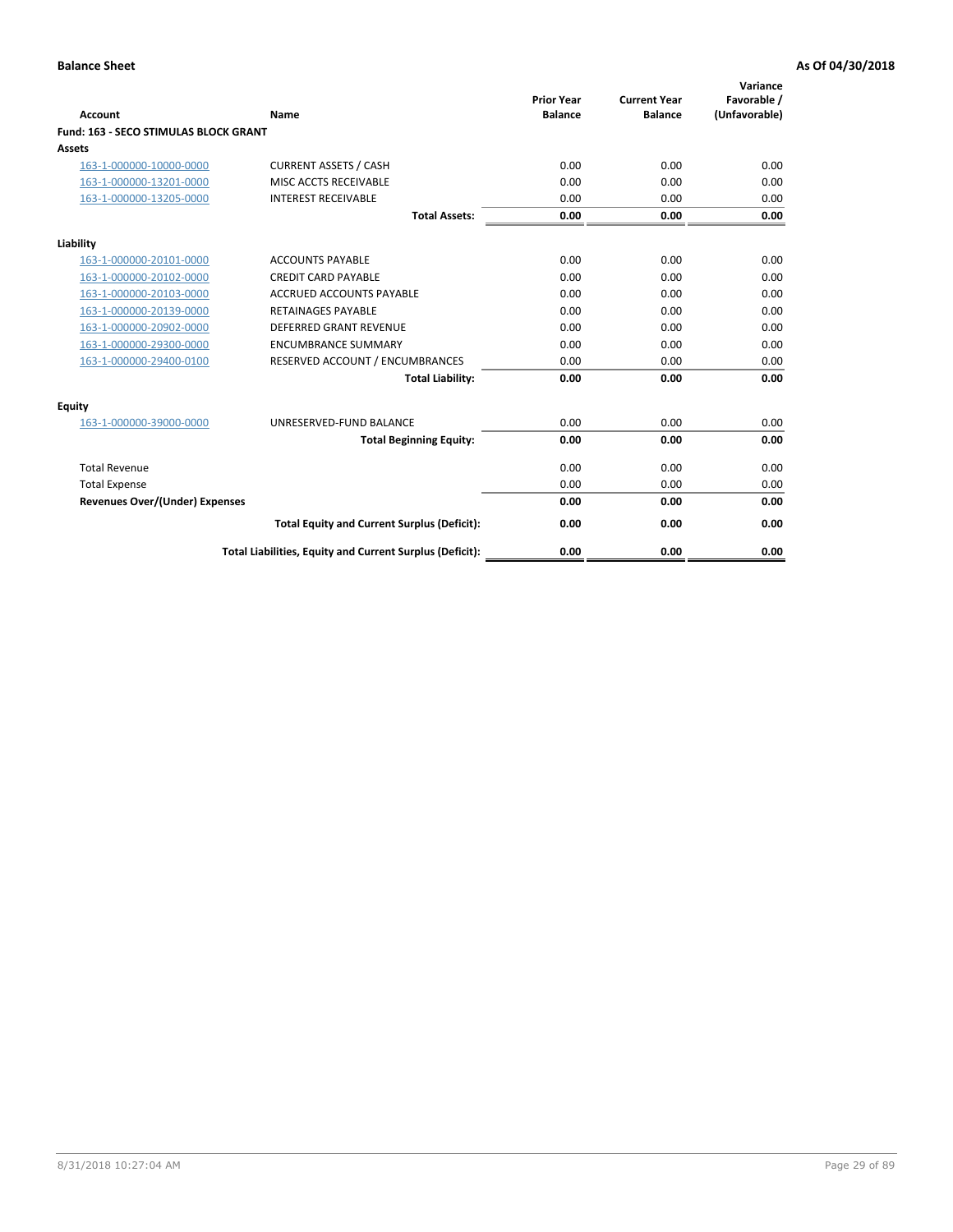**Balance Sheet** | **As Of 04/30/2018**

| Account | Name | Prior Year Balance | Current Year Balance | Variance Favorable / (Unfavorable) |
|---|---|---|---|---|
| **Fund: 163 - SECO STIMULAS BLOCK GRANT** | | | | |
| **Assets** | | | | |
| 163-1-000000-10000-0000 | CURRENT ASSETS / CASH | 0.00 | 0.00 | 0.00 |
| 163-1-000000-13201-0000 | MISC ACCTS RECEIVABLE | 0.00 | 0.00 | 0.00 |
| 163-1-000000-13205-0000 | INTEREST RECEIVABLE | 0.00 | 0.00 | 0.00 |
| | **Total Assets:** | **0.00** | **0.00** | **0.00** |
| **Liability** | | | | |
| 163-1-000000-20101-0000 | ACCOUNTS PAYABLE | 0.00 | 0.00 | 0.00 |
| 163-1-000000-20102-0000 | CREDIT CARD PAYABLE | 0.00 | 0.00 | 0.00 |
| 163-1-000000-20103-0000 | ACCRUED ACCOUNTS PAYABLE | 0.00 | 0.00 | 0.00 |
| 163-1-000000-20139-0000 | RETAINAGES PAYABLE | 0.00 | 0.00 | 0.00 |
| 163-1-000000-20902-0000 | DEFERRED GRANT REVENUE | 0.00 | 0.00 | 0.00 |
| 163-1-000000-29300-0000 | ENCUMBRANCE SUMMARY | 0.00 | 0.00 | 0.00 |
| 163-1-000000-29400-0100 | RESERVED ACCOUNT / ENCUMBRANCES | 0.00 | 0.00 | 0.00 |
| | **Total Liability:** | **0.00** | **0.00** | **0.00** |
| **Equity** | | | | |
| 163-1-000000-39000-0000 | UNRESERVED-FUND BALANCE | 0.00 | 0.00 | 0.00 |
| | **Total Beginning Equity:** | **0.00** | **0.00** | **0.00** |
| Total Revenue | | 0.00 | 0.00 | 0.00 |
| Total Expense | | 0.00 | 0.00 | 0.00 |
| **Revenues Over/(Under) Expenses** | | **0.00** | **0.00** | **0.00** |
| | **Total Equity and Current Surplus (Deficit):** | **0.00** | **0.00** | **0.00** |
| | **Total Liabilities, Equity and Current Surplus (Deficit):** | **0.00** | **0.00** | **0.00** |

8/31/2018 10:27:04 AM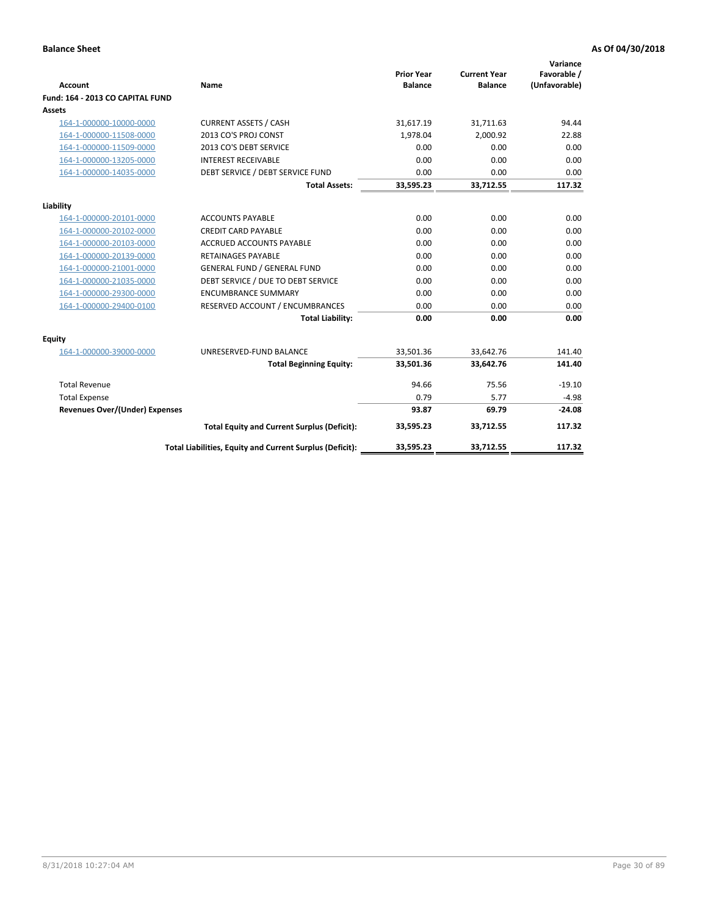**Balance Sheet** **As Of 04/30/2018**

| Account | Name | Prior Year Balance | Current Year Balance | Variance Favorable / (Unfavorable) |
|---|---|---|---|---|
| **Fund: 164 - 2013 CO CAPITAL FUND** | | | | |
| **Assets** | | | | |
| 164-1-000000-10000-0000 | CURRENT ASSETS / CASH | 31,617.19 | 31,711.63 | 94.44 |
| 164-1-000000-11508-0000 | 2013 CO'S PROJ CONST | 1,978.04 | 2,000.92 | 22.88 |
| 164-1-000000-11509-0000 | 2013 CO'S DEBT SERVICE | 0.00 | 0.00 | 0.00 |
| 164-1-000000-13205-0000 | INTEREST RECEIVABLE | 0.00 | 0.00 | 0.00 |
| 164-1-000000-14035-0000 | DEBT SERVICE / DEBT SERVICE FUND | 0.00 | 0.00 | 0.00 |
| | **Total Assets:** | **33,595.23** | **33,712.55** | **117.32** |
| **Liability** | | | | |
| 164-1-000000-20101-0000 | ACCOUNTS PAYABLE | 0.00 | 0.00 | 0.00 |
| 164-1-000000-20102-0000 | CREDIT CARD PAYABLE | 0.00 | 0.00 | 0.00 |
| 164-1-000000-20103-0000 | ACCRUED ACCOUNTS PAYABLE | 0.00 | 0.00 | 0.00 |
| 164-1-000000-20139-0000 | RETAINAGES PAYABLE | 0.00 | 0.00 | 0.00 |
| 164-1-000000-21001-0000 | GENERAL FUND / GENERAL FUND | 0.00 | 0.00 | 0.00 |
| 164-1-000000-21035-0000 | DEBT SERVICE / DUE TO DEBT SERVICE | 0.00 | 0.00 | 0.00 |
| 164-1-000000-29300-0000 | ENCUMBRANCE SUMMARY | 0.00 | 0.00 | 0.00 |
| 164-1-000000-29400-0100 | RESERVED ACCOUNT / ENCUMBRANCES | 0.00 | 0.00 | 0.00 |
| | **Total Liability:** | **0.00** | **0.00** | **0.00** |
| **Equity** | | | | |
| 164-1-000000-39000-0000 | UNRESERVED-FUND BALANCE | 33,501.36 | 33,642.76 | 141.40 |
| | **Total Beginning Equity:** | **33,501.36** | **33,642.76** | **141.40** |
| Total Revenue | | 94.66 | 75.56 | -19.10 |
| Total Expense | | 0.79 | 5.77 | -4.98 |
| **Revenues Over/(Under) Expenses** | | **93.87** | **69.79** | **-24.08** |
| | **Total Equity and Current Surplus (Deficit):** | **33,595.23** | **33,712.55** | **117.32** |
| | **Total Liabilities, Equity and Current Surplus (Deficit):** | **33,595.23** | **33,712.55** | **117.32** |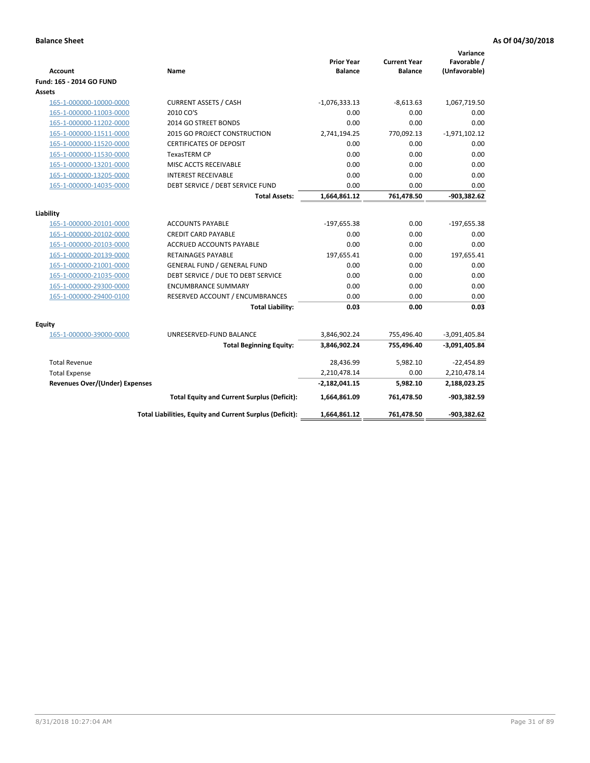**Balance Sheet** | **As Of 04/30/2018**

| Account | Name | Prior Year Balance | Current Year Balance | Variance Favorable / (Unfavorable) |
|---|---|---|---|---|
| **Fund: 165 - 2014 GO FUND** | | | | |
| **Assets** | | | | |
| 165-1-000000-10000-0000 | CURRENT ASSETS / CASH | -1,076,333.13 | -8,613.63 | 1,067,719.50 |
| 165-1-000000-11003-0000 | 2010 CO'S | 0.00 | 0.00 | 0.00 |
| 165-1-000000-11202-0000 | 2014 GO STREET BONDS | 0.00 | 0.00 | 0.00 |
| 165-1-000000-11511-0000 | 2015 GO PROJECT CONSTRUCTION | 2,741,194.25 | 770,092.13 | -1,971,102.12 |
| 165-1-000000-11520-0000 | CERTIFICATES OF DEPOSIT | 0.00 | 0.00 | 0.00 |
| 165-1-000000-11530-0000 | TexasTERM CP | 0.00 | 0.00 | 0.00 |
| 165-1-000000-13201-0000 | MISC ACCTS RECEIVABLE | 0.00 | 0.00 | 0.00 |
| 165-1-000000-13205-0000 | INTEREST RECEIVABLE | 0.00 | 0.00 | 0.00 |
| 165-1-000000-14035-0000 | DEBT SERVICE / DEBT SERVICE FUND | 0.00 | 0.00 | 0.00 |
| | **Total Assets:** | **1,664,861.12** | **761,478.50** | **-903,382.62** |
| **Liability** | | | | |
| 165-1-000000-20101-0000 | ACCOUNTS PAYABLE | -197,655.38 | 0.00 | -197,655.38 |
| 165-1-000000-20102-0000 | CREDIT CARD PAYABLE | 0.00 | 0.00 | 0.00 |
| 165-1-000000-20103-0000 | ACCRUED ACCOUNTS PAYABLE | 0.00 | 0.00 | 0.00 |
| 165-1-000000-20139-0000 | RETAINAGES PAYABLE | 197,655.41 | 0.00 | 197,655.41 |
| 165-1-000000-21001-0000 | GENERAL FUND / GENERAL FUND | 0.00 | 0.00 | 0.00 |
| 165-1-000000-21035-0000 | DEBT SERVICE / DUE TO DEBT SERVICE | 0.00 | 0.00 | 0.00 |
| 165-1-000000-29300-0000 | ENCUMBRANCE SUMMARY | 0.00 | 0.00 | 0.00 |
| 165-1-000000-29400-0100 | RESERVED ACCOUNT / ENCUMBRANCES | 0.00 | 0.00 | 0.00 |
| | **Total Liability:** | **0.03** | **0.00** | **0.03** |
| **Equity** | | | | |
| 165-1-000000-39000-0000 | UNRESERVED-FUND BALANCE | 3,846,902.24 | 755,496.40 | -3,091,405.84 |
| | **Total Beginning Equity:** | **3,846,902.24** | **755,496.40** | **-3,091,405.84** |
| Total Revenue | | 28,436.99 | 5,982.10 | -22,454.89 |
| Total Expense | | 2,210,478.14 | 0.00 | 2,210,478.14 |
| **Revenues Over/(Under) Expenses** | | **-2,182,041.15** | **5,982.10** | **2,188,023.25** |
| | **Total Equity and Current Surplus (Deficit):** | **1,664,861.09** | **761,478.50** | **-903,382.59** |
| | **Total Liabilities, Equity and Current Surplus (Deficit):** | **1,664,861.12** | **761,478.50** | **-903,382.62** |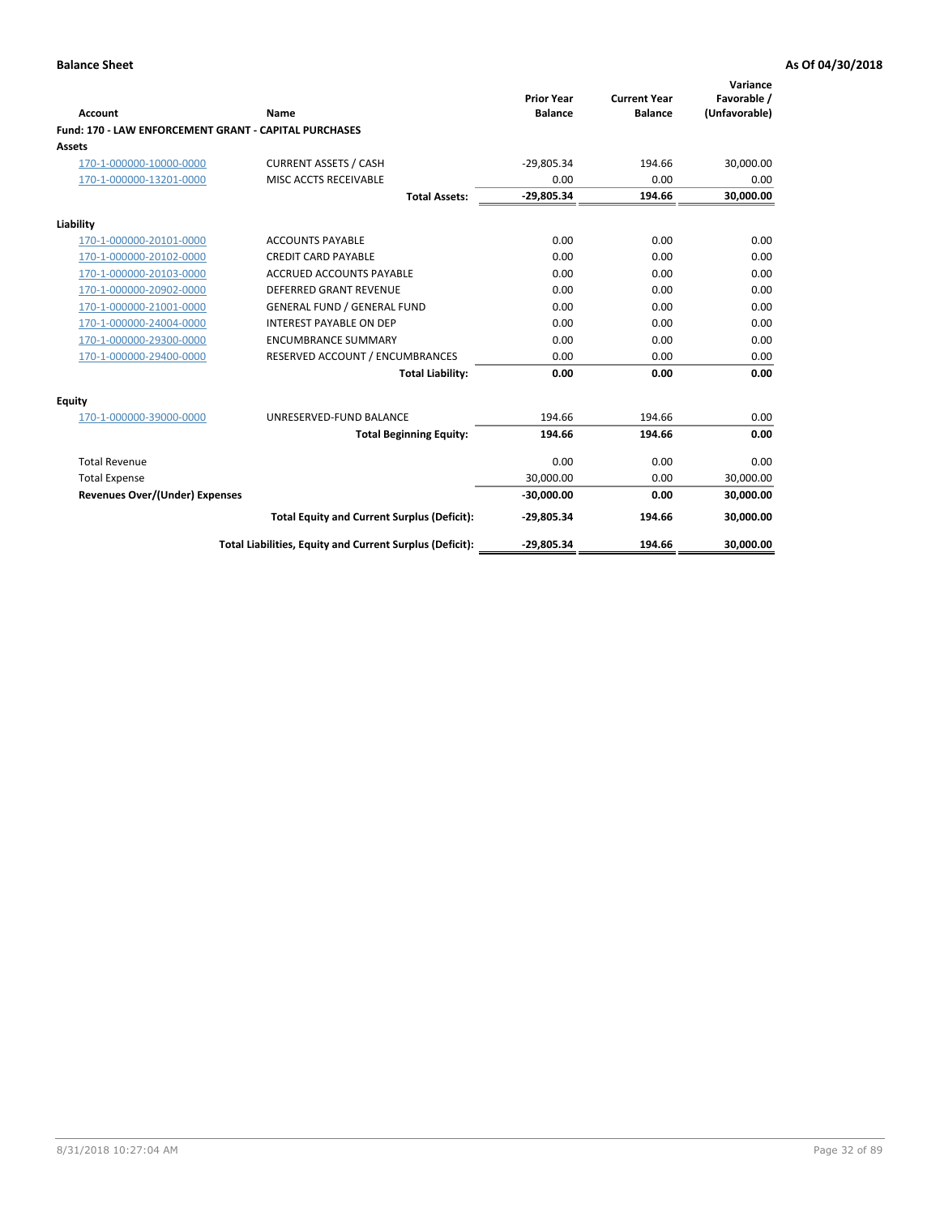**Balance Sheet** **As Of 04/30/2018**

| Account | Name | Prior Year Balance | Current Year Balance | Variance Favorable / (Unfavorable) |
|---|---|---|---|---|
| **Fund: 170 - LAW ENFORCEMENT GRANT - CAPITAL PURCHASES** | | | | |
| **Assets** | | | | |
| 170-1-000000-10000-0000 | CURRENT ASSETS / CASH | -29,805.34 | 194.66 | 30,000.00 |
| 170-1-000000-13201-0000 | MISC ACCTS RECEIVABLE | 0.00 | 0.00 | 0.00 |
| | **Total Assets:** | **-29,805.34** | **194.66** | **30,000.00** |
| **Liability** | | | | |
| 170-1-000000-20101-0000 | ACCOUNTS PAYABLE | 0.00 | 0.00 | 0.00 |
| 170-1-000000-20102-0000 | CREDIT CARD PAYABLE | 0.00 | 0.00 | 0.00 |
| 170-1-000000-20103-0000 | ACCRUED ACCOUNTS PAYABLE | 0.00 | 0.00 | 0.00 |
| 170-1-000000-20902-0000 | DEFERRED GRANT REVENUE | 0.00 | 0.00 | 0.00 |
| 170-1-000000-21001-0000 | GENERAL FUND / GENERAL FUND | 0.00 | 0.00 | 0.00 |
| 170-1-000000-24004-0000 | INTEREST PAYABLE ON DEP | 0.00 | 0.00 | 0.00 |
| 170-1-000000-29300-0000 | ENCUMBRANCE SUMMARY | 0.00 | 0.00 | 0.00 |
| 170-1-000000-29400-0000 | RESERVED ACCOUNT / ENCUMBRANCES | 0.00 | 0.00 | 0.00 |
| | **Total Liability:** | **0.00** | **0.00** | **0.00** |
| **Equity** | | | | |
| 170-1-000000-39000-0000 | UNRESERVED-FUND BALANCE | 194.66 | 194.66 | 0.00 |
| | **Total Beginning Equity:** | **194.66** | **194.66** | **0.00** |
| Total Revenue | | 0.00 | 0.00 | 0.00 |
| Total Expense | | 30,000.00 | 0.00 | 30,000.00 |
| **Revenues Over/(Under) Expenses** | | **-30,000.00** | **0.00** | **30,000.00** |
| | **Total Equity and Current Surplus (Deficit):** | **-29,805.34** | **194.66** | **30,000.00** |
| | **Total Liabilities, Equity and Current Surplus (Deficit):** | **-29,805.34** | **194.66** | **30,000.00** |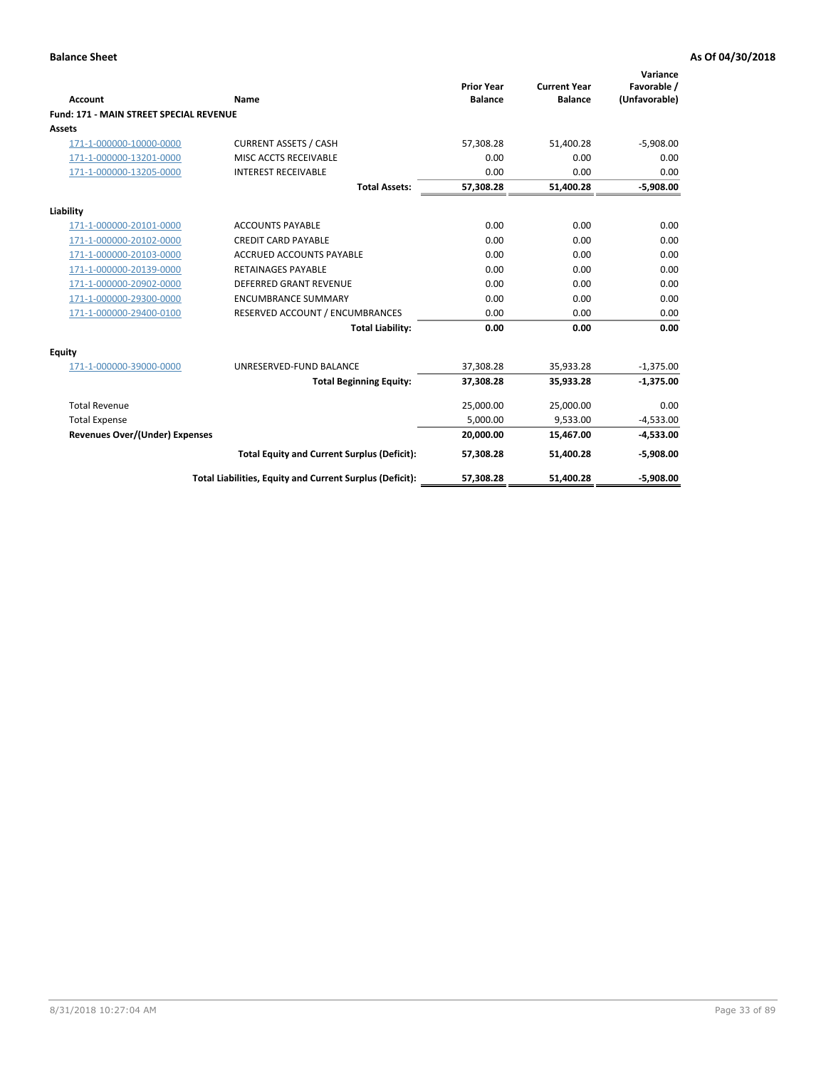**Balance Sheet** **As Of 04/30/2018**

| Account | Name | Prior Year Balance | Current Year Balance | Variance Favorable / (Unfavorable) |
|---|---|---|---|---|
| **Fund: 171 - MAIN STREET SPECIAL REVENUE** | | | | |
| **Assets** | | | | |
| 171-1-000000-10000-0000 | CURRENT ASSETS / CASH | 57,308.28 | 51,400.28 | -5,908.00 |
| 171-1-000000-13201-0000 | MISC ACCTS RECEIVABLE | 0.00 | 0.00 | 0.00 |
| 171-1-000000-13205-0000 | INTEREST RECEIVABLE | 0.00 | 0.00 | 0.00 |
| | **Total Assets:** | **57,308.28** | **51,400.28** | **-5,908.00** |
| **Liability** | | | | |
| 171-1-000000-20101-0000 | ACCOUNTS PAYABLE | 0.00 | 0.00 | 0.00 |
| 171-1-000000-20102-0000 | CREDIT CARD PAYABLE | 0.00 | 0.00 | 0.00 |
| 171-1-000000-20103-0000 | ACCRUED ACCOUNTS PAYABLE | 0.00 | 0.00 | 0.00 |
| 171-1-000000-20139-0000 | RETAINAGES PAYABLE | 0.00 | 0.00 | 0.00 |
| 171-1-000000-20902-0000 | DEFERRED GRANT REVENUE | 0.00 | 0.00 | 0.00 |
| 171-1-000000-29300-0000 | ENCUMBRANCE SUMMARY | 0.00 | 0.00 | 0.00 |
| 171-1-000000-29400-0100 | RESERVED ACCOUNT / ENCUMBRANCES | 0.00 | 0.00 | 0.00 |
| | **Total Liability:** | **0.00** | **0.00** | **0.00** |
| **Equity** | | | | |
| 171-1-000000-39000-0000 | UNRESERVED-FUND BALANCE | 37,308.28 | 35,933.28 | -1,375.00 |
| | **Total Beginning Equity:** | **37,308.28** | **35,933.28** | **-1,375.00** |
| Total Revenue | | 25,000.00 | 25,000.00 | 0.00 |
| Total Expense | | 5,000.00 | 9,533.00 | -4,533.00 |
| **Revenues Over/(Under) Expenses** | | **20,000.00** | **15,467.00** | **-4,533.00** |
| | **Total Equity and Current Surplus (Deficit):** | **57,308.28** | **51,400.28** | **-5,908.00** |
| | **Total Liabilities, Equity and Current Surplus (Deficit):** | **57,308.28** | **51,400.28** | **-5,908.00** |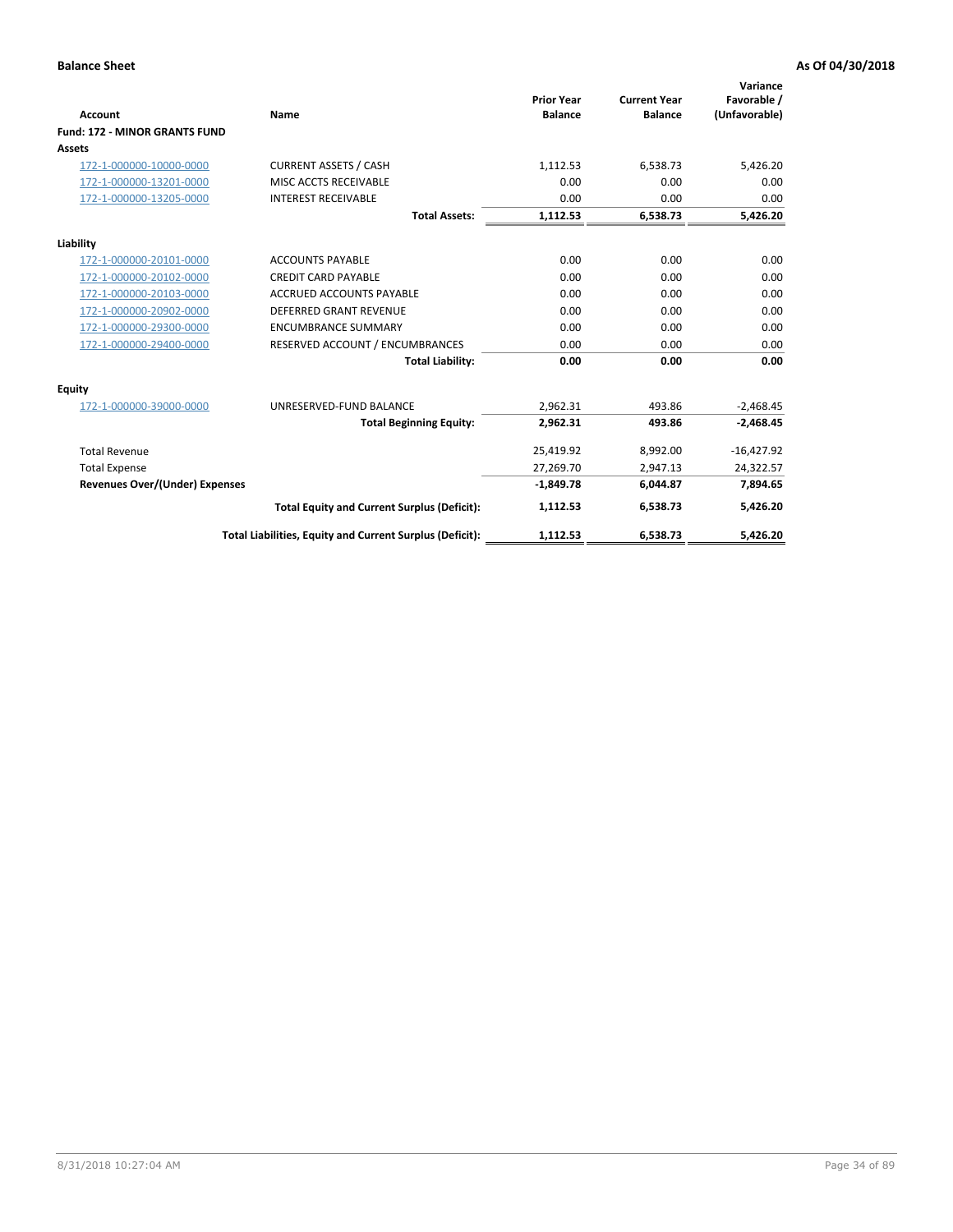**Balance Sheet** **As Of 04/30/2018**

| Account | Name | Prior Year Balance | Current Year Balance | Variance Favorable / (Unfavorable) |
|---|---|---|---|---|
| **Fund: 172 - MINOR GRANTS FUND** | | | | |
| **Assets** | | | | |
| 172-1-000000-10000-0000 | CURRENT ASSETS / CASH | 1,112.53 | 6,538.73 | 5,426.20 |
| 172-1-000000-13201-0000 | MISC ACCTS RECEIVABLE | 0.00 | 0.00 | 0.00 |
| 172-1-000000-13205-0000 | INTEREST RECEIVABLE | 0.00 | 0.00 | 0.00 |
| | **Total Assets:** | **1,112.53** | **6,538.73** | **5,426.20** |
| **Liability** | | | | |
| 172-1-000000-20101-0000 | ACCOUNTS PAYABLE | 0.00 | 0.00 | 0.00 |
| 172-1-000000-20102-0000 | CREDIT CARD PAYABLE | 0.00 | 0.00 | 0.00 |
| 172-1-000000-20103-0000 | ACCRUED ACCOUNTS PAYABLE | 0.00 | 0.00 | 0.00 |
| 172-1-000000-20902-0000 | DEFERRED GRANT REVENUE | 0.00 | 0.00 | 0.00 |
| 172-1-000000-29300-0000 | ENCUMBRANCE SUMMARY | 0.00 | 0.00 | 0.00 |
| 172-1-000000-29400-0000 | RESERVED ACCOUNT / ENCUMBRANCES | 0.00 | 0.00 | 0.00 |
| | **Total Liability:** | **0.00** | **0.00** | **0.00** |
| **Equity** | | | | |
| 172-1-000000-39000-0000 | UNRESERVED-FUND BALANCE | 2,962.31 | 493.86 | -2,468.45 |
| | **Total Beginning Equity:** | **2,962.31** | **493.86** | **-2,468.45** |
| Total Revenue | | 25,419.92 | 8,992.00 | -16,427.92 |
| Total Expense | | 27,269.70 | 2,947.13 | 24,322.57 |
| **Revenues Over/(Under) Expenses** | | **-1,849.78** | **6,044.87** | **7,894.65** |
| | **Total Equity and Current Surplus (Deficit):** | **1,112.53** | **6,538.73** | **5,426.20** |
| | **Total Liabilities, Equity and Current Surplus (Deficit):** | **1,112.53** | **6,538.73** | **5,426.20** |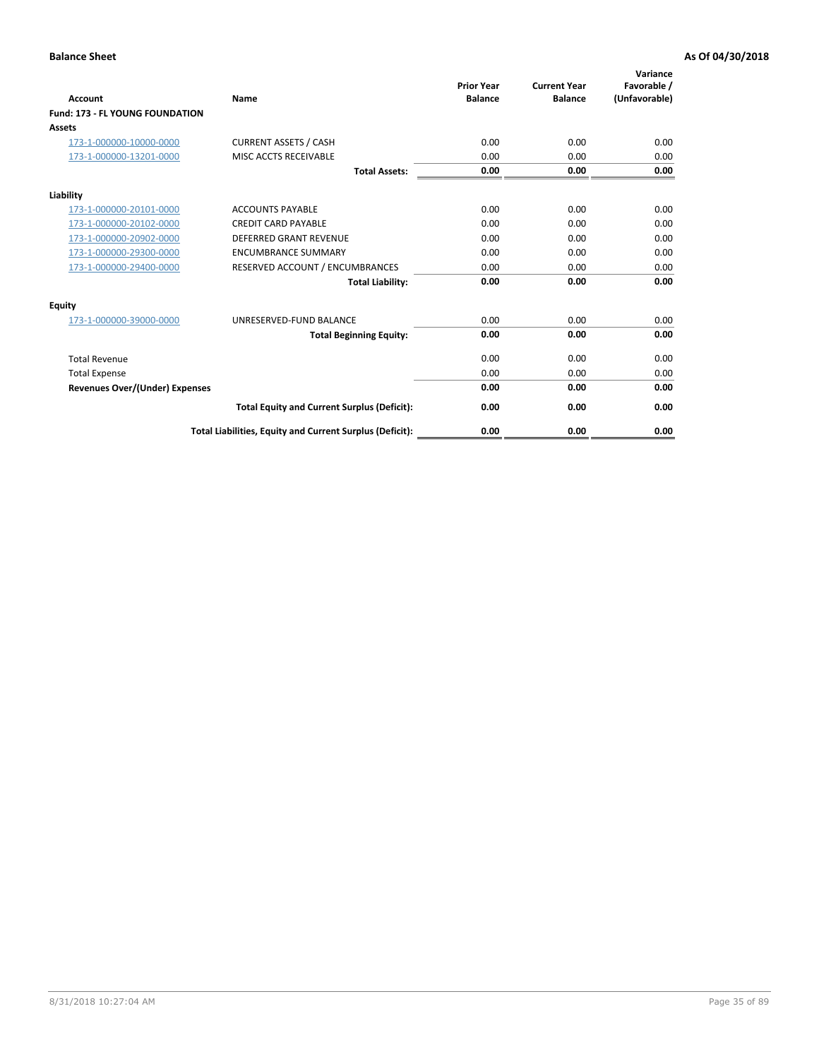**Balance Sheet** **As Of 04/30/2018**

| Account | Name | Prior Year Balance | Current Year Balance | Variance Favorable / (Unfavorable) |
|---|---|---|---|---|
| **Fund: 173 - FL YOUNG FOUNDATION** | | | | |
| **Assets** | | | | |
| 173-1-000000-10000-0000 | CURRENT ASSETS / CASH | 0.00 | 0.00 | 0.00 |
| 173-1-000000-13201-0000 | MISC ACCTS RECEIVABLE | 0.00 | 0.00 | 0.00 |
| | **Total Assets:** | **0.00** | **0.00** | **0.00** |
| **Liability** | | | | |
| 173-1-000000-20101-0000 | ACCOUNTS PAYABLE | 0.00 | 0.00 | 0.00 |
| 173-1-000000-20102-0000 | CREDIT CARD PAYABLE | 0.00 | 0.00 | 0.00 |
| 173-1-000000-20902-0000 | DEFERRED GRANT REVENUE | 0.00 | 0.00 | 0.00 |
| 173-1-000000-29300-0000 | ENCUMBRANCE SUMMARY | 0.00 | 0.00 | 0.00 |
| 173-1-000000-29400-0000 | RESERVED ACCOUNT / ENCUMBRANCES | 0.00 | 0.00 | 0.00 |
| | **Total Liability:** | **0.00** | **0.00** | **0.00** |
| **Equity** | | | | |
| 173-1-000000-39000-0000 | UNRESERVED-FUND BALANCE | 0.00 | 0.00 | 0.00 |
| | **Total Beginning Equity:** | **0.00** | **0.00** | **0.00** |
| Total Revenue | | 0.00 | 0.00 | 0.00 |
| Total Expense | | 0.00 | 0.00 | 0.00 |
| **Revenues Over/(Under) Expenses** | | **0.00** | **0.00** | **0.00** |
| | **Total Equity and Current Surplus (Deficit):** | **0.00** | **0.00** | **0.00** |
| | **Total Liabilities, Equity and Current Surplus (Deficit):** | **0.00** | **0.00** | **0.00** |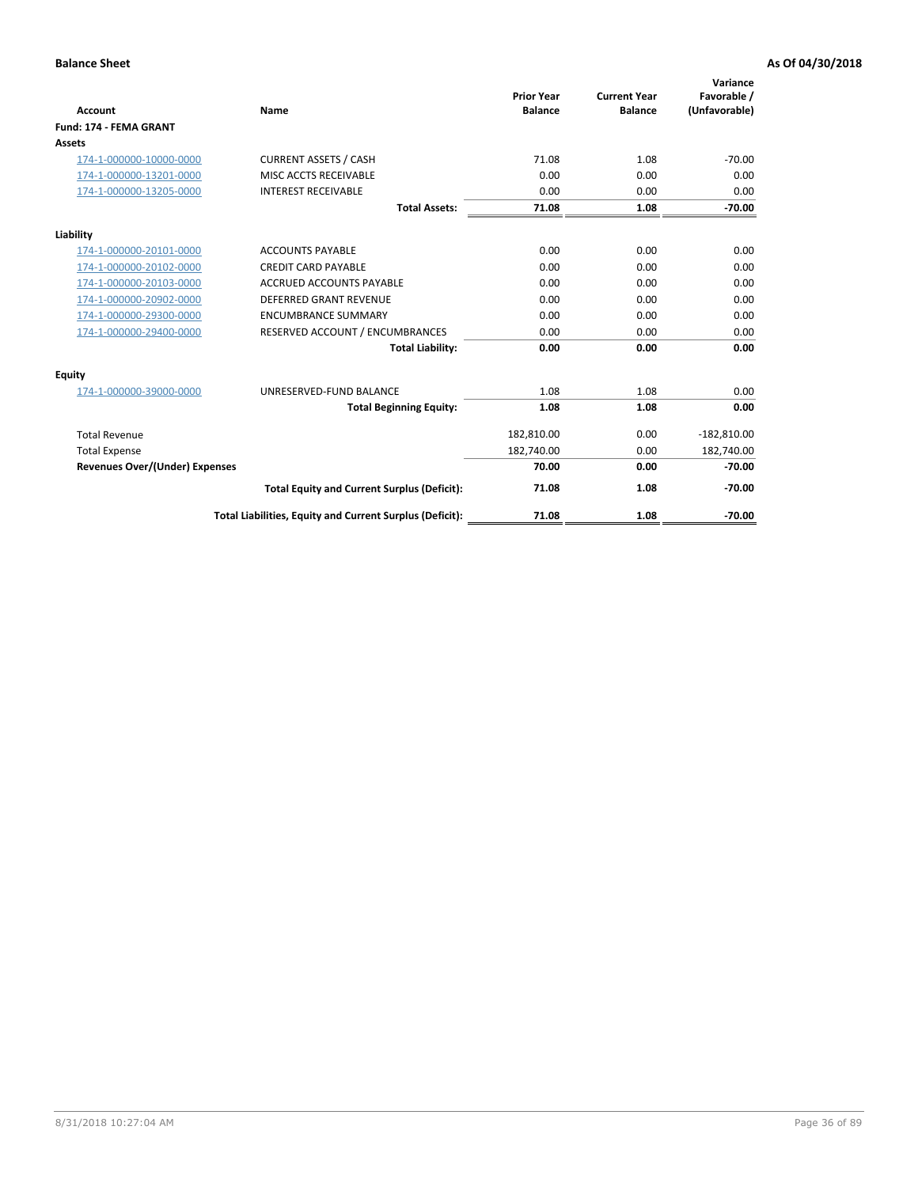**Balance Sheet** **As Of 04/30/2018**

| Account | Name | Prior Year Balance | Current Year Balance | Variance Favorable / (Unfavorable) |
|---|---|---|---|---|
| **Fund: 174 - FEMA GRANT** | | | | |
| **Assets** | | | | |
| 174-1-000000-10000-0000 | CURRENT ASSETS / CASH | 71.08 | 1.08 | -70.00 |
| 174-1-000000-13201-0000 | MISC ACCTS RECEIVABLE | 0.00 | 0.00 | 0.00 |
| 174-1-000000-13205-0000 | INTEREST RECEIVABLE | 0.00 | 0.00 | 0.00 |
| | **Total Assets:** | **71.08** | **1.08** | **-70.00** |
| **Liability** | | | | |
| 174-1-000000-20101-0000 | ACCOUNTS PAYABLE | 0.00 | 0.00 | 0.00 |
| 174-1-000000-20102-0000 | CREDIT CARD PAYABLE | 0.00 | 0.00 | 0.00 |
| 174-1-000000-20103-0000 | ACCRUED ACCOUNTS PAYABLE | 0.00 | 0.00 | 0.00 |
| 174-1-000000-20902-0000 | DEFERRED GRANT REVENUE | 0.00 | 0.00 | 0.00 |
| 174-1-000000-29300-0000 | ENCUMBRANCE SUMMARY | 0.00 | 0.00 | 0.00 |
| 174-1-000000-29400-0000 | RESERVED ACCOUNT / ENCUMBRANCES | 0.00 | 0.00 | 0.00 |
| | **Total Liability:** | **0.00** | **0.00** | **0.00** |
| **Equity** | | | | |
| 174-1-000000-39000-0000 | UNRESERVED-FUND BALANCE | 1.08 | 1.08 | 0.00 |
| | **Total Beginning Equity:** | **1.08** | **1.08** | **0.00** |
| Total Revenue | | 182,810.00 | 0.00 | -182,810.00 |
| Total Expense | | 182,740.00 | 0.00 | 182,740.00 |
| **Revenues Over/(Under) Expenses** | | **70.00** | **0.00** | **-70.00** |
| | **Total Equity and Current Surplus (Deficit):** | **71.08** | **1.08** | **-70.00** |
| | **Total Liabilities, Equity and Current Surplus (Deficit):** | **71.08** | **1.08** | **-70.00** |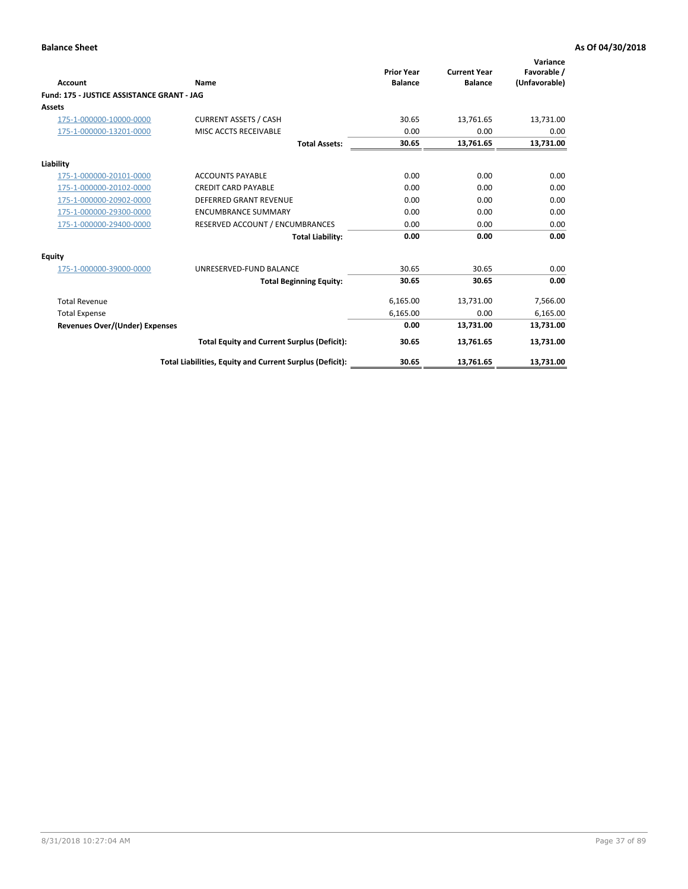**Balance Sheet** | **As Of 04/30/2018**

| Account | Name | Prior Year Balance | Current Year Balance | Variance Favorable / (Unfavorable) |
|---|---|---|---|---|
| **Fund: 175 - JUSTICE ASSISTANCE GRANT - JAG** | | | | |
| **Assets** | | | | |
| 175-1-000000-10000-0000 | CURRENT ASSETS / CASH | 30.65 | 13,761.65 | 13,731.00 |
| 175-1-000000-13201-0000 | MISC ACCTS RECEIVABLE | 0.00 | 0.00 | 0.00 |
| | **Total Assets:** | **30.65** | **13,761.65** | **13,731.00** |
| **Liability** | | | | |
| 175-1-000000-20101-0000 | ACCOUNTS PAYABLE | 0.00 | 0.00 | 0.00 |
| 175-1-000000-20102-0000 | CREDIT CARD PAYABLE | 0.00 | 0.00 | 0.00 |
| 175-1-000000-20902-0000 | DEFERRED GRANT REVENUE | 0.00 | 0.00 | 0.00 |
| 175-1-000000-29300-0000 | ENCUMBRANCE SUMMARY | 0.00 | 0.00 | 0.00 |
| 175-1-000000-29400-0000 | RESERVED ACCOUNT / ENCUMBRANCES | 0.00 | 0.00 | 0.00 |
| | **Total Liability:** | **0.00** | **0.00** | **0.00** |
| **Equity** | | | | |
| 175-1-000000-39000-0000 | UNRESERVED-FUND BALANCE | 30.65 | 30.65 | 0.00 |
| | **Total Beginning Equity:** | **30.65** | **30.65** | **0.00** |
| Total Revenue | | 6,165.00 | 13,731.00 | 7,566.00 |
| Total Expense | | 6,165.00 | 0.00 | 6,165.00 |
| **Revenues Over/(Under) Expenses** | | **0.00** | **13,731.00** | **13,731.00** |
| | **Total Equity and Current Surplus (Deficit):** | **30.65** | **13,761.65** | **13,731.00** |
| | **Total Liabilities, Equity and Current Surplus (Deficit):** | **30.65** | **13,761.65** | **13,731.00** |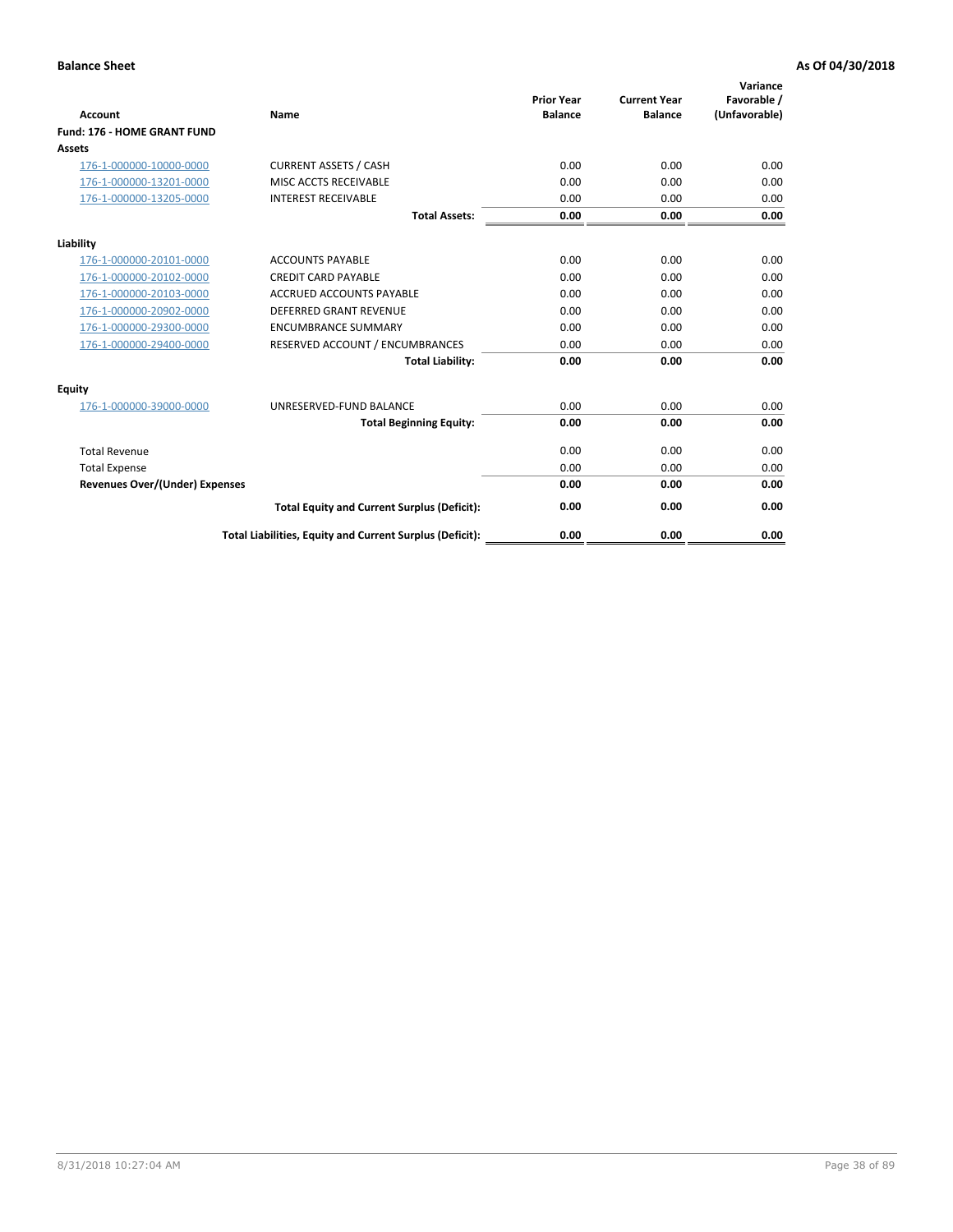**Balance Sheet** **As Of 04/30/2018**

| Account | Name | Prior Year Balance | Current Year Balance | Variance Favorable / (Unfavorable) |
|---|---|---|---|---|
| **Fund: 176 - HOME GRANT FUND** | | | | |
| **Assets** | | | | |
| 176-1-000000-10000-0000 | CURRENT ASSETS / CASH | 0.00 | 0.00 | 0.00 |
| 176-1-000000-13201-0000 | MISC ACCTS RECEIVABLE | 0.00 | 0.00 | 0.00 |
| 176-1-000000-13205-0000 | INTEREST RECEIVABLE | 0.00 | 0.00 | 0.00 |
| | **Total Assets:** | **0.00** | **0.00** | **0.00** |
| **Liability** | | | | |
| 176-1-000000-20101-0000 | ACCOUNTS PAYABLE | 0.00 | 0.00 | 0.00 |
| 176-1-000000-20102-0000 | CREDIT CARD PAYABLE | 0.00 | 0.00 | 0.00 |
| 176-1-000000-20103-0000 | ACCRUED ACCOUNTS PAYABLE | 0.00 | 0.00 | 0.00 |
| 176-1-000000-20902-0000 | DEFERRED GRANT REVENUE | 0.00 | 0.00 | 0.00 |
| 176-1-000000-29300-0000 | ENCUMBRANCE SUMMARY | 0.00 | 0.00 | 0.00 |
| 176-1-000000-29400-0000 | RESERVED ACCOUNT / ENCUMBRANCES | 0.00 | 0.00 | 0.00 |
| | **Total Liability:** | **0.00** | **0.00** | **0.00** |
| **Equity** | | | | |
| 176-1-000000-39000-0000 | UNRESERVED-FUND BALANCE | 0.00 | 0.00 | 0.00 |
| | **Total Beginning Equity:** | **0.00** | **0.00** | **0.00** |
| Total Revenue | | 0.00 | 0.00 | 0.00 |
| Total Expense | | 0.00 | 0.00 | 0.00 |
| **Revenues Over/(Under) Expenses** | | **0.00** | **0.00** | **0.00** |
| | **Total Equity and Current Surplus (Deficit):** | **0.00** | **0.00** | **0.00** |
| | **Total Liabilities, Equity and Current Surplus (Deficit):** | **0.00** | **0.00** | **0.00** |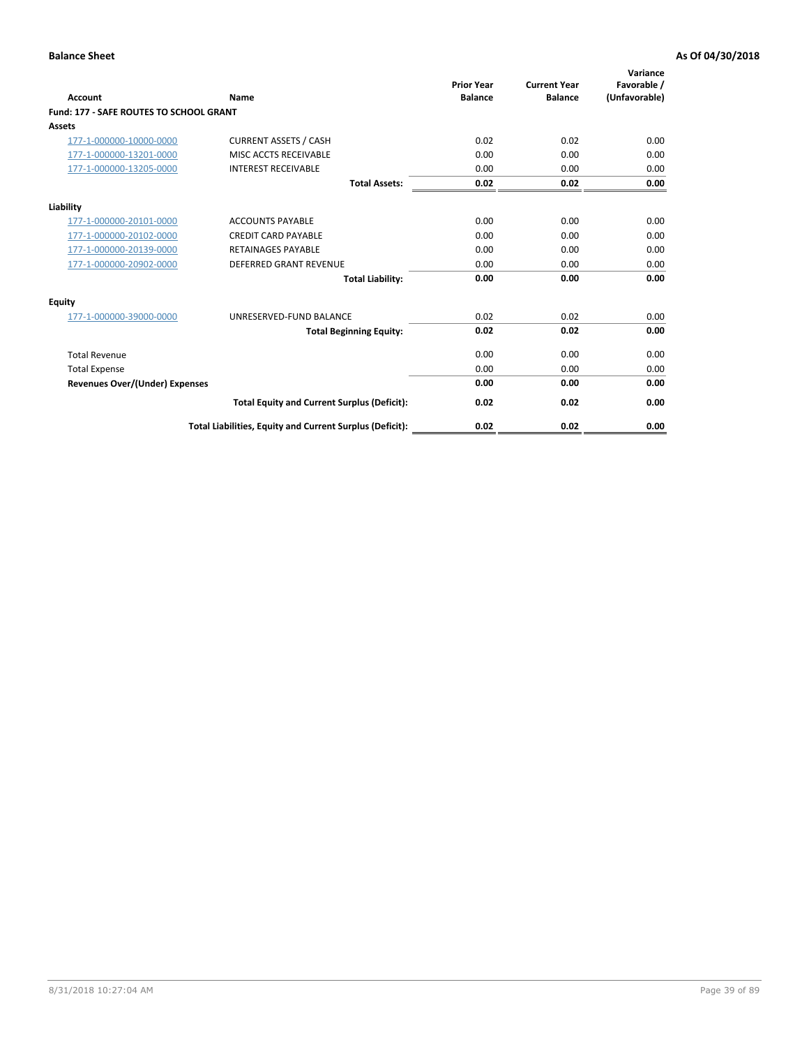**Balance Sheet** — **As Of 04/30/2018**

| Account | Name | Prior Year Balance | Current Year Balance | Variance Favorable / (Unfavorable) |
|---|---|---|---|---|
| **Fund: 177 - SAFE ROUTES TO SCHOOL GRANT** | | | | |
| **Assets** | | | | |
| 177-1-000000-10000-0000 | CURRENT ASSETS / CASH | 0.02 | 0.02 | 0.00 |
| 177-1-000000-13201-0000 | MISC ACCTS RECEIVABLE | 0.00 | 0.00 | 0.00 |
| 177-1-000000-13205-0000 | INTEREST RECEIVABLE | 0.00 | 0.00 | 0.00 |
| | **Total Assets:** | **0.02** | **0.02** | **0.00** |
| **Liability** | | | | |
| 177-1-000000-20101-0000 | ACCOUNTS PAYABLE | 0.00 | 0.00 | 0.00 |
| 177-1-000000-20102-0000 | CREDIT CARD PAYABLE | 0.00 | 0.00 | 0.00 |
| 177-1-000000-20139-0000 | RETAINAGES PAYABLE | 0.00 | 0.00 | 0.00 |
| 177-1-000000-20902-0000 | DEFERRED GRANT REVENUE | 0.00 | 0.00 | 0.00 |
| | **Total Liability:** | **0.00** | **0.00** | **0.00** |
| **Equity** | | | | |
| 177-1-000000-39000-0000 | UNRESERVED-FUND BALANCE | 0.02 | 0.02 | 0.00 |
| | **Total Beginning Equity:** | **0.02** | **0.02** | **0.00** |
| Total Revenue | | 0.00 | 0.00 | 0.00 |
| Total Expense | | 0.00 | 0.00 | 0.00 |
| **Revenues Over/(Under) Expenses** | | **0.00** | **0.00** | **0.00** |
| | **Total Equity and Current Surplus (Deficit):** | **0.02** | **0.02** | **0.00** |
| | **Total Liabilities, Equity and Current Surplus (Deficit):** | **0.02** | **0.02** | **0.00** |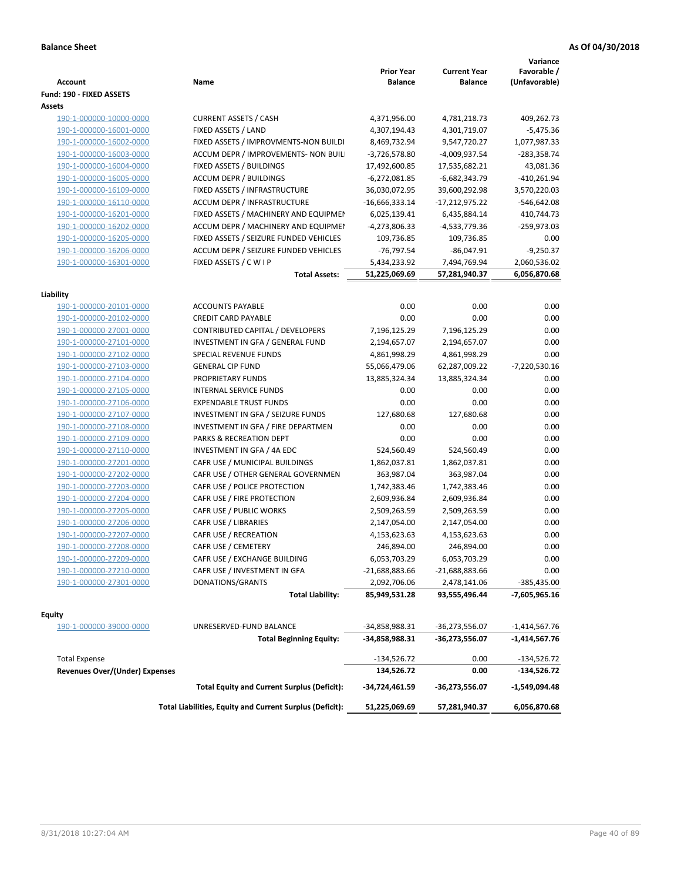**Balance Sheet** **As Of 04/30/2018**

| Account | Name | Prior Year Balance | Current Year Balance | Variance Favorable / (Unfavorable) |
|---|---|---|---|---|
| **Fund: 190 - FIXED ASSETS** | | | | |
| **Assets** | | | | |
| 190-1-000000-10000-0000 | CURRENT ASSETS / CASH | 4,371,956.00 | 4,781,218.73 | 409,262.73 |
| 190-1-000000-16001-0000 | FIXED ASSETS / LAND | 4,307,194.43 | 4,301,719.07 | -5,475.36 |
| 190-1-000000-16002-0000 | FIXED ASSETS / IMPROVMENTS-NON BUILDI | 8,469,732.94 | 9,547,720.27 | 1,077,987.33 |
| 190-1-000000-16003-0000 | ACCUM DEPR / IMPROVEMENTS- NON BUIL | -3,726,578.80 | -4,009,937.54 | -283,358.74 |
| 190-1-000000-16004-0000 | FIXED ASSETS / BUILDINGS | 17,492,600.85 | 17,535,682.21 | 43,081.36 |
| 190-1-000000-16005-0000 | ACCUM DEPR / BUILDINGS | -6,272,081.85 | -6,682,343.79 | -410,261.94 |
| 190-1-000000-16109-0000 | FIXED ASSETS / INFRASTRUCTURE | 36,030,072.95 | 39,600,292.98 | 3,570,220.03 |
| 190-1-000000-16110-0000 | ACCUM DEPR / INFRASTRUCTURE | -16,666,333.14 | -17,212,975.22 | -546,642.08 |
| 190-1-000000-16201-0000 | FIXED ASSETS / MACHINERY AND EQUIPMEI | 6,025,139.41 | 6,435,884.14 | 410,744.73 |
| 190-1-000000-16202-0000 | ACCUM DEPR / MACHINERY AND EQUIPMEI | -4,273,806.33 | -4,533,779.36 | -259,973.03 |
| 190-1-000000-16205-0000 | FIXED ASSETS / SEIZURE FUNDED VEHICLES | 109,736.85 | 109,736.85 | 0.00 |
| 190-1-000000-16206-0000 | ACCUM DEPR / SEIZURE FUNDED VEHICLES | -76,797.54 | -86,047.91 | -9,250.37 |
| 190-1-000000-16301-0000 | FIXED ASSETS / C W I P | 5,434,233.92 | 7,494,769.94 | 2,060,536.02 |
| | **Total Assets:** | **51,225,069.69** | **57,281,940.37** | **6,056,870.68** |
| **Liability** | | | | |
| 190-1-000000-20101-0000 | ACCOUNTS PAYABLE | 0.00 | 0.00 | 0.00 |
| 190-1-000000-20102-0000 | CREDIT CARD PAYABLE | 0.00 | 0.00 | 0.00 |
| 190-1-000000-27001-0000 | CONTRIBUTED CAPITAL / DEVELOPERS | 7,196,125.29 | 7,196,125.29 | 0.00 |
| 190-1-000000-27101-0000 | INVESTMENT IN GFA / GENERAL FUND | 2,194,657.07 | 2,194,657.07 | 0.00 |
| 190-1-000000-27102-0000 | SPECIAL REVENUE FUNDS | 4,861,998.29 | 4,861,998.29 | 0.00 |
| 190-1-000000-27103-0000 | GENERAL CIP FUND | 55,066,479.06 | 62,287,009.22 | -7,220,530.16 |
| 190-1-000000-27104-0000 | PROPRIETARY FUNDS | 13,885,324.34 | 13,885,324.34 | 0.00 |
| 190-1-000000-27105-0000 | INTERNAL SERVICE FUNDS | 0.00 | 0.00 | 0.00 |
| 190-1-000000-27106-0000 | EXPENDABLE TRUST FUNDS | 0.00 | 0.00 | 0.00 |
| 190-1-000000-27107-0000 | INVESTMENT IN GFA / SEIZURE FUNDS | 127,680.68 | 127,680.68 | 0.00 |
| 190-1-000000-27108-0000 | INVESTMENT IN GFA / FIRE DEPARTMEN | 0.00 | 0.00 | 0.00 |
| 190-1-000000-27109-0000 | PARKS & RECREATION DEPT | 0.00 | 0.00 | 0.00 |
| 190-1-000000-27110-0000 | INVESTMENT IN GFA / 4A EDC | 524,560.49 | 524,560.49 | 0.00 |
| 190-1-000000-27201-0000 | CAFR USE / MUNICIPAL BUILDINGS | 1,862,037.81 | 1,862,037.81 | 0.00 |
| 190-1-000000-27202-0000 | CAFR USE / OTHER GENERAL GOVERNMEN | 363,987.04 | 363,987.04 | 0.00 |
| 190-1-000000-27203-0000 | CAFR USE / POLICE PROTECTION | 1,742,383.46 | 1,742,383.46 | 0.00 |
| 190-1-000000-27204-0000 | CAFR USE / FIRE PROTECTION | 2,609,936.84 | 2,609,936.84 | 0.00 |
| 190-1-000000-27205-0000 | CAFR USE / PUBLIC WORKS | 2,509,263.59 | 2,509,263.59 | 0.00 |
| 190-1-000000-27206-0000 | CAFR USE / LIBRARIES | 2,147,054.00 | 2,147,054.00 | 0.00 |
| 190-1-000000-27207-0000 | CAFR USE / RECREATION | 4,153,623.63 | 4,153,623.63 | 0.00 |
| 190-1-000000-27208-0000 | CAFR USE / CEMETERY | 246,894.00 | 246,894.00 | 0.00 |
| 190-1-000000-27209-0000 | CAFR USE / EXCHANGE BUILDING | 6,053,703.29 | 6,053,703.29 | 0.00 |
| 190-1-000000-27210-0000 | CAFR USE / INVESTMENT IN GFA | -21,688,883.66 | -21,688,883.66 | 0.00 |
| 190-1-000000-27301-0000 | DONATIONS/GRANTS | 2,092,706.06 | 2,478,141.06 | -385,435.00 |
| | **Total Liability:** | **85,949,531.28** | **93,555,496.44** | **-7,605,965.16** |
| **Equity** | | | | |
| 190-1-000000-39000-0000 | UNRESERVED-FUND BALANCE | -34,858,988.31 | -36,273,556.07 | -1,414,567.76 |
| | **Total Beginning Equity:** | **-34,858,988.31** | **-36,273,556.07** | **-1,414,567.76** |
| Total Expense | | -134,526.72 | 0.00 | -134,526.72 |
| **Revenues Over/(Under) Expenses** | | **134,526.72** | **0.00** | **-134,526.72** |
| | **Total Equity and Current Surplus (Deficit):** | **-34,724,461.59** | **-36,273,556.07** | **-1,549,094.48** |
| | **Total Liabilities, Equity and Current Surplus (Deficit):** | **51,225,069.69** | **57,281,940.37** | **6,056,870.68** |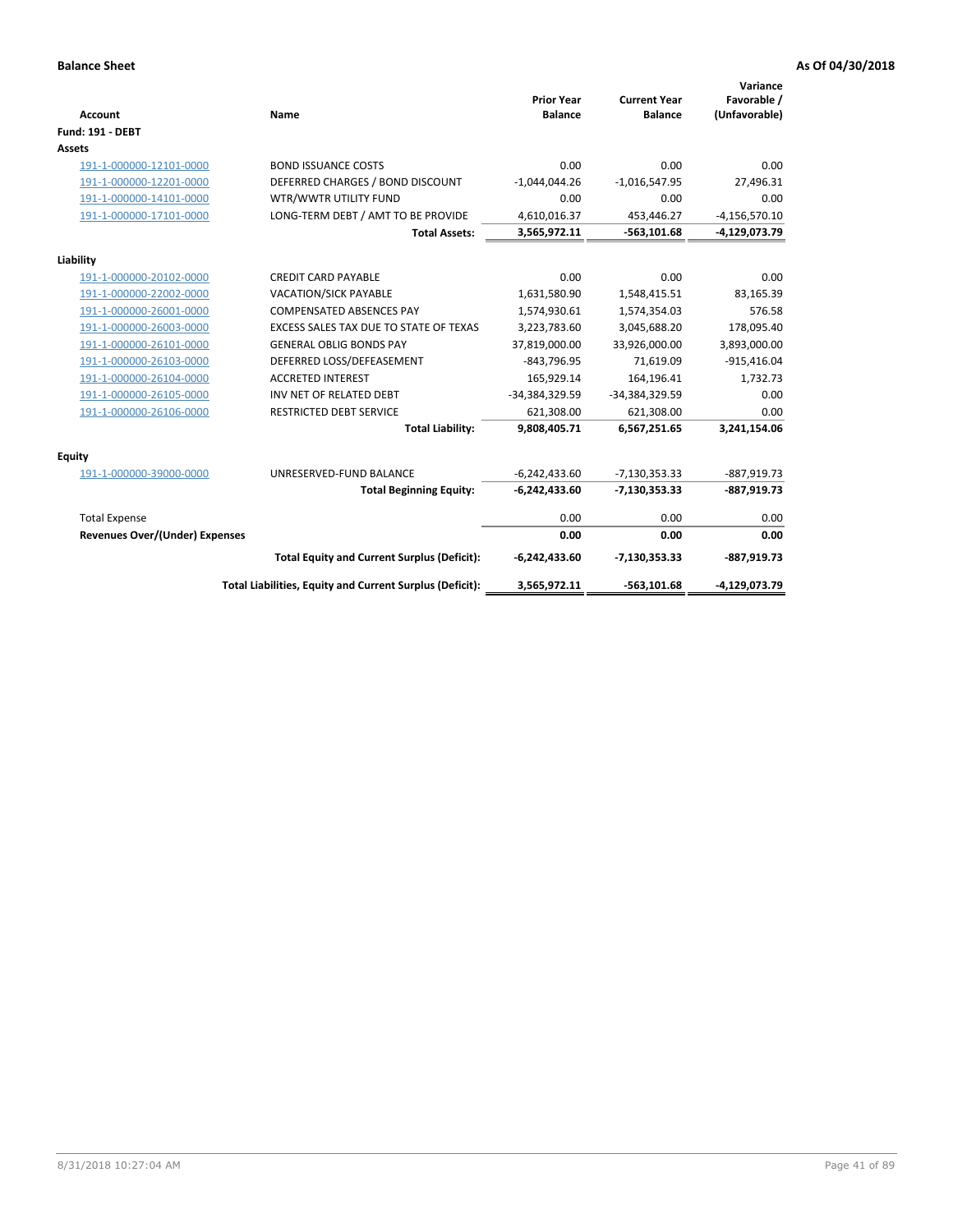**Balance Sheet** **As Of 04/30/2018**

| Account | Name | Prior Year Balance | Current Year Balance | Variance Favorable / (Unfavorable) |
|---|---|---|---|---|
| **Fund: 191 - DEBT** | | | | |
| **Assets** | | | | |
| 191-1-000000-12101-0000 | BOND ISSUANCE COSTS | 0.00 | 0.00 | 0.00 |
| 191-1-000000-12201-0000 | DEFERRED CHARGES / BOND DISCOUNT | -1,044,044.26 | -1,016,547.95 | 27,496.31 |
| 191-1-000000-14101-0000 | WTR/WWTR UTILITY FUND | 0.00 | 0.00 | 0.00 |
| 191-1-000000-17101-0000 | LONG-TERM DEBT / AMT TO BE PROVIDE | 4,610,016.37 | 453,446.27 | -4,156,570.10 |
| | **Total Assets:** | **3,565,972.11** | **-563,101.68** | **-4,129,073.79** |
| **Liability** | | | | |
| 191-1-000000-20102-0000 | CREDIT CARD PAYABLE | 0.00 | 0.00 | 0.00 |
| 191-1-000000-22002-0000 | VACATION/SICK PAYABLE | 1,631,580.90 | 1,548,415.51 | 83,165.39 |
| 191-1-000000-26001-0000 | COMPENSATED ABSENCES PAY | 1,574,930.61 | 1,574,354.03 | 576.58 |
| 191-1-000000-26003-0000 | EXCESS SALES TAX DUE TO STATE OF TEXAS | 3,223,783.60 | 3,045,688.20 | 178,095.40 |
| 191-1-000000-26101-0000 | GENERAL OBLIG BONDS PAY | 37,819,000.00 | 33,926,000.00 | 3,893,000.00 |
| 191-1-000000-26103-0000 | DEFERRED LOSS/DEFEASEMENT | -843,796.95 | 71,619.09 | -915,416.04 |
| 191-1-000000-26104-0000 | ACCRETED INTEREST | 165,929.14 | 164,196.41 | 1,732.73 |
| 191-1-000000-26105-0000 | INV NET OF RELATED DEBT | -34,384,329.59 | -34,384,329.59 | 0.00 |
| 191-1-000000-26106-0000 | RESTRICTED DEBT SERVICE | 621,308.00 | 621,308.00 | 0.00 |
| | **Total Liability:** | **9,808,405.71** | **6,567,251.65** | **3,241,154.06** |
| **Equity** | | | | |
| 191-1-000000-39000-0000 | UNRESERVED-FUND BALANCE | -6,242,433.60 | -7,130,353.33 | -887,919.73 |
| | **Total Beginning Equity:** | **-6,242,433.60** | **-7,130,353.33** | **-887,919.73** |
| Total Expense | | 0.00 | 0.00 | 0.00 |
| **Revenues Over/(Under) Expenses** | | **0.00** | **0.00** | **0.00** |
| | **Total Equity and Current Surplus (Deficit):** | **-6,242,433.60** | **-7,130,353.33** | **-887,919.73** |
| | **Total Liabilities, Equity and Current Surplus (Deficit):** | **3,565,972.11** | **-563,101.68** | **-4,129,073.79** |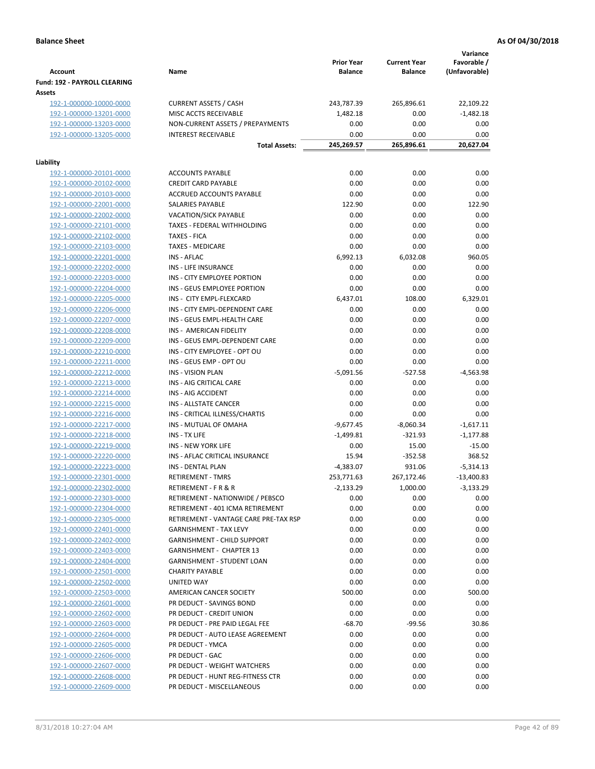**Balance Sheet** **As Of 04/30/2018**

| Account | Name | Prior Year Balance | Current Year Balance | Variance Favorable / (Unfavorable) |
|---|---|---|---|---|
| **Fund: 192 - PAYROLL CLEARING** | | | | |
| **Assets** | | | | |
| 192-1-000000-10000-0000 | CURRENT ASSETS / CASH | 243,787.39 | 265,896.61 | 22,109.22 |
| 192-1-000000-13201-0000 | MISC ACCTS RECEIVABLE | 1,482.18 | 0.00 | -1,482.18 |
| 192-1-000000-13203-0000 | NON-CURRENT ASSETS / PREPAYMENTS | 0.00 | 0.00 | 0.00 |
| 192-1-000000-13205-0000 | INTEREST RECEIVABLE | 0.00 | 0.00 | 0.00 |
| | **Total Assets:** | **245,269.57** | **265,896.61** | **20,627.04** |
| **Liability** | | | | |
| 192-1-000000-20101-0000 | ACCOUNTS PAYABLE | 0.00 | 0.00 | 0.00 |
| 192-1-000000-20102-0000 | CREDIT CARD PAYABLE | 0.00 | 0.00 | 0.00 |
| 192-1-000000-20103-0000 | ACCRUED ACCOUNTS PAYABLE | 0.00 | 0.00 | 0.00 |
| 192-1-000000-22001-0000 | SALARIES PAYABLE | 122.90 | 0.00 | 122.90 |
| 192-1-000000-22002-0000 | VACATION/SICK PAYABLE | 0.00 | 0.00 | 0.00 |
| 192-1-000000-22101-0000 | TAXES - FEDERAL WITHHOLDING | 0.00 | 0.00 | 0.00 |
| 192-1-000000-22102-0000 | TAXES - FICA | 0.00 | 0.00 | 0.00 |
| 192-1-000000-22103-0000 | TAXES - MEDICARE | 0.00 | 0.00 | 0.00 |
| 192-1-000000-22201-0000 | INS - AFLAC | 6,992.13 | 6,032.08 | 960.05 |
| 192-1-000000-22202-0000 | INS - LIFE INSURANCE | 0.00 | 0.00 | 0.00 |
| 192-1-000000-22203-0000 | INS - CITY EMPLOYEE PORTION | 0.00 | 0.00 | 0.00 |
| 192-1-000000-22204-0000 | INS - GEUS EMPLOYEE PORTION | 0.00 | 0.00 | 0.00 |
| 192-1-000000-22205-0000 | INS - CITY EMPL-FLEXCARD | 6,437.01 | 108.00 | 6,329.01 |
| 192-1-000000-22206-0000 | INS - CITY EMPL-DEPENDENT CARE | 0.00 | 0.00 | 0.00 |
| 192-1-000000-22207-0000 | INS - GEUS EMPL-HEALTH CARE | 0.00 | 0.00 | 0.00 |
| 192-1-000000-22208-0000 | INS - AMERICAN FIDELITY | 0.00 | 0.00 | 0.00 |
| 192-1-000000-22209-0000 | INS - GEUS EMPL-DEPENDENT CARE | 0.00 | 0.00 | 0.00 |
| 192-1-000000-22210-0000 | INS - CITY EMPLOYEE - OPT OU | 0.00 | 0.00 | 0.00 |
| 192-1-000000-22211-0000 | INS - GEUS EMP - OPT OU | 0.00 | 0.00 | 0.00 |
| 192-1-000000-22212-0000 | INS - VISION PLAN | -5,091.56 | -527.58 | -4,563.98 |
| 192-1-000000-22213-0000 | INS - AIG CRITICAL CARE | 0.00 | 0.00 | 0.00 |
| 192-1-000000-22214-0000 | INS - AIG ACCIDENT | 0.00 | 0.00 | 0.00 |
| 192-1-000000-22215-0000 | INS - ALLSTATE CANCER | 0.00 | 0.00 | 0.00 |
| 192-1-000000-22216-0000 | INS - CRITICAL ILLNESS/CHARTIS | 0.00 | 0.00 | 0.00 |
| 192-1-000000-22217-0000 | INS - MUTUAL OF OMAHA | -9,677.45 | -8,060.34 | -1,617.11 |
| 192-1-000000-22218-0000 | INS - TX LIFE | -1,499.81 | -321.93 | -1,177.88 |
| 192-1-000000-22219-0000 | INS - NEW YORK LIFE | 0.00 | 15.00 | -15.00 |
| 192-1-000000-22220-0000 | INS - AFLAC CRITICAL INSURANCE | 15.94 | -352.58 | 368.52 |
| 192-1-000000-22223-0000 | INS - DENTAL PLAN | -4,383.07 | 931.06 | -5,314.13 |
| 192-1-000000-22301-0000 | RETIREMENT - TMRS | 253,771.63 | 267,172.46 | -13,400.83 |
| 192-1-000000-22302-0000 | RETIREMENT - F R & R | -2,133.29 | 1,000.00 | -3,133.29 |
| 192-1-000000-22303-0000 | RETIREMENT - NATIONWIDE / PEBSCO | 0.00 | 0.00 | 0.00 |
| 192-1-000000-22304-0000 | RETIREMENT - 401 ICMA RETIREMENT | 0.00 | 0.00 | 0.00 |
| 192-1-000000-22305-0000 | RETIREMENT - VANTAGE CARE PRE-TAX RSP | 0.00 | 0.00 | 0.00 |
| 192-1-000000-22401-0000 | GARNISHMENT - TAX LEVY | 0.00 | 0.00 | 0.00 |
| 192-1-000000-22402-0000 | GARNISHMENT - CHILD SUPPORT | 0.00 | 0.00 | 0.00 |
| 192-1-000000-22403-0000 | GARNISHMENT - CHAPTER 13 | 0.00 | 0.00 | 0.00 |
| 192-1-000000-22404-0000 | GARNISHMENT - STUDENT LOAN | 0.00 | 0.00 | 0.00 |
| 192-1-000000-22501-0000 | CHARITY PAYABLE | 0.00 | 0.00 | 0.00 |
| 192-1-000000-22502-0000 | UNITED WAY | 0.00 | 0.00 | 0.00 |
| 192-1-000000-22503-0000 | AMERICAN CANCER SOCIETY | 500.00 | 0.00 | 500.00 |
| 192-1-000000-22601-0000 | PR DEDUCT - SAVINGS BOND | 0.00 | 0.00 | 0.00 |
| 192-1-000000-22602-0000 | PR DEDUCT - CREDIT UNION | 0.00 | 0.00 | 0.00 |
| 192-1-000000-22603-0000 | PR DEDUCT - PRE PAID LEGAL FEE | -68.70 | -99.56 | 30.86 |
| 192-1-000000-22604-0000 | PR DEDUCT - AUTO LEASE AGREEMENT | 0.00 | 0.00 | 0.00 |
| 192-1-000000-22605-0000 | PR DEDUCT - YMCA | 0.00 | 0.00 | 0.00 |
| 192-1-000000-22606-0000 | PR DEDUCT - GAC | 0.00 | 0.00 | 0.00 |
| 192-1-000000-22607-0000 | PR DEDUCT - WEIGHT WATCHERS | 0.00 | 0.00 | 0.00 |
| 192-1-000000-22608-0000 | PR DEDUCT - HUNT REG-FITNESS CTR | 0.00 | 0.00 | 0.00 |
| 192-1-000000-22609-0000 | PR DEDUCT - MISCELLANEOUS | 0.00 | 0.00 | 0.00 |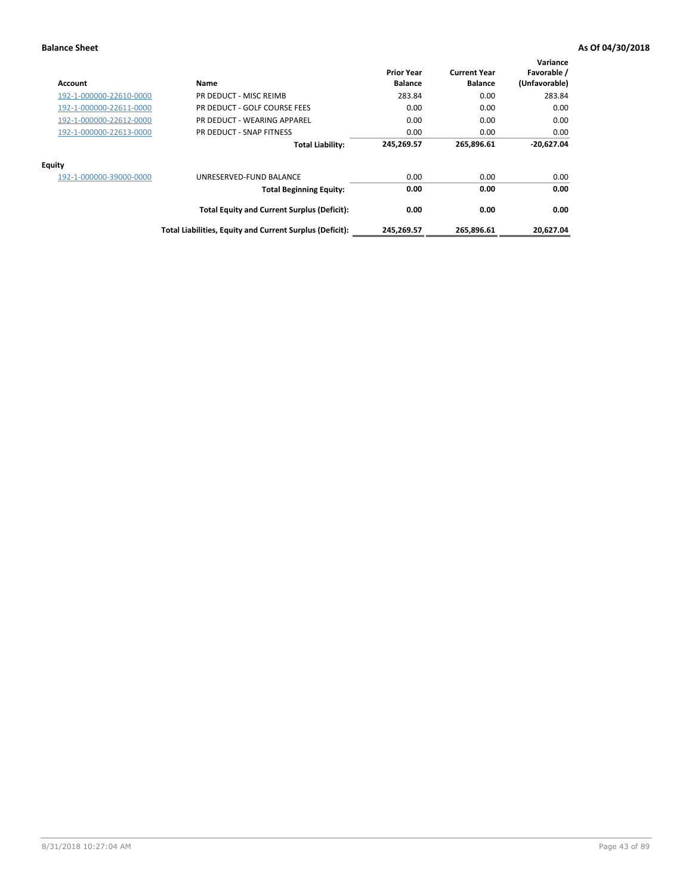**Balance Sheet** **As Of 04/30/2018**

| Account | Name | Prior Year Balance | Current Year Balance | Variance Favorable / (Unfavorable) |
|---|---|---|---|---|
| 192-1-000000-22610-0000 | PR DEDUCT - MISC REIMB | 283.84 | 0.00 | 283.84 |
| 192-1-000000-22611-0000 | PR DEDUCT - GOLF COURSE FEES | 0.00 | 0.00 | 0.00 |
| 192-1-000000-22612-0000 | PR DEDUCT - WEARING APPAREL | 0.00 | 0.00 | 0.00 |
| 192-1-000000-22613-0000 | PR DEDUCT - SNAP FITNESS | 0.00 | 0.00 | 0.00 |
| | **Total Liability:** | **245,269.57** | **265,896.61** | **-20,627.04** |
| **Equity** | | | | |
| 192-1-000000-39000-0000 | UNRESERVED-FUND BALANCE | 0.00 | 0.00 | 0.00 |
| | **Total Beginning Equity:** | **0.00** | **0.00** | **0.00** |
| | **Total Equity and Current Surplus (Deficit):** | **0.00** | **0.00** | **0.00** |
| | **Total Liabilities, Equity and Current Surplus (Deficit):** | **245,269.57** | **265,896.61** | **20,627.04** |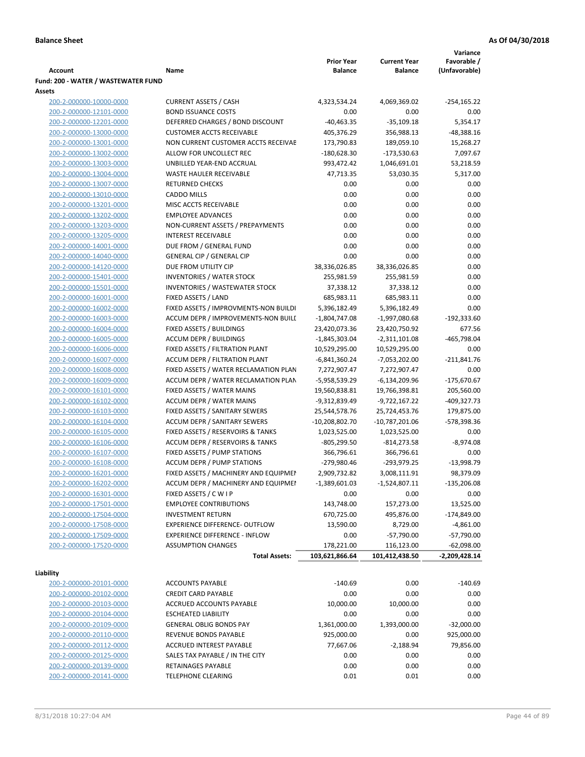**Balance Sheet** **As Of 04/30/2018**

| Account | Name | Prior Year Balance | Current Year Balance | Variance Favorable / (Unfavorable) |
|---|---|---|---|---|
| **Fund: 200 - WATER / WASTEWATER FUND** | | | | |
| **Assets** | | | | |
| 200-2-000000-10000-0000 | CURRENT ASSETS / CASH | 4,323,534.24 | 4,069,369.02 | -254,165.22 |
| 200-2-000000-12101-0000 | BOND ISSUANCE COSTS | 0.00 | 0.00 | 0.00 |
| 200-2-000000-12201-0000 | DEFERRED CHARGES / BOND DISCOUNT | -40,463.35 | -35,109.18 | 5,354.17 |
| 200-2-000000-13000-0000 | CUSTOMER ACCTS RECEIVABLE | 405,376.29 | 356,988.13 | -48,388.16 |
| 200-2-000000-13001-0000 | NON CURRENT CUSTOMER ACCTS RECEIVAE | 173,790.83 | 189,059.10 | 15,268.27 |
| 200-2-000000-13002-0000 | ALLOW FOR UNCOLLECT REC | -180,628.30 | -173,530.63 | 7,097.67 |
| 200-2-000000-13003-0000 | UNBILLED YEAR-END ACCRUAL | 993,472.42 | 1,046,691.01 | 53,218.59 |
| 200-2-000000-13004-0000 | WASTE HAULER RECEIVABLE | 47,713.35 | 53,030.35 | 5,317.00 |
| 200-2-000000-13007-0000 | RETURNED CHECKS | 0.00 | 0.00 | 0.00 |
| 200-2-000000-13010-0000 | CADDO MILLS | 0.00 | 0.00 | 0.00 |
| 200-2-000000-13201-0000 | MISC ACCTS RECEIVABLE | 0.00 | 0.00 | 0.00 |
| 200-2-000000-13202-0000 | EMPLOYEE ADVANCES | 0.00 | 0.00 | 0.00 |
| 200-2-000000-13203-0000 | NON-CURRENT ASSETS / PREPAYMENTS | 0.00 | 0.00 | 0.00 |
| 200-2-000000-13205-0000 | INTEREST RECEIVABLE | 0.00 | 0.00 | 0.00 |
| 200-2-000000-14001-0000 | DUE FROM / GENERAL FUND | 0.00 | 0.00 | 0.00 |
| 200-2-000000-14040-0000 | GENERAL CIP / GENERAL CIP | 0.00 | 0.00 | 0.00 |
| 200-2-000000-14120-0000 | DUE FROM UTILITY CIP | 38,336,026.85 | 38,336,026.85 | 0.00 |
| 200-2-000000-15401-0000 | INVENTORIES / WATER STOCK | 255,981.59 | 255,981.59 | 0.00 |
| 200-2-000000-15501-0000 | INVENTORIES / WASTEWATER STOCK | 37,338.12 | 37,338.12 | 0.00 |
| 200-2-000000-16001-0000 | FIXED ASSETS / LAND | 685,983.11 | 685,983.11 | 0.00 |
| 200-2-000000-16002-0000 | FIXED ASSETS / IMPROVMENTS-NON BUILDI | 5,396,182.49 | 5,396,182.49 | 0.00 |
| 200-2-000000-16003-0000 | ACCUM DEPR / IMPROVEMENTS-NON BUILI | -1,804,747.08 | -1,997,080.68 | -192,333.60 |
| 200-2-000000-16004-0000 | FIXED ASSETS / BUILDINGS | 23,420,073.36 | 23,420,750.92 | 677.56 |
| 200-2-000000-16005-0000 | ACCUM DEPR / BUILDINGS | -1,845,303.04 | -2,311,101.08 | -465,798.04 |
| 200-2-000000-16006-0000 | FIXED ASSETS / FILTRATION PLANT | 10,529,295.00 | 10,529,295.00 | 0.00 |
| 200-2-000000-16007-0000 | ACCUM DEPR / FILTRATION PLANT | -6,841,360.24 | -7,053,202.00 | -211,841.76 |
| 200-2-000000-16008-0000 | FIXED ASSETS / WATER RECLAMATION PLAN | 7,272,907.47 | 7,272,907.47 | 0.00 |
| 200-2-000000-16009-0000 | ACCUM DEPR / WATER RECLAMATION PLAN | -5,958,539.29 | -6,134,209.96 | -175,670.67 |
| 200-2-000000-16101-0000 | FIXED ASSETS / WATER MAINS | 19,560,838.81 | 19,766,398.81 | 205,560.00 |
| 200-2-000000-16102-0000 | ACCUM DEPR / WATER MAINS | -9,312,839.49 | -9,722,167.22 | -409,327.73 |
| 200-2-000000-16103-0000 | FIXED ASSETS / SANITARY SEWERS | 25,544,578.76 | 25,724,453.76 | 179,875.00 |
| 200-2-000000-16104-0000 | ACCUM DEPR / SANITARY SEWERS | -10,208,802.70 | -10,787,201.06 | -578,398.36 |
| 200-2-000000-16105-0000 | FIXED ASSETS / RESERVOIRS & TANKS | 1,023,525.00 | 1,023,525.00 | 0.00 |
| 200-2-000000-16106-0000 | ACCUM DEPR / RESERVOIRS & TANKS | -805,299.50 | -814,273.58 | -8,974.08 |
| 200-2-000000-16107-0000 | FIXED ASSETS / PUMP STATIONS | 366,796.61 | 366,796.61 | 0.00 |
| 200-2-000000-16108-0000 | ACCUM DEPR / PUMP STATIONS | -279,980.46 | -293,979.25 | -13,998.79 |
| 200-2-000000-16201-0000 | FIXED ASSETS / MACHINERY AND EQUIPMEN | 2,909,732.82 | 3,008,111.91 | 98,379.09 |
| 200-2-000000-16202-0000 | ACCUM DEPR / MACHINERY AND EQUIPMEI | -1,389,601.03 | -1,524,807.11 | -135,206.08 |
| 200-2-000000-16301-0000 | FIXED ASSETS / C W I P | 0.00 | 0.00 | 0.00 |
| 200-2-000000-17501-0000 | EMPLOYEE CONTRIBUTIONS | 143,748.00 | 157,273.00 | 13,525.00 |
| 200-2-000000-17504-0000 | INVESTMENT RETURN | 670,725.00 | 495,876.00 | -174,849.00 |
| 200-2-000000-17508-0000 | EXPERIENCE DIFFERENCE- OUTFLOW | 13,590.00 | 8,729.00 | -4,861.00 |
| 200-2-000000-17509-0000 | EXPERIENCE DIFFERENCE - INFLOW | 0.00 | -57,790.00 | -57,790.00 |
| 200-2-000000-17520-0000 | ASSUMPTION CHANGES | 178,221.00 | 116,123.00 | -62,098.00 |
| | **Total Assets:** | **103,621,866.64** | **101,412,438.50** | **-2,209,428.14** |
| **Liability** | | | | |
| 200-2-000000-20101-0000 | ACCOUNTS PAYABLE | -140.69 | 0.00 | -140.69 |
| 200-2-000000-20102-0000 | CREDIT CARD PAYABLE | 0.00 | 0.00 | 0.00 |
| 200-2-000000-20103-0000 | ACCRUED ACCOUNTS PAYABLE | 10,000.00 | 10,000.00 | 0.00 |
| 200-2-000000-20104-0000 | ESCHEATED LIABILITY | 0.00 | 0.00 | 0.00 |
| 200-2-000000-20109-0000 | GENERAL OBLIG BONDS PAY | 1,361,000.00 | 1,393,000.00 | -32,000.00 |
| 200-2-000000-20110-0000 | REVENUE BONDS PAYABLE | 925,000.00 | 0.00 | 925,000.00 |
| 200-2-000000-20112-0000 | ACCRUED INTEREST PAYABLE | 77,667.06 | -2,188.94 | 79,856.00 |
| 200-2-000000-20125-0000 | SALES TAX PAYABLE / IN THE CITY | 0.00 | 0.00 | 0.00 |
| 200-2-000000-20139-0000 | RETAINAGES PAYABLE | 0.00 | 0.00 | 0.00 |
| 200-2-000000-20141-0000 | TELEPHONE CLEARING | 0.01 | 0.01 | 0.00 |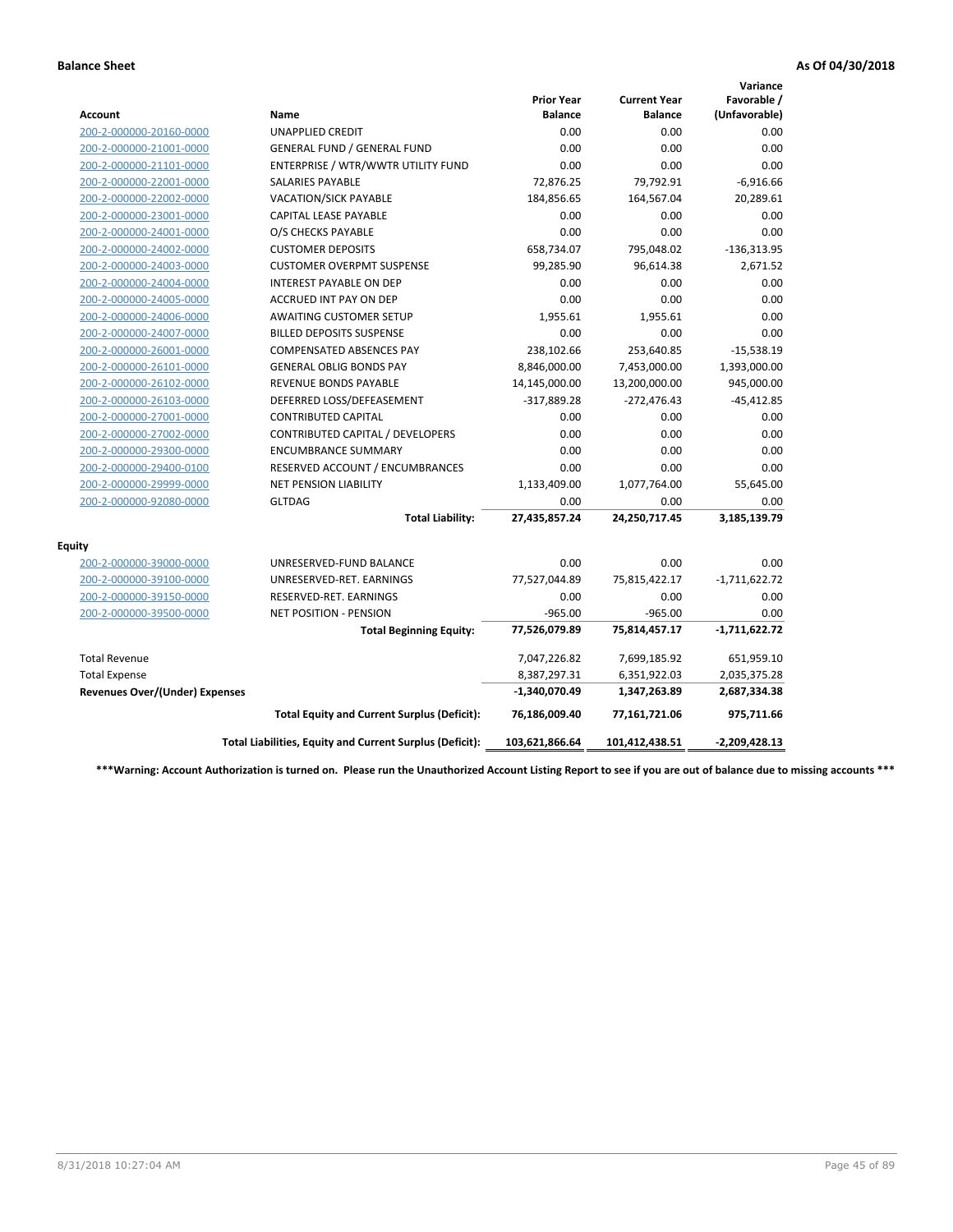**Balance Sheet** **As Of 04/30/2018**

| Account | Name | Prior Year Balance | Current Year Balance | Variance Favorable / (Unfavorable) |
|---|---|---|---|---|
| 200-2-000000-20160-0000 | UNAPPLIED CREDIT | 0.00 | 0.00 | 0.00 |
| 200-2-000000-21001-0000 | GENERAL FUND / GENERAL FUND | 0.00 | 0.00 | 0.00 |
| 200-2-000000-21101-0000 | ENTERPRISE / WTR/WWTR UTILITY FUND | 0.00 | 0.00 | 0.00 |
| 200-2-000000-22001-0000 | SALARIES PAYABLE | 72,876.25 | 79,792.91 | -6,916.66 |
| 200-2-000000-22002-0000 | VACATION/SICK PAYABLE | 184,856.65 | 164,567.04 | 20,289.61 |
| 200-2-000000-23001-0000 | CAPITAL LEASE PAYABLE | 0.00 | 0.00 | 0.00 |
| 200-2-000000-24001-0000 | O/S CHECKS PAYABLE | 0.00 | 0.00 | 0.00 |
| 200-2-000000-24002-0000 | CUSTOMER DEPOSITS | 658,734.07 | 795,048.02 | -136,313.95 |
| 200-2-000000-24003-0000 | CUSTOMER OVERPMT SUSPENSE | 99,285.90 | 96,614.38 | 2,671.52 |
| 200-2-000000-24004-0000 | INTEREST PAYABLE ON DEP | 0.00 | 0.00 | 0.00 |
| 200-2-000000-24005-0000 | ACCRUED INT PAY ON DEP | 0.00 | 0.00 | 0.00 |
| 200-2-000000-24006-0000 | AWAITING CUSTOMER SETUP | 1,955.61 | 1,955.61 | 0.00 |
| 200-2-000000-24007-0000 | BILLED DEPOSITS SUSPENSE | 0.00 | 0.00 | 0.00 |
| 200-2-000000-26001-0000 | COMPENSATED ABSENCES PAY | 238,102.66 | 253,640.85 | -15,538.19 |
| 200-2-000000-26101-0000 | GENERAL OBLIG BONDS PAY | 8,846,000.00 | 7,453,000.00 | 1,393,000.00 |
| 200-2-000000-26102-0000 | REVENUE BONDS PAYABLE | 14,145,000.00 | 13,200,000.00 | 945,000.00 |
| 200-2-000000-26103-0000 | DEFERRED LOSS/DEFEASEMENT | -317,889.28 | -272,476.43 | -45,412.85 |
| 200-2-000000-27001-0000 | CONTRIBUTED CAPITAL | 0.00 | 0.00 | 0.00 |
| 200-2-000000-27002-0000 | CONTRIBUTED CAPITAL / DEVELOPERS | 0.00 | 0.00 | 0.00 |
| 200-2-000000-29300-0000 | ENCUMBRANCE SUMMARY | 0.00 | 0.00 | 0.00 |
| 200-2-000000-29400-0100 | RESERVED ACCOUNT / ENCUMBRANCES | 0.00 | 0.00 | 0.00 |
| 200-2-000000-29999-0000 | NET PENSION LIABILITY | 1,133,409.00 | 1,077,764.00 | 55,645.00 |
| 200-2-000000-92080-0000 | GLTDAG | 0.00 | 0.00 | 0.00 |
| | **Total Liability:** | **27,435,857.24** | **24,250,717.45** | **3,185,139.79** |
| **Equity** | | | | |
| 200-2-000000-39000-0000 | UNRESERVED-FUND BALANCE | 0.00 | 0.00 | 0.00 |
| 200-2-000000-39100-0000 | UNRESERVED-RET. EARNINGS | 77,527,044.89 | 75,815,422.17 | -1,711,622.72 |
| 200-2-000000-39150-0000 | RESERVED-RET. EARNINGS | 0.00 | 0.00 | 0.00 |
| 200-2-000000-39500-0000 | NET POSITION - PENSION | -965.00 | -965.00 | 0.00 |
| | **Total Beginning Equity:** | **77,526,079.89** | **75,814,457.17** | **-1,711,622.72** |
| Total Revenue | | 7,047,226.82 | 7,699,185.92 | 651,959.10 |
| Total Expense | | 8,387,297.31 | 6,351,922.03 | 2,035,375.28 |
| **Revenues Over/(Under) Expenses** | | **-1,340,070.49** | **1,347,263.89** | **2,687,334.38** |
| | **Total Equity and Current Surplus (Deficit):** | **76,186,009.40** | **77,161,721.06** | **975,711.66** |
| | **Total Liabilities, Equity and Current Surplus (Deficit):** | **103,621,866.64** | **101,412,438.51** | **-2,209,428.13** |

**\*\*\*Warning: Account Authorization is turned on. Please run the Unauthorized Account Listing Report to see if you are out of balance due to missing accounts \*\*\***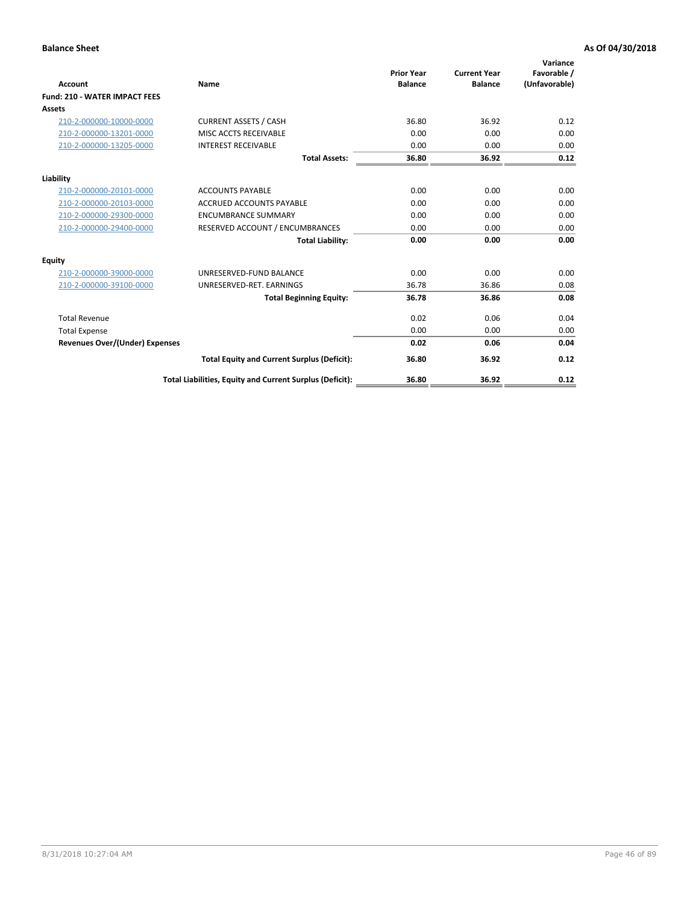**Balance Sheet** **As Of 04/30/2018**

| Account | Name | Prior Year Balance | Current Year Balance | Variance Favorable / (Unfavorable) |
|---|---|---|---|---|
| **Fund: 210 - WATER IMPACT FEES** | | | | |
| **Assets** | | | | |
| 210-2-000000-10000-0000 | CURRENT ASSETS / CASH | 36.80 | 36.92 | 0.12 |
| 210-2-000000-13201-0000 | MISC ACCTS RECEIVABLE | 0.00 | 0.00 | 0.00 |
| 210-2-000000-13205-0000 | INTEREST RECEIVABLE | 0.00 | 0.00 | 0.00 |
| | **Total Assets:** | **36.80** | **36.92** | **0.12** |
| **Liability** | | | | |
| 210-2-000000-20101-0000 | ACCOUNTS PAYABLE | 0.00 | 0.00 | 0.00 |
| 210-2-000000-20103-0000 | ACCRUED ACCOUNTS PAYABLE | 0.00 | 0.00 | 0.00 |
| 210-2-000000-29300-0000 | ENCUMBRANCE SUMMARY | 0.00 | 0.00 | 0.00 |
| 210-2-000000-29400-0000 | RESERVED ACCOUNT / ENCUMBRANCES | 0.00 | 0.00 | 0.00 |
| | **Total Liability:** | **0.00** | **0.00** | **0.00** |
| **Equity** | | | | |
| 210-2-000000-39000-0000 | UNRESERVED-FUND BALANCE | 0.00 | 0.00 | 0.00 |
| 210-2-000000-39100-0000 | UNRESERVED-RET. EARNINGS | 36.78 | 36.86 | 0.08 |
| | **Total Beginning Equity:** | **36.78** | **36.86** | **0.08** |
| Total Revenue | | 0.02 | 0.06 | 0.04 |
| Total Expense | | 0.00 | 0.00 | 0.00 |
| **Revenues Over/(Under) Expenses** | | **0.02** | **0.06** | **0.04** |
| | **Total Equity and Current Surplus (Deficit):** | **36.80** | **36.92** | **0.12** |
| | **Total Liabilities, Equity and Current Surplus (Deficit):** | **36.80** | **36.92** | **0.12** |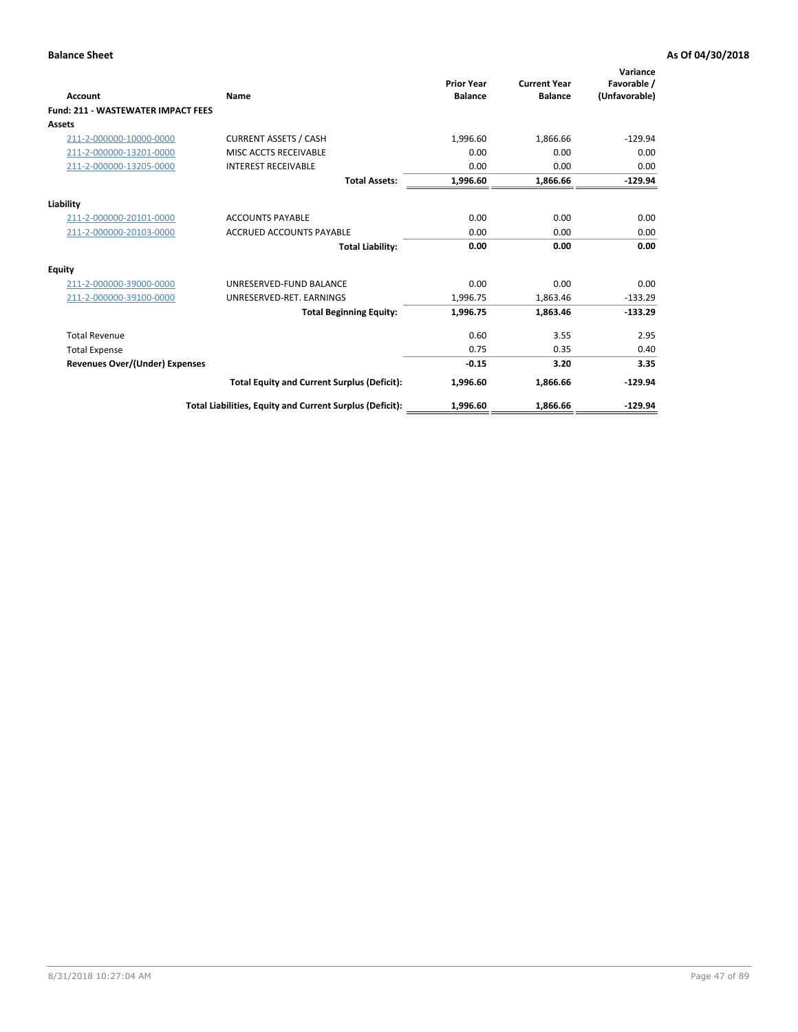**Balance Sheet** **As Of 04/30/2018**

| Account | Name | Prior Year Balance | Current Year Balance | Variance Favorable / (Unfavorable) |
|---|---|---|---|---|
| **Fund: 211 - WASTEWATER IMPACT FEES** | | | | |
| **Assets** | | | | |
| 211-2-000000-10000-0000 | CURRENT ASSETS / CASH | 1,996.60 | 1,866.66 | -129.94 |
| 211-2-000000-13201-0000 | MISC ACCTS RECEIVABLE | 0.00 | 0.00 | 0.00 |
| 211-2-000000-13205-0000 | INTEREST RECEIVABLE | 0.00 | 0.00 | 0.00 |
| | **Total Assets:** | **1,996.60** | **1,866.66** | **-129.94** |
| **Liability** | | | | |
| 211-2-000000-20101-0000 | ACCOUNTS PAYABLE | 0.00 | 0.00 | 0.00 |
| 211-2-000000-20103-0000 | ACCRUED ACCOUNTS PAYABLE | 0.00 | 0.00 | 0.00 |
| | **Total Liability:** | **0.00** | **0.00** | **0.00** |
| **Equity** | | | | |
| 211-2-000000-39000-0000 | UNRESERVED-FUND BALANCE | 0.00 | 0.00 | 0.00 |
| 211-2-000000-39100-0000 | UNRESERVED-RET. EARNINGS | 1,996.75 | 1,863.46 | -133.29 |
| | **Total Beginning Equity:** | **1,996.75** | **1,863.46** | **-133.29** |
| Total Revenue | | 0.60 | 3.55 | 2.95 |
| Total Expense | | 0.75 | 0.35 | 0.40 |
| **Revenues Over/(Under) Expenses** | | **-0.15** | **3.20** | **3.35** |
| | **Total Equity and Current Surplus (Deficit):** | **1,996.60** | **1,866.66** | **-129.94** |
| | **Total Liabilities, Equity and Current Surplus (Deficit):** | **1,996.60** | **1,866.66** | **-129.94** |

8/31/2018 10:27:04 AM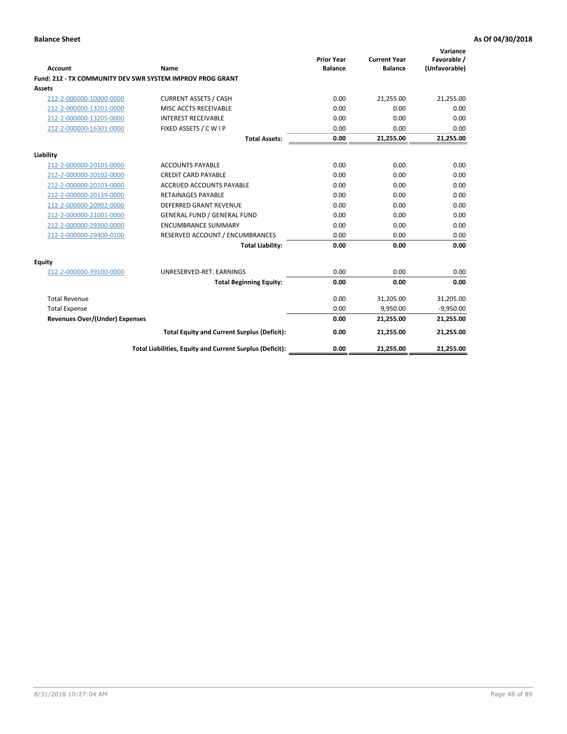**Balance Sheet** **As Of 04/30/2018**

| Account | Name | Prior Year Balance | Current Year Balance | Variance Favorable / (Unfavorable) |
|---|---|---|---|---|
| **Fund: 212 - TX COMMUNITY DEV SWR SYSTEM IMPROV PROG GRANT** | | | | |
| **Assets** | | | | |
| 212-2-000000-10000-0000 | CURRENT ASSETS / CASH | 0.00 | 21,255.00 | 21,255.00 |
| 212-2-000000-13201-0000 | MISC ACCTS RECEIVABLE | 0.00 | 0.00 | 0.00 |
| 212-2-000000-13205-0000 | INTEREST RECEIVABLE | 0.00 | 0.00 | 0.00 |
| 212-2-000000-16301-0000 | FIXED ASSETS / C W I P | 0.00 | 0.00 | 0.00 |
| | **Total Assets:** | **0.00** | **21,255.00** | **21,255.00** |
| **Liability** | | | | |
| 212-2-000000-20101-0000 | ACCOUNTS PAYABLE | 0.00 | 0.00 | 0.00 |
| 212-2-000000-20102-0000 | CREDIT CARD PAYABLE | 0.00 | 0.00 | 0.00 |
| 212-2-000000-20103-0000 | ACCRUED ACCOUNTS PAYABLE | 0.00 | 0.00 | 0.00 |
| 212-2-000000-20139-0000 | RETAINAGES PAYABLE | 0.00 | 0.00 | 0.00 |
| 212-2-000000-20902-0000 | DEFERRED GRANT REVENUE | 0.00 | 0.00 | 0.00 |
| 212-2-000000-21001-0000 | GENERAL FUND / GENERAL FUND | 0.00 | 0.00 | 0.00 |
| 212-2-000000-29300-0000 | ENCUMBRANCE SUMMARY | 0.00 | 0.00 | 0.00 |
| 212-2-000000-29400-0100 | RESERVED ACCOUNT / ENCUMBRANCES | 0.00 | 0.00 | 0.00 |
| | **Total Liability:** | **0.00** | **0.00** | **0.00** |
| **Equity** | | | | |
| 212-2-000000-39100-0000 | UNRESERVED-RET. EARNINGS | 0.00 | 0.00 | 0.00 |
| | **Total Beginning Equity:** | **0.00** | **0.00** | **0.00** |
| Total Revenue | | 0.00 | 31,205.00 | 31,205.00 |
| Total Expense | | 0.00 | 9,950.00 | -9,950.00 |
| **Revenues Over/(Under) Expenses** | | **0.00** | **21,255.00** | **21,255.00** |
| | **Total Equity and Current Surplus (Deficit):** | **0.00** | **21,255.00** | **21,255.00** |
| | **Total Liabilities, Equity and Current Surplus (Deficit):** | **0.00** | **21,255.00** | **21,255.00** |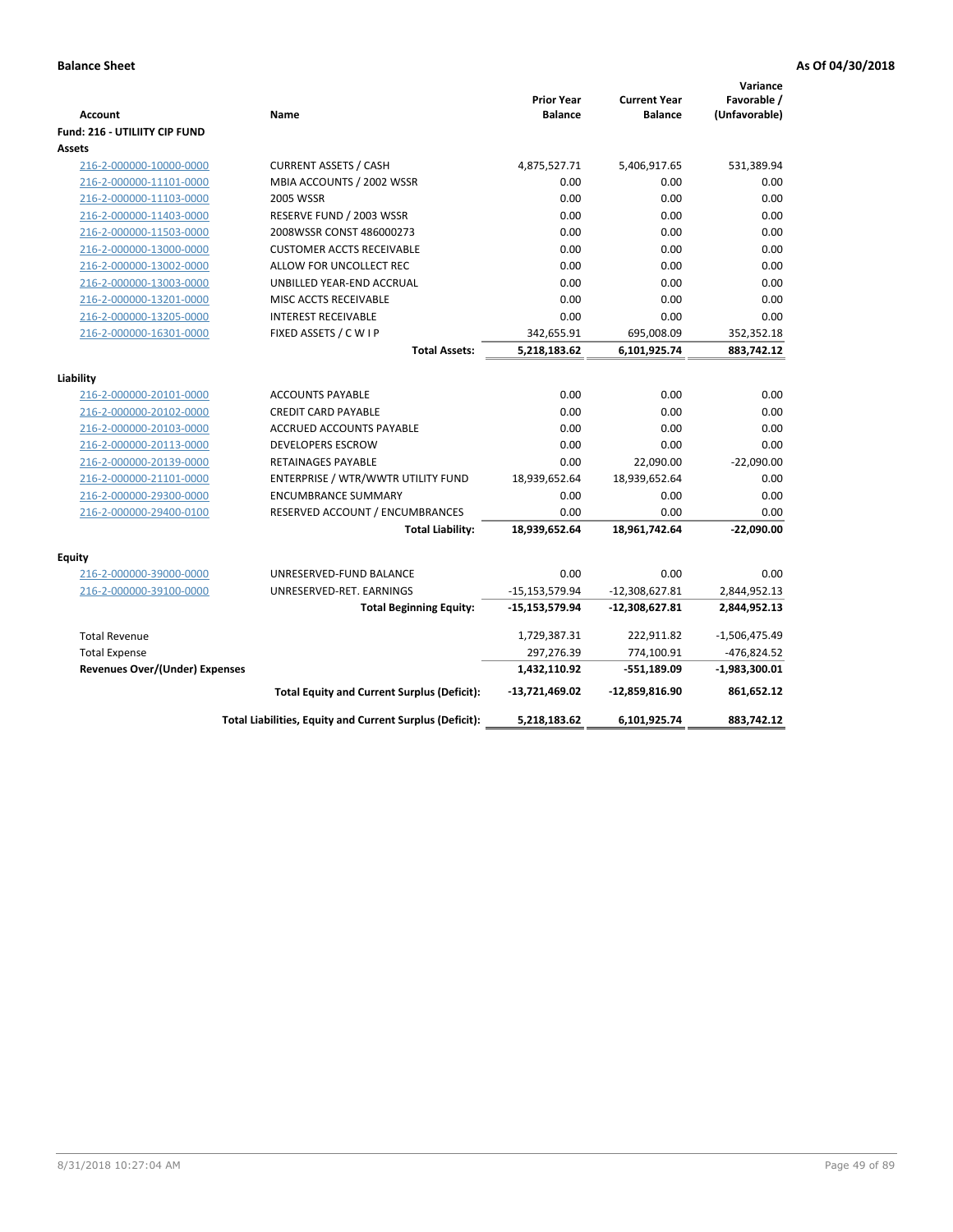**Balance Sheet** **As Of 04/30/2018**

| Account | Name | Prior Year Balance | Current Year Balance | Variance Favorable / (Unfavorable) |
|---|---|---|---|---|
| **Fund: 216 - UTILIITY CIP FUND** | | | | |
| **Assets** | | | | |
| 216-2-000000-10000-0000 | CURRENT ASSETS / CASH | 4,875,527.71 | 5,406,917.65 | 531,389.94 |
| 216-2-000000-11101-0000 | MBIA ACCOUNTS / 2002 WSSR | 0.00 | 0.00 | 0.00 |
| 216-2-000000-11103-0000 | 2005 WSSR | 0.00 | 0.00 | 0.00 |
| 216-2-000000-11403-0000 | RESERVE FUND / 2003 WSSR | 0.00 | 0.00 | 0.00 |
| 216-2-000000-11503-0000 | 2008WSSR CONST 486000273 | 0.00 | 0.00 | 0.00 |
| 216-2-000000-13000-0000 | CUSTOMER ACCTS RECEIVABLE | 0.00 | 0.00 | 0.00 |
| 216-2-000000-13002-0000 | ALLOW FOR UNCOLLECT REC | 0.00 | 0.00 | 0.00 |
| 216-2-000000-13003-0000 | UNBILLED YEAR-END ACCRUAL | 0.00 | 0.00 | 0.00 |
| 216-2-000000-13201-0000 | MISC ACCTS RECEIVABLE | 0.00 | 0.00 | 0.00 |
| 216-2-000000-13205-0000 | INTEREST RECEIVABLE | 0.00 | 0.00 | 0.00 |
| 216-2-000000-16301-0000 | FIXED ASSETS / C W I P | 342,655.91 | 695,008.09 | 352,352.18 |
| | **Total Assets:** | **5,218,183.62** | **6,101,925.74** | **883,742.12** |
| **Liability** | | | | |
| 216-2-000000-20101-0000 | ACCOUNTS PAYABLE | 0.00 | 0.00 | 0.00 |
| 216-2-000000-20102-0000 | CREDIT CARD PAYABLE | 0.00 | 0.00 | 0.00 |
| 216-2-000000-20103-0000 | ACCRUED ACCOUNTS PAYABLE | 0.00 | 0.00 | 0.00 |
| 216-2-000000-20113-0000 | DEVELOPERS ESCROW | 0.00 | 0.00 | 0.00 |
| 216-2-000000-20139-0000 | RETAINAGES PAYABLE | 0.00 | 22,090.00 | -22,090.00 |
| 216-2-000000-21101-0000 | ENTERPRISE / WTR/WWTR UTILITY FUND | 18,939,652.64 | 18,939,652.64 | 0.00 |
| 216-2-000000-29300-0000 | ENCUMBRANCE SUMMARY | 0.00 | 0.00 | 0.00 |
| 216-2-000000-29400-0100 | RESERVED ACCOUNT / ENCUMBRANCES | 0.00 | 0.00 | 0.00 |
| | **Total Liability:** | **18,939,652.64** | **18,961,742.64** | **-22,090.00** |
| **Equity** | | | | |
| 216-2-000000-39000-0000 | UNRESERVED-FUND BALANCE | 0.00 | 0.00 | 0.00 |
| 216-2-000000-39100-0000 | UNRESERVED-RET. EARNINGS | -15,153,579.94 | -12,308,627.81 | 2,844,952.13 |
| | **Total Beginning Equity:** | **-15,153,579.94** | **-12,308,627.81** | **2,844,952.13** |
| Total Revenue | | 1,729,387.31 | 222,911.82 | -1,506,475.49 |
| Total Expense | | 297,276.39 | 774,100.91 | -476,824.52 |
| **Revenues Over/(Under) Expenses** | | **1,432,110.92** | **-551,189.09** | **-1,983,300.01** |
| | **Total Equity and Current Surplus (Deficit):** | **-13,721,469.02** | **-12,859,816.90** | **861,652.12** |
| | **Total Liabilities, Equity and Current Surplus (Deficit):** | **5,218,183.62** | **6,101,925.74** | **883,742.12** |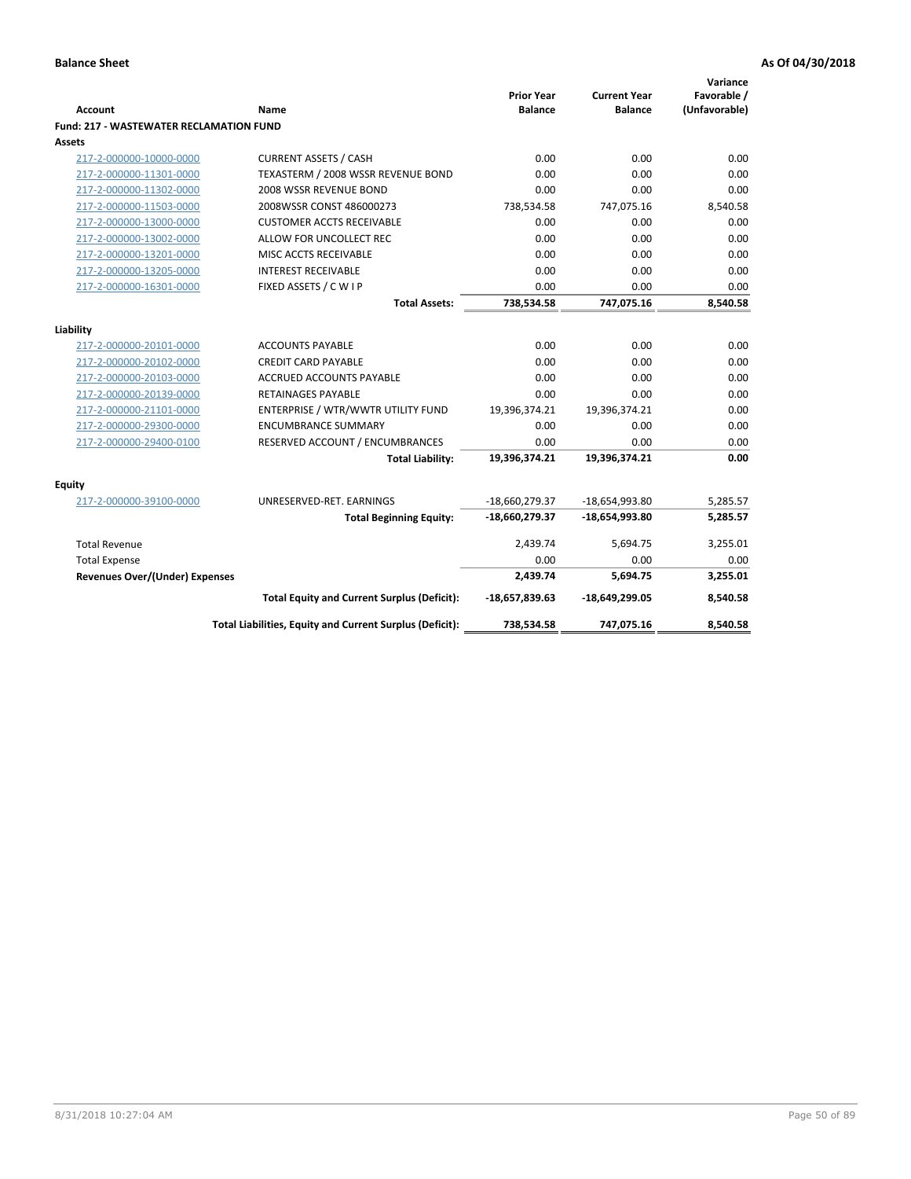**Balance Sheet** | **As Of 04/30/2018**

| Account | Name | Prior Year Balance | Current Year Balance | Variance Favorable / (Unfavorable) |
|---|---|---|---|---|
| **Fund: 217 - WASTEWATER RECLAMATION FUND** | | | | |
| **Assets** | | | | |
| 217-2-000000-10000-0000 | CURRENT ASSETS / CASH | 0.00 | 0.00 | 0.00 |
| 217-2-000000-11301-0000 | TEXASTERM / 2008 WSSR REVENUE BOND | 0.00 | 0.00 | 0.00 |
| 217-2-000000-11302-0000 | 2008 WSSR REVENUE BOND | 0.00 | 0.00 | 0.00 |
| 217-2-000000-11503-0000 | 2008WSSR CONST 486000273 | 738,534.58 | 747,075.16 | 8,540.58 |
| 217-2-000000-13000-0000 | CUSTOMER ACCTS RECEIVABLE | 0.00 | 0.00 | 0.00 |
| 217-2-000000-13002-0000 | ALLOW FOR UNCOLLECT REC | 0.00 | 0.00 | 0.00 |
| 217-2-000000-13201-0000 | MISC ACCTS RECEIVABLE | 0.00 | 0.00 | 0.00 |
| 217-2-000000-13205-0000 | INTEREST RECEIVABLE | 0.00 | 0.00 | 0.00 |
| 217-2-000000-16301-0000 | FIXED ASSETS / C W I P | 0.00 | 0.00 | 0.00 |
| | **Total Assets:** | **738,534.58** | **747,075.16** | **8,540.58** |
| **Liability** | | | | |
| 217-2-000000-20101-0000 | ACCOUNTS PAYABLE | 0.00 | 0.00 | 0.00 |
| 217-2-000000-20102-0000 | CREDIT CARD PAYABLE | 0.00 | 0.00 | 0.00 |
| 217-2-000000-20103-0000 | ACCRUED ACCOUNTS PAYABLE | 0.00 | 0.00 | 0.00 |
| 217-2-000000-20139-0000 | RETAINAGES PAYABLE | 0.00 | 0.00 | 0.00 |
| 217-2-000000-21101-0000 | ENTERPRISE / WTR/WWTR UTILITY FUND | 19,396,374.21 | 19,396,374.21 | 0.00 |
| 217-2-000000-29300-0000 | ENCUMBRANCE SUMMARY | 0.00 | 0.00 | 0.00 |
| 217-2-000000-29400-0100 | RESERVED ACCOUNT / ENCUMBRANCES | 0.00 | 0.00 | 0.00 |
| | **Total Liability:** | **19,396,374.21** | **19,396,374.21** | **0.00** |
| **Equity** | | | | |
| 217-2-000000-39100-0000 | UNRESERVED-RET. EARNINGS | -18,660,279.37 | -18,654,993.80 | 5,285.57 |
| | **Total Beginning Equity:** | **-18,660,279.37** | **-18,654,993.80** | **5,285.57** |
| Total Revenue | | 2,439.74 | 5,694.75 | 3,255.01 |
| Total Expense | | 0.00 | 0.00 | 0.00 |
| **Revenues Over/(Under) Expenses** | | **2,439.74** | **5,694.75** | **3,255.01** |
| | **Total Equity and Current Surplus (Deficit):** | **-18,657,839.63** | **-18,649,299.05** | **8,540.58** |
| | **Total Liabilities, Equity and Current Surplus (Deficit):** | **738,534.58** | **747,075.16** | **8,540.58** |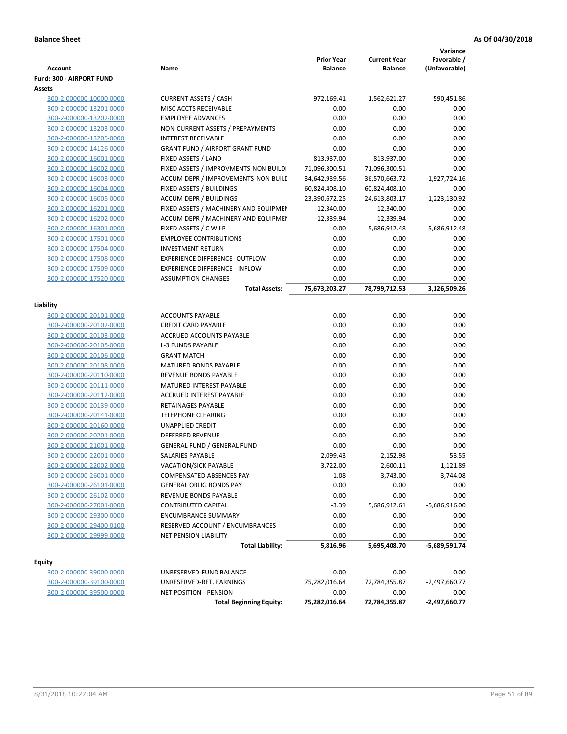**Balance Sheet** **As Of 04/30/2018**

| Account | Name | Prior Year Balance | Current Year Balance | Variance Favorable / (Unfavorable) |
|---|---|---|---|---|
| **Fund: 300 - AIRPORT FUND** | | | | |
| **Assets** | | | | |
| 300-2-000000-10000-0000 | CURRENT ASSETS / CASH | 972,169.41 | 1,562,621.27 | 590,451.86 |
| 300-2-000000-13201-0000 | MISC ACCTS RECEIVABLE | 0.00 | 0.00 | 0.00 |
| 300-2-000000-13202-0000 | EMPLOYEE ADVANCES | 0.00 | 0.00 | 0.00 |
| 300-2-000000-13203-0000 | NON-CURRENT ASSETS / PREPAYMENTS | 0.00 | 0.00 | 0.00 |
| 300-2-000000-13205-0000 | INTEREST RECEIVABLE | 0.00 | 0.00 | 0.00 |
| 300-2-000000-14126-0000 | GRANT FUND / AIRPORT GRANT FUND | 0.00 | 0.00 | 0.00 |
| 300-2-000000-16001-0000 | FIXED ASSETS / LAND | 813,937.00 | 813,937.00 | 0.00 |
| 300-2-000000-16002-0000 | FIXED ASSETS / IMPROVMENTS-NON BUILDI | 71,096,300.51 | 71,096,300.51 | 0.00 |
| 300-2-000000-16003-0000 | ACCUM DEPR / IMPROVEMENTS-NON BUILI | -34,642,939.56 | -36,570,663.72 | -1,927,724.16 |
| 300-2-000000-16004-0000 | FIXED ASSETS / BUILDINGS | 60,824,408.10 | 60,824,408.10 | 0.00 |
| 300-2-000000-16005-0000 | ACCUM DEPR / BUILDINGS | -23,390,672.25 | -24,613,803.17 | -1,223,130.92 |
| 300-2-000000-16201-0000 | FIXED ASSETS / MACHINERY AND EQUIPMEI | 12,340.00 | 12,340.00 | 0.00 |
| 300-2-000000-16202-0000 | ACCUM DEPR / MACHINERY AND EQUIPMEI | -12,339.94 | -12,339.94 | 0.00 |
| 300-2-000000-16301-0000 | FIXED ASSETS / C W I P | 0.00 | 5,686,912.48 | 5,686,912.48 |
| 300-2-000000-17501-0000 | EMPLOYEE CONTRIBUTIONS | 0.00 | 0.00 | 0.00 |
| 300-2-000000-17504-0000 | INVESTMENT RETURN | 0.00 | 0.00 | 0.00 |
| 300-2-000000-17508-0000 | EXPERIENCE DIFFERENCE- OUTFLOW | 0.00 | 0.00 | 0.00 |
| 300-2-000000-17509-0000 | EXPERIENCE DIFFERENCE - INFLOW | 0.00 | 0.00 | 0.00 |
| 300-2-000000-17520-0000 | ASSUMPTION CHANGES | 0.00 | 0.00 | 0.00 |
| | **Total Assets:** | **75,673,203.27** | **78,799,712.53** | **3,126,509.26** |
| **Liability** | | | | |
| 300-2-000000-20101-0000 | ACCOUNTS PAYABLE | 0.00 | 0.00 | 0.00 |
| 300-2-000000-20102-0000 | CREDIT CARD PAYABLE | 0.00 | 0.00 | 0.00 |
| 300-2-000000-20103-0000 | ACCRUED ACCOUNTS PAYABLE | 0.00 | 0.00 | 0.00 |
| 300-2-000000-20105-0000 | L-3 FUNDS PAYABLE | 0.00 | 0.00 | 0.00 |
| 300-2-000000-20106-0000 | GRANT MATCH | 0.00 | 0.00 | 0.00 |
| 300-2-000000-20108-0000 | MATURED BONDS PAYABLE | 0.00 | 0.00 | 0.00 |
| 300-2-000000-20110-0000 | REVENUE BONDS PAYABLE | 0.00 | 0.00 | 0.00 |
| 300-2-000000-20111-0000 | MATURED INTEREST PAYABLE | 0.00 | 0.00 | 0.00 |
| 300-2-000000-20112-0000 | ACCRUED INTEREST PAYABLE | 0.00 | 0.00 | 0.00 |
| 300-2-000000-20139-0000 | RETAINAGES PAYABLE | 0.00 | 0.00 | 0.00 |
| 300-2-000000-20141-0000 | TELEPHONE CLEARING | 0.00 | 0.00 | 0.00 |
| 300-2-000000-20160-0000 | UNAPPLIED CREDIT | 0.00 | 0.00 | 0.00 |
| 300-2-000000-20201-0000 | DEFERRED REVENUE | 0.00 | 0.00 | 0.00 |
| 300-2-000000-21001-0000 | GENERAL FUND / GENERAL FUND | 0.00 | 0.00 | 0.00 |
| 300-2-000000-22001-0000 | SALARIES PAYABLE | 2,099.43 | 2,152.98 | -53.55 |
| 300-2-000000-22002-0000 | VACATION/SICK PAYABLE | 3,722.00 | 2,600.11 | 1,121.89 |
| 300-2-000000-26001-0000 | COMPENSATED ABSENCES PAY | -1.08 | 3,743.00 | -3,744.08 |
| 300-2-000000-26101-0000 | GENERAL OBLIG BONDS PAY | 0.00 | 0.00 | 0.00 |
| 300-2-000000-26102-0000 | REVENUE BONDS PAYABLE | 0.00 | 0.00 | 0.00 |
| 300-2-000000-27001-0000 | CONTRIBUTED CAPITAL | -3.39 | 5,686,912.61 | -5,686,916.00 |
| 300-2-000000-29300-0000 | ENCUMBRANCE SUMMARY | 0.00 | 0.00 | 0.00 |
| 300-2-000000-29400-0100 | RESERVED ACCOUNT / ENCUMBRANCES | 0.00 | 0.00 | 0.00 |
| 300-2-000000-29999-0000 | NET PENSION LIABILITY | 0.00 | 0.00 | 0.00 |
| | **Total Liability:** | **5,816.96** | **5,695,408.70** | **-5,689,591.74** |
| **Equity** | | | | |
| 300-2-000000-39000-0000 | UNRESERVED-FUND BALANCE | 0.00 | 0.00 | 0.00 |
| 300-2-000000-39100-0000 | UNRESERVED-RET. EARNINGS | 75,282,016.64 | 72,784,355.87 | -2,497,660.77 |
| 300-2-000000-39500-0000 | NET POSITION - PENSION | 0.00 | 0.00 | 0.00 |
| | **Total Beginning Equity:** | **75,282,016.64** | **72,784,355.87** | **-2,497,660.77** |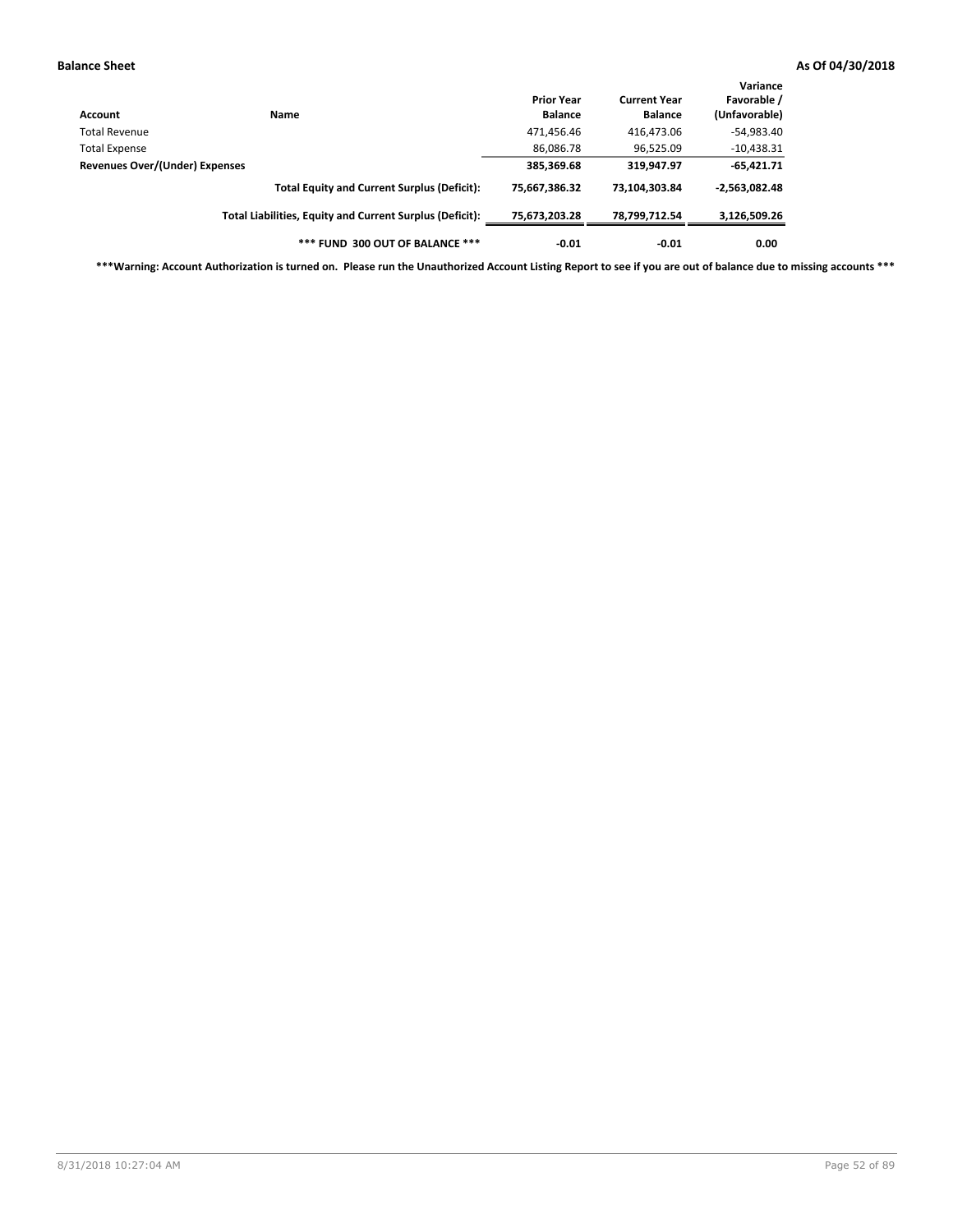**Balance Sheet** **As Of 04/30/2018**

| Account | Name | Prior Year Balance | Current Year Balance | Variance Favorable / (Unfavorable) |
|---|---|---|---|---|
| Total Revenue | | 471,456.46 | 416,473.06 | -54,983.40 |
| Total Expense | | 86,086.78 | 96,525.09 | -10,438.31 |
| **Revenues Over/(Under) Expenses** | | **385,369.68** | **319,947.97** | **-65,421.71** |
| | **Total Equity and Current Surplus (Deficit):** | **75,667,386.32** | **73,104,303.84** | **-2,563,082.48** |
| | **Total Liabilities, Equity and Current Surplus (Deficit):** | **75,673,203.28** | **78,799,712.54** | **3,126,509.26** |
| | **\*\*\* FUND 300 OUT OF BALANCE \*\*\*** | **-0.01** | **-0.01** | **0.00** |

**\*\*\*Warning: Account Authorization is turned on. Please run the Unauthorized Account Listing Report to see if you are out of balance due to missing accounts \*\*\***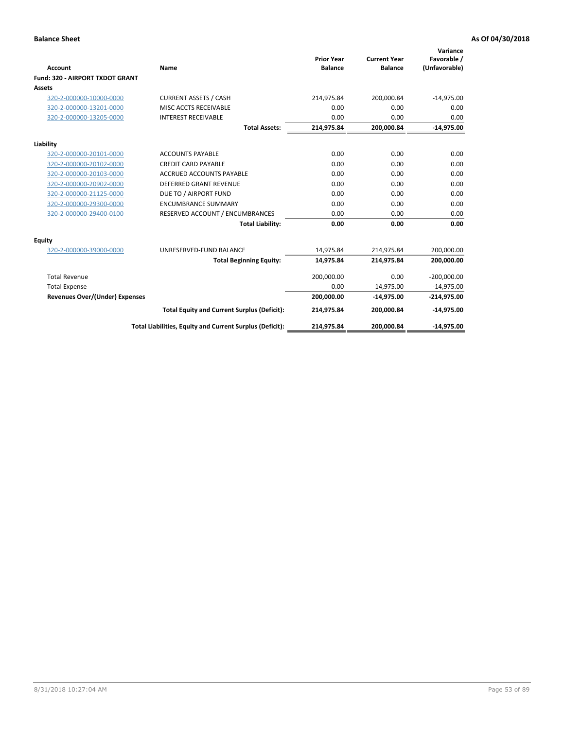**Balance Sheet** **As Of 04/30/2018**

| Account | Name | Prior Year Balance | Current Year Balance | Variance Favorable / (Unfavorable) |
|---|---|---|---|---|
| **Fund: 320 - AIRPORT TXDOT GRANT** | | | | |
| **Assets** | | | | |
| 320-2-000000-10000-0000 | CURRENT ASSETS / CASH | 214,975.84 | 200,000.84 | -14,975.00 |
| 320-2-000000-13201-0000 | MISC ACCTS RECEIVABLE | 0.00 | 0.00 | 0.00 |
| 320-2-000000-13205-0000 | INTEREST RECEIVABLE | 0.00 | 0.00 | 0.00 |
| | **Total Assets:** | **214,975.84** | **200,000.84** | **-14,975.00** |
| **Liability** | | | | |
| 320-2-000000-20101-0000 | ACCOUNTS PAYABLE | 0.00 | 0.00 | 0.00 |
| 320-2-000000-20102-0000 | CREDIT CARD PAYABLE | 0.00 | 0.00 | 0.00 |
| 320-2-000000-20103-0000 | ACCRUED ACCOUNTS PAYABLE | 0.00 | 0.00 | 0.00 |
| 320-2-000000-20902-0000 | DEFERRED GRANT REVENUE | 0.00 | 0.00 | 0.00 |
| 320-2-000000-21125-0000 | DUE TO / AIRPORT FUND | 0.00 | 0.00 | 0.00 |
| 320-2-000000-29300-0000 | ENCUMBRANCE SUMMARY | 0.00 | 0.00 | 0.00 |
| 320-2-000000-29400-0100 | RESERVED ACCOUNT / ENCUMBRANCES | 0.00 | 0.00 | 0.00 |
| | **Total Liability:** | **0.00** | **0.00** | **0.00** |
| **Equity** | | | | |
| 320-2-000000-39000-0000 | UNRESERVED-FUND BALANCE | 14,975.84 | 214,975.84 | 200,000.00 |
| | **Total Beginning Equity:** | **14,975.84** | **214,975.84** | **200,000.00** |
| Total Revenue | | 200,000.00 | 0.00 | -200,000.00 |
| Total Expense | | 0.00 | 14,975.00 | -14,975.00 |
| **Revenues Over/(Under) Expenses** | | **200,000.00** | **-14,975.00** | **-214,975.00** |
| | **Total Equity and Current Surplus (Deficit):** | **214,975.84** | **200,000.84** | **-14,975.00** |
| | **Total Liabilities, Equity and Current Surplus (Deficit):** | **214,975.84** | **200,000.84** | **-14,975.00** |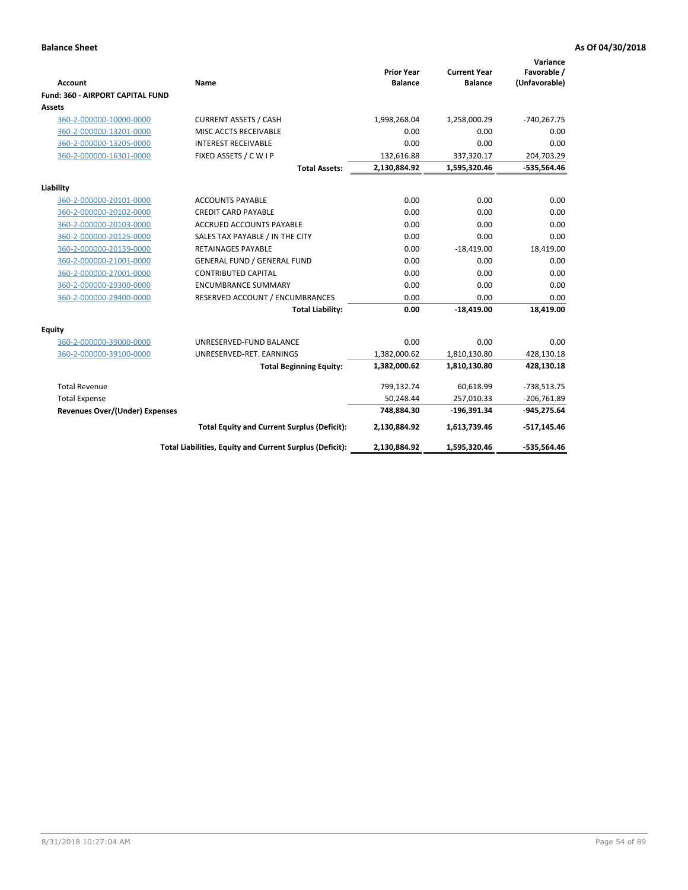**Balance Sheet** **As Of 04/30/2018**

| Account | Name | Prior Year Balance | Current Year Balance | Variance Favorable / (Unfavorable) |
|---|---|---|---|---|
| **Fund: 360 - AIRPORT CAPITAL FUND** | | | | |
| **Assets** | | | | |
| 360-2-000000-10000-0000 | CURRENT ASSETS / CASH | 1,998,268.04 | 1,258,000.29 | -740,267.75 |
| 360-2-000000-13201-0000 | MISC ACCTS RECEIVABLE | 0.00 | 0.00 | 0.00 |
| 360-2-000000-13205-0000 | INTEREST RECEIVABLE | 0.00 | 0.00 | 0.00 |
| 360-2-000000-16301-0000 | FIXED ASSETS / C W I P | 132,616.88 | 337,320.17 | 204,703.29 |
| | **Total Assets:** | **2,130,884.92** | **1,595,320.46** | **-535,564.46** |
| **Liability** | | | | |
| 360-2-000000-20101-0000 | ACCOUNTS PAYABLE | 0.00 | 0.00 | 0.00 |
| 360-2-000000-20102-0000 | CREDIT CARD PAYABLE | 0.00 | 0.00 | 0.00 |
| 360-2-000000-20103-0000 | ACCRUED ACCOUNTS PAYABLE | 0.00 | 0.00 | 0.00 |
| 360-2-000000-20125-0000 | SALES TAX PAYABLE / IN THE CITY | 0.00 | 0.00 | 0.00 |
| 360-2-000000-20139-0000 | RETAINAGES PAYABLE | 0.00 | -18,419.00 | 18,419.00 |
| 360-2-000000-21001-0000 | GENERAL FUND / GENERAL FUND | 0.00 | 0.00 | 0.00 |
| 360-2-000000-27001-0000 | CONTRIBUTED CAPITAL | 0.00 | 0.00 | 0.00 |
| 360-2-000000-29300-0000 | ENCUMBRANCE SUMMARY | 0.00 | 0.00 | 0.00 |
| 360-2-000000-29400-0000 | RESERVED ACCOUNT / ENCUMBRANCES | 0.00 | 0.00 | 0.00 |
| | **Total Liability:** | **0.00** | **-18,419.00** | **18,419.00** |
| **Equity** | | | | |
| 360-2-000000-39000-0000 | UNRESERVED-FUND BALANCE | 0.00 | 0.00 | 0.00 |
| 360-2-000000-39100-0000 | UNRESERVED-RET. EARNINGS | 1,382,000.62 | 1,810,130.80 | 428,130.18 |
| | **Total Beginning Equity:** | **1,382,000.62** | **1,810,130.80** | **428,130.18** |
| Total Revenue | | 799,132.74 | 60,618.99 | -738,513.75 |
| Total Expense | | 50,248.44 | 257,010.33 | -206,761.89 |
| **Revenues Over/(Under) Expenses** | | **748,884.30** | **-196,391.34** | **-945,275.64** |
| | **Total Equity and Current Surplus (Deficit):** | **2,130,884.92** | **1,613,739.46** | **-517,145.46** |
| | **Total Liabilities, Equity and Current Surplus (Deficit):** | **2,130,884.92** | **1,595,320.46** | **-535,564.46** |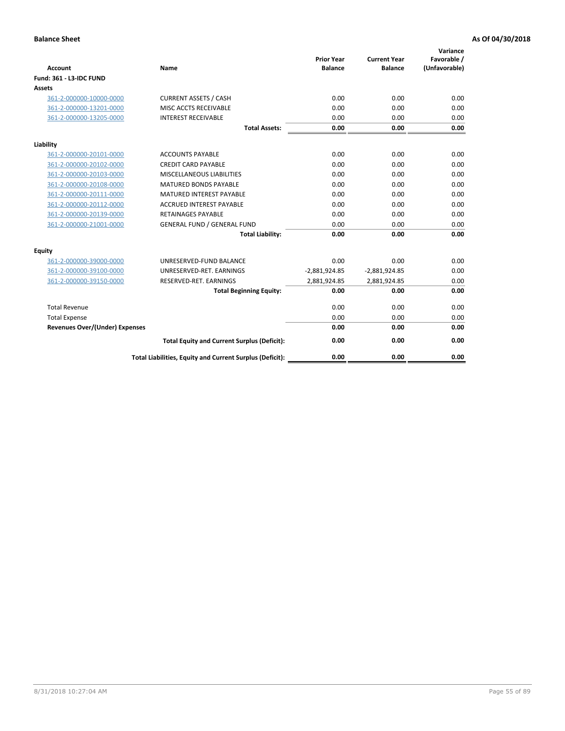**Balance Sheet** **As Of 04/30/2018**

| Account | Name | Prior Year Balance | Current Year Balance | Variance Favorable / (Unfavorable) |
|---|---|---|---|---|
| **Fund: 361 - L3-IDC FUND** | | | | |
| **Assets** | | | | |
| 361-2-000000-10000-0000 | CURRENT ASSETS / CASH | 0.00 | 0.00 | 0.00 |
| 361-2-000000-13201-0000 | MISC ACCTS RECEIVABLE | 0.00 | 0.00 | 0.00 |
| 361-2-000000-13205-0000 | INTEREST RECEIVABLE | 0.00 | 0.00 | 0.00 |
| | **Total Assets:** | **0.00** | **0.00** | **0.00** |
| **Liability** | | | | |
| 361-2-000000-20101-0000 | ACCOUNTS PAYABLE | 0.00 | 0.00 | 0.00 |
| 361-2-000000-20102-0000 | CREDIT CARD PAYABLE | 0.00 | 0.00 | 0.00 |
| 361-2-000000-20103-0000 | MISCELLANEOUS LIABILITIES | 0.00 | 0.00 | 0.00 |
| 361-2-000000-20108-0000 | MATURED BONDS PAYABLE | 0.00 | 0.00 | 0.00 |
| 361-2-000000-20111-0000 | MATURED INTEREST PAYABLE | 0.00 | 0.00 | 0.00 |
| 361-2-000000-20112-0000 | ACCRUED INTEREST PAYABLE | 0.00 | 0.00 | 0.00 |
| 361-2-000000-20139-0000 | RETAINAGES PAYABLE | 0.00 | 0.00 | 0.00 |
| 361-2-000000-21001-0000 | GENERAL FUND / GENERAL FUND | 0.00 | 0.00 | 0.00 |
| | **Total Liability:** | **0.00** | **0.00** | **0.00** |
| **Equity** | | | | |
| 361-2-000000-39000-0000 | UNRESERVED-FUND BALANCE | 0.00 | 0.00 | 0.00 |
| 361-2-000000-39100-0000 | UNRESERVED-RET. EARNINGS | -2,881,924.85 | -2,881,924.85 | 0.00 |
| 361-2-000000-39150-0000 | RESERVED-RET. EARNINGS | 2,881,924.85 | 2,881,924.85 | 0.00 |
| | **Total Beginning Equity:** | **0.00** | **0.00** | **0.00** |
| Total Revenue | | 0.00 | 0.00 | 0.00 |
| Total Expense | | 0.00 | 0.00 | 0.00 |
| **Revenues Over/(Under) Expenses** | | **0.00** | **0.00** | **0.00** |
| | **Total Equity and Current Surplus (Deficit):** | **0.00** | **0.00** | **0.00** |
| | **Total Liabilities, Equity and Current Surplus (Deficit):** | **0.00** | **0.00** | **0.00** |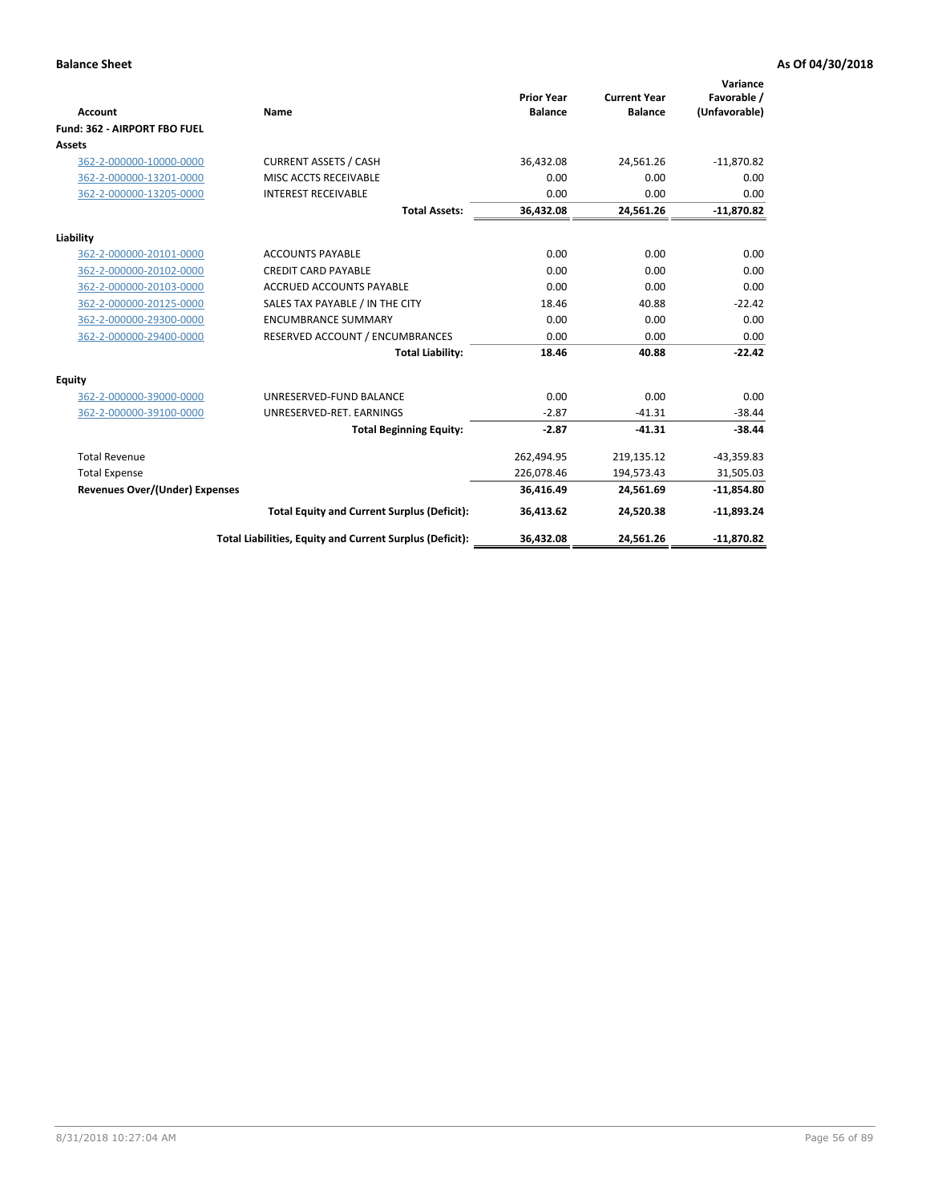**Balance Sheet** — **As Of 04/30/2018**

| Account | Name | Prior Year Balance | Current Year Balance | Variance Favorable / (Unfavorable) |
|---|---|---|---|---|
| **Fund: 362 - AIRPORT FBO FUEL** | | | | |
| **Assets** | | | | |
| 362-2-000000-10000-0000 | CURRENT ASSETS / CASH | 36,432.08 | 24,561.26 | -11,870.82 |
| 362-2-000000-13201-0000 | MISC ACCTS RECEIVABLE | 0.00 | 0.00 | 0.00 |
| 362-2-000000-13205-0000 | INTEREST RECEIVABLE | 0.00 | 0.00 | 0.00 |
| | **Total Assets:** | **36,432.08** | **24,561.26** | **-11,870.82** |
| **Liability** | | | | |
| 362-2-000000-20101-0000 | ACCOUNTS PAYABLE | 0.00 | 0.00 | 0.00 |
| 362-2-000000-20102-0000 | CREDIT CARD PAYABLE | 0.00 | 0.00 | 0.00 |
| 362-2-000000-20103-0000 | ACCRUED ACCOUNTS PAYABLE | 0.00 | 0.00 | 0.00 |
| 362-2-000000-20125-0000 | SALES TAX PAYABLE / IN THE CITY | 18.46 | 40.88 | -22.42 |
| 362-2-000000-29300-0000 | ENCUMBRANCE SUMMARY | 0.00 | 0.00 | 0.00 |
| 362-2-000000-29400-0000 | RESERVED ACCOUNT / ENCUMBRANCES | 0.00 | 0.00 | 0.00 |
| | **Total Liability:** | **18.46** | **40.88** | **-22.42** |
| **Equity** | | | | |
| 362-2-000000-39000-0000 | UNRESERVED-FUND BALANCE | 0.00 | 0.00 | 0.00 |
| 362-2-000000-39100-0000 | UNRESERVED-RET. EARNINGS | -2.87 | -41.31 | -38.44 |
| | **Total Beginning Equity:** | **-2.87** | **-41.31** | **-38.44** |
| Total Revenue | | 262,494.95 | 219,135.12 | -43,359.83 |
| Total Expense | | 226,078.46 | 194,573.43 | 31,505.03 |
| **Revenues Over/(Under) Expenses** | | **36,416.49** | **24,561.69** | **-11,854.80** |
| | **Total Equity and Current Surplus (Deficit):** | **36,413.62** | **24,520.38** | **-11,893.24** |
| | **Total Liabilities, Equity and Current Surplus (Deficit):** | **36,432.08** | **24,561.26** | **-11,870.82** |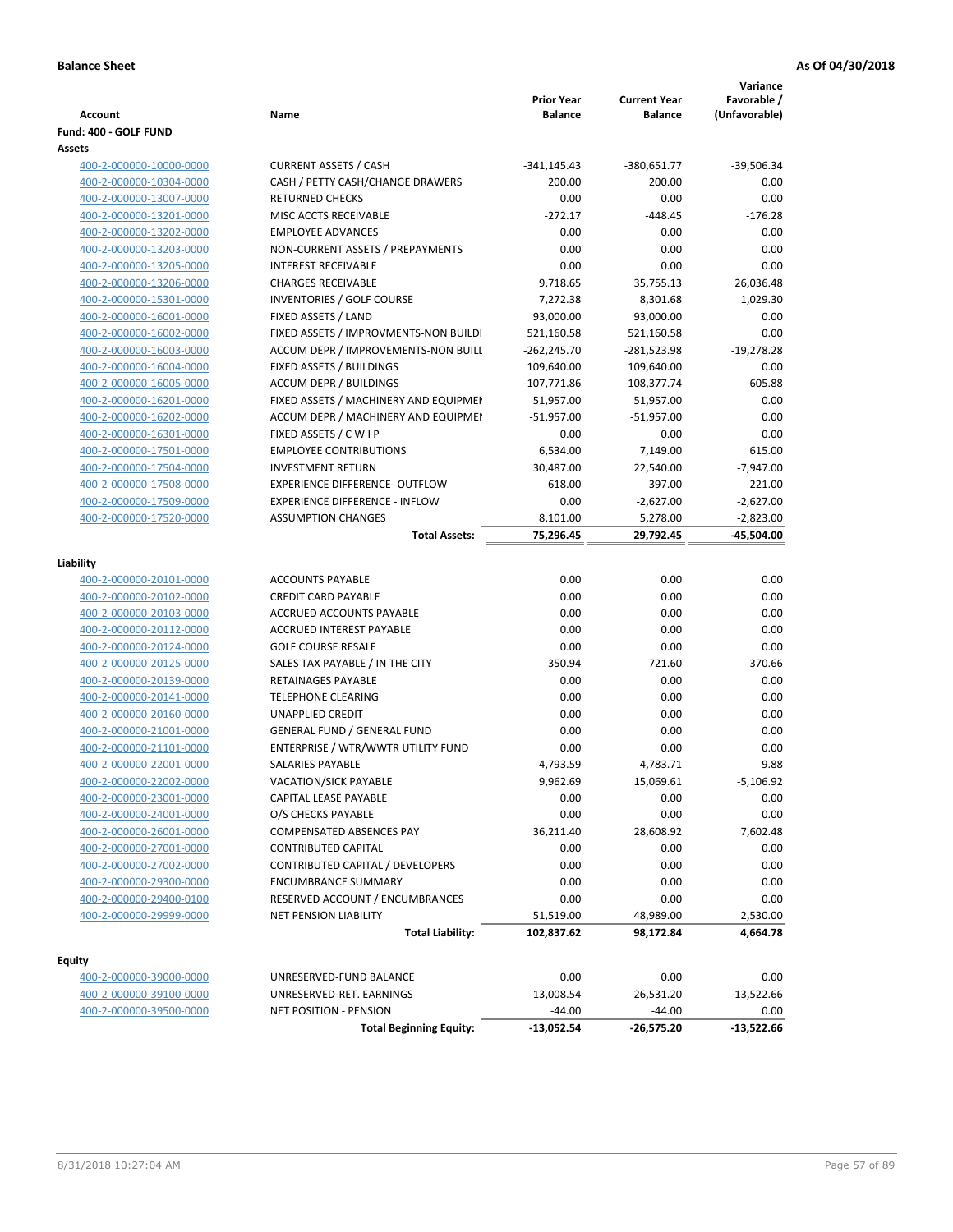**Balance Sheet** — As Of 04/30/2018

| Account | Name | Prior Year Balance | Current Year Balance | Variance Favorable / (Unfavorable) |
|---|---|---|---|---|
| **Fund: 400 - GOLF FUND** | | | | |
| **Assets** | | | | |
| 400-2-000000-10000-0000 | CURRENT ASSETS / CASH | -341,145.43 | -380,651.77 | -39,506.34 |
| 400-2-000000-10304-0000 | CASH / PETTY CASH/CHANGE DRAWERS | 200.00 | 200.00 | 0.00 |
| 400-2-000000-13007-0000 | RETURNED CHECKS | 0.00 | 0.00 | 0.00 |
| 400-2-000000-13201-0000 | MISC ACCTS RECEIVABLE | -272.17 | -448.45 | -176.28 |
| 400-2-000000-13202-0000 | EMPLOYEE ADVANCES | 0.00 | 0.00 | 0.00 |
| 400-2-000000-13203-0000 | NON-CURRENT ASSETS / PREPAYMENTS | 0.00 | 0.00 | 0.00 |
| 400-2-000000-13205-0000 | INTEREST RECEIVABLE | 0.00 | 0.00 | 0.00 |
| 400-2-000000-13206-0000 | CHARGES RECEIVABLE | 9,718.65 | 35,755.13 | 26,036.48 |
| 400-2-000000-15301-0000 | INVENTORIES / GOLF COURSE | 7,272.38 | 8,301.68 | 1,029.30 |
| 400-2-000000-16001-0000 | FIXED ASSETS / LAND | 93,000.00 | 93,000.00 | 0.00 |
| 400-2-000000-16002-0000 | FIXED ASSETS / IMPROVMENTS-NON BUILDI | 521,160.58 | 521,160.58 | 0.00 |
| 400-2-000000-16003-0000 | ACCUM DEPR / IMPROVEMENTS-NON BUILI | -262,245.70 | -281,523.98 | -19,278.28 |
| 400-2-000000-16004-0000 | FIXED ASSETS / BUILDINGS | 109,640.00 | 109,640.00 | 0.00 |
| 400-2-000000-16005-0000 | ACCUM DEPR / BUILDINGS | -107,771.86 | -108,377.74 | -605.88 |
| 400-2-000000-16201-0000 | FIXED ASSETS / MACHINERY AND EQUIPMEI | 51,957.00 | 51,957.00 | 0.00 |
| 400-2-000000-16202-0000 | ACCUM DEPR / MACHINERY AND EQUIPMEI | -51,957.00 | -51,957.00 | 0.00 |
| 400-2-000000-16301-0000 | FIXED ASSETS / C W I P | 0.00 | 0.00 | 0.00 |
| 400-2-000000-17501-0000 | EMPLOYEE CONTRIBUTIONS | 6,534.00 | 7,149.00 | 615.00 |
| 400-2-000000-17504-0000 | INVESTMENT RETURN | 30,487.00 | 22,540.00 | -7,947.00 |
| 400-2-000000-17508-0000 | EXPERIENCE DIFFERENCE- OUTFLOW | 618.00 | 397.00 | -221.00 |
| 400-2-000000-17509-0000 | EXPERIENCE DIFFERENCE - INFLOW | 0.00 | -2,627.00 | -2,627.00 |
| 400-2-000000-17520-0000 | ASSUMPTION CHANGES | 8,101.00 | 5,278.00 | -2,823.00 |
| | **Total Assets:** | **75,296.45** | **29,792.45** | **-45,504.00** |
| **Liability** | | | | |
| 400-2-000000-20101-0000 | ACCOUNTS PAYABLE | 0.00 | 0.00 | 0.00 |
| 400-2-000000-20102-0000 | CREDIT CARD PAYABLE | 0.00 | 0.00 | 0.00 |
| 400-2-000000-20103-0000 | ACCRUED ACCOUNTS PAYABLE | 0.00 | 0.00 | 0.00 |
| 400-2-000000-20112-0000 | ACCRUED INTEREST PAYABLE | 0.00 | 0.00 | 0.00 |
| 400-2-000000-20124-0000 | GOLF COURSE RESALE | 0.00 | 0.00 | 0.00 |
| 400-2-000000-20125-0000 | SALES TAX PAYABLE / IN THE CITY | 350.94 | 721.60 | -370.66 |
| 400-2-000000-20139-0000 | RETAINAGES PAYABLE | 0.00 | 0.00 | 0.00 |
| 400-2-000000-20141-0000 | TELEPHONE CLEARING | 0.00 | 0.00 | 0.00 |
| 400-2-000000-20160-0000 | UNAPPLIED CREDIT | 0.00 | 0.00 | 0.00 |
| 400-2-000000-21001-0000 | GENERAL FUND / GENERAL FUND | 0.00 | 0.00 | 0.00 |
| 400-2-000000-21101-0000 | ENTERPRISE / WTR/WWTR UTILITY FUND | 0.00 | 0.00 | 0.00 |
| 400-2-000000-22001-0000 | SALARIES PAYABLE | 4,793.59 | 4,783.71 | 9.88 |
| 400-2-000000-22002-0000 | VACATION/SICK PAYABLE | 9,962.69 | 15,069.61 | -5,106.92 |
| 400-2-000000-23001-0000 | CAPITAL LEASE PAYABLE | 0.00 | 0.00 | 0.00 |
| 400-2-000000-24001-0000 | O/S CHECKS PAYABLE | 0.00 | 0.00 | 0.00 |
| 400-2-000000-26001-0000 | COMPENSATED ABSENCES PAY | 36,211.40 | 28,608.92 | 7,602.48 |
| 400-2-000000-27001-0000 | CONTRIBUTED CAPITAL | 0.00 | 0.00 | 0.00 |
| 400-2-000000-27002-0000 | CONTRIBUTED CAPITAL / DEVELOPERS | 0.00 | 0.00 | 0.00 |
| 400-2-000000-29300-0000 | ENCUMBRANCE SUMMARY | 0.00 | 0.00 | 0.00 |
| 400-2-000000-29400-0100 | RESERVED ACCOUNT / ENCUMBRANCES | 0.00 | 0.00 | 0.00 |
| 400-2-000000-29999-0000 | NET PENSION LIABILITY | 51,519.00 | 48,989.00 | 2,530.00 |
| | **Total Liability:** | **102,837.62** | **98,172.84** | **4,664.78** |
| **Equity** | | | | |
| 400-2-000000-39000-0000 | UNRESERVED-FUND BALANCE | 0.00 | 0.00 | 0.00 |
| 400-2-000000-39100-0000 | UNRESERVED-RET. EARNINGS | -13,008.54 | -26,531.20 | -13,522.66 |
| 400-2-000000-39500-0000 | NET POSITION - PENSION | -44.00 | -44.00 | 0.00 |
| | **Total Beginning Equity:** | **-13,052.54** | **-26,575.20** | **-13,522.66** |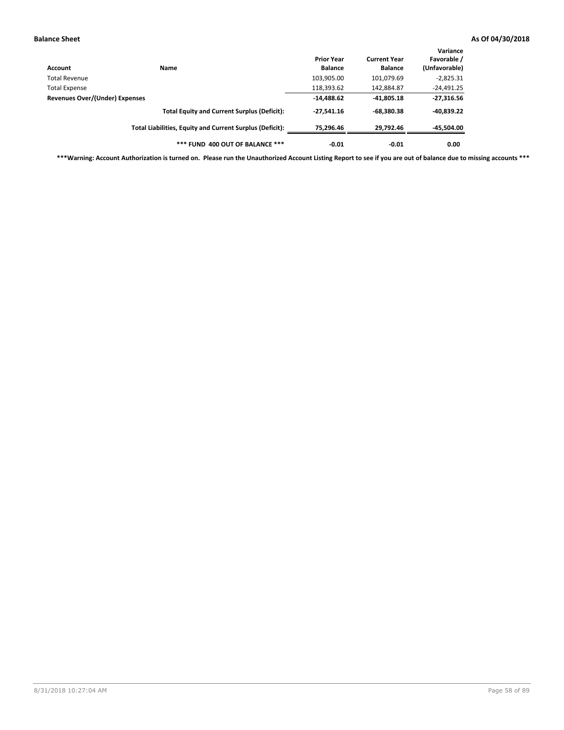**Balance Sheet** **As Of 04/30/2018**

| Account | Name | Prior Year Balance | Current Year Balance | Variance Favorable / (Unfavorable) |
|---|---|---|---|---|
| Total Revenue | | 103,905.00 | 101,079.69 | -2,825.31 |
| Total Expense | | 118,393.62 | 142,884.87 | -24,491.25 |
| **Revenues Over/(Under) Expenses** | | **-14,488.62** | **-41,805.18** | **-27,316.56** |
| | **Total Equity and Current Surplus (Deficit):** | **-27,541.16** | **-68,380.38** | **-40,839.22** |
| | **Total Liabilities, Equity and Current Surplus (Deficit):** | **75,296.46** | **29,792.46** | **-45,504.00** |
| | **\*\*\* FUND 400 OUT OF BALANCE \*\*\*** | **-0.01** | **-0.01** | **0.00** |

**\*\*\*Warning: Account Authorization is turned on. Please run the Unauthorized Account Listing Report to see if you are out of balance due to missing accounts \*\*\***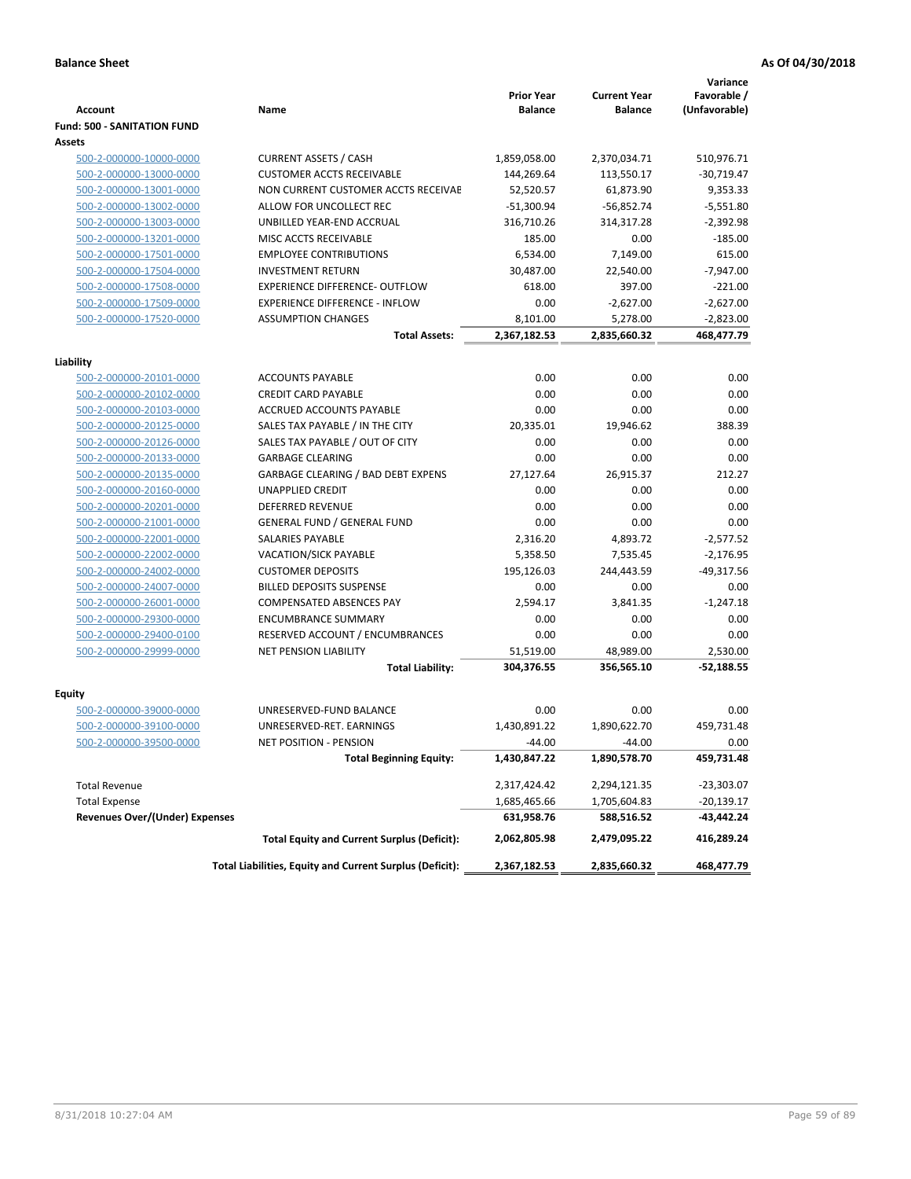**Balance Sheet** **As Of 04/30/2018**

| Account | Name | Prior Year Balance | Current Year Balance | Variance Favorable / (Unfavorable) |
|---|---|---|---|---|
| **Fund: 500 - SANITATION FUND** | | | | |
| **Assets** | | | | |
| 500-2-000000-10000-0000 | CURRENT ASSETS / CASH | 1,859,058.00 | 2,370,034.71 | 510,976.71 |
| 500-2-000000-13000-0000 | CUSTOMER ACCTS RECEIVABLE | 144,269.64 | 113,550.17 | -30,719.47 |
| 500-2-000000-13001-0000 | NON CURRENT CUSTOMER ACCTS RECEIVAE | 52,520.57 | 61,873.90 | 9,353.33 |
| 500-2-000000-13002-0000 | ALLOW FOR UNCOLLECT REC | -51,300.94 | -56,852.74 | -5,551.80 |
| 500-2-000000-13003-0000 | UNBILLED YEAR-END ACCRUAL | 316,710.26 | 314,317.28 | -2,392.98 |
| 500-2-000000-13201-0000 | MISC ACCTS RECEIVABLE | 185.00 | 0.00 | -185.00 |
| 500-2-000000-17501-0000 | EMPLOYEE CONTRIBUTIONS | 6,534.00 | 7,149.00 | 615.00 |
| 500-2-000000-17504-0000 | INVESTMENT RETURN | 30,487.00 | 22,540.00 | -7,947.00 |
| 500-2-000000-17508-0000 | EXPERIENCE DIFFERENCE- OUTFLOW | 618.00 | 397.00 | -221.00 |
| 500-2-000000-17509-0000 | EXPERIENCE DIFFERENCE - INFLOW | 0.00 | -2,627.00 | -2,627.00 |
| 500-2-000000-17520-0000 | ASSUMPTION CHANGES | 8,101.00 | 5,278.00 | -2,823.00 |
| | **Total Assets:** | **2,367,182.53** | **2,835,660.32** | **468,477.79** |
| **Liability** | | | | |
| 500-2-000000-20101-0000 | ACCOUNTS PAYABLE | 0.00 | 0.00 | 0.00 |
| 500-2-000000-20102-0000 | CREDIT CARD PAYABLE | 0.00 | 0.00 | 0.00 |
| 500-2-000000-20103-0000 | ACCRUED ACCOUNTS PAYABLE | 0.00 | 0.00 | 0.00 |
| 500-2-000000-20125-0000 | SALES TAX PAYABLE / IN THE CITY | 20,335.01 | 19,946.62 | 388.39 |
| 500-2-000000-20126-0000 | SALES TAX PAYABLE / OUT OF CITY | 0.00 | 0.00 | 0.00 |
| 500-2-000000-20133-0000 | GARBAGE CLEARING | 0.00 | 0.00 | 0.00 |
| 500-2-000000-20135-0000 | GARBAGE CLEARING / BAD DEBT EXPENS | 27,127.64 | 26,915.37 | 212.27 |
| 500-2-000000-20160-0000 | UNAPPLIED CREDIT | 0.00 | 0.00 | 0.00 |
| 500-2-000000-20201-0000 | DEFERRED REVENUE | 0.00 | 0.00 | 0.00 |
| 500-2-000000-21001-0000 | GENERAL FUND / GENERAL FUND | 0.00 | 0.00 | 0.00 |
| 500-2-000000-22001-0000 | SALARIES PAYABLE | 2,316.20 | 4,893.72 | -2,577.52 |
| 500-2-000000-22002-0000 | VACATION/SICK PAYABLE | 5,358.50 | 7,535.45 | -2,176.95 |
| 500-2-000000-24002-0000 | CUSTOMER DEPOSITS | 195,126.03 | 244,443.59 | -49,317.56 |
| 500-2-000000-24007-0000 | BILLED DEPOSITS SUSPENSE | 0.00 | 0.00 | 0.00 |
| 500-2-000000-26001-0000 | COMPENSATED ABSENCES PAY | 2,594.17 | 3,841.35 | -1,247.18 |
| 500-2-000000-29300-0000 | ENCUMBRANCE SUMMARY | 0.00 | 0.00 | 0.00 |
| 500-2-000000-29400-0100 | RESERVED ACCOUNT / ENCUMBRANCES | 0.00 | 0.00 | 0.00 |
| 500-2-000000-29999-0000 | NET PENSION LIABILITY | 51,519.00 | 48,989.00 | 2,530.00 |
| | **Total Liability:** | **304,376.55** | **356,565.10** | **-52,188.55** |
| **Equity** | | | | |
| 500-2-000000-39000-0000 | UNRESERVED-FUND BALANCE | 0.00 | 0.00 | 0.00 |
| 500-2-000000-39100-0000 | UNRESERVED-RET. EARNINGS | 1,430,891.22 | 1,890,622.70 | 459,731.48 |
| 500-2-000000-39500-0000 | NET POSITION - PENSION | -44.00 | -44.00 | 0.00 |
| | **Total Beginning Equity:** | **1,430,847.22** | **1,890,578.70** | **459,731.48** |
| Total Revenue | | 2,317,424.42 | 2,294,121.35 | -23,303.07 |
| Total Expense | | 1,685,465.66 | 1,705,604.83 | -20,139.17 |
| **Revenues Over/(Under) Expenses** | | **631,958.76** | **588,516.52** | **-43,442.24** |
| | **Total Equity and Current Surplus (Deficit):** | **2,062,805.98** | **2,479,095.22** | **416,289.24** |
| | **Total Liabilities, Equity and Current Surplus (Deficit):** | **2,367,182.53** | **2,835,660.32** | **468,477.79** |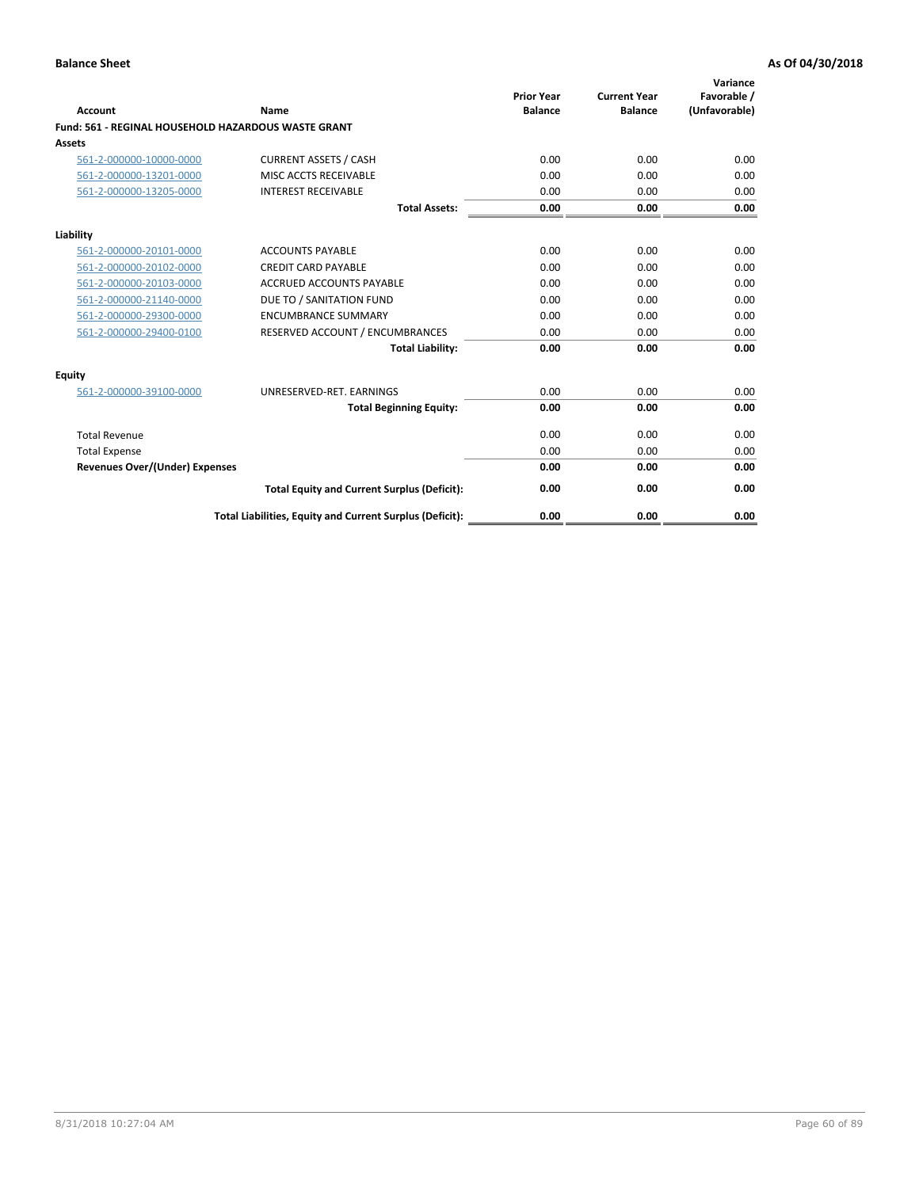**Balance Sheet** **As Of 04/30/2018**

| Account | Name | Prior Year Balance | Current Year Balance | Variance Favorable / (Unfavorable) |
|---|---|---|---|---|
| **Fund: 561 - REGINAL HOUSEHOLD HAZARDOUS WASTE GRANT** | | | | |
| **Assets** | | | | |
| 561-2-000000-10000-0000 | CURRENT ASSETS / CASH | 0.00 | 0.00 | 0.00 |
| 561-2-000000-13201-0000 | MISC ACCTS RECEIVABLE | 0.00 | 0.00 | 0.00 |
| 561-2-000000-13205-0000 | INTEREST RECEIVABLE | 0.00 | 0.00 | 0.00 |
| | **Total Assets:** | **0.00** | **0.00** | **0.00** |
| **Liability** | | | | |
| 561-2-000000-20101-0000 | ACCOUNTS PAYABLE | 0.00 | 0.00 | 0.00 |
| 561-2-000000-20102-0000 | CREDIT CARD PAYABLE | 0.00 | 0.00 | 0.00 |
| 561-2-000000-20103-0000 | ACCRUED ACCOUNTS PAYABLE | 0.00 | 0.00 | 0.00 |
| 561-2-000000-21140-0000 | DUE TO / SANITATION FUND | 0.00 | 0.00 | 0.00 |
| 561-2-000000-29300-0000 | ENCUMBRANCE SUMMARY | 0.00 | 0.00 | 0.00 |
| 561-2-000000-29400-0100 | RESERVED ACCOUNT / ENCUMBRANCES | 0.00 | 0.00 | 0.00 |
| | **Total Liability:** | **0.00** | **0.00** | **0.00** |
| **Equity** | | | | |
| 561-2-000000-39100-0000 | UNRESERVED-RET. EARNINGS | 0.00 | 0.00 | 0.00 |
| | **Total Beginning Equity:** | **0.00** | **0.00** | **0.00** |
| Total Revenue | | 0.00 | 0.00 | 0.00 |
| Total Expense | | 0.00 | 0.00 | 0.00 |
| **Revenues Over/(Under) Expenses** | | **0.00** | **0.00** | **0.00** |
| | **Total Equity and Current Surplus (Deficit):** | **0.00** | **0.00** | **0.00** |
| | **Total Liabilities, Equity and Current Surplus (Deficit):** | **0.00** | **0.00** | **0.00** |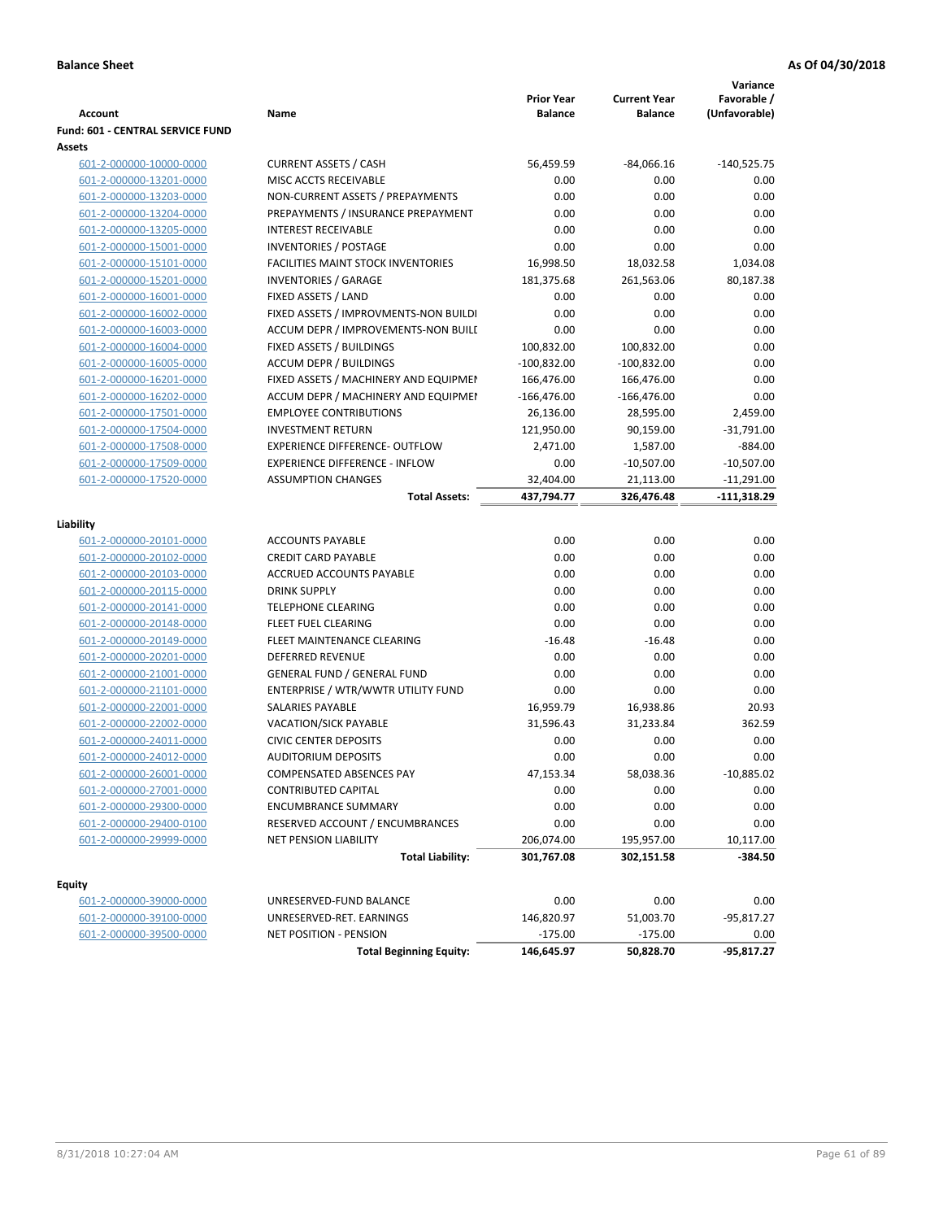**Balance Sheet** **As Of 04/30/2018**

| Account | Name | Prior Year Balance | Current Year Balance | Variance Favorable / (Unfavorable) |
|---|---|---|---|---|
| **Fund: 601 - CENTRAL SERVICE FUND** | | | | |
| **Assets** | | | | |
| 601-2-000000-10000-0000 | CURRENT ASSETS / CASH | 56,459.59 | -84,066.16 | -140,525.75 |
| 601-2-000000-13201-0000 | MISC ACCTS RECEIVABLE | 0.00 | 0.00 | 0.00 |
| 601-2-000000-13203-0000 | NON-CURRENT ASSETS / PREPAYMENTS | 0.00 | 0.00 | 0.00 |
| 601-2-000000-13204-0000 | PREPAYMENTS / INSURANCE PREPAYMENT | 0.00 | 0.00 | 0.00 |
| 601-2-000000-13205-0000 | INTEREST RECEIVABLE | 0.00 | 0.00 | 0.00 |
| 601-2-000000-15001-0000 | INVENTORIES / POSTAGE | 0.00 | 0.00 | 0.00 |
| 601-2-000000-15101-0000 | FACILITIES MAINT STOCK INVENTORIES | 16,998.50 | 18,032.58 | 1,034.08 |
| 601-2-000000-15201-0000 | INVENTORIES / GARAGE | 181,375.68 | 261,563.06 | 80,187.38 |
| 601-2-000000-16001-0000 | FIXED ASSETS / LAND | 0.00 | 0.00 | 0.00 |
| 601-2-000000-16002-0000 | FIXED ASSETS / IMPROVMENTS-NON BUILDI | 0.00 | 0.00 | 0.00 |
| 601-2-000000-16003-0000 | ACCUM DEPR / IMPROVEMENTS-NON BUILI | 0.00 | 0.00 | 0.00 |
| 601-2-000000-16004-0000 | FIXED ASSETS / BUILDINGS | 100,832.00 | 100,832.00 | 0.00 |
| 601-2-000000-16005-0000 | ACCUM DEPR / BUILDINGS | -100,832.00 | -100,832.00 | 0.00 |
| 601-2-000000-16201-0000 | FIXED ASSETS / MACHINERY AND EQUIPMEI | 166,476.00 | 166,476.00 | 0.00 |
| 601-2-000000-16202-0000 | ACCUM DEPR / MACHINERY AND EQUIPMEI | -166,476.00 | -166,476.00 | 0.00 |
| 601-2-000000-17501-0000 | EMPLOYEE CONTRIBUTIONS | 26,136.00 | 28,595.00 | 2,459.00 |
| 601-2-000000-17504-0000 | INVESTMENT RETURN | 121,950.00 | 90,159.00 | -31,791.00 |
| 601-2-000000-17508-0000 | EXPERIENCE DIFFERENCE- OUTFLOW | 2,471.00 | 1,587.00 | -884.00 |
| 601-2-000000-17509-0000 | EXPERIENCE DIFFERENCE - INFLOW | 0.00 | -10,507.00 | -10,507.00 |
| 601-2-000000-17520-0000 | ASSUMPTION CHANGES | 32,404.00 | 21,113.00 | -11,291.00 |
| | **Total Assets:** | **437,794.77** | **326,476.48** | **-111,318.29** |
| **Liability** | | | | |
| 601-2-000000-20101-0000 | ACCOUNTS PAYABLE | 0.00 | 0.00 | 0.00 |
| 601-2-000000-20102-0000 | CREDIT CARD PAYABLE | 0.00 | 0.00 | 0.00 |
| 601-2-000000-20103-0000 | ACCRUED ACCOUNTS PAYABLE | 0.00 | 0.00 | 0.00 |
| 601-2-000000-20115-0000 | DRINK SUPPLY | 0.00 | 0.00 | 0.00 |
| 601-2-000000-20141-0000 | TELEPHONE CLEARING | 0.00 | 0.00 | 0.00 |
| 601-2-000000-20148-0000 | FLEET FUEL CLEARING | 0.00 | 0.00 | 0.00 |
| 601-2-000000-20149-0000 | FLEET MAINTENANCE CLEARING | -16.48 | -16.48 | 0.00 |
| 601-2-000000-20201-0000 | DEFERRED REVENUE | 0.00 | 0.00 | 0.00 |
| 601-2-000000-21001-0000 | GENERAL FUND / GENERAL FUND | 0.00 | 0.00 | 0.00 |
| 601-2-000000-21101-0000 | ENTERPRISE / WTR/WWTR UTILITY FUND | 0.00 | 0.00 | 0.00 |
| 601-2-000000-22001-0000 | SALARIES PAYABLE | 16,959.79 | 16,938.86 | 20.93 |
| 601-2-000000-22002-0000 | VACATION/SICK PAYABLE | 31,596.43 | 31,233.84 | 362.59 |
| 601-2-000000-24011-0000 | CIVIC CENTER DEPOSITS | 0.00 | 0.00 | 0.00 |
| 601-2-000000-24012-0000 | AUDITORIUM DEPOSITS | 0.00 | 0.00 | 0.00 |
| 601-2-000000-26001-0000 | COMPENSATED ABSENCES PAY | 47,153.34 | 58,038.36 | -10,885.02 |
| 601-2-000000-27001-0000 | CONTRIBUTED CAPITAL | 0.00 | 0.00 | 0.00 |
| 601-2-000000-29300-0000 | ENCUMBRANCE SUMMARY | 0.00 | 0.00 | 0.00 |
| 601-2-000000-29400-0100 | RESERVED ACCOUNT / ENCUMBRANCES | 0.00 | 0.00 | 0.00 |
| 601-2-000000-29999-0000 | NET PENSION LIABILITY | 206,074.00 | 195,957.00 | 10,117.00 |
| | **Total Liability:** | **301,767.08** | **302,151.58** | **-384.50** |
| **Equity** | | | | |
| 601-2-000000-39000-0000 | UNRESERVED-FUND BALANCE | 0.00 | 0.00 | 0.00 |
| 601-2-000000-39100-0000 | UNRESERVED-RET. EARNINGS | 146,820.97 | 51,003.70 | -95,817.27 |
| 601-2-000000-39500-0000 | NET POSITION - PENSION | -175.00 | -175.00 | 0.00 |
| | **Total Beginning Equity:** | **146,645.97** | **50,828.70** | **-95,817.27** |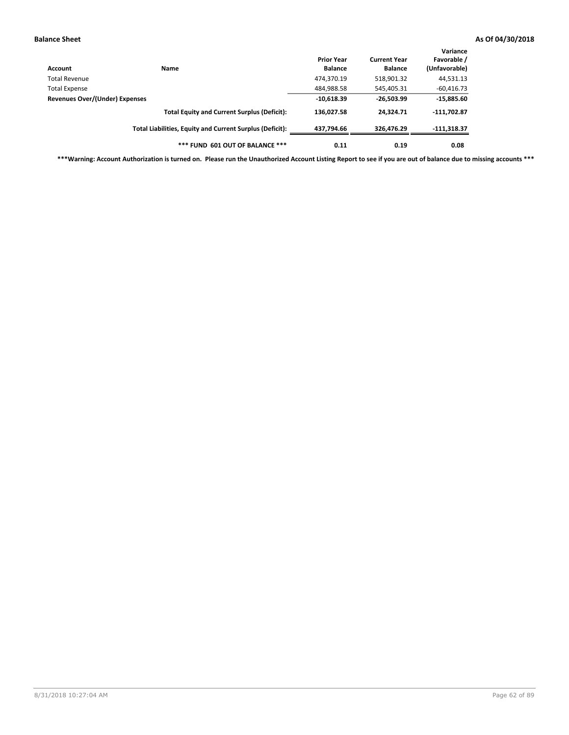**Balance Sheet** **As Of 04/30/2018**

| Account | Name | Prior Year Balance | Current Year Balance | Variance Favorable / (Unfavorable) |
|---|---|---|---|---|
| Total Revenue | | 474,370.19 | 518,901.32 | 44,531.13 |
| Total Expense | | 484,988.58 | 545,405.31 | -60,416.73 |
| **Revenues Over/(Under) Expenses** | | **-10,618.39** | **-26,503.99** | **-15,885.60** |
| | **Total Equity and Current Surplus (Deficit):** | **136,027.58** | **24,324.71** | **-111,702.87** |
| | **Total Liabilities, Equity and Current Surplus (Deficit):** | **437,794.66** | **326,476.29** | **-111,318.37** |
| | **\*\*\* FUND 601 OUT OF BALANCE \*\*\*** | **0.11** | **0.19** | **0.08** |

**\*\*\*Warning: Account Authorization is turned on. Please run the Unauthorized Account Listing Report to see if you are out of balance due to missing accounts \*\*\***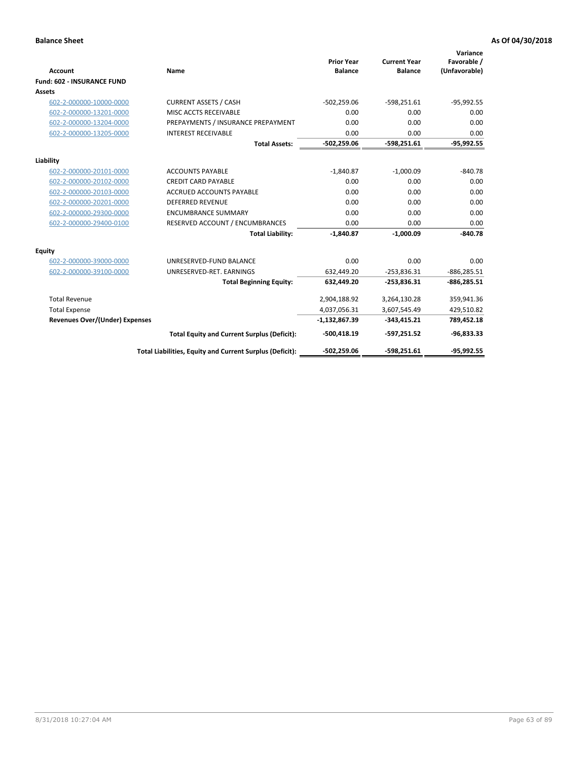**Balance Sheet** | **As Of 04/30/2018**

| Account | Name | Prior Year Balance | Current Year Balance | Variance Favorable / (Unfavorable) |
|---|---|---|---|---|
| **Fund: 602 - INSURANCE FUND** | | | | |
| **Assets** | | | | |
| 602-2-000000-10000-0000 | CURRENT ASSETS / CASH | -502,259.06 | -598,251.61 | -95,992.55 |
| 602-2-000000-13201-0000 | MISC ACCTS RECEIVABLE | 0.00 | 0.00 | 0.00 |
| 602-2-000000-13204-0000 | PREPAYMENTS / INSURANCE PREPAYMENT | 0.00 | 0.00 | 0.00 |
| 602-2-000000-13205-0000 | INTEREST RECEIVABLE | 0.00 | 0.00 | 0.00 |
| | **Total Assets:** | **-502,259.06** | **-598,251.61** | **-95,992.55** |
| **Liability** | | | | |
| 602-2-000000-20101-0000 | ACCOUNTS PAYABLE | -1,840.87 | -1,000.09 | -840.78 |
| 602-2-000000-20102-0000 | CREDIT CARD PAYABLE | 0.00 | 0.00 | 0.00 |
| 602-2-000000-20103-0000 | ACCRUED ACCOUNTS PAYABLE | 0.00 | 0.00 | 0.00 |
| 602-2-000000-20201-0000 | DEFERRED REVENUE | 0.00 | 0.00 | 0.00 |
| 602-2-000000-29300-0000 | ENCUMBRANCE SUMMARY | 0.00 | 0.00 | 0.00 |
| 602-2-000000-29400-0100 | RESERVED ACCOUNT / ENCUMBRANCES | 0.00 | 0.00 | 0.00 |
| | **Total Liability:** | **-1,840.87** | **-1,000.09** | **-840.78** |
| **Equity** | | | | |
| 602-2-000000-39000-0000 | UNRESERVED-FUND BALANCE | 0.00 | 0.00 | 0.00 |
| 602-2-000000-39100-0000 | UNRESERVED-RET. EARNINGS | 632,449.20 | -253,836.31 | -886,285.51 |
| | **Total Beginning Equity:** | **632,449.20** | **-253,836.31** | **-886,285.51** |
| Total Revenue | | 2,904,188.92 | 3,264,130.28 | 359,941.36 |
| Total Expense | | 4,037,056.31 | 3,607,545.49 | 429,510.82 |
| **Revenues Over/(Under) Expenses** | | **-1,132,867.39** | **-343,415.21** | **789,452.18** |
| | **Total Equity and Current Surplus (Deficit):** | **-500,418.19** | **-597,251.52** | **-96,833.33** |
| | **Total Liabilities, Equity and Current Surplus (Deficit):** | **-502,259.06** | **-598,251.61** | **-95,992.55** |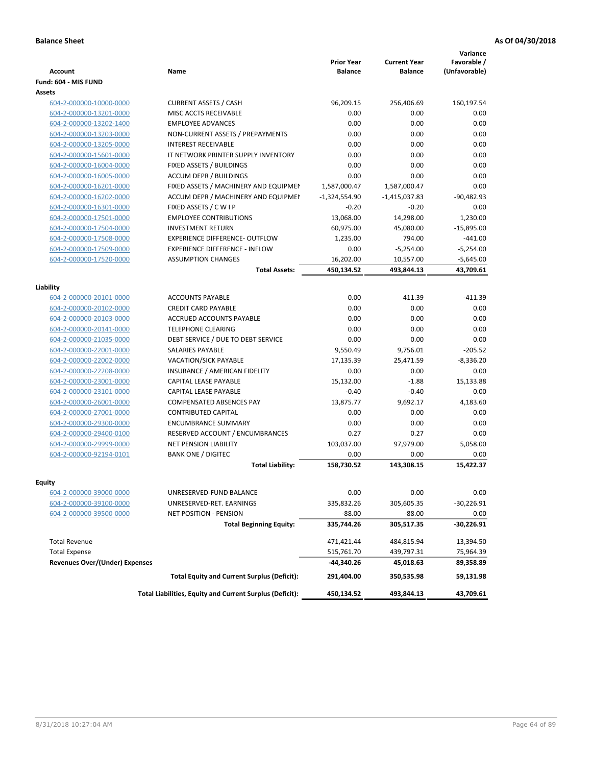**Balance Sheet** | **As Of 04/30/2018**

| Account | Name | Prior Year Balance | Current Year Balance | Variance Favorable / (Unfavorable) |
|---|---|---|---|---|
| **Fund: 604 - MIS FUND** | | | | |
| **Assets** | | | | |
| 604-2-000000-10000-0000 | CURRENT ASSETS / CASH | 96,209.15 | 256,406.69 | 160,197.54 |
| 604-2-000000-13201-0000 | MISC ACCTS RECEIVABLE | 0.00 | 0.00 | 0.00 |
| 604-2-000000-13202-1400 | EMPLOYEE ADVANCES | 0.00 | 0.00 | 0.00 |
| 604-2-000000-13203-0000 | NON-CURRENT ASSETS / PREPAYMENTS | 0.00 | 0.00 | 0.00 |
| 604-2-000000-13205-0000 | INTEREST RECEIVABLE | 0.00 | 0.00 | 0.00 |
| 604-2-000000-15601-0000 | IT NETWORK PRINTER SUPPLY INVENTORY | 0.00 | 0.00 | 0.00 |
| 604-2-000000-16004-0000 | FIXED ASSETS / BUILDINGS | 0.00 | 0.00 | 0.00 |
| 604-2-000000-16005-0000 | ACCUM DEPR / BUILDINGS | 0.00 | 0.00 | 0.00 |
| 604-2-000000-16201-0000 | FIXED ASSETS / MACHINERY AND EQUIPMEI | 1,587,000.47 | 1,587,000.47 | 0.00 |
| 604-2-000000-16202-0000 | ACCUM DEPR / MACHINERY AND EQUIPMEI | -1,324,554.90 | -1,415,037.83 | -90,482.93 |
| 604-2-000000-16301-0000 | FIXED ASSETS / C W I P | -0.20 | -0.20 | 0.00 |
| 604-2-000000-17501-0000 | EMPLOYEE CONTRIBUTIONS | 13,068.00 | 14,298.00 | 1,230.00 |
| 604-2-000000-17504-0000 | INVESTMENT RETURN | 60,975.00 | 45,080.00 | -15,895.00 |
| 604-2-000000-17508-0000 | EXPERIENCE DIFFERENCE- OUTFLOW | 1,235.00 | 794.00 | -441.00 |
| 604-2-000000-17509-0000 | EXPERIENCE DIFFERENCE - INFLOW | 0.00 | -5,254.00 | -5,254.00 |
| 604-2-000000-17520-0000 | ASSUMPTION CHANGES | 16,202.00 | 10,557.00 | -5,645.00 |
| | **Total Assets:** | **450,134.52** | **493,844.13** | **43,709.61** |
| **Liability** | | | | |
| 604-2-000000-20101-0000 | ACCOUNTS PAYABLE | 0.00 | 411.39 | -411.39 |
| 604-2-000000-20102-0000 | CREDIT CARD PAYABLE | 0.00 | 0.00 | 0.00 |
| 604-2-000000-20103-0000 | ACCRUED ACCOUNTS PAYABLE | 0.00 | 0.00 | 0.00 |
| 604-2-000000-20141-0000 | TELEPHONE CLEARING | 0.00 | 0.00 | 0.00 |
| 604-2-000000-21035-0000 | DEBT SERVICE / DUE TO DEBT SERVICE | 0.00 | 0.00 | 0.00 |
| 604-2-000000-22001-0000 | SALARIES PAYABLE | 9,550.49 | 9,756.01 | -205.52 |
| 604-2-000000-22002-0000 | VACATION/SICK PAYABLE | 17,135.39 | 25,471.59 | -8,336.20 |
| 604-2-000000-22208-0000 | INSURANCE / AMERICAN FIDELITY | 0.00 | 0.00 | 0.00 |
| 604-2-000000-23001-0000 | CAPITAL LEASE PAYABLE | 15,132.00 | -1.88 | 15,133.88 |
| 604-2-000000-23101-0000 | CAPITAL LEASE PAYABLE | -0.40 | -0.40 | 0.00 |
| 604-2-000000-26001-0000 | COMPENSATED ABSENCES PAY | 13,875.77 | 9,692.17 | 4,183.60 |
| 604-2-000000-27001-0000 | CONTRIBUTED CAPITAL | 0.00 | 0.00 | 0.00 |
| 604-2-000000-29300-0000 | ENCUMBRANCE SUMMARY | 0.00 | 0.00 | 0.00 |
| 604-2-000000-29400-0100 | RESERVED ACCOUNT / ENCUMBRANCES | 0.27 | 0.27 | 0.00 |
| 604-2-000000-29999-0000 | NET PENSION LIABILITY | 103,037.00 | 97,979.00 | 5,058.00 |
| 604-2-000000-92194-0101 | BANK ONE / DIGITEC | 0.00 | 0.00 | 0.00 |
| | **Total Liability:** | **158,730.52** | **143,308.15** | **15,422.37** |
| **Equity** | | | | |
| 604-2-000000-39000-0000 | UNRESERVED-FUND BALANCE | 0.00 | 0.00 | 0.00 |
| 604-2-000000-39100-0000 | UNRESERVED-RET. EARNINGS | 335,832.26 | 305,605.35 | -30,226.91 |
| 604-2-000000-39500-0000 | NET POSITION - PENSION | -88.00 | -88.00 | 0.00 |
| | **Total Beginning Equity:** | **335,744.26** | **305,517.35** | **-30,226.91** |
| Total Revenue | | 471,421.44 | 484,815.94 | 13,394.50 |
| Total Expense | | 515,761.70 | 439,797.31 | 75,964.39 |
| **Revenues Over/(Under) Expenses** | | **-44,340.26** | **45,018.63** | **89,358.89** |
| | **Total Equity and Current Surplus (Deficit):** | **291,404.00** | **350,535.98** | **59,131.98** |
| | **Total Liabilities, Equity and Current Surplus (Deficit):** | **450,134.52** | **493,844.13** | **43,709.61** |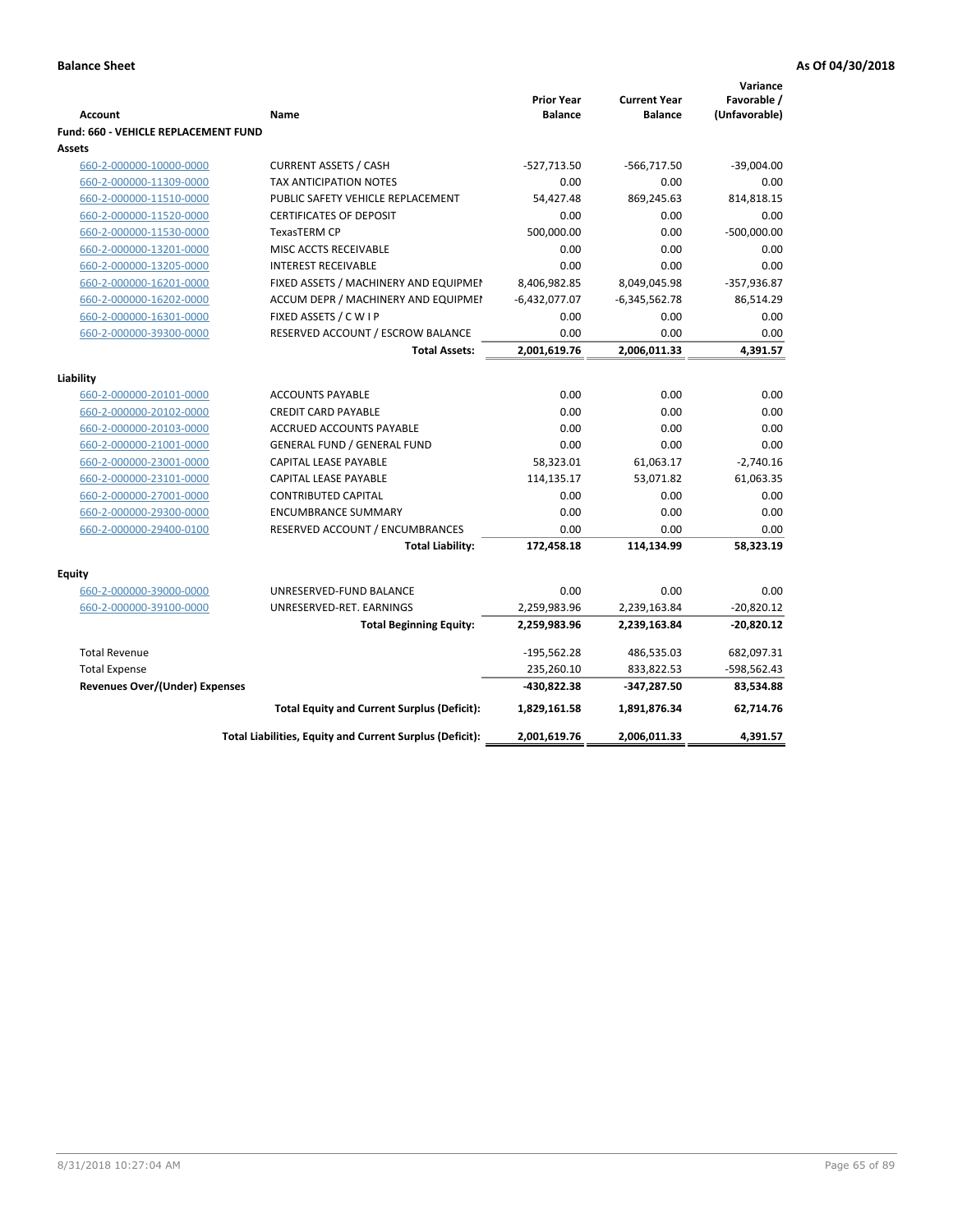**Balance Sheet** **As Of 04/30/2018**

| Account | Name | Prior Year Balance | Current Year Balance | Variance Favorable / (Unfavorable) |
|---|---|---|---|---|
| **Fund: 660 - VEHICLE REPLACEMENT FUND** | | | | |
| **Assets** | | | | |
| 660-2-000000-10000-0000 | CURRENT ASSETS / CASH | -527,713.50 | -566,717.50 | -39,004.00 |
| 660-2-000000-11309-0000 | TAX ANTICIPATION NOTES | 0.00 | 0.00 | 0.00 |
| 660-2-000000-11510-0000 | PUBLIC SAFETY VEHICLE REPLACEMENT | 54,427.48 | 869,245.63 | 814,818.15 |
| 660-2-000000-11520-0000 | CERTIFICATES OF DEPOSIT | 0.00 | 0.00 | 0.00 |
| 660-2-000000-11530-0000 | TexasTERM CP | 500,000.00 | 0.00 | -500,000.00 |
| 660-2-000000-13201-0000 | MISC ACCTS RECEIVABLE | 0.00 | 0.00 | 0.00 |
| 660-2-000000-13205-0000 | INTEREST RECEIVABLE | 0.00 | 0.00 | 0.00 |
| 660-2-000000-16201-0000 | FIXED ASSETS / MACHINERY AND EQUIPMEN | 8,406,982.85 | 8,049,045.98 | -357,936.87 |
| 660-2-000000-16202-0000 | ACCUM DEPR / MACHINERY AND EQUIPMEI | -6,432,077.07 | -6,345,562.78 | 86,514.29 |
| 660-2-000000-16301-0000 | FIXED ASSETS / C W I P | 0.00 | 0.00 | 0.00 |
| 660-2-000000-39300-0000 | RESERVED ACCOUNT / ESCROW BALANCE | 0.00 | 0.00 | 0.00 |
| | **Total Assets:** | **2,001,619.76** | **2,006,011.33** | **4,391.57** |
| **Liability** | | | | |
| 660-2-000000-20101-0000 | ACCOUNTS PAYABLE | 0.00 | 0.00 | 0.00 |
| 660-2-000000-20102-0000 | CREDIT CARD PAYABLE | 0.00 | 0.00 | 0.00 |
| 660-2-000000-20103-0000 | ACCRUED ACCOUNTS PAYABLE | 0.00 | 0.00 | 0.00 |
| 660-2-000000-21001-0000 | GENERAL FUND / GENERAL FUND | 0.00 | 0.00 | 0.00 |
| 660-2-000000-23001-0000 | CAPITAL LEASE PAYABLE | 58,323.01 | 61,063.17 | -2,740.16 |
| 660-2-000000-23101-0000 | CAPITAL LEASE PAYABLE | 114,135.17 | 53,071.82 | 61,063.35 |
| 660-2-000000-27001-0000 | CONTRIBUTED CAPITAL | 0.00 | 0.00 | 0.00 |
| 660-2-000000-29300-0000 | ENCUMBRANCE SUMMARY | 0.00 | 0.00 | 0.00 |
| 660-2-000000-29400-0100 | RESERVED ACCOUNT / ENCUMBRANCES | 0.00 | 0.00 | 0.00 |
| | **Total Liability:** | **172,458.18** | **114,134.99** | **58,323.19** |
| **Equity** | | | | |
| 660-2-000000-39000-0000 | UNRESERVED-FUND BALANCE | 0.00 | 0.00 | 0.00 |
| 660-2-000000-39100-0000 | UNRESERVED-RET. EARNINGS | 2,259,983.96 | 2,239,163.84 | -20,820.12 |
| | **Total Beginning Equity:** | **2,259,983.96** | **2,239,163.84** | **-20,820.12** |
| Total Revenue | | -195,562.28 | 486,535.03 | 682,097.31 |
| Total Expense | | 235,260.10 | 833,822.53 | -598,562.43 |
| **Revenues Over/(Under) Expenses** | | **-430,822.38** | **-347,287.50** | **83,534.88** |
| | **Total Equity and Current Surplus (Deficit):** | **1,829,161.58** | **1,891,876.34** | **62,714.76** |
| | **Total Liabilities, Equity and Current Surplus (Deficit):** | **2,001,619.76** | **2,006,011.33** | **4,391.57** |

8/31/2018 10:27:04 AM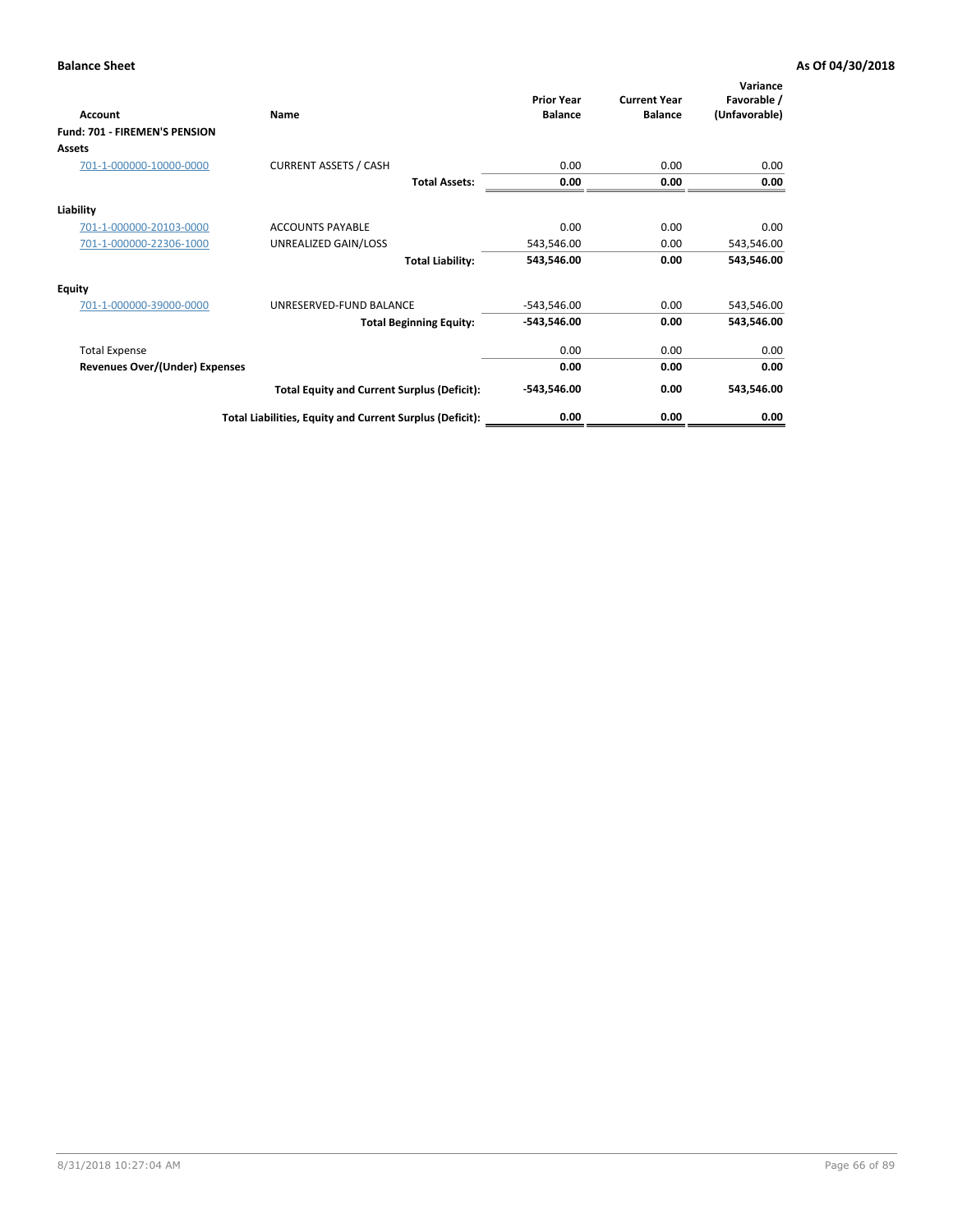**Balance Sheet** **As Of 04/30/2018**

| Account | Name | Prior Year Balance | Current Year Balance | Variance Favorable / (Unfavorable) |
|---|---|---|---|---|
| **Fund: 701 - FIREMEN'S PENSION** | | | | |
| **Assets** | | | | |
| 701-1-000000-10000-0000 | CURRENT ASSETS / CASH | 0.00 | 0.00 | 0.00 |
| | **Total Assets:** | **0.00** | **0.00** | **0.00** |
| **Liability** | | | | |
| 701-1-000000-20103-0000 | ACCOUNTS PAYABLE | 0.00 | 0.00 | 0.00 |
| 701-1-000000-22306-1000 | UNREALIZED GAIN/LOSS | 543,546.00 | 0.00 | 543,546.00 |
| | **Total Liability:** | **543,546.00** | **0.00** | **543,546.00** |
| **Equity** | | | | |
| 701-1-000000-39000-0000 | UNRESERVED-FUND BALANCE | -543,546.00 | 0.00 | 543,546.00 |
| | **Total Beginning Equity:** | **-543,546.00** | **0.00** | **543,546.00** |
| Total Expense | | 0.00 | 0.00 | 0.00 |
| **Revenues Over/(Under) Expenses** | | **0.00** | **0.00** | **0.00** |
| | **Total Equity and Current Surplus (Deficit):** | **-543,546.00** | **0.00** | **543,546.00** |
| | **Total Liabilities, Equity and Current Surplus (Deficit):** | **0.00** | **0.00** | **0.00** |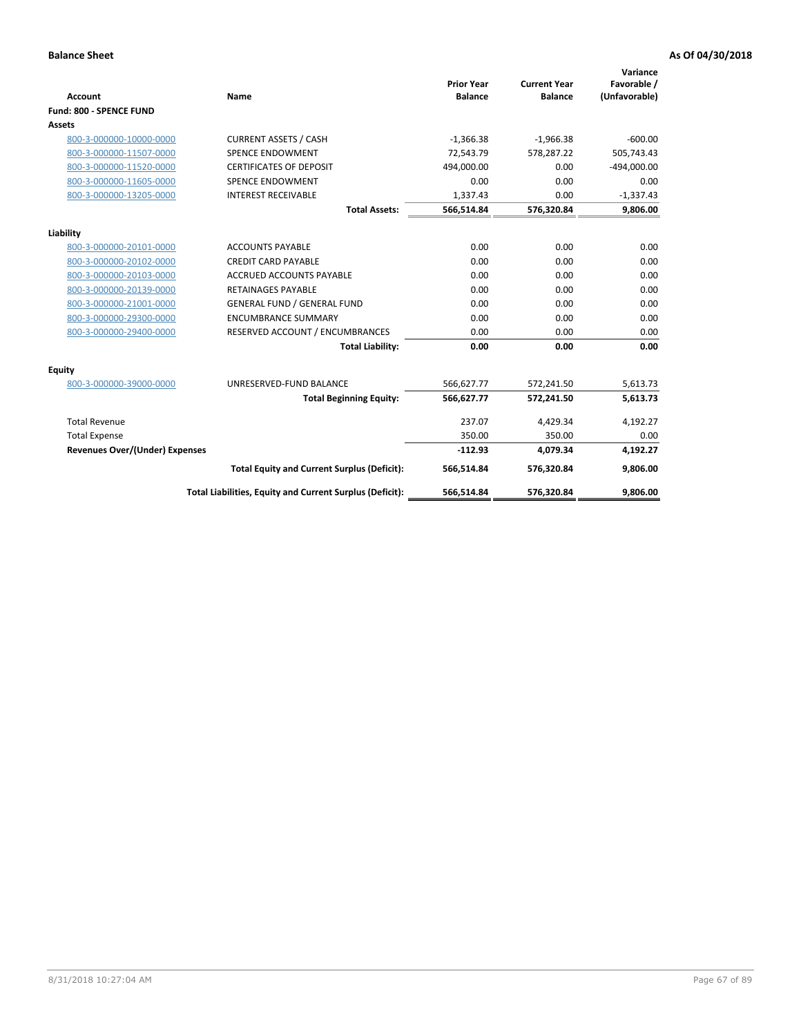**Balance Sheet** **As Of 04/30/2018**

| Account | Name | Prior Year Balance | Current Year Balance | Variance Favorable / (Unfavorable) |
|---|---|---|---|---|
| **Fund: 800 - SPENCE FUND** | | | | |
| **Assets** | | | | |
| 800-3-000000-10000-0000 | CURRENT ASSETS / CASH | -1,366.38 | -1,966.38 | -600.00 |
| 800-3-000000-11507-0000 | SPENCE ENDOWMENT | 72,543.79 | 578,287.22 | 505,743.43 |
| 800-3-000000-11520-0000 | CERTIFICATES OF DEPOSIT | 494,000.00 | 0.00 | -494,000.00 |
| 800-3-000000-11605-0000 | SPENCE ENDOWMENT | 0.00 | 0.00 | 0.00 |
| 800-3-000000-13205-0000 | INTEREST RECEIVABLE | 1,337.43 | 0.00 | -1,337.43 |
| | **Total Assets:** | **566,514.84** | **576,320.84** | **9,806.00** |
| **Liability** | | | | |
| 800-3-000000-20101-0000 | ACCOUNTS PAYABLE | 0.00 | 0.00 | 0.00 |
| 800-3-000000-20102-0000 | CREDIT CARD PAYABLE | 0.00 | 0.00 | 0.00 |
| 800-3-000000-20103-0000 | ACCRUED ACCOUNTS PAYABLE | 0.00 | 0.00 | 0.00 |
| 800-3-000000-20139-0000 | RETAINAGES PAYABLE | 0.00 | 0.00 | 0.00 |
| 800-3-000000-21001-0000 | GENERAL FUND / GENERAL FUND | 0.00 | 0.00 | 0.00 |
| 800-3-000000-29300-0000 | ENCUMBRANCE SUMMARY | 0.00 | 0.00 | 0.00 |
| 800-3-000000-29400-0000 | RESERVED ACCOUNT / ENCUMBRANCES | 0.00 | 0.00 | 0.00 |
| | **Total Liability:** | **0.00** | **0.00** | **0.00** |
| **Equity** | | | | |
| 800-3-000000-39000-0000 | UNRESERVED-FUND BALANCE | 566,627.77 | 572,241.50 | 5,613.73 |
| | **Total Beginning Equity:** | **566,627.77** | **572,241.50** | **5,613.73** |
| Total Revenue | | 237.07 | 4,429.34 | 4,192.27 |
| Total Expense | | 350.00 | 350.00 | 0.00 |
| **Revenues Over/(Under) Expenses** | | **-112.93** | **4,079.34** | **4,192.27** |
| | **Total Equity and Current Surplus (Deficit):** | **566,514.84** | **576,320.84** | **9,806.00** |
| | **Total Liabilities, Equity and Current Surplus (Deficit):** | **566,514.84** | **576,320.84** | **9,806.00** |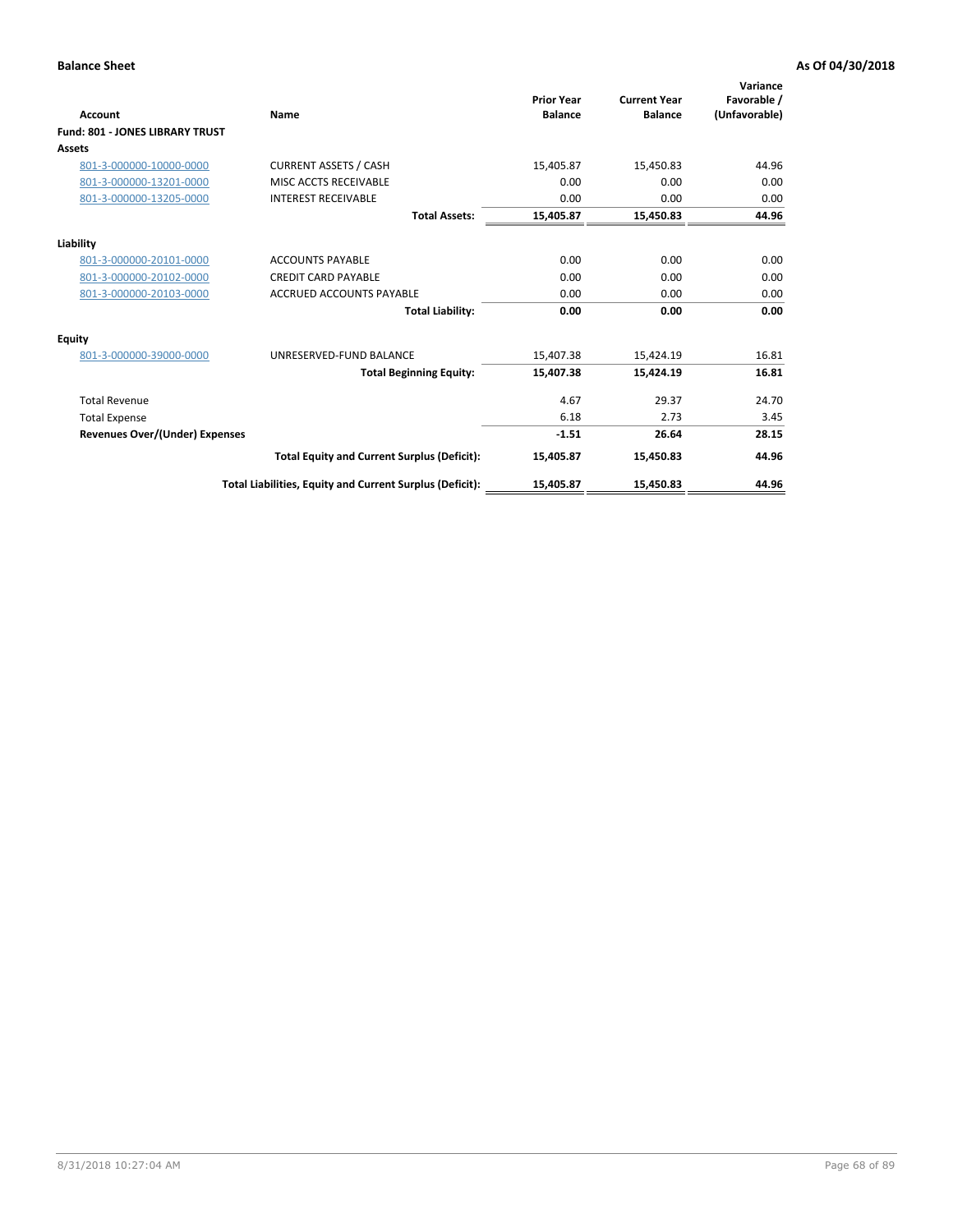**Balance Sheet** **As Of 04/30/2018**

| Account | Name | Prior Year Balance | Current Year Balance | Variance Favorable / (Unfavorable) |
|---|---|---|---|---|
| **Fund: 801 - JONES LIBRARY TRUST** | | | | |
| **Assets** | | | | |
| 801-3-000000-10000-0000 | CURRENT ASSETS / CASH | 15,405.87 | 15,450.83 | 44.96 |
| 801-3-000000-13201-0000 | MISC ACCTS RECEIVABLE | 0.00 | 0.00 | 0.00 |
| 801-3-000000-13205-0000 | INTEREST RECEIVABLE | 0.00 | 0.00 | 0.00 |
| | **Total Assets:** | **15,405.87** | **15,450.83** | **44.96** |
| **Liability** | | | | |
| 801-3-000000-20101-0000 | ACCOUNTS PAYABLE | 0.00 | 0.00 | 0.00 |
| 801-3-000000-20102-0000 | CREDIT CARD PAYABLE | 0.00 | 0.00 | 0.00 |
| 801-3-000000-20103-0000 | ACCRUED ACCOUNTS PAYABLE | 0.00 | 0.00 | 0.00 |
| | **Total Liability:** | **0.00** | **0.00** | **0.00** |
| **Equity** | | | | |
| 801-3-000000-39000-0000 | UNRESERVED-FUND BALANCE | 15,407.38 | 15,424.19 | 16.81 |
| | **Total Beginning Equity:** | **15,407.38** | **15,424.19** | **16.81** |
| Total Revenue | | 4.67 | 29.37 | 24.70 |
| Total Expense | | 6.18 | 2.73 | 3.45 |
| **Revenues Over/(Under) Expenses** | | **-1.51** | **26.64** | **28.15** |
| | **Total Equity and Current Surplus (Deficit):** | **15,405.87** | **15,450.83** | **44.96** |
| | **Total Liabilities, Equity and Current Surplus (Deficit):** | **15,405.87** | **15,450.83** | **44.96** |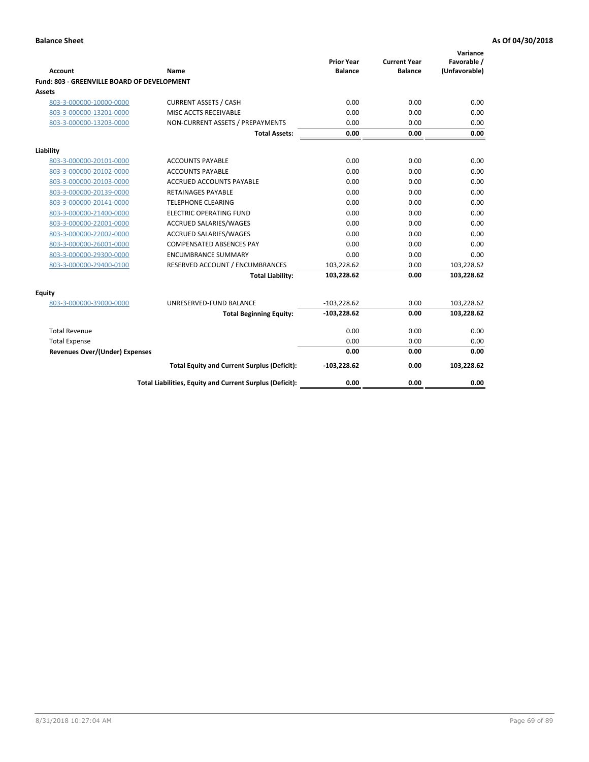**Balance Sheet** | **As Of 04/30/2018**

| Account | Name | Prior Year Balance | Current Year Balance | Variance Favorable / (Unfavorable) |
|---|---|---|---|---|
| **Fund: 803 - GREENVILLE BOARD OF DEVELOPMENT** | | | | |
| **Assets** | | | | |
| 803-3-000000-10000-0000 | CURRENT ASSETS / CASH | 0.00 | 0.00 | 0.00 |
| 803-3-000000-13201-0000 | MISC ACCTS RECEIVABLE | 0.00 | 0.00 | 0.00 |
| 803-3-000000-13203-0000 | NON-CURRENT ASSETS / PREPAYMENTS | 0.00 | 0.00 | 0.00 |
| | **Total Assets:** | **0.00** | **0.00** | **0.00** |
| **Liability** | | | | |
| 803-3-000000-20101-0000 | ACCOUNTS PAYABLE | 0.00 | 0.00 | 0.00 |
| 803-3-000000-20102-0000 | ACCOUNTS PAYABLE | 0.00 | 0.00 | 0.00 |
| 803-3-000000-20103-0000 | ACCRUED ACCOUNTS PAYABLE | 0.00 | 0.00 | 0.00 |
| 803-3-000000-20139-0000 | RETAINAGES PAYABLE | 0.00 | 0.00 | 0.00 |
| 803-3-000000-20141-0000 | TELEPHONE CLEARING | 0.00 | 0.00 | 0.00 |
| 803-3-000000-21400-0000 | ELECTRIC OPERATING FUND | 0.00 | 0.00 | 0.00 |
| 803-3-000000-22001-0000 | ACCRUED SALARIES/WAGES | 0.00 | 0.00 | 0.00 |
| 803-3-000000-22002-0000 | ACCRUED SALARIES/WAGES | 0.00 | 0.00 | 0.00 |
| 803-3-000000-26001-0000 | COMPENSATED ABSENCES PAY | 0.00 | 0.00 | 0.00 |
| 803-3-000000-29300-0000 | ENCUMBRANCE SUMMARY | 0.00 | 0.00 | 0.00 |
| 803-3-000000-29400-0100 | RESERVED ACCOUNT / ENCUMBRANCES | 103,228.62 | 0.00 | 103,228.62 |
| | **Total Liability:** | **103,228.62** | **0.00** | **103,228.62** |
| **Equity** | | | | |
| 803-3-000000-39000-0000 | UNRESERVED-FUND BALANCE | -103,228.62 | 0.00 | 103,228.62 |
| | **Total Beginning Equity:** | **-103,228.62** | **0.00** | **103,228.62** |
| Total Revenue | | 0.00 | 0.00 | 0.00 |
| Total Expense | | 0.00 | 0.00 | 0.00 |
| **Revenues Over/(Under) Expenses** | | **0.00** | **0.00** | **0.00** |
| | **Total Equity and Current Surplus (Deficit):** | **-103,228.62** | **0.00** | **103,228.62** |
| | **Total Liabilities, Equity and Current Surplus (Deficit):** | **0.00** | **0.00** | **0.00** |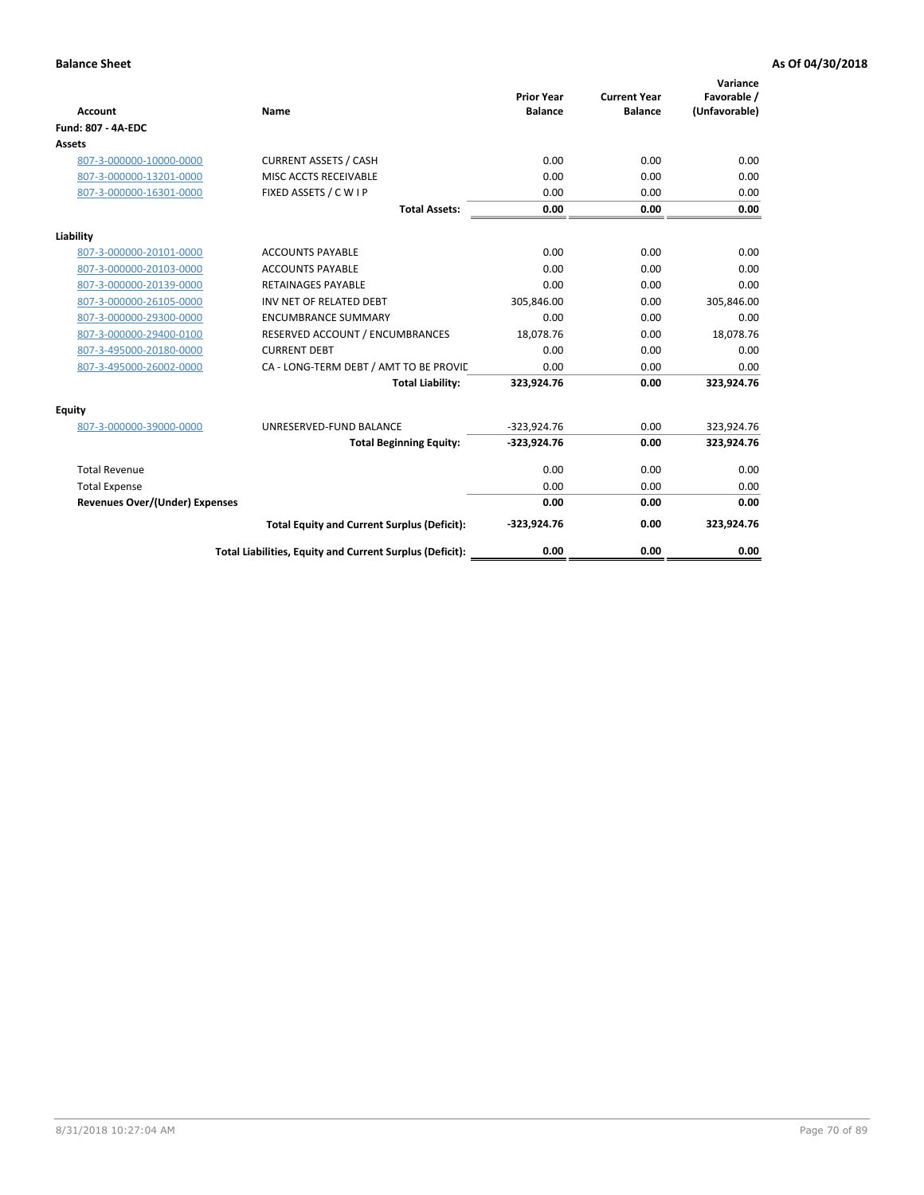**Balance Sheet** — **As Of 04/30/2018**

| Account | Name | Prior Year Balance | Current Year Balance | Variance Favorable / (Unfavorable) |
|---|---|---|---|---|
| **Fund: 807 - 4A-EDC** | | | | |
| **Assets** | | | | |
| 807-3-000000-10000-0000 | CURRENT ASSETS / CASH | 0.00 | 0.00 | 0.00 |
| 807-3-000000-13201-0000 | MISC ACCTS RECEIVABLE | 0.00 | 0.00 | 0.00 |
| 807-3-000000-16301-0000 | FIXED ASSETS / C W I P | 0.00 | 0.00 | 0.00 |
| | **Total Assets:** | **0.00** | **0.00** | **0.00** |
| **Liability** | | | | |
| 807-3-000000-20101-0000 | ACCOUNTS PAYABLE | 0.00 | 0.00 | 0.00 |
| 807-3-000000-20103-0000 | ACCOUNTS PAYABLE | 0.00 | 0.00 | 0.00 |
| 807-3-000000-20139-0000 | RETAINAGES PAYABLE | 0.00 | 0.00 | 0.00 |
| 807-3-000000-26105-0000 | INV NET OF RELATED DEBT | 305,846.00 | 0.00 | 305,846.00 |
| 807-3-000000-29300-0000 | ENCUMBRANCE SUMMARY | 0.00 | 0.00 | 0.00 |
| 807-3-000000-29400-0100 | RESERVED ACCOUNT / ENCUMBRANCES | 18,078.76 | 0.00 | 18,078.76 |
| 807-3-495000-20180-0000 | CURRENT DEBT | 0.00 | 0.00 | 0.00 |
| 807-3-495000-26002-0000 | CA - LONG-TERM DEBT / AMT TO BE PROVIC | 0.00 | 0.00 | 0.00 |
| | **Total Liability:** | **323,924.76** | **0.00** | **323,924.76** |
| **Equity** | | | | |
| 807-3-000000-39000-0000 | UNRESERVED-FUND BALANCE | -323,924.76 | 0.00 | 323,924.76 |
| | **Total Beginning Equity:** | **-323,924.76** | **0.00** | **323,924.76** |
| Total Revenue | | 0.00 | 0.00 | 0.00 |
| Total Expense | | 0.00 | 0.00 | 0.00 |
| **Revenues Over/(Under) Expenses** | | **0.00** | **0.00** | **0.00** |
| | **Total Equity and Current Surplus (Deficit):** | **-323,924.76** | **0.00** | **323,924.76** |
| | **Total Liabilities, Equity and Current Surplus (Deficit):** | **0.00** | **0.00** | **0.00** |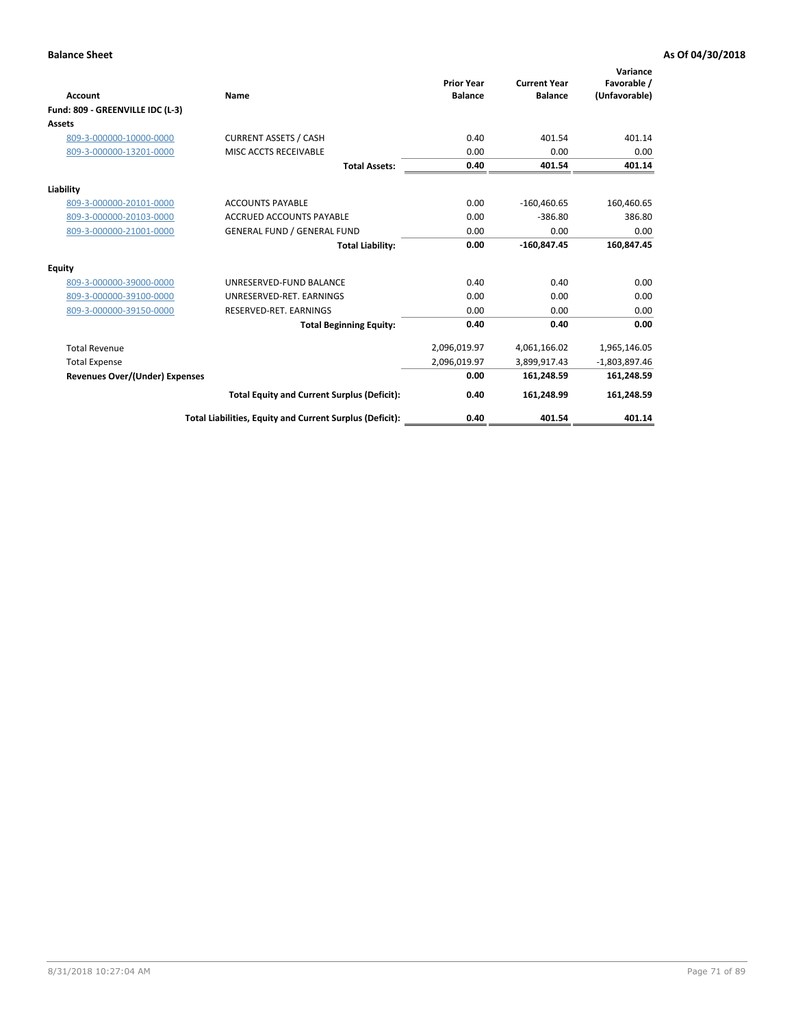**Balance Sheet** **As Of 04/30/2018**

| Account | Name | Prior Year Balance | Current Year Balance | Variance Favorable / (Unfavorable) |
|---|---|---|---|---|
| **Fund: 809 - GREENVILLE IDC (L-3)** | | | | |
| **Assets** | | | | |
| 809-3-000000-10000-0000 | CURRENT ASSETS / CASH | 0.40 | 401.54 | 401.14 |
| 809-3-000000-13201-0000 | MISC ACCTS RECEIVABLE | 0.00 | 0.00 | 0.00 |
| | **Total Assets:** | **0.40** | **401.54** | **401.14** |
| **Liability** | | | | |
| 809-3-000000-20101-0000 | ACCOUNTS PAYABLE | 0.00 | -160,460.65 | 160,460.65 |
| 809-3-000000-20103-0000 | ACCRUED ACCOUNTS PAYABLE | 0.00 | -386.80 | 386.80 |
| 809-3-000000-21001-0000 | GENERAL FUND / GENERAL FUND | 0.00 | 0.00 | 0.00 |
| | **Total Liability:** | **0.00** | **-160,847.45** | **160,847.45** |
| **Equity** | | | | |
| 809-3-000000-39000-0000 | UNRESERVED-FUND BALANCE | 0.40 | 0.40 | 0.00 |
| 809-3-000000-39100-0000 | UNRESERVED-RET. EARNINGS | 0.00 | 0.00 | 0.00 |
| 809-3-000000-39150-0000 | RESERVED-RET. EARNINGS | 0.00 | 0.00 | 0.00 |
| | **Total Beginning Equity:** | **0.40** | **0.40** | **0.00** |
| Total Revenue | | 2,096,019.97 | 4,061,166.02 | 1,965,146.05 |
| Total Expense | | 2,096,019.97 | 3,899,917.43 | -1,803,897.46 |
| **Revenues Over/(Under) Expenses** | | **0.00** | **161,248.59** | **161,248.59** |
| | **Total Equity and Current Surplus (Deficit):** | **0.40** | **161,248.99** | **161,248.59** |
| | **Total Liabilities, Equity and Current Surplus (Deficit):** | **0.40** | **401.54** | **401.14** |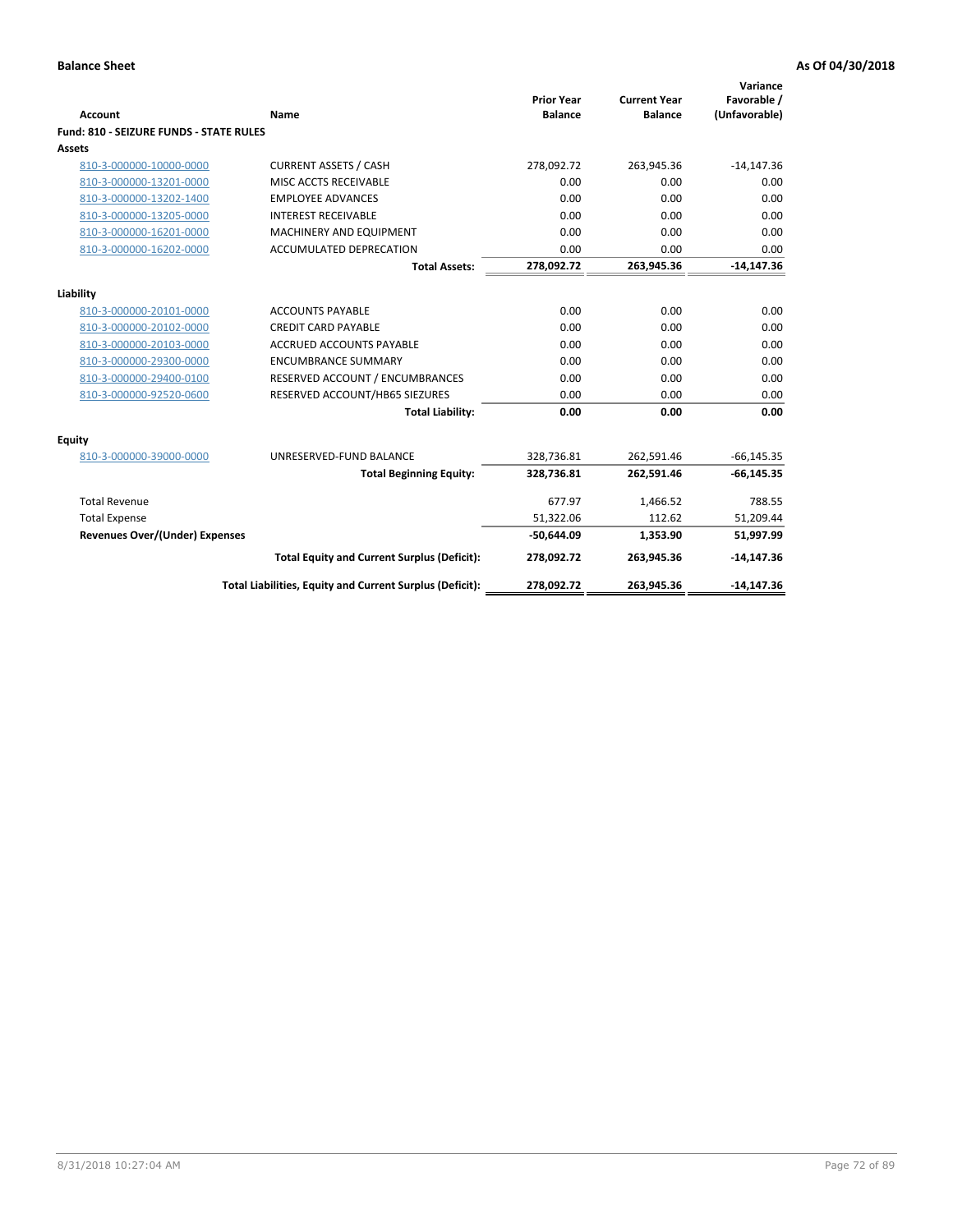**Balance Sheet** **As Of 04/30/2018**

| Account | Name | Prior Year Balance | Current Year Balance | Variance Favorable / (Unfavorable) |
|---|---|---|---|---|
| **Fund: 810 - SEIZURE FUNDS - STATE RULES** | | | | |
| **Assets** | | | | |
| 810-3-000000-10000-0000 | CURRENT ASSETS / CASH | 278,092.72 | 263,945.36 | -14,147.36 |
| 810-3-000000-13201-0000 | MISC ACCTS RECEIVABLE | 0.00 | 0.00 | 0.00 |
| 810-3-000000-13202-1400 | EMPLOYEE ADVANCES | 0.00 | 0.00 | 0.00 |
| 810-3-000000-13205-0000 | INTEREST RECEIVABLE | 0.00 | 0.00 | 0.00 |
| 810-3-000000-16201-0000 | MACHINERY AND EQUIPMENT | 0.00 | 0.00 | 0.00 |
| 810-3-000000-16202-0000 | ACCUMULATED DEPRECATION | 0.00 | 0.00 | 0.00 |
| | **Total Assets:** | **278,092.72** | **263,945.36** | **-14,147.36** |
| **Liability** | | | | |
| 810-3-000000-20101-0000 | ACCOUNTS PAYABLE | 0.00 | 0.00 | 0.00 |
| 810-3-000000-20102-0000 | CREDIT CARD PAYABLE | 0.00 | 0.00 | 0.00 |
| 810-3-000000-20103-0000 | ACCRUED ACCOUNTS PAYABLE | 0.00 | 0.00 | 0.00 |
| 810-3-000000-29300-0000 | ENCUMBRANCE SUMMARY | 0.00 | 0.00 | 0.00 |
| 810-3-000000-29400-0100 | RESERVED ACCOUNT / ENCUMBRANCES | 0.00 | 0.00 | 0.00 |
| 810-3-000000-92520-0600 | RESERVED ACCOUNT/HB65 SIEZURES | 0.00 | 0.00 | 0.00 |
| | **Total Liability:** | **0.00** | **0.00** | **0.00** |
| **Equity** | | | | |
| 810-3-000000-39000-0000 | UNRESERVED-FUND BALANCE | 328,736.81 | 262,591.46 | -66,145.35 |
| | **Total Beginning Equity:** | **328,736.81** | **262,591.46** | **-66,145.35** |
| Total Revenue | | 677.97 | 1,466.52 | 788.55 |
| Total Expense | | 51,322.06 | 112.62 | 51,209.44 |
| **Revenues Over/(Under) Expenses** | | **-50,644.09** | **1,353.90** | **51,997.99** |
| | **Total Equity and Current Surplus (Deficit):** | **278,092.72** | **263,945.36** | **-14,147.36** |
| | **Total Liabilities, Equity and Current Surplus (Deficit):** | **278,092.72** | **263,945.36** | **-14,147.36** |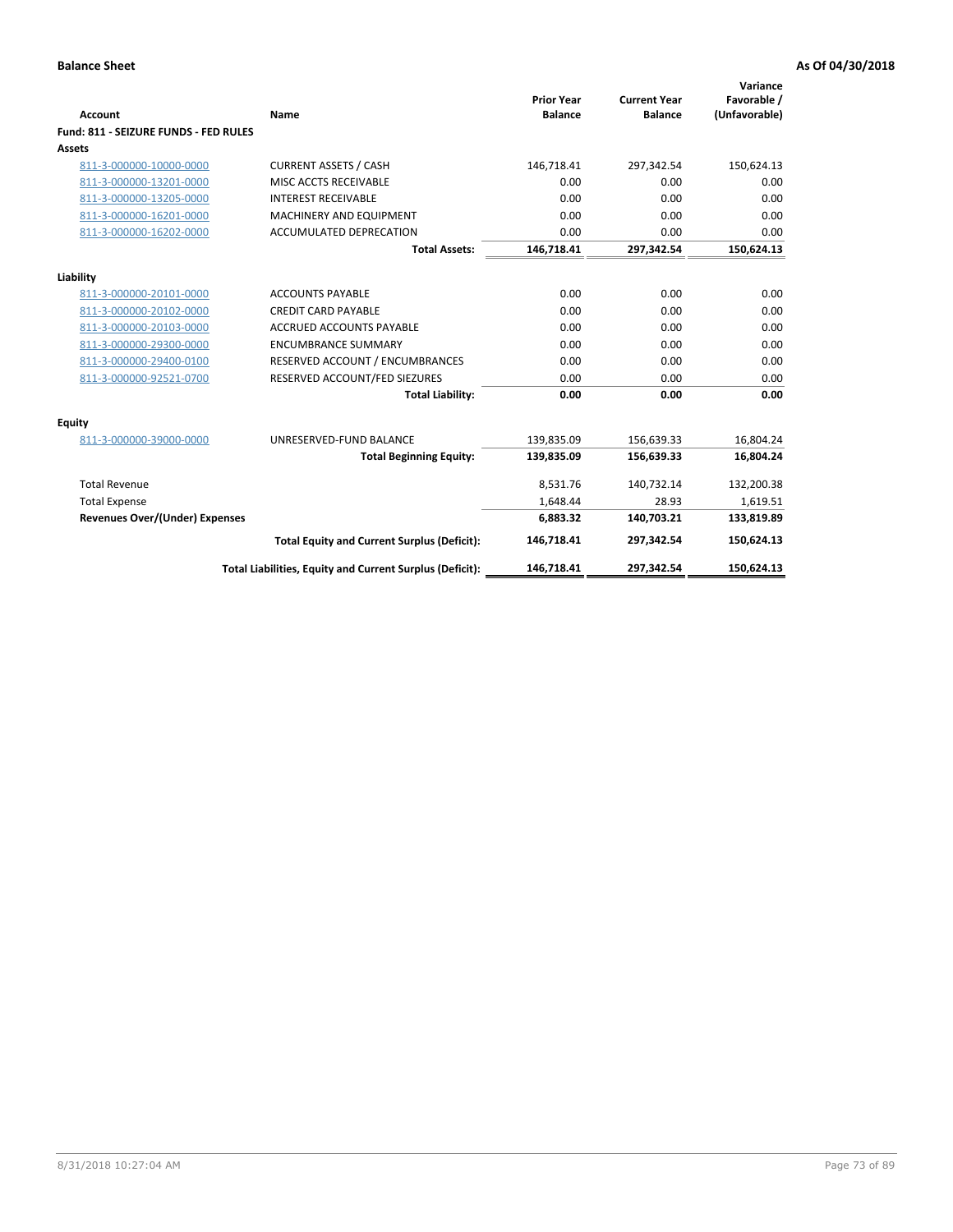**Balance Sheet** **As Of 04/30/2018**

| Account | Name | Prior Year Balance | Current Year Balance | Variance Favorable / (Unfavorable) |
|---|---|---|---|---|
| **Fund: 811 - SEIZURE FUNDS - FED RULES** | | | | |
| **Assets** | | | | |
| 811-3-000000-10000-0000 | CURRENT ASSETS / CASH | 146,718.41 | 297,342.54 | 150,624.13 |
| 811-3-000000-13201-0000 | MISC ACCTS RECEIVABLE | 0.00 | 0.00 | 0.00 |
| 811-3-000000-13205-0000 | INTEREST RECEIVABLE | 0.00 | 0.00 | 0.00 |
| 811-3-000000-16201-0000 | MACHINERY AND EQUIPMENT | 0.00 | 0.00 | 0.00 |
| 811-3-000000-16202-0000 | ACCUMULATED DEPRECATION | 0.00 | 0.00 | 0.00 |
| | **Total Assets:** | **146,718.41** | **297,342.54** | **150,624.13** |
| **Liability** | | | | |
| 811-3-000000-20101-0000 | ACCOUNTS PAYABLE | 0.00 | 0.00 | 0.00 |
| 811-3-000000-20102-0000 | CREDIT CARD PAYABLE | 0.00 | 0.00 | 0.00 |
| 811-3-000000-20103-0000 | ACCRUED ACCOUNTS PAYABLE | 0.00 | 0.00 | 0.00 |
| 811-3-000000-29300-0000 | ENCUMBRANCE SUMMARY | 0.00 | 0.00 | 0.00 |
| 811-3-000000-29400-0100 | RESERVED ACCOUNT / ENCUMBRANCES | 0.00 | 0.00 | 0.00 |
| 811-3-000000-92521-0700 | RESERVED ACCOUNT/FED SIEZURES | 0.00 | 0.00 | 0.00 |
| | **Total Liability:** | **0.00** | **0.00** | **0.00** |
| **Equity** | | | | |
| 811-3-000000-39000-0000 | UNRESERVED-FUND BALANCE | 139,835.09 | 156,639.33 | 16,804.24 |
| | **Total Beginning Equity:** | **139,835.09** | **156,639.33** | **16,804.24** |
| Total Revenue | | 8,531.76 | 140,732.14 | 132,200.38 |
| Total Expense | | 1,648.44 | 28.93 | 1,619.51 |
| **Revenues Over/(Under) Expenses** | | **6,883.32** | **140,703.21** | **133,819.89** |
| | **Total Equity and Current Surplus (Deficit):** | **146,718.41** | **297,342.54** | **150,624.13** |
| | **Total Liabilities, Equity and Current Surplus (Deficit):** | **146,718.41** | **297,342.54** | **150,624.13** |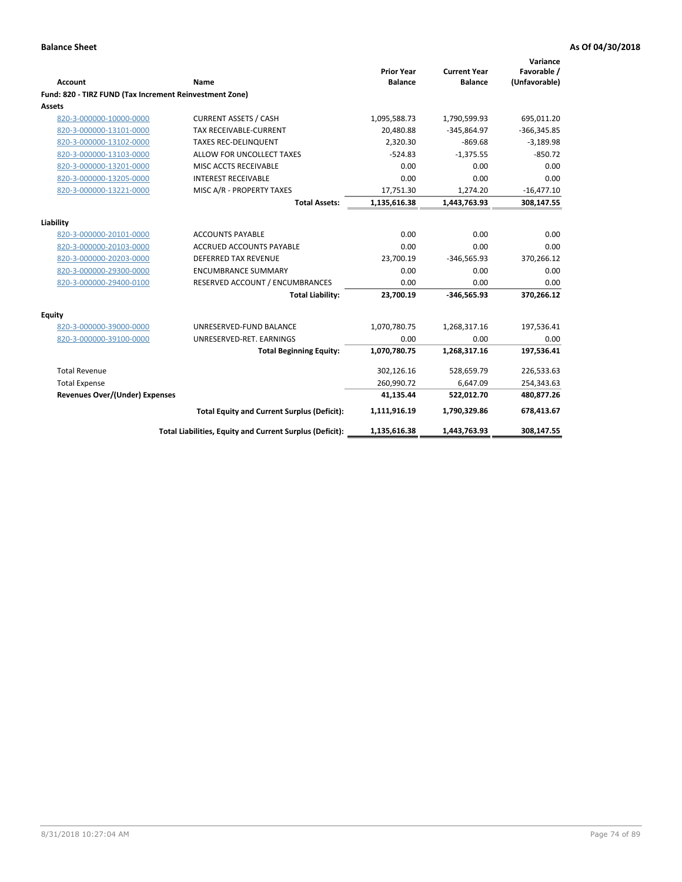**Balance Sheet** **As Of 04/30/2018**

| Account | Name | Prior Year Balance | Current Year Balance | Variance Favorable / (Unfavorable) |
|---|---|---|---|---|
| **Fund: 820 - TIRZ FUND (Tax Increment Reinvestment Zone)** | | | | |
| **Assets** | | | | |
| 820-3-000000-10000-0000 | CURRENT ASSETS / CASH | 1,095,588.73 | 1,790,599.93 | 695,011.20 |
| 820-3-000000-13101-0000 | TAX RECEIVABLE-CURRENT | 20,480.88 | -345,864.97 | -366,345.85 |
| 820-3-000000-13102-0000 | TAXES REC-DELINQUENT | 2,320.30 | -869.68 | -3,189.98 |
| 820-3-000000-13103-0000 | ALLOW FOR UNCOLLECT TAXES | -524.83 | -1,375.55 | -850.72 |
| 820-3-000000-13201-0000 | MISC ACCTS RECEIVABLE | 0.00 | 0.00 | 0.00 |
| 820-3-000000-13205-0000 | INTEREST RECEIVABLE | 0.00 | 0.00 | 0.00 |
| 820-3-000000-13221-0000 | MISC A/R - PROPERTY TAXES | 17,751.30 | 1,274.20 | -16,477.10 |
| | **Total Assets:** | **1,135,616.38** | **1,443,763.93** | **308,147.55** |
| **Liability** | | | | |
| 820-3-000000-20101-0000 | ACCOUNTS PAYABLE | 0.00 | 0.00 | 0.00 |
| 820-3-000000-20103-0000 | ACCRUED ACCOUNTS PAYABLE | 0.00 | 0.00 | 0.00 |
| 820-3-000000-20203-0000 | DEFERRED TAX REVENUE | 23,700.19 | -346,565.93 | 370,266.12 |
| 820-3-000000-29300-0000 | ENCUMBRANCE SUMMARY | 0.00 | 0.00 | 0.00 |
| 820-3-000000-29400-0100 | RESERVED ACCOUNT / ENCUMBRANCES | 0.00 | 0.00 | 0.00 |
| | **Total Liability:** | **23,700.19** | **-346,565.93** | **370,266.12** |
| **Equity** | | | | |
| 820-3-000000-39000-0000 | UNRESERVED-FUND BALANCE | 1,070,780.75 | 1,268,317.16 | 197,536.41 |
| 820-3-000000-39100-0000 | UNRESERVED-RET. EARNINGS | 0.00 | 0.00 | 0.00 |
| | **Total Beginning Equity:** | **1,070,780.75** | **1,268,317.16** | **197,536.41** |
| Total Revenue | | 302,126.16 | 528,659.79 | 226,533.63 |
| Total Expense | | 260,990.72 | 6,647.09 | 254,343.63 |
| **Revenues Over/(Under) Expenses** | | **41,135.44** | **522,012.70** | **480,877.26** |
| | **Total Equity and Current Surplus (Deficit):** | **1,111,916.19** | **1,790,329.86** | **678,413.67** |
| | **Total Liabilities, Equity and Current Surplus (Deficit):** | **1,135,616.38** | **1,443,763.93** | **308,147.55** |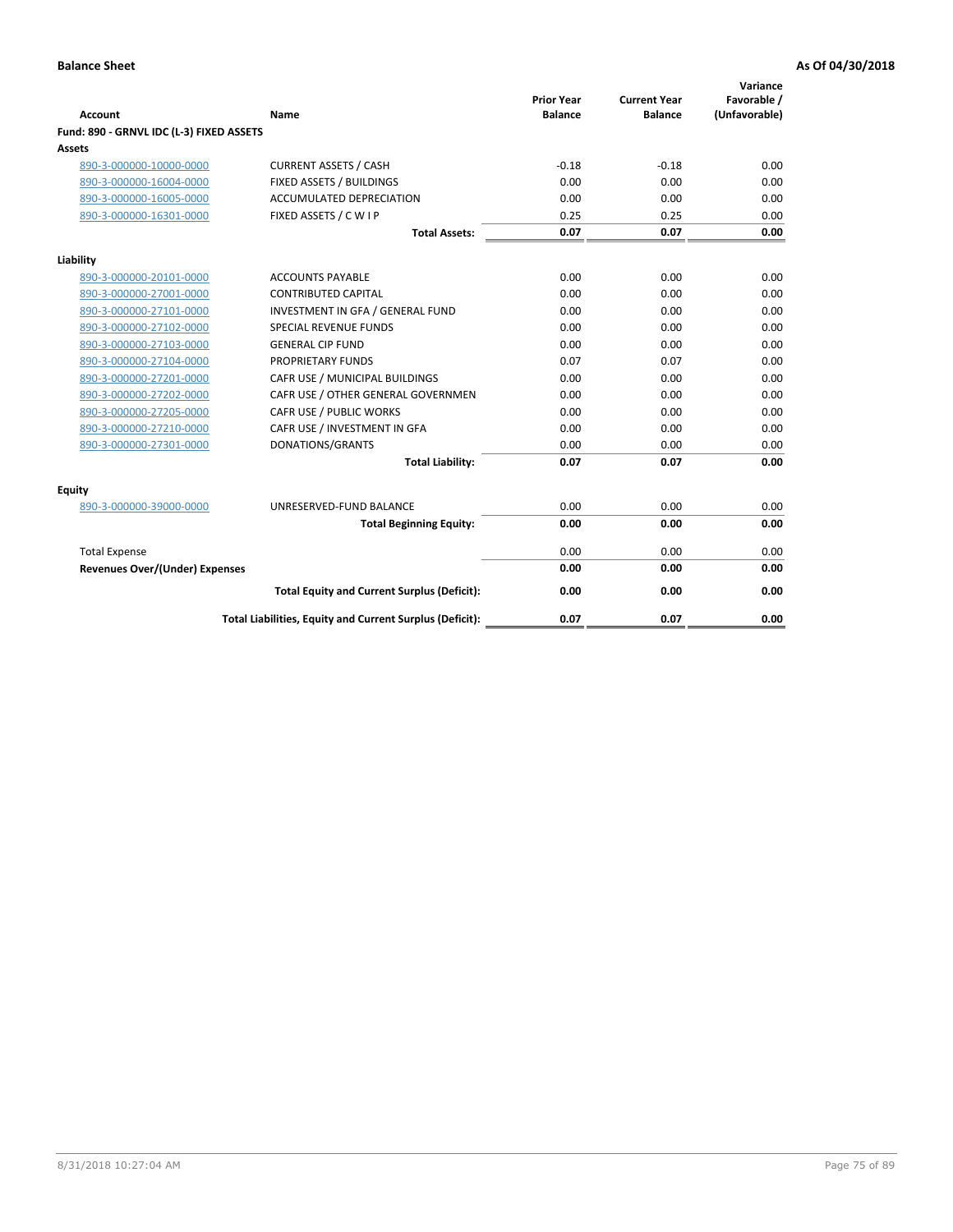**Balance Sheet** **As Of 04/30/2018**

| Account | Name | Prior Year Balance | Current Year Balance | Variance Favorable / (Unfavorable) |
|---|---|---|---|---|
| **Fund: 890 - GRNVL IDC (L-3) FIXED ASSETS** | | | | |
| **Assets** | | | | |
| 890-3-000000-10000-0000 | CURRENT ASSETS / CASH | -0.18 | -0.18 | 0.00 |
| 890-3-000000-16004-0000 | FIXED ASSETS / BUILDINGS | 0.00 | 0.00 | 0.00 |
| 890-3-000000-16005-0000 | ACCUMULATED DEPRECIATION | 0.00 | 0.00 | 0.00 |
| 890-3-000000-16301-0000 | FIXED ASSETS / C W I P | 0.25 | 0.25 | 0.00 |
| | **Total Assets:** | **0.07** | **0.07** | **0.00** |
| **Liability** | | | | |
| 890-3-000000-20101-0000 | ACCOUNTS PAYABLE | 0.00 | 0.00 | 0.00 |
| 890-3-000000-27001-0000 | CONTRIBUTED CAPITAL | 0.00 | 0.00 | 0.00 |
| 890-3-000000-27101-0000 | INVESTMENT IN GFA / GENERAL FUND | 0.00 | 0.00 | 0.00 |
| 890-3-000000-27102-0000 | SPECIAL REVENUE FUNDS | 0.00 | 0.00 | 0.00 |
| 890-3-000000-27103-0000 | GENERAL CIP FUND | 0.00 | 0.00 | 0.00 |
| 890-3-000000-27104-0000 | PROPRIETARY FUNDS | 0.07 | 0.07 | 0.00 |
| 890-3-000000-27201-0000 | CAFR USE / MUNICIPAL BUILDINGS | 0.00 | 0.00 | 0.00 |
| 890-3-000000-27202-0000 | CAFR USE / OTHER GENERAL GOVERNMEN | 0.00 | 0.00 | 0.00 |
| 890-3-000000-27205-0000 | CAFR USE / PUBLIC WORKS | 0.00 | 0.00 | 0.00 |
| 890-3-000000-27210-0000 | CAFR USE / INVESTMENT IN GFA | 0.00 | 0.00 | 0.00 |
| 890-3-000000-27301-0000 | DONATIONS/GRANTS | 0.00 | 0.00 | 0.00 |
| | **Total Liability:** | **0.07** | **0.07** | **0.00** |
| **Equity** | | | | |
| 890-3-000000-39000-0000 | UNRESERVED-FUND BALANCE | 0.00 | 0.00 | 0.00 |
| | **Total Beginning Equity:** | **0.00** | **0.00** | **0.00** |
| Total Expense | | 0.00 | 0.00 | 0.00 |
| **Revenues Over/(Under) Expenses** | | **0.00** | **0.00** | **0.00** |
| | **Total Equity and Current Surplus (Deficit):** | **0.00** | **0.00** | **0.00** |
| | **Total Liabilities, Equity and Current Surplus (Deficit):** | **0.07** | **0.07** | **0.00** |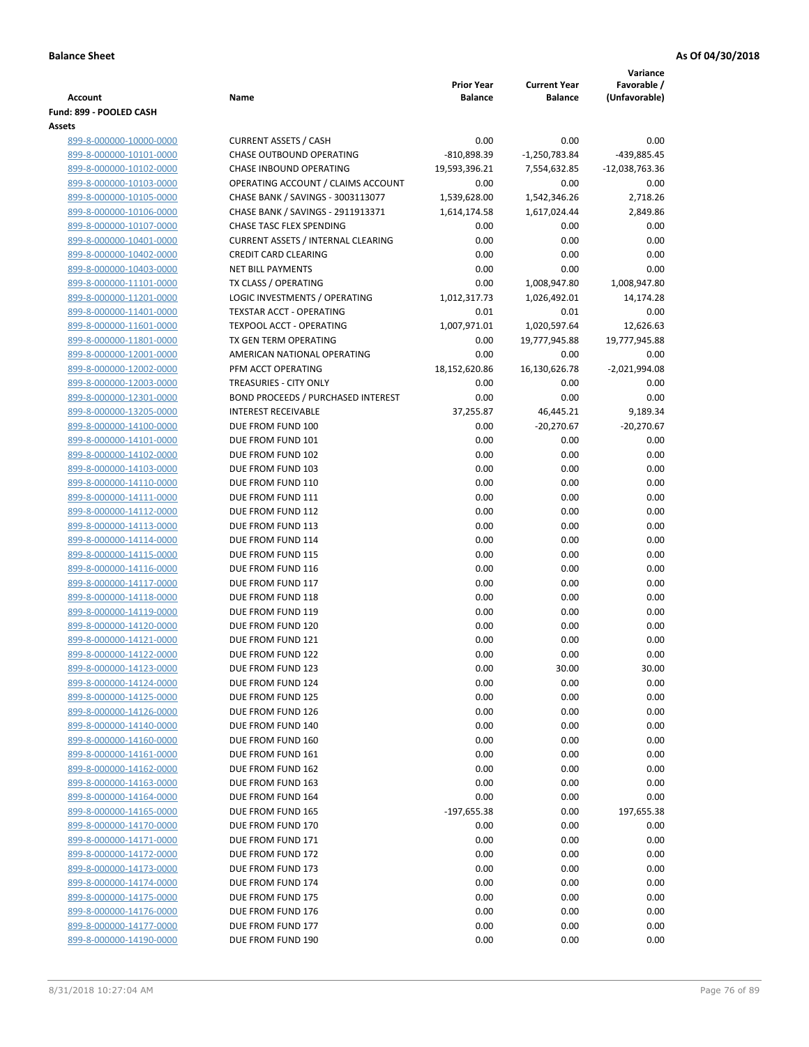**Balance Sheet** **As Of 04/30/2018**

| Account | Name | Prior Year Balance | Current Year Balance | Variance Favorable / (Unfavorable) |
|---|---|---|---|---|
| **Fund: 899 - POOLED CASH** | | | | |
| **Assets** | | | | |
| 899-8-000000-10000-0000 | CURRENT ASSETS / CASH | 0.00 | 0.00 | 0.00 |
| 899-8-000000-10101-0000 | CHASE OUTBOUND OPERATING | -810,898.39 | -1,250,783.84 | -439,885.45 |
| 899-8-000000-10102-0000 | CHASE INBOUND OPERATING | 19,593,396.21 | 7,554,632.85 | -12,038,763.36 |
| 899-8-000000-10103-0000 | OPERATING ACCOUNT / CLAIMS ACCOUNT | 0.00 | 0.00 | 0.00 |
| 899-8-000000-10105-0000 | CHASE BANK / SAVINGS - 3003113077 | 1,539,628.00 | 1,542,346.26 | 2,718.26 |
| 899-8-000000-10106-0000 | CHASE BANK / SAVINGS - 2911913371 | 1,614,174.58 | 1,617,024.44 | 2,849.86 |
| 899-8-000000-10107-0000 | CHASE TASC FLEX SPENDING | 0.00 | 0.00 | 0.00 |
| 899-8-000000-10401-0000 | CURRENT ASSETS / INTERNAL CLEARING | 0.00 | 0.00 | 0.00 |
| 899-8-000000-10402-0000 | CREDIT CARD CLEARING | 0.00 | 0.00 | 0.00 |
| 899-8-000000-10403-0000 | NET BILL PAYMENTS | 0.00 | 0.00 | 0.00 |
| 899-8-000000-11101-0000 | TX CLASS / OPERATING | 0.00 | 1,008,947.80 | 1,008,947.80 |
| 899-8-000000-11201-0000 | LOGIC INVESTMENTS / OPERATING | 1,012,317.73 | 1,026,492.01 | 14,174.28 |
| 899-8-000000-11401-0000 | TEXSTAR ACCT - OPERATING | 0.01 | 0.01 | 0.00 |
| 899-8-000000-11601-0000 | TEXPOOL ACCT - OPERATING | 1,007,971.01 | 1,020,597.64 | 12,626.63 |
| 899-8-000000-11801-0000 | TX GEN TERM OPERATING | 0.00 | 19,777,945.88 | 19,777,945.88 |
| 899-8-000000-12001-0000 | AMERICAN NATIONAL OPERATING | 0.00 | 0.00 | 0.00 |
| 899-8-000000-12002-0000 | PFM ACCT OPERATING | 18,152,620.86 | 16,130,626.78 | -2,021,994.08 |
| 899-8-000000-12003-0000 | TREASURIES - CITY ONLY | 0.00 | 0.00 | 0.00 |
| 899-8-000000-12301-0000 | BOND PROCEEDS / PURCHASED INTEREST | 0.00 | 0.00 | 0.00 |
| 899-8-000000-13205-0000 | INTEREST RECEIVABLE | 37,255.87 | 46,445.21 | 9,189.34 |
| 899-8-000000-14100-0000 | DUE FROM FUND 100 | 0.00 | -20,270.67 | -20,270.67 |
| 899-8-000000-14101-0000 | DUE FROM FUND 101 | 0.00 | 0.00 | 0.00 |
| 899-8-000000-14102-0000 | DUE FROM FUND 102 | 0.00 | 0.00 | 0.00 |
| 899-8-000000-14103-0000 | DUE FROM FUND 103 | 0.00 | 0.00 | 0.00 |
| 899-8-000000-14110-0000 | DUE FROM FUND 110 | 0.00 | 0.00 | 0.00 |
| 899-8-000000-14111-0000 | DUE FROM FUND 111 | 0.00 | 0.00 | 0.00 |
| 899-8-000000-14112-0000 | DUE FROM FUND 112 | 0.00 | 0.00 | 0.00 |
| 899-8-000000-14113-0000 | DUE FROM FUND 113 | 0.00 | 0.00 | 0.00 |
| 899-8-000000-14114-0000 | DUE FROM FUND 114 | 0.00 | 0.00 | 0.00 |
| 899-8-000000-14115-0000 | DUE FROM FUND 115 | 0.00 | 0.00 | 0.00 |
| 899-8-000000-14116-0000 | DUE FROM FUND 116 | 0.00 | 0.00 | 0.00 |
| 899-8-000000-14117-0000 | DUE FROM FUND 117 | 0.00 | 0.00 | 0.00 |
| 899-8-000000-14118-0000 | DUE FROM FUND 118 | 0.00 | 0.00 | 0.00 |
| 899-8-000000-14119-0000 | DUE FROM FUND 119 | 0.00 | 0.00 | 0.00 |
| 899-8-000000-14120-0000 | DUE FROM FUND 120 | 0.00 | 0.00 | 0.00 |
| 899-8-000000-14121-0000 | DUE FROM FUND 121 | 0.00 | 0.00 | 0.00 |
| 899-8-000000-14122-0000 | DUE FROM FUND 122 | 0.00 | 0.00 | 0.00 |
| 899-8-000000-14123-0000 | DUE FROM FUND 123 | 0.00 | 30.00 | 30.00 |
| 899-8-000000-14124-0000 | DUE FROM FUND 124 | 0.00 | 0.00 | 0.00 |
| 899-8-000000-14125-0000 | DUE FROM FUND 125 | 0.00 | 0.00 | 0.00 |
| 899-8-000000-14126-0000 | DUE FROM FUND 126 | 0.00 | 0.00 | 0.00 |
| 899-8-000000-14140-0000 | DUE FROM FUND 140 | 0.00 | 0.00 | 0.00 |
| 899-8-000000-14160-0000 | DUE FROM FUND 160 | 0.00 | 0.00 | 0.00 |
| 899-8-000000-14161-0000 | DUE FROM FUND 161 | 0.00 | 0.00 | 0.00 |
| 899-8-000000-14162-0000 | DUE FROM FUND 162 | 0.00 | 0.00 | 0.00 |
| 899-8-000000-14163-0000 | DUE FROM FUND 163 | 0.00 | 0.00 | 0.00 |
| 899-8-000000-14164-0000 | DUE FROM FUND 164 | 0.00 | 0.00 | 0.00 |
| 899-8-000000-14165-0000 | DUE FROM FUND 165 | -197,655.38 | 0.00 | 197,655.38 |
| 899-8-000000-14170-0000 | DUE FROM FUND 170 | 0.00 | 0.00 | 0.00 |
| 899-8-000000-14171-0000 | DUE FROM FUND 171 | 0.00 | 0.00 | 0.00 |
| 899-8-000000-14172-0000 | DUE FROM FUND 172 | 0.00 | 0.00 | 0.00 |
| 899-8-000000-14173-0000 | DUE FROM FUND 173 | 0.00 | 0.00 | 0.00 |
| 899-8-000000-14174-0000 | DUE FROM FUND 174 | 0.00 | 0.00 | 0.00 |
| 899-8-000000-14175-0000 | DUE FROM FUND 175 | 0.00 | 0.00 | 0.00 |
| 899-8-000000-14176-0000 | DUE FROM FUND 176 | 0.00 | 0.00 | 0.00 |
| 899-8-000000-14177-0000 | DUE FROM FUND 177 | 0.00 | 0.00 | 0.00 |
| 899-8-000000-14190-0000 | DUE FROM FUND 190 | 0.00 | 0.00 | 0.00 |

8/31/2018 10:27:04 AM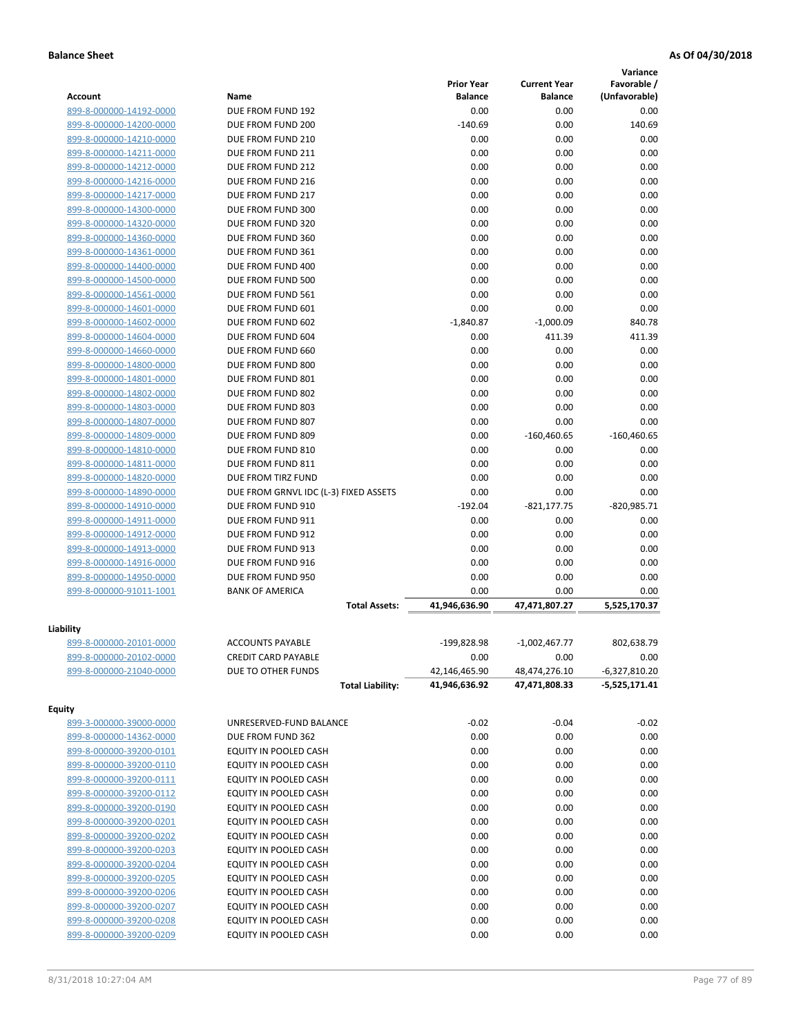**Balance Sheet** **As Of 04/30/2018**

| Account | Name | Prior Year Balance | Current Year Balance | Variance Favorable / (Unfavorable) |
|---|---|---|---|---|
| 899-8-000000-14192-0000 | DUE FROM FUND 192 | 0.00 | 0.00 | 0.00 |
| 899-8-000000-14200-0000 | DUE FROM FUND 200 | -140.69 | 0.00 | 140.69 |
| 899-8-000000-14210-0000 | DUE FROM FUND 210 | 0.00 | 0.00 | 0.00 |
| 899-8-000000-14211-0000 | DUE FROM FUND 211 | 0.00 | 0.00 | 0.00 |
| 899-8-000000-14212-0000 | DUE FROM FUND 212 | 0.00 | 0.00 | 0.00 |
| 899-8-000000-14216-0000 | DUE FROM FUND 216 | 0.00 | 0.00 | 0.00 |
| 899-8-000000-14217-0000 | DUE FROM FUND 217 | 0.00 | 0.00 | 0.00 |
| 899-8-000000-14300-0000 | DUE FROM FUND 300 | 0.00 | 0.00 | 0.00 |
| 899-8-000000-14320-0000 | DUE FROM FUND 320 | 0.00 | 0.00 | 0.00 |
| 899-8-000000-14360-0000 | DUE FROM FUND 360 | 0.00 | 0.00 | 0.00 |
| 899-8-000000-14361-0000 | DUE FROM FUND 361 | 0.00 | 0.00 | 0.00 |
| 899-8-000000-14400-0000 | DUE FROM FUND 400 | 0.00 | 0.00 | 0.00 |
| 899-8-000000-14500-0000 | DUE FROM FUND 500 | 0.00 | 0.00 | 0.00 |
| 899-8-000000-14561-0000 | DUE FROM FUND 561 | 0.00 | 0.00 | 0.00 |
| 899-8-000000-14601-0000 | DUE FROM FUND 601 | 0.00 | 0.00 | 0.00 |
| 899-8-000000-14602-0000 | DUE FROM FUND 602 | -1,840.87 | -1,000.09 | 840.78 |
| 899-8-000000-14604-0000 | DUE FROM FUND 604 | 0.00 | 411.39 | 411.39 |
| 899-8-000000-14660-0000 | DUE FROM FUND 660 | 0.00 | 0.00 | 0.00 |
| 899-8-000000-14800-0000 | DUE FROM FUND 800 | 0.00 | 0.00 | 0.00 |
| 899-8-000000-14801-0000 | DUE FROM FUND 801 | 0.00 | 0.00 | 0.00 |
| 899-8-000000-14802-0000 | DUE FROM FUND 802 | 0.00 | 0.00 | 0.00 |
| 899-8-000000-14803-0000 | DUE FROM FUND 803 | 0.00 | 0.00 | 0.00 |
| 899-8-000000-14807-0000 | DUE FROM FUND 807 | 0.00 | 0.00 | 0.00 |
| 899-8-000000-14809-0000 | DUE FROM FUND 809 | 0.00 | -160,460.65 | -160,460.65 |
| 899-8-000000-14810-0000 | DUE FROM FUND 810 | 0.00 | 0.00 | 0.00 |
| 899-8-000000-14811-0000 | DUE FROM FUND 811 | 0.00 | 0.00 | 0.00 |
| 899-8-000000-14820-0000 | DUE FROM TIRZ FUND | 0.00 | 0.00 | 0.00 |
| 899-8-000000-14890-0000 | DUE FROM GRNVL IDC (L-3) FIXED ASSETS | 0.00 | 0.00 | 0.00 |
| 899-8-000000-14910-0000 | DUE FROM FUND 910 | -192.04 | -821,177.75 | -820,985.71 |
| 899-8-000000-14911-0000 | DUE FROM FUND 911 | 0.00 | 0.00 | 0.00 |
| 899-8-000000-14912-0000 | DUE FROM FUND 912 | 0.00 | 0.00 | 0.00 |
| 899-8-000000-14913-0000 | DUE FROM FUND 913 | 0.00 | 0.00 | 0.00 |
| 899-8-000000-14916-0000 | DUE FROM FUND 916 | 0.00 | 0.00 | 0.00 |
| 899-8-000000-14950-0000 | DUE FROM FUND 950 | 0.00 | 0.00 | 0.00 |
| 899-8-000000-91011-1001 | BANK OF AMERICA | 0.00 | 0.00 | 0.00 |
| | **Total Assets:** | **41,946,636.90** | **47,471,807.27** | **5,525,170.37** |
| **Liability** | | | | |
| 899-8-000000-20101-0000 | ACCOUNTS PAYABLE | -199,828.98 | -1,002,467.77 | 802,638.79 |
| 899-8-000000-20102-0000 | CREDIT CARD PAYABLE | 0.00 | 0.00 | 0.00 |
| 899-8-000000-21040-0000 | DUE TO OTHER FUNDS | 42,146,465.90 | 48,474,276.10 | -6,327,810.20 |
| | **Total Liability:** | **41,946,636.92** | **47,471,808.33** | **-5,525,171.41** |
| **Equity** | | | | |
| 899-3-000000-39000-0000 | UNRESERVED-FUND BALANCE | -0.02 | -0.04 | -0.02 |
| 899-8-000000-14362-0000 | DUE FROM FUND 362 | 0.00 | 0.00 | 0.00 |
| 899-8-000000-39200-0101 | EQUITY IN POOLED CASH | 0.00 | 0.00 | 0.00 |
| 899-8-000000-39200-0110 | EQUITY IN POOLED CASH | 0.00 | 0.00 | 0.00 |
| 899-8-000000-39200-0111 | EQUITY IN POOLED CASH | 0.00 | 0.00 | 0.00 |
| 899-8-000000-39200-0112 | EQUITY IN POOLED CASH | 0.00 | 0.00 | 0.00 |
| 899-8-000000-39200-0190 | EQUITY IN POOLED CASH | 0.00 | 0.00 | 0.00 |
| 899-8-000000-39200-0201 | EQUITY IN POOLED CASH | 0.00 | 0.00 | 0.00 |
| 899-8-000000-39200-0202 | EQUITY IN POOLED CASH | 0.00 | 0.00 | 0.00 |
| 899-8-000000-39200-0203 | EQUITY IN POOLED CASH | 0.00 | 0.00 | 0.00 |
| 899-8-000000-39200-0204 | EQUITY IN POOLED CASH | 0.00 | 0.00 | 0.00 |
| 899-8-000000-39200-0205 | EQUITY IN POOLED CASH | 0.00 | 0.00 | 0.00 |
| 899-8-000000-39200-0206 | EQUITY IN POOLED CASH | 0.00 | 0.00 | 0.00 |
| 899-8-000000-39200-0207 | EQUITY IN POOLED CASH | 0.00 | 0.00 | 0.00 |
| 899-8-000000-39200-0208 | EQUITY IN POOLED CASH | 0.00 | 0.00 | 0.00 |
| 899-8-000000-39200-0209 | EQUITY IN POOLED CASH | 0.00 | 0.00 | 0.00 |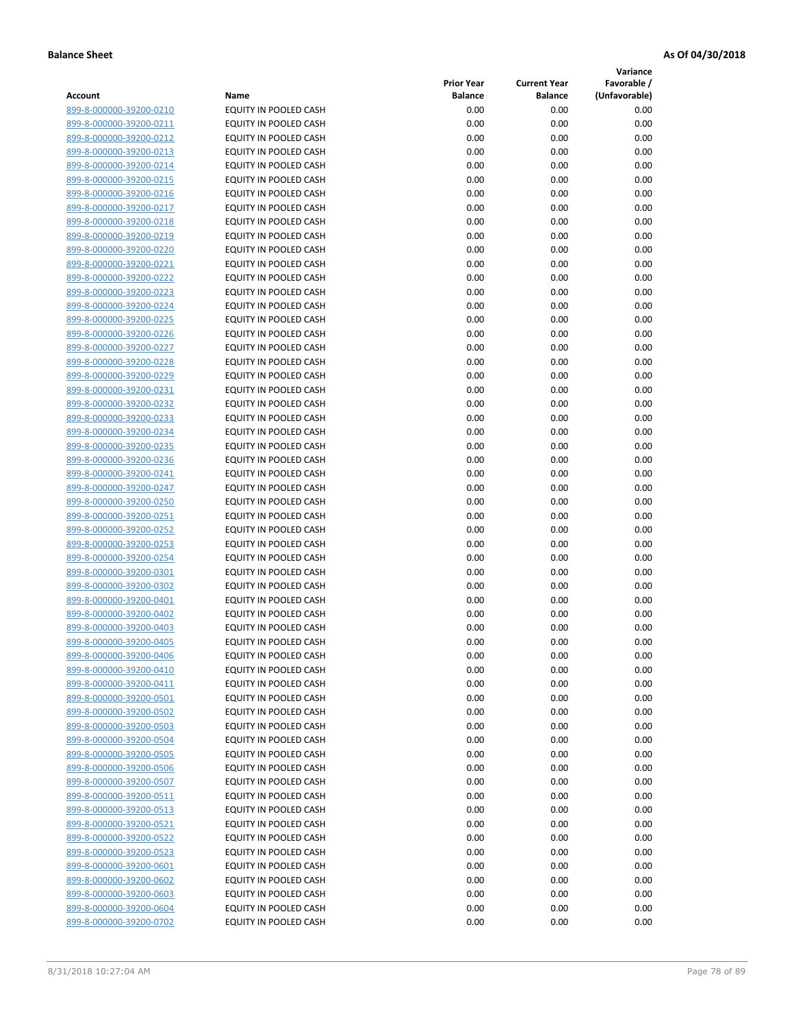**Balance Sheet** **As Of 04/30/2018**

| Account | Name | Prior Year Balance | Current Year Balance | Variance Favorable / (Unfavorable) |
|---|---|---|---|---|
| 899-8-000000-39200-0210 | EQUITY IN POOLED CASH | 0.00 | 0.00 | 0.00 |
| 899-8-000000-39200-0211 | EQUITY IN POOLED CASH | 0.00 | 0.00 | 0.00 |
| 899-8-000000-39200-0212 | EQUITY IN POOLED CASH | 0.00 | 0.00 | 0.00 |
| 899-8-000000-39200-0213 | EQUITY IN POOLED CASH | 0.00 | 0.00 | 0.00 |
| 899-8-000000-39200-0214 | EQUITY IN POOLED CASH | 0.00 | 0.00 | 0.00 |
| 899-8-000000-39200-0215 | EQUITY IN POOLED CASH | 0.00 | 0.00 | 0.00 |
| 899-8-000000-39200-0216 | EQUITY IN POOLED CASH | 0.00 | 0.00 | 0.00 |
| 899-8-000000-39200-0217 | EQUITY IN POOLED CASH | 0.00 | 0.00 | 0.00 |
| 899-8-000000-39200-0218 | EQUITY IN POOLED CASH | 0.00 | 0.00 | 0.00 |
| 899-8-000000-39200-0219 | EQUITY IN POOLED CASH | 0.00 | 0.00 | 0.00 |
| 899-8-000000-39200-0220 | EQUITY IN POOLED CASH | 0.00 | 0.00 | 0.00 |
| 899-8-000000-39200-0221 | EQUITY IN POOLED CASH | 0.00 | 0.00 | 0.00 |
| 899-8-000000-39200-0222 | EQUITY IN POOLED CASH | 0.00 | 0.00 | 0.00 |
| 899-8-000000-39200-0223 | EQUITY IN POOLED CASH | 0.00 | 0.00 | 0.00 |
| 899-8-000000-39200-0224 | EQUITY IN POOLED CASH | 0.00 | 0.00 | 0.00 |
| 899-8-000000-39200-0225 | EQUITY IN POOLED CASH | 0.00 | 0.00 | 0.00 |
| 899-8-000000-39200-0226 | EQUITY IN POOLED CASH | 0.00 | 0.00 | 0.00 |
| 899-8-000000-39200-0227 | EQUITY IN POOLED CASH | 0.00 | 0.00 | 0.00 |
| 899-8-000000-39200-0228 | EQUITY IN POOLED CASH | 0.00 | 0.00 | 0.00 |
| 899-8-000000-39200-0229 | EQUITY IN POOLED CASH | 0.00 | 0.00 | 0.00 |
| 899-8-000000-39200-0231 | EQUITY IN POOLED CASH | 0.00 | 0.00 | 0.00 |
| 899-8-000000-39200-0232 | EQUITY IN POOLED CASH | 0.00 | 0.00 | 0.00 |
| 899-8-000000-39200-0233 | EQUITY IN POOLED CASH | 0.00 | 0.00 | 0.00 |
| 899-8-000000-39200-0234 | EQUITY IN POOLED CASH | 0.00 | 0.00 | 0.00 |
| 899-8-000000-39200-0235 | EQUITY IN POOLED CASH | 0.00 | 0.00 | 0.00 |
| 899-8-000000-39200-0236 | EQUITY IN POOLED CASH | 0.00 | 0.00 | 0.00 |
| 899-8-000000-39200-0241 | EQUITY IN POOLED CASH | 0.00 | 0.00 | 0.00 |
| 899-8-000000-39200-0247 | EQUITY IN POOLED CASH | 0.00 | 0.00 | 0.00 |
| 899-8-000000-39200-0250 | EQUITY IN POOLED CASH | 0.00 | 0.00 | 0.00 |
| 899-8-000000-39200-0251 | EQUITY IN POOLED CASH | 0.00 | 0.00 | 0.00 |
| 899-8-000000-39200-0252 | EQUITY IN POOLED CASH | 0.00 | 0.00 | 0.00 |
| 899-8-000000-39200-0253 | EQUITY IN POOLED CASH | 0.00 | 0.00 | 0.00 |
| 899-8-000000-39200-0254 | EQUITY IN POOLED CASH | 0.00 | 0.00 | 0.00 |
| 899-8-000000-39200-0301 | EQUITY IN POOLED CASH | 0.00 | 0.00 | 0.00 |
| 899-8-000000-39200-0302 | EQUITY IN POOLED CASH | 0.00 | 0.00 | 0.00 |
| 899-8-000000-39200-0401 | EQUITY IN POOLED CASH | 0.00 | 0.00 | 0.00 |
| 899-8-000000-39200-0402 | EQUITY IN POOLED CASH | 0.00 | 0.00 | 0.00 |
| 899-8-000000-39200-0403 | EQUITY IN POOLED CASH | 0.00 | 0.00 | 0.00 |
| 899-8-000000-39200-0405 | EQUITY IN POOLED CASH | 0.00 | 0.00 | 0.00 |
| 899-8-000000-39200-0406 | EQUITY IN POOLED CASH | 0.00 | 0.00 | 0.00 |
| 899-8-000000-39200-0410 | EQUITY IN POOLED CASH | 0.00 | 0.00 | 0.00 |
| 899-8-000000-39200-0411 | EQUITY IN POOLED CASH | 0.00 | 0.00 | 0.00 |
| 899-8-000000-39200-0501 | EQUITY IN POOLED CASH | 0.00 | 0.00 | 0.00 |
| 899-8-000000-39200-0502 | EQUITY IN POOLED CASH | 0.00 | 0.00 | 0.00 |
| 899-8-000000-39200-0503 | EQUITY IN POOLED CASH | 0.00 | 0.00 | 0.00 |
| 899-8-000000-39200-0504 | EQUITY IN POOLED CASH | 0.00 | 0.00 | 0.00 |
| 899-8-000000-39200-0505 | EQUITY IN POOLED CASH | 0.00 | 0.00 | 0.00 |
| 899-8-000000-39200-0506 | EQUITY IN POOLED CASH | 0.00 | 0.00 | 0.00 |
| 899-8-000000-39200-0507 | EQUITY IN POOLED CASH | 0.00 | 0.00 | 0.00 |
| 899-8-000000-39200-0511 | EQUITY IN POOLED CASH | 0.00 | 0.00 | 0.00 |
| 899-8-000000-39200-0513 | EQUITY IN POOLED CASH | 0.00 | 0.00 | 0.00 |
| 899-8-000000-39200-0521 | EQUITY IN POOLED CASH | 0.00 | 0.00 | 0.00 |
| 899-8-000000-39200-0522 | EQUITY IN POOLED CASH | 0.00 | 0.00 | 0.00 |
| 899-8-000000-39200-0523 | EQUITY IN POOLED CASH | 0.00 | 0.00 | 0.00 |
| 899-8-000000-39200-0601 | EQUITY IN POOLED CASH | 0.00 | 0.00 | 0.00 |
| 899-8-000000-39200-0602 | EQUITY IN POOLED CASH | 0.00 | 0.00 | 0.00 |
| 899-8-000000-39200-0603 | EQUITY IN POOLED CASH | 0.00 | 0.00 | 0.00 |
| 899-8-000000-39200-0604 | EQUITY IN POOLED CASH | 0.00 | 0.00 | 0.00 |
| 899-8-000000-39200-0702 | EQUITY IN POOLED CASH | 0.00 | 0.00 | 0.00 |

8/31/2018 10:27:04 AM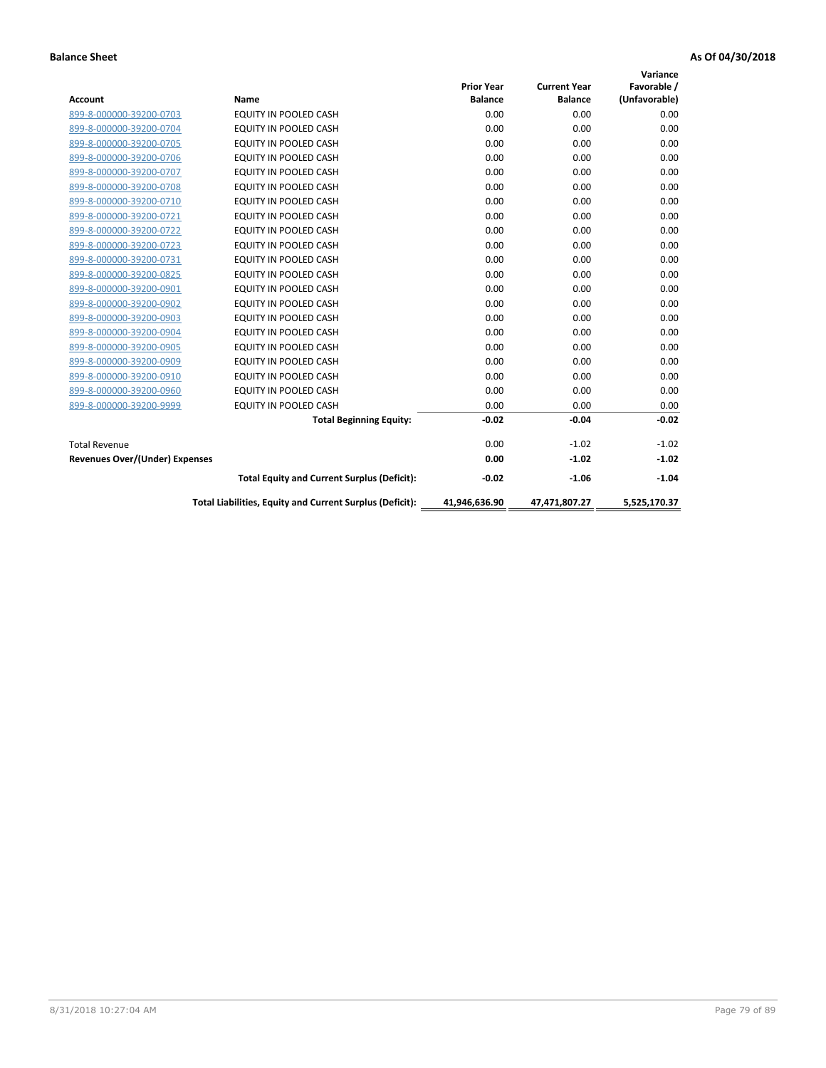**Balance Sheet** **As Of 04/30/2018**

| Account | Name | Prior Year Balance | Current Year Balance | Variance Favorable / (Unfavorable) |
|---|---|---|---|---|
| 899-8-000000-39200-0703 | EQUITY IN POOLED CASH | 0.00 | 0.00 | 0.00 |
| 899-8-000000-39200-0704 | EQUITY IN POOLED CASH | 0.00 | 0.00 | 0.00 |
| 899-8-000000-39200-0705 | EQUITY IN POOLED CASH | 0.00 | 0.00 | 0.00 |
| 899-8-000000-39200-0706 | EQUITY IN POOLED CASH | 0.00 | 0.00 | 0.00 |
| 899-8-000000-39200-0707 | EQUITY IN POOLED CASH | 0.00 | 0.00 | 0.00 |
| 899-8-000000-39200-0708 | EQUITY IN POOLED CASH | 0.00 | 0.00 | 0.00 |
| 899-8-000000-39200-0710 | EQUITY IN POOLED CASH | 0.00 | 0.00 | 0.00 |
| 899-8-000000-39200-0721 | EQUITY IN POOLED CASH | 0.00 | 0.00 | 0.00 |
| 899-8-000000-39200-0722 | EQUITY IN POOLED CASH | 0.00 | 0.00 | 0.00 |
| 899-8-000000-39200-0723 | EQUITY IN POOLED CASH | 0.00 | 0.00 | 0.00 |
| 899-8-000000-39200-0731 | EQUITY IN POOLED CASH | 0.00 | 0.00 | 0.00 |
| 899-8-000000-39200-0825 | EQUITY IN POOLED CASH | 0.00 | 0.00 | 0.00 |
| 899-8-000000-39200-0901 | EQUITY IN POOLED CASH | 0.00 | 0.00 | 0.00 |
| 899-8-000000-39200-0902 | EQUITY IN POOLED CASH | 0.00 | 0.00 | 0.00 |
| 899-8-000000-39200-0903 | EQUITY IN POOLED CASH | 0.00 | 0.00 | 0.00 |
| 899-8-000000-39200-0904 | EQUITY IN POOLED CASH | 0.00 | 0.00 | 0.00 |
| 899-8-000000-39200-0905 | EQUITY IN POOLED CASH | 0.00 | 0.00 | 0.00 |
| 899-8-000000-39200-0909 | EQUITY IN POOLED CASH | 0.00 | 0.00 | 0.00 |
| 899-8-000000-39200-0910 | EQUITY IN POOLED CASH | 0.00 | 0.00 | 0.00 |
| 899-8-000000-39200-0960 | EQUITY IN POOLED CASH | 0.00 | 0.00 | 0.00 |
| 899-8-000000-39200-9999 | EQUITY IN POOLED CASH | 0.00 | 0.00 | 0.00 |
| | **Total Beginning Equity:** | **-0.02** | **-0.04** | **-0.02** |
| Total Revenue | | 0.00 | -1.02 | -1.02 |
| **Revenues Over/(Under) Expenses** | | **0.00** | **-1.02** | **-1.02** |
| | **Total Equity and Current Surplus (Deficit):** | **-0.02** | **-1.06** | **-1.04** |
| | **Total Liabilities, Equity and Current Surplus (Deficit):** | **41,946,636.90** | **47,471,807.27** | **5,525,170.37** |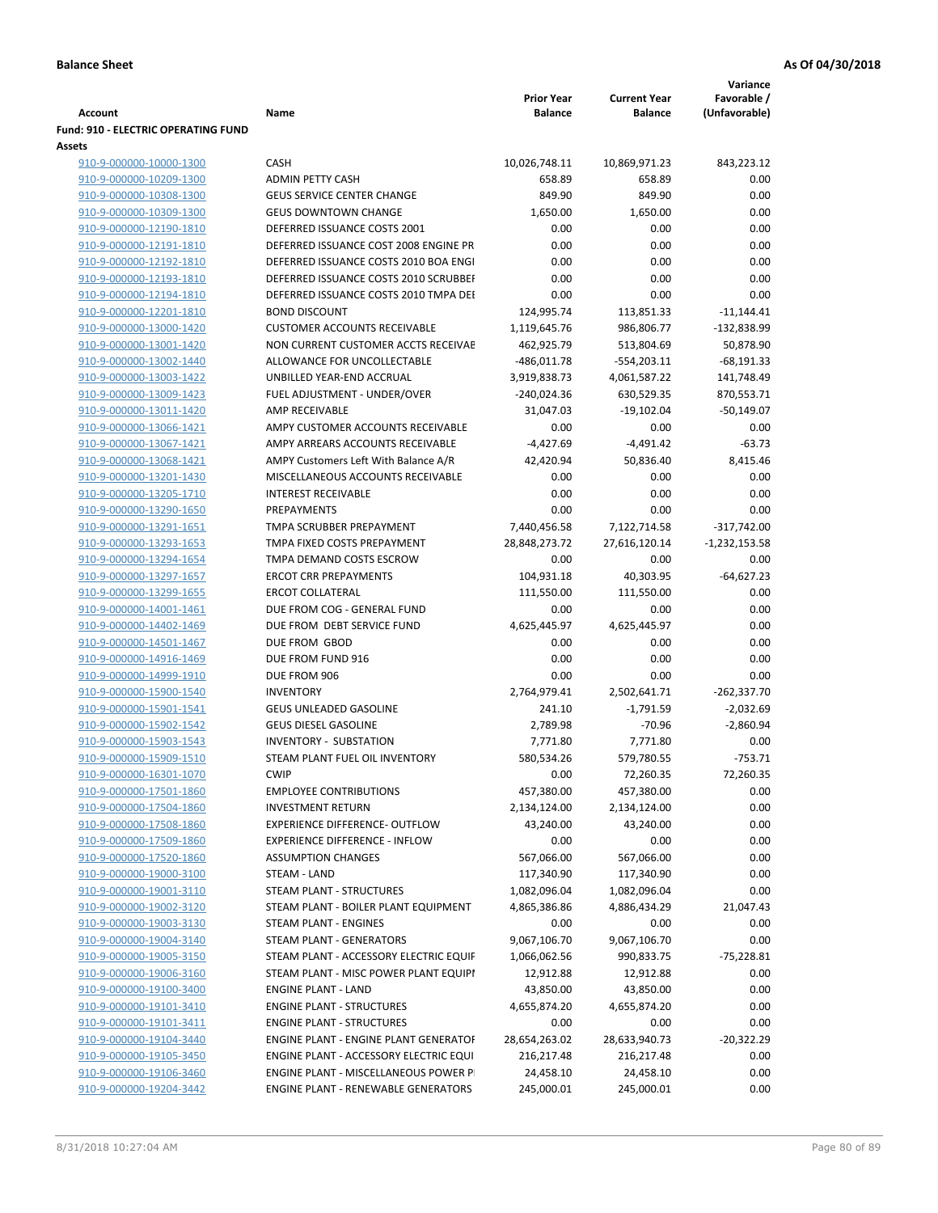**Balance Sheet** **As Of 04/30/2018**

| Account | Name | Prior Year Balance | Current Year Balance | Variance Favorable / (Unfavorable) |
|---|---|---|---|---|
| **Fund: 910 - ELECTRIC OPERATING FUND** | | | | |
| **Assets** | | | | |
| 910-9-000000-10000-1300 | CASH | 10,026,748.11 | 10,869,971.23 | 843,223.12 |
| 910-9-000000-10209-1300 | ADMIN PETTY CASH | 658.89 | 658.89 | 0.00 |
| 910-9-000000-10308-1300 | GEUS SERVICE CENTER CHANGE | 849.90 | 849.90 | 0.00 |
| 910-9-000000-10309-1300 | GEUS DOWNTOWN CHANGE | 1,650.00 | 1,650.00 | 0.00 |
| 910-9-000000-12190-1810 | DEFERRED ISSUANCE COSTS 2001 | 0.00 | 0.00 | 0.00 |
| 910-9-000000-12191-1810 | DEFERRED ISSUANCE COST 2008 ENGINE PR | 0.00 | 0.00 | 0.00 |
| 910-9-000000-12192-1810 | DEFERRED ISSUANCE COSTS 2010 BOA ENGI | 0.00 | 0.00 | 0.00 |
| 910-9-000000-12193-1810 | DEFERRED ISSUANCE COSTS 2010 SCRUBBEI | 0.00 | 0.00 | 0.00 |
| 910-9-000000-12194-1810 | DEFERRED ISSUANCE COSTS 2010 TMPA DEI | 0.00 | 0.00 | 0.00 |
| 910-9-000000-12201-1810 | BOND DISCOUNT | 124,995.74 | 113,851.33 | -11,144.41 |
| 910-9-000000-13000-1420 | CUSTOMER ACCOUNTS RECEIVABLE | 1,119,645.76 | 986,806.77 | -132,838.99 |
| 910-9-000000-13001-1420 | NON CURRENT CUSTOMER ACCTS RECEIVAE | 462,925.79 | 513,804.69 | 50,878.90 |
| 910-9-000000-13002-1440 | ALLOWANCE FOR UNCOLLECTABLE | -486,011.78 | -554,203.11 | -68,191.33 |
| 910-9-000000-13003-1422 | UNBILLED YEAR-END ACCRUAL | 3,919,838.73 | 4,061,587.22 | 141,748.49 |
| 910-9-000000-13009-1423 | FUEL ADJUSTMENT - UNDER/OVER | -240,024.36 | 630,529.35 | 870,553.71 |
| 910-9-000000-13011-1420 | AMP RECEIVABLE | 31,047.03 | -19,102.04 | -50,149.07 |
| 910-9-000000-13066-1421 | AMPY CUSTOMER ACCOUNTS RECEIVABLE | 0.00 | 0.00 | 0.00 |
| 910-9-000000-13067-1421 | AMPY ARREARS ACCOUNTS RECEIVABLE | -4,427.69 | -4,491.42 | -63.73 |
| 910-9-000000-13068-1421 | AMPY Customers Left With Balance A/R | 42,420.94 | 50,836.40 | 8,415.46 |
| 910-9-000000-13201-1430 | MISCELLANEOUS ACCOUNTS RECEIVABLE | 0.00 | 0.00 | 0.00 |
| 910-9-000000-13205-1710 | INTEREST RECEIVABLE | 0.00 | 0.00 | 0.00 |
| 910-9-000000-13290-1650 | PREPAYMENTS | 0.00 | 0.00 | 0.00 |
| 910-9-000000-13291-1651 | TMPA SCRUBBER PREPAYMENT | 7,440,456.58 | 7,122,714.58 | -317,742.00 |
| 910-9-000000-13293-1653 | TMPA FIXED COSTS PREPAYMENT | 28,848,273.72 | 27,616,120.14 | -1,232,153.58 |
| 910-9-000000-13294-1654 | TMPA DEMAND COSTS ESCROW | 0.00 | 0.00 | 0.00 |
| 910-9-000000-13297-1657 | ERCOT CRR PREPAYMENTS | 104,931.18 | 40,303.95 | -64,627.23 |
| 910-9-000000-13299-1655 | ERCOT COLLATERAL | 111,550.00 | 111,550.00 | 0.00 |
| 910-9-000000-14001-1461 | DUE FROM COG - GENERAL FUND | 0.00 | 0.00 | 0.00 |
| 910-9-000000-14402-1469 | DUE FROM DEBT SERVICE FUND | 4,625,445.97 | 4,625,445.97 | 0.00 |
| 910-9-000000-14501-1467 | DUE FROM GBOD | 0.00 | 0.00 | 0.00 |
| 910-9-000000-14916-1469 | DUE FROM FUND 916 | 0.00 | 0.00 | 0.00 |
| 910-9-000000-14999-1910 | DUE FROM 906 | 0.00 | 0.00 | 0.00 |
| 910-9-000000-15900-1540 | INVENTORY | 2,764,979.41 | 2,502,641.71 | -262,337.70 |
| 910-9-000000-15901-1541 | GEUS UNLEADED GASOLINE | 241.10 | -1,791.59 | -2,032.69 |
| 910-9-000000-15902-1542 | GEUS DIESEL GASOLINE | 2,789.98 | -70.96 | -2,860.94 |
| 910-9-000000-15903-1543 | INVENTORY - SUBSTATION | 7,771.80 | 7,771.80 | 0.00 |
| 910-9-000000-15909-1510 | STEAM PLANT FUEL OIL INVENTORY | 580,534.26 | 579,780.55 | -753.71 |
| 910-9-000000-16301-1070 | CWIP | 0.00 | 72,260.35 | 72,260.35 |
| 910-9-000000-17501-1860 | EMPLOYEE CONTRIBUTIONS | 457,380.00 | 457,380.00 | 0.00 |
| 910-9-000000-17504-1860 | INVESTMENT RETURN | 2,134,124.00 | 2,134,124.00 | 0.00 |
| 910-9-000000-17508-1860 | EXPERIENCE DIFFERENCE- OUTFLOW | 43,240.00 | 43,240.00 | 0.00 |
| 910-9-000000-17509-1860 | EXPERIENCE DIFFERENCE - INFLOW | 0.00 | 0.00 | 0.00 |
| 910-9-000000-17520-1860 | ASSUMPTION CHANGES | 567,066.00 | 567,066.00 | 0.00 |
| 910-9-000000-19000-3100 | STEAM - LAND | 117,340.90 | 117,340.90 | 0.00 |
| 910-9-000000-19001-3110 | STEAM PLANT - STRUCTURES | 1,082,096.04 | 1,082,096.04 | 0.00 |
| 910-9-000000-19002-3120 | STEAM PLANT - BOILER PLANT EQUIPMENT | 4,865,386.86 | 4,886,434.29 | 21,047.43 |
| 910-9-000000-19003-3130 | STEAM PLANT - ENGINES | 0.00 | 0.00 | 0.00 |
| 910-9-000000-19004-3140 | STEAM PLANT - GENERATORS | 9,067,106.70 | 9,067,106.70 | 0.00 |
| 910-9-000000-19005-3150 | STEAM PLANT - ACCESSORY ELECTRIC EQUIF | 1,066,062.56 | 990,833.75 | -75,228.81 |
| 910-9-000000-19006-3160 | STEAM PLANT - MISC POWER PLANT EQUIPI | 12,912.88 | 12,912.88 | 0.00 |
| 910-9-000000-19100-3400 | ENGINE PLANT - LAND | 43,850.00 | 43,850.00 | 0.00 |
| 910-9-000000-19101-3410 | ENGINE PLANT - STRUCTURES | 4,655,874.20 | 4,655,874.20 | 0.00 |
| 910-9-000000-19101-3411 | ENGINE PLANT - STRUCTURES | 0.00 | 0.00 | 0.00 |
| 910-9-000000-19104-3440 | ENGINE PLANT - ENGINE PLANT GENERATOF | 28,654,263.02 | 28,633,940.73 | -20,322.29 |
| 910-9-000000-19105-3450 | ENGINE PLANT - ACCESSORY ELECTRIC EQUI | 216,217.48 | 216,217.48 | 0.00 |
| 910-9-000000-19106-3460 | ENGINE PLANT - MISCELLANEOUS POWER PI | 24,458.10 | 24,458.10 | 0.00 |
| 910-9-000000-19204-3442 | ENGINE PLANT - RENEWABLE GENERATORS | 245,000.01 | 245,000.01 | 0.00 |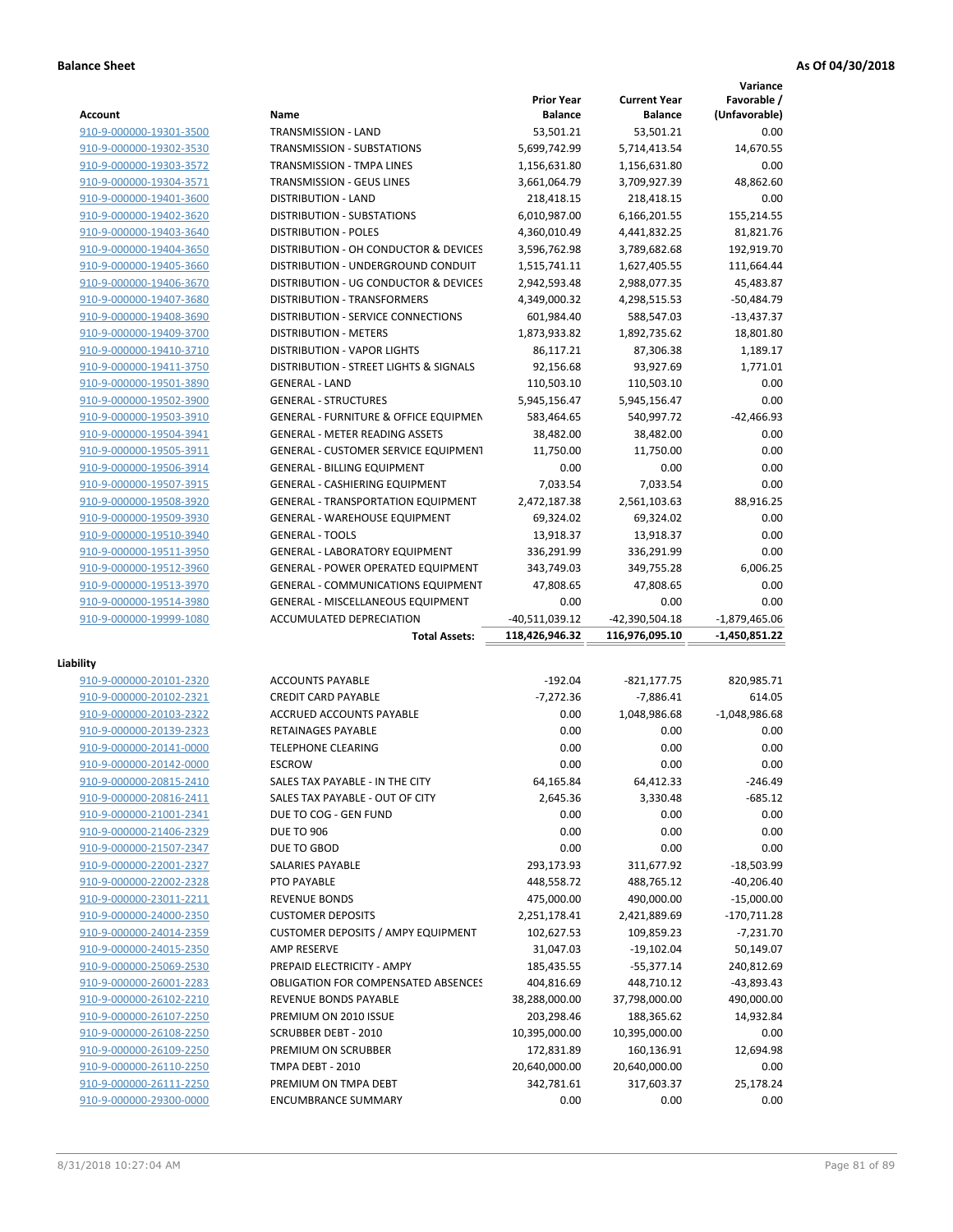**Balance Sheet** **As Of 04/30/2018**

| Account | Name | Prior Year Balance | Current Year Balance | Variance Favorable / (Unfavorable) |
|---|---|---|---|---|
| 910-9-000000-19301-3500 | TRANSMISSION - LAND | 53,501.21 | 53,501.21 | 0.00 |
| 910-9-000000-19302-3530 | TRANSMISSION - SUBSTATIONS | 5,699,742.99 | 5,714,413.54 | 14,670.55 |
| 910-9-000000-19303-3572 | TRANSMISSION - TMPA LINES | 1,156,631.80 | 1,156,631.80 | 0.00 |
| 910-9-000000-19304-3571 | TRANSMISSION - GEUS LINES | 3,661,064.79 | 3,709,927.39 | 48,862.60 |
| 910-9-000000-19401-3600 | DISTRIBUTION - LAND | 218,418.15 | 218,418.15 | 0.00 |
| 910-9-000000-19402-3620 | DISTRIBUTION - SUBSTATIONS | 6,010,987.00 | 6,166,201.55 | 155,214.55 |
| 910-9-000000-19403-3640 | DISTRIBUTION - POLES | 4,360,010.49 | 4,441,832.25 | 81,821.76 |
| 910-9-000000-19404-3650 | DISTRIBUTION - OH CONDUCTOR & DEVICES | 3,596,762.98 | 3,789,682.68 | 192,919.70 |
| 910-9-000000-19405-3660 | DISTRIBUTION - UNDERGROUND CONDUIT | 1,515,741.11 | 1,627,405.55 | 111,664.44 |
| 910-9-000000-19406-3670 | DISTRIBUTION - UG CONDUCTOR & DEVICES | 2,942,593.48 | 2,988,077.35 | 45,483.87 |
| 910-9-000000-19407-3680 | DISTRIBUTION - TRANSFORMERS | 4,349,000.32 | 4,298,515.53 | -50,484.79 |
| 910-9-000000-19408-3690 | DISTRIBUTION - SERVICE CONNECTIONS | 601,984.40 | 588,547.03 | -13,437.37 |
| 910-9-000000-19409-3700 | DISTRIBUTION - METERS | 1,873,933.82 | 1,892,735.62 | 18,801.80 |
| 910-9-000000-19410-3710 | DISTRIBUTION - VAPOR LIGHTS | 86,117.21 | 87,306.38 | 1,189.17 |
| 910-9-000000-19411-3750 | DISTRIBUTION - STREET LIGHTS & SIGNALS | 92,156.68 | 93,927.69 | 1,771.01 |
| 910-9-000000-19501-3890 | GENERAL - LAND | 110,503.10 | 110,503.10 | 0.00 |
| 910-9-000000-19502-3900 | GENERAL - STRUCTURES | 5,945,156.47 | 5,945,156.47 | 0.00 |
| 910-9-000000-19503-3910 | GENERAL - FURNITURE & OFFICE EQUIPMEN | 583,464.65 | 540,997.72 | -42,466.93 |
| 910-9-000000-19504-3941 | GENERAL - METER READING ASSETS | 38,482.00 | 38,482.00 | 0.00 |
| 910-9-000000-19505-3911 | GENERAL - CUSTOMER SERVICE EQUIPMENT | 11,750.00 | 11,750.00 | 0.00 |
| 910-9-000000-19506-3914 | GENERAL - BILLING EQUIPMENT | 0.00 | 0.00 | 0.00 |
| 910-9-000000-19507-3915 | GENERAL - CASHIERING EQUIPMENT | 7,033.54 | 7,033.54 | 0.00 |
| 910-9-000000-19508-3920 | GENERAL - TRANSPORTATION EQUIPMENT | 2,472,187.38 | 2,561,103.63 | 88,916.25 |
| 910-9-000000-19509-3930 | GENERAL - WAREHOUSE EQUIPMENT | 69,324.02 | 69,324.02 | 0.00 |
| 910-9-000000-19510-3940 | GENERAL - TOOLS | 13,918.37 | 13,918.37 | 0.00 |
| 910-9-000000-19511-3950 | GENERAL - LABORATORY EQUIPMENT | 336,291.99 | 336,291.99 | 0.00 |
| 910-9-000000-19512-3960 | GENERAL - POWER OPERATED EQUIPMENT | 343,749.03 | 349,755.28 | 6,006.25 |
| 910-9-000000-19513-3970 | GENERAL - COMMUNICATIONS EQUIPMENT | 47,808.65 | 47,808.65 | 0.00 |
| 910-9-000000-19514-3980 | GENERAL - MISCELLANEOUS EQUIPMENT | 0.00 | 0.00 | 0.00 |
| 910-9-000000-19999-1080 | ACCUMULATED DEPRECIATION | -40,511,039.12 | -42,390,504.18 | -1,879,465.06 |
| | **Total Assets:** | **118,426,946.32** | **116,976,095.10** | **-1,450,851.22** |

**Liability**

| Account | Name | Prior Year Balance | Current Year Balance | Variance Favorable / (Unfavorable) |
|---|---|---|---|---|
| 910-9-000000-20101-2320 | ACCOUNTS PAYABLE | -192.04 | -821,177.75 | 820,985.71 |
| 910-9-000000-20102-2321 | CREDIT CARD PAYABLE | -7,272.36 | -7,886.41 | 614.05 |
| 910-9-000000-20103-2322 | ACCRUED ACCOUNTS PAYABLE | 0.00 | 1,048,986.68 | -1,048,986.68 |
| 910-9-000000-20139-2323 | RETAINAGES PAYABLE | 0.00 | 0.00 | 0.00 |
| 910-9-000000-20141-0000 | TELEPHONE CLEARING | 0.00 | 0.00 | 0.00 |
| 910-9-000000-20142-0000 | ESCROW | 0.00 | 0.00 | 0.00 |
| 910-9-000000-20815-2410 | SALES TAX PAYABLE - IN THE CITY | 64,165.84 | 64,412.33 | -246.49 |
| 910-9-000000-20816-2411 | SALES TAX PAYABLE - OUT OF CITY | 2,645.36 | 3,330.48 | -685.12 |
| 910-9-000000-21001-2341 | DUE TO COG - GEN FUND | 0.00 | 0.00 | 0.00 |
| 910-9-000000-21406-2329 | DUE TO 906 | 0.00 | 0.00 | 0.00 |
| 910-9-000000-21507-2347 | DUE TO GBOD | 0.00 | 0.00 | 0.00 |
| 910-9-000000-22001-2327 | SALARIES PAYABLE | 293,173.93 | 311,677.92 | -18,503.99 |
| 910-9-000000-22002-2328 | PTO PAYABLE | 448,558.72 | 488,765.12 | -40,206.40 |
| 910-9-000000-23011-2211 | REVENUE BONDS | 475,000.00 | 490,000.00 | -15,000.00 |
| 910-9-000000-24000-2350 | CUSTOMER DEPOSITS | 2,251,178.41 | 2,421,889.69 | -170,711.28 |
| 910-9-000000-24014-2359 | CUSTOMER DEPOSITS / AMPY EQUIPMENT | 102,627.53 | 109,859.23 | -7,231.70 |
| 910-9-000000-24015-2350 | AMP RESERVE | 31,047.03 | -19,102.04 | 50,149.07 |
| 910-9-000000-25069-2530 | PREPAID ELECTRICITY - AMPY | 185,435.55 | -55,377.14 | 240,812.69 |
| 910-9-000000-26001-2283 | OBLIGATION FOR COMPENSATED ABSENCES | 404,816.69 | 448,710.12 | -43,893.43 |
| 910-9-000000-26102-2210 | REVENUE BONDS PAYABLE | 38,288,000.00 | 37,798,000.00 | 490,000.00 |
| 910-9-000000-26107-2250 | PREMIUM ON 2010 ISSUE | 203,298.46 | 188,365.62 | 14,932.84 |
| 910-9-000000-26108-2250 | SCRUBBER DEBT - 2010 | 10,395,000.00 | 10,395,000.00 | 0.00 |
| 910-9-000000-26109-2250 | PREMIUM ON SCRUBBER | 172,831.89 | 160,136.91 | 12,694.98 |
| 910-9-000000-26110-2250 | TMPA DEBT - 2010 | 20,640,000.00 | 20,640,000.00 | 0.00 |
| 910-9-000000-26111-2250 | PREMIUM ON TMPA DEBT | 342,781.61 | 317,603.37 | 25,178.24 |
| 910-9-000000-29300-0000 | ENCUMBRANCE SUMMARY | 0.00 | 0.00 | 0.00 |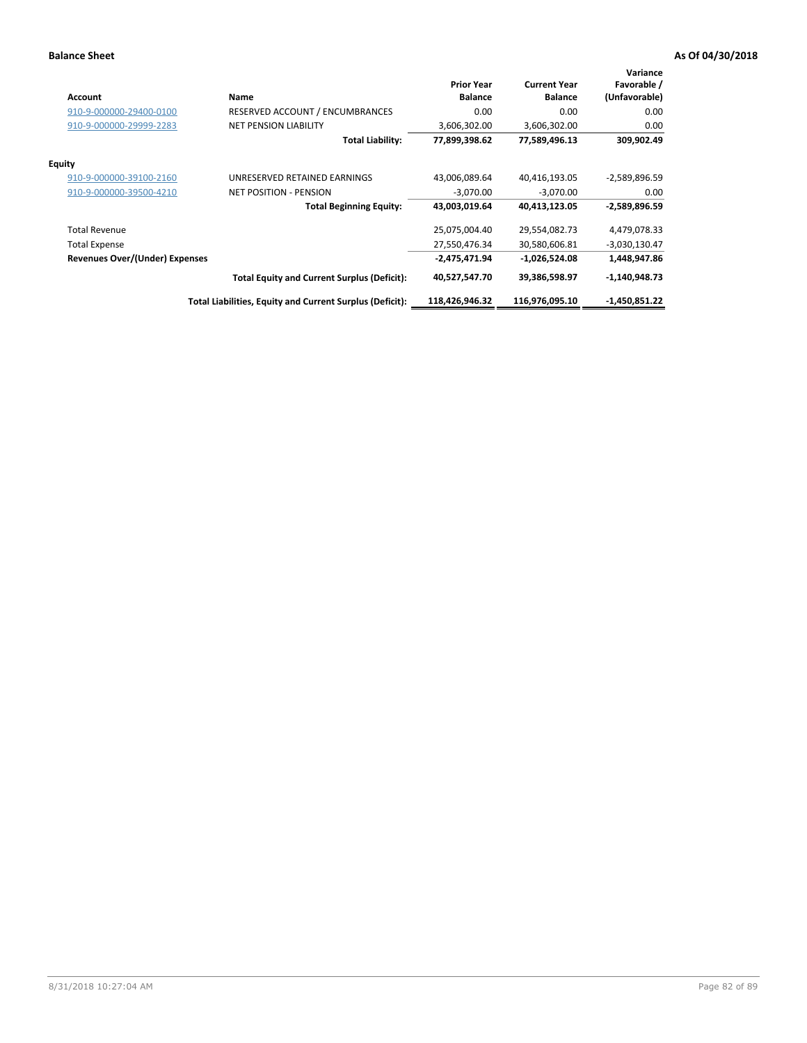**Balance Sheet** **As Of 04/30/2018**

| Account | Name | Prior Year Balance | Current Year Balance | Variance Favorable / (Unfavorable) |
|---|---|---|---|---|
| 910-9-000000-29400-0100 | RESERVED ACCOUNT / ENCUMBRANCES | 0.00 | 0.00 | 0.00 |
| 910-9-000000-29999-2283 | NET PENSION LIABILITY | 3,606,302.00 | 3,606,302.00 | 0.00 |
| | **Total Liability:** | **77,899,398.62** | **77,589,496.13** | **309,902.49** |
| **Equity** | | | | |
| 910-9-000000-39100-2160 | UNRESERVED RETAINED EARNINGS | 43,006,089.64 | 40,416,193.05 | -2,589,896.59 |
| 910-9-000000-39500-4210 | NET POSITION - PENSION | -3,070.00 | -3,070.00 | 0.00 |
| | **Total Beginning Equity:** | **43,003,019.64** | **40,413,123.05** | **-2,589,896.59** |
| Total Revenue | | 25,075,004.40 | 29,554,082.73 | 4,479,078.33 |
| Total Expense | | 27,550,476.34 | 30,580,606.81 | -3,030,130.47 |
| **Revenues Over/(Under) Expenses** | | **-2,475,471.94** | **-1,026,524.08** | **1,448,947.86** |
| | **Total Equity and Current Surplus (Deficit):** | **40,527,547.70** | **39,386,598.97** | **-1,140,948.73** |
| | **Total Liabilities, Equity and Current Surplus (Deficit):** | **118,426,946.32** | **116,976,095.10** | **-1,450,851.22** |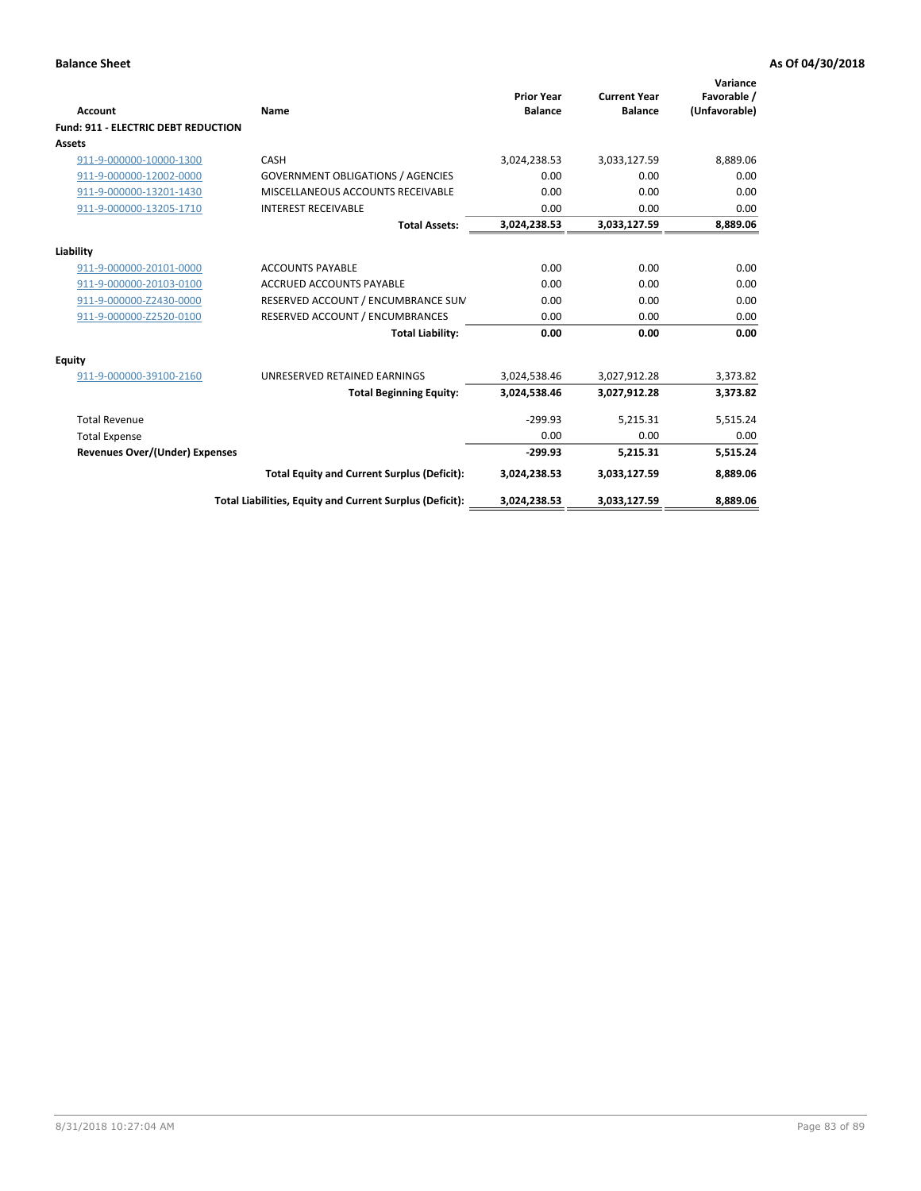**Balance Sheet** | **As Of 04/30/2018**

| Account | Name | Prior Year Balance | Current Year Balance | Variance Favorable / (Unfavorable) |
|---|---|---|---|---|
| **Fund: 911 - ELECTRIC DEBT REDUCTION** | | | | |
| **Assets** | | | | |
| 911-9-000000-10000-1300 | CASH | 3,024,238.53 | 3,033,127.59 | 8,889.06 |
| 911-9-000000-12002-0000 | GOVERNMENT OBLIGATIONS / AGENCIES | 0.00 | 0.00 | 0.00 |
| 911-9-000000-13201-1430 | MISCELLANEOUS ACCOUNTS RECEIVABLE | 0.00 | 0.00 | 0.00 |
| 911-9-000000-13205-1710 | INTEREST RECEIVABLE | 0.00 | 0.00 | 0.00 |
| | **Total Assets:** | **3,024,238.53** | **3,033,127.59** | **8,889.06** |
| **Liability** | | | | |
| 911-9-000000-20101-0000 | ACCOUNTS PAYABLE | 0.00 | 0.00 | 0.00 |
| 911-9-000000-20103-0100 | ACCRUED ACCOUNTS PAYABLE | 0.00 | 0.00 | 0.00 |
| 911-9-000000-Z2430-0000 | RESERVED ACCOUNT / ENCUMBRANCE SUM | 0.00 | 0.00 | 0.00 |
| 911-9-000000-Z2520-0100 | RESERVED ACCOUNT / ENCUMBRANCES | 0.00 | 0.00 | 0.00 |
| | **Total Liability:** | **0.00** | **0.00** | **0.00** |
| **Equity** | | | | |
| 911-9-000000-39100-2160 | UNRESERVED RETAINED EARNINGS | 3,024,538.46 | 3,027,912.28 | 3,373.82 |
| | **Total Beginning Equity:** | **3,024,538.46** | **3,027,912.28** | **3,373.82** |
| Total Revenue | | -299.93 | 5,215.31 | 5,515.24 |
| Total Expense | | 0.00 | 0.00 | 0.00 |
| **Revenues Over/(Under) Expenses** | | **-299.93** | **5,215.31** | **5,515.24** |
| | **Total Equity and Current Surplus (Deficit):** | **3,024,238.53** | **3,033,127.59** | **8,889.06** |
| | **Total Liabilities, Equity and Current Surplus (Deficit):** | **3,024,238.53** | **3,033,127.59** | **8,889.06** |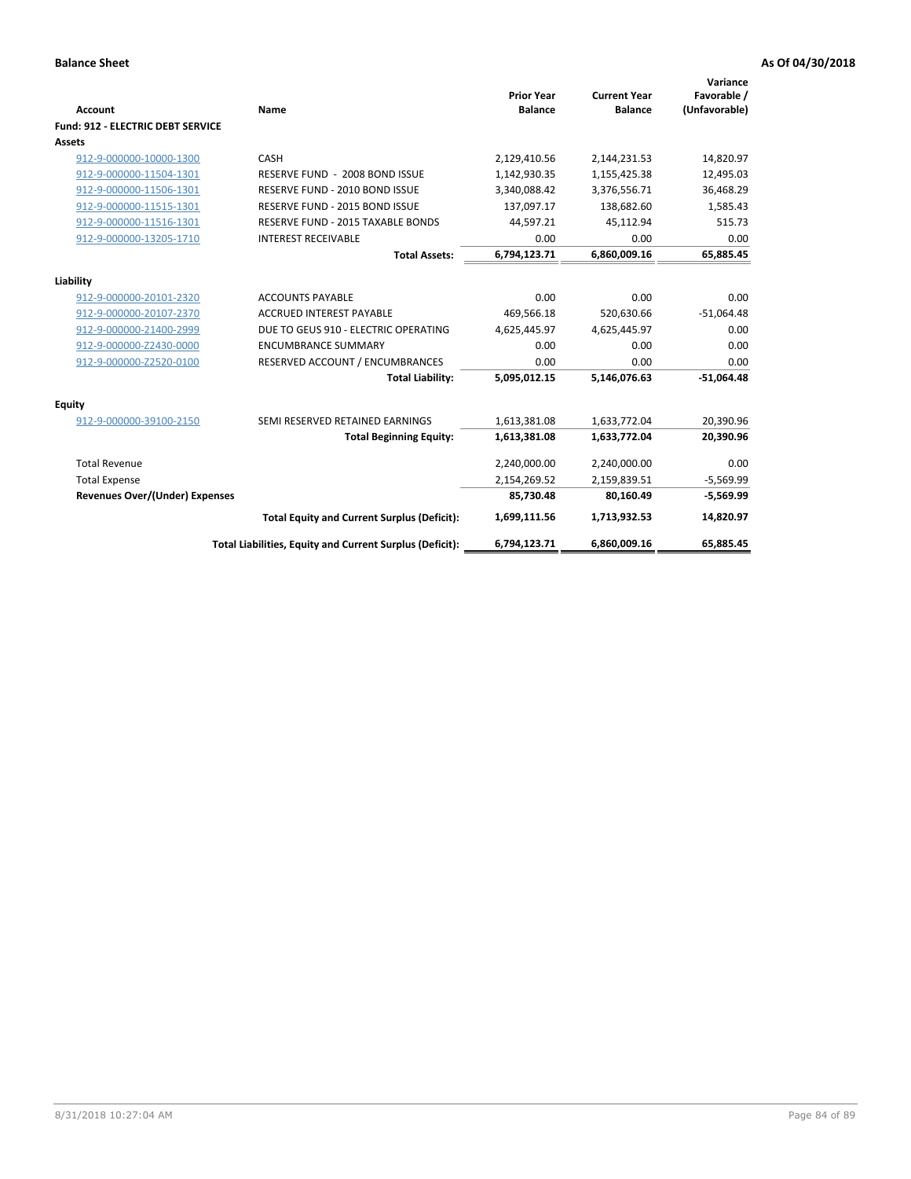**Balance Sheet** **As Of 04/30/2018**

| Account | Name | Prior Year Balance | Current Year Balance | Variance Favorable / (Unfavorable) |
|---|---|---|---|---|
| **Fund: 912 - ELECTRIC DEBT SERVICE** | | | | |
| **Assets** | | | | |
| 912-9-000000-10000-1300 | CASH | 2,129,410.56 | 2,144,231.53 | 14,820.97 |
| 912-9-000000-11504-1301 | RESERVE FUND - 2008 BOND ISSUE | 1,142,930.35 | 1,155,425.38 | 12,495.03 |
| 912-9-000000-11506-1301 | RESERVE FUND - 2010 BOND ISSUE | 3,340,088.42 | 3,376,556.71 | 36,468.29 |
| 912-9-000000-11515-1301 | RESERVE FUND - 2015 BOND ISSUE | 137,097.17 | 138,682.60 | 1,585.43 |
| 912-9-000000-11516-1301 | RESERVE FUND - 2015 TAXABLE BONDS | 44,597.21 | 45,112.94 | 515.73 |
| 912-9-000000-13205-1710 | INTEREST RECEIVABLE | 0.00 | 0.00 | 0.00 |
| | **Total Assets:** | **6,794,123.71** | **6,860,009.16** | **65,885.45** |
| **Liability** | | | | |
| 912-9-000000-20101-2320 | ACCOUNTS PAYABLE | 0.00 | 0.00 | 0.00 |
| 912-9-000000-20107-2370 | ACCRUED INTEREST PAYABLE | 469,566.18 | 520,630.66 | -51,064.48 |
| 912-9-000000-21400-2999 | DUE TO GEUS 910 - ELECTRIC OPERATING | 4,625,445.97 | 4,625,445.97 | 0.00 |
| 912-9-000000-Z2430-0000 | ENCUMBRANCE SUMMARY | 0.00 | 0.00 | 0.00 |
| 912-9-000000-Z2520-0100 | RESERVED ACCOUNT / ENCUMBRANCES | 0.00 | 0.00 | 0.00 |
| | **Total Liability:** | **5,095,012.15** | **5,146,076.63** | **-51,064.48** |
| **Equity** | | | | |
| 912-9-000000-39100-2150 | SEMI RESERVED RETAINED EARNINGS | 1,613,381.08 | 1,633,772.04 | 20,390.96 |
| | **Total Beginning Equity:** | **1,613,381.08** | **1,633,772.04** | **20,390.96** |
| Total Revenue | | 2,240,000.00 | 2,240,000.00 | 0.00 |
| Total Expense | | 2,154,269.52 | 2,159,839.51 | -5,569.99 |
| **Revenues Over/(Under) Expenses** | | **85,730.48** | **80,160.49** | **-5,569.99** |
| | **Total Equity and Current Surplus (Deficit):** | **1,699,111.56** | **1,713,932.53** | **14,820.97** |
| | **Total Liabilities, Equity and Current Surplus (Deficit):** | **6,794,123.71** | **6,860,009.16** | **65,885.45** |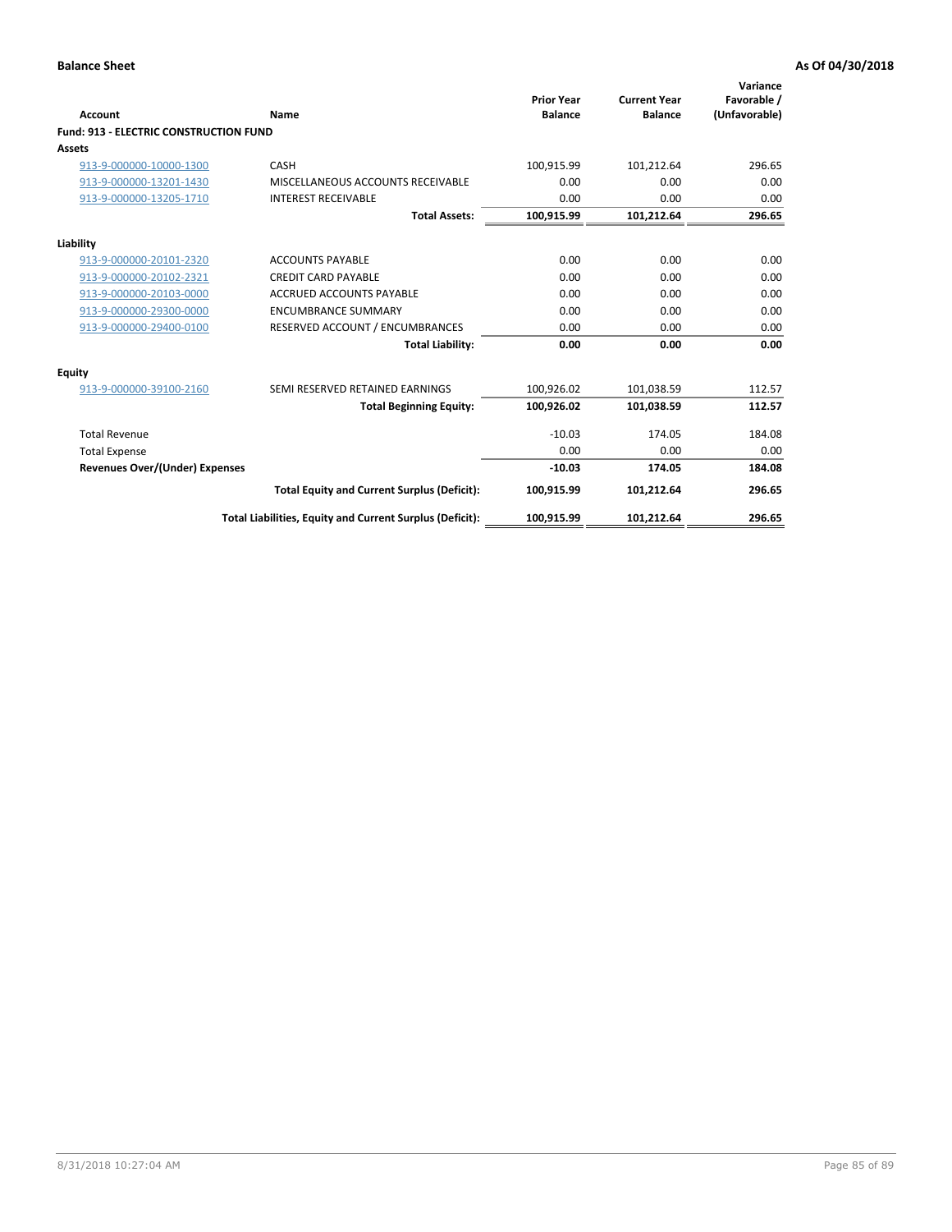**Balance Sheet** **As Of 04/30/2018**

| Account | Name | Prior Year Balance | Current Year Balance | Variance Favorable / (Unfavorable) |
|---|---|---|---|---|
| **Fund: 913 - ELECTRIC CONSTRUCTION FUND** | | | | |
| **Assets** | | | | |
| 913-9-000000-10000-1300 | CASH | 100,915.99 | 101,212.64 | 296.65 |
| 913-9-000000-13201-1430 | MISCELLANEOUS ACCOUNTS RECEIVABLE | 0.00 | 0.00 | 0.00 |
| 913-9-000000-13205-1710 | INTEREST RECEIVABLE | 0.00 | 0.00 | 0.00 |
| | **Total Assets:** | **100,915.99** | **101,212.64** | **296.65** |
| **Liability** | | | | |
| 913-9-000000-20101-2320 | ACCOUNTS PAYABLE | 0.00 | 0.00 | 0.00 |
| 913-9-000000-20102-2321 | CREDIT CARD PAYABLE | 0.00 | 0.00 | 0.00 |
| 913-9-000000-20103-0000 | ACCRUED ACCOUNTS PAYABLE | 0.00 | 0.00 | 0.00 |
| 913-9-000000-29300-0000 | ENCUMBRANCE SUMMARY | 0.00 | 0.00 | 0.00 |
| 913-9-000000-29400-0100 | RESERVED ACCOUNT / ENCUMBRANCES | 0.00 | 0.00 | 0.00 |
| | **Total Liability:** | **0.00** | **0.00** | **0.00** |
| **Equity** | | | | |
| 913-9-000000-39100-2160 | SEMI RESERVED RETAINED EARNINGS | 100,926.02 | 101,038.59 | 112.57 |
| | **Total Beginning Equity:** | **100,926.02** | **101,038.59** | **112.57** |
| Total Revenue | | -10.03 | 174.05 | 184.08 |
| Total Expense | | 0.00 | 0.00 | 0.00 |
| **Revenues Over/(Under) Expenses** | | **-10.03** | **174.05** | **184.08** |
| | **Total Equity and Current Surplus (Deficit):** | **100,915.99** | **101,212.64** | **296.65** |
| | **Total Liabilities, Equity and Current Surplus (Deficit):** | **100,915.99** | **101,212.64** | **296.65** |

8/31/2018 10:27:04 AM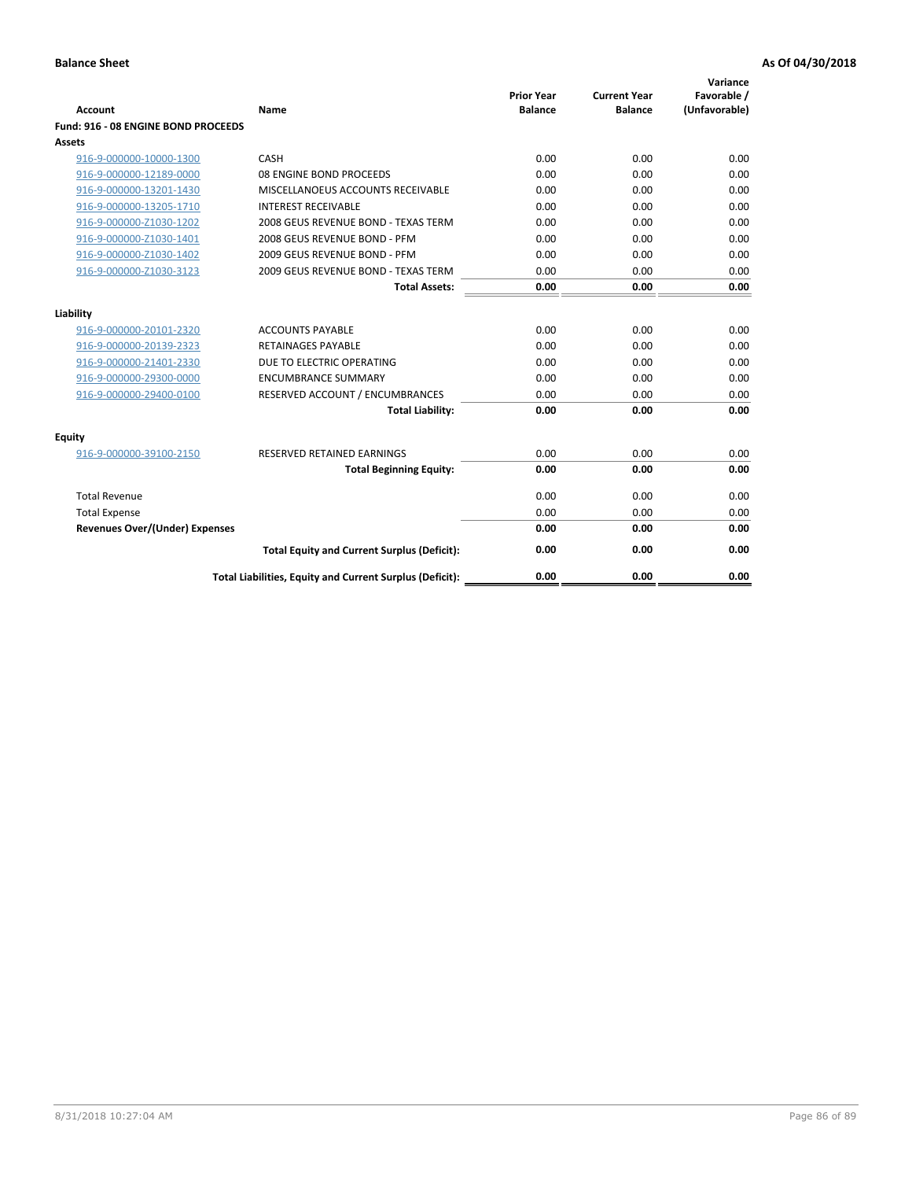**Balance Sheet** **As Of 04/30/2018**

| Account | Name | Prior Year Balance | Current Year Balance | Variance Favorable / (Unfavorable) |
|---|---|---|---|---|
| **Fund: 916 - 08 ENGINE BOND PROCEEDS** | | | | |
| **Assets** | | | | |
| 916-9-000000-10000-1300 | CASH | 0.00 | 0.00 | 0.00 |
| 916-9-000000-12189-0000 | 08 ENGINE BOND PROCEEDS | 0.00 | 0.00 | 0.00 |
| 916-9-000000-13201-1430 | MISCELLANOEUS ACCOUNTS RECEIVABLE | 0.00 | 0.00 | 0.00 |
| 916-9-000000-13205-1710 | INTEREST RECEIVABLE | 0.00 | 0.00 | 0.00 |
| 916-9-000000-Z1030-1202 | 2008 GEUS REVENUE BOND - TEXAS TERM | 0.00 | 0.00 | 0.00 |
| 916-9-000000-Z1030-1401 | 2008 GEUS REVENUE BOND - PFM | 0.00 | 0.00 | 0.00 |
| 916-9-000000-Z1030-1402 | 2009 GEUS REVENUE BOND - PFM | 0.00 | 0.00 | 0.00 |
| 916-9-000000-Z1030-3123 | 2009 GEUS REVENUE BOND - TEXAS TERM | 0.00 | 0.00 | 0.00 |
| | **Total Assets:** | **0.00** | **0.00** | **0.00** |
| **Liability** | | | | |
| 916-9-000000-20101-2320 | ACCOUNTS PAYABLE | 0.00 | 0.00 | 0.00 |
| 916-9-000000-20139-2323 | RETAINAGES PAYABLE | 0.00 | 0.00 | 0.00 |
| 916-9-000000-21401-2330 | DUE TO ELECTRIC OPERATING | 0.00 | 0.00 | 0.00 |
| 916-9-000000-29300-0000 | ENCUMBRANCE SUMMARY | 0.00 | 0.00 | 0.00 |
| 916-9-000000-29400-0100 | RESERVED ACCOUNT / ENCUMBRANCES | 0.00 | 0.00 | 0.00 |
| | **Total Liability:** | **0.00** | **0.00** | **0.00** |
| **Equity** | | | | |
| 916-9-000000-39100-2150 | RESERVED RETAINED EARNINGS | 0.00 | 0.00 | 0.00 |
| | **Total Beginning Equity:** | **0.00** | **0.00** | **0.00** |
| Total Revenue | | 0.00 | 0.00 | 0.00 |
| Total Expense | | 0.00 | 0.00 | 0.00 |
| **Revenues Over/(Under) Expenses** | | **0.00** | **0.00** | **0.00** |
| | **Total Equity and Current Surplus (Deficit):** | **0.00** | **0.00** | **0.00** |
| | **Total Liabilities, Equity and Current Surplus (Deficit):** | **0.00** | **0.00** | **0.00** |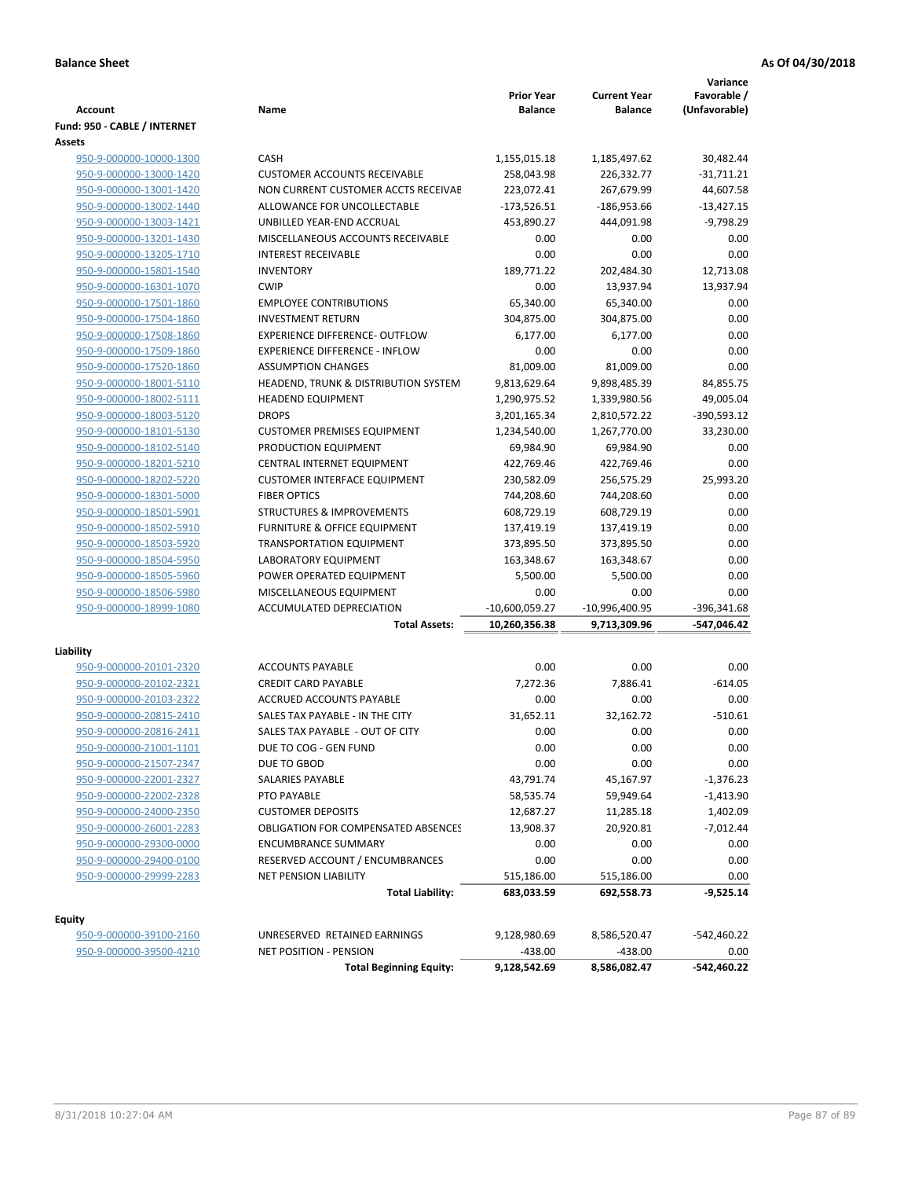**Balance Sheet** **As Of 04/30/2018**

| Account | Name | Prior Year Balance | Current Year Balance | Variance Favorable / (Unfavorable) |
|---|---|---|---|---|
| **Fund: 950 - CABLE / INTERNET** | | | | |
| **Assets** | | | | |
| 950-9-000000-10000-1300 | CASH | 1,155,015.18 | 1,185,497.62 | 30,482.44 |
| 950-9-000000-13000-1420 | CUSTOMER ACCOUNTS RECEIVABLE | 258,043.98 | 226,332.77 | -31,711.21 |
| 950-9-000000-13001-1420 | NON CURRENT CUSTOMER ACCTS RECEIVAE | 223,072.41 | 267,679.99 | 44,607.58 |
| 950-9-000000-13002-1440 | ALLOWANCE FOR UNCOLLECTABLE | -173,526.51 | -186,953.66 | -13,427.15 |
| 950-9-000000-13003-1421 | UNBILLED YEAR-END ACCRUAL | 453,890.27 | 444,091.98 | -9,798.29 |
| 950-9-000000-13201-1430 | MISCELLANEOUS ACCOUNTS RECEIVABLE | 0.00 | 0.00 | 0.00 |
| 950-9-000000-13205-1710 | INTEREST RECEIVABLE | 0.00 | 0.00 | 0.00 |
| 950-9-000000-15801-1540 | INVENTORY | 189,771.22 | 202,484.30 | 12,713.08 |
| 950-9-000000-16301-1070 | CWIP | 0.00 | 13,937.94 | 13,937.94 |
| 950-9-000000-17501-1860 | EMPLOYEE CONTRIBUTIONS | 65,340.00 | 65,340.00 | 0.00 |
| 950-9-000000-17504-1860 | INVESTMENT RETURN | 304,875.00 | 304,875.00 | 0.00 |
| 950-9-000000-17508-1860 | EXPERIENCE DIFFERENCE- OUTFLOW | 6,177.00 | 6,177.00 | 0.00 |
| 950-9-000000-17509-1860 | EXPERIENCE DIFFERENCE - INFLOW | 0.00 | 0.00 | 0.00 |
| 950-9-000000-17520-1860 | ASSUMPTION CHANGES | 81,009.00 | 81,009.00 | 0.00 |
| 950-9-000000-18001-5110 | HEADEND, TRUNK & DISTRIBUTION SYSTEM | 9,813,629.64 | 9,898,485.39 | 84,855.75 |
| 950-9-000000-18002-5111 | HEADEND EQUIPMENT | 1,290,975.52 | 1,339,980.56 | 49,005.04 |
| 950-9-000000-18003-5120 | DROPS | 3,201,165.34 | 2,810,572.22 | -390,593.12 |
| 950-9-000000-18101-5130 | CUSTOMER PREMISES EQUIPMENT | 1,234,540.00 | 1,267,770.00 | 33,230.00 |
| 950-9-000000-18102-5140 | PRODUCTION EQUIPMENT | 69,984.90 | 69,984.90 | 0.00 |
| 950-9-000000-18201-5210 | CENTRAL INTERNET EQUIPMENT | 422,769.46 | 422,769.46 | 0.00 |
| 950-9-000000-18202-5220 | CUSTOMER INTERFACE EQUIPMENT | 230,582.09 | 256,575.29 | 25,993.20 |
| 950-9-000000-18301-5000 | FIBER OPTICS | 744,208.60 | 744,208.60 | 0.00 |
| 950-9-000000-18501-5901 | STRUCTURES & IMPROVEMENTS | 608,729.19 | 608,729.19 | 0.00 |
| 950-9-000000-18502-5910 | FURNITURE & OFFICE EQUIPMENT | 137,419.19 | 137,419.19 | 0.00 |
| 950-9-000000-18503-5920 | TRANSPORTATION EQUIPMENT | 373,895.50 | 373,895.50 | 0.00 |
| 950-9-000000-18504-5950 | LABORATORY EQUIPMENT | 163,348.67 | 163,348.67 | 0.00 |
| 950-9-000000-18505-5960 | POWER OPERATED EQUIPMENT | 5,500.00 | 5,500.00 | 0.00 |
| 950-9-000000-18506-5980 | MISCELLANEOUS EQUIPMENT | 0.00 | 0.00 | 0.00 |
| 950-9-000000-18999-1080 | ACCUMULATED DEPRECIATION | -10,600,059.27 | -10,996,400.95 | -396,341.68 |
| | **Total Assets:** | **10,260,356.38** | **9,713,309.96** | **-547,046.42** |
| **Liability** | | | | |
| 950-9-000000-20101-2320 | ACCOUNTS PAYABLE | 0.00 | 0.00 | 0.00 |
| 950-9-000000-20102-2321 | CREDIT CARD PAYABLE | 7,272.36 | 7,886.41 | -614.05 |
| 950-9-000000-20103-2322 | ACCRUED ACCOUNTS PAYABLE | 0.00 | 0.00 | 0.00 |
| 950-9-000000-20815-2410 | SALES TAX PAYABLE - IN THE CITY | 31,652.11 | 32,162.72 | -510.61 |
| 950-9-000000-20816-2411 | SALES TAX PAYABLE - OUT OF CITY | 0.00 | 0.00 | 0.00 |
| 950-9-000000-21001-1101 | DUE TO COG - GEN FUND | 0.00 | 0.00 | 0.00 |
| 950-9-000000-21507-2347 | DUE TO GBOD | 0.00 | 0.00 | 0.00 |
| 950-9-000000-22001-2327 | SALARIES PAYABLE | 43,791.74 | 45,167.97 | -1,376.23 |
| 950-9-000000-22002-2328 | PTO PAYABLE | 58,535.74 | 59,949.64 | -1,413.90 |
| 950-9-000000-24000-2350 | CUSTOMER DEPOSITS | 12,687.27 | 11,285.18 | 1,402.09 |
| 950-9-000000-26001-2283 | OBLIGATION FOR COMPENSATED ABSENCES | 13,908.37 | 20,920.81 | -7,012.44 |
| 950-9-000000-29300-0000 | ENCUMBRANCE SUMMARY | 0.00 | 0.00 | 0.00 |
| 950-9-000000-29400-0100 | RESERVED ACCOUNT / ENCUMBRANCES | 0.00 | 0.00 | 0.00 |
| 950-9-000000-29999-2283 | NET PENSION LIABILITY | 515,186.00 | 515,186.00 | 0.00 |
| | **Total Liability:** | **683,033.59** | **692,558.73** | **-9,525.14** |
| **Equity** | | | | |
| 950-9-000000-39100-2160 | UNRESERVED RETAINED EARNINGS | 9,128,980.69 | 8,586,520.47 | -542,460.22 |
| 950-9-000000-39500-4210 | NET POSITION - PENSION | -438.00 | -438.00 | 0.00 |
| | **Total Beginning Equity:** | **9,128,542.69** | **8,586,082.47** | **-542,460.22** |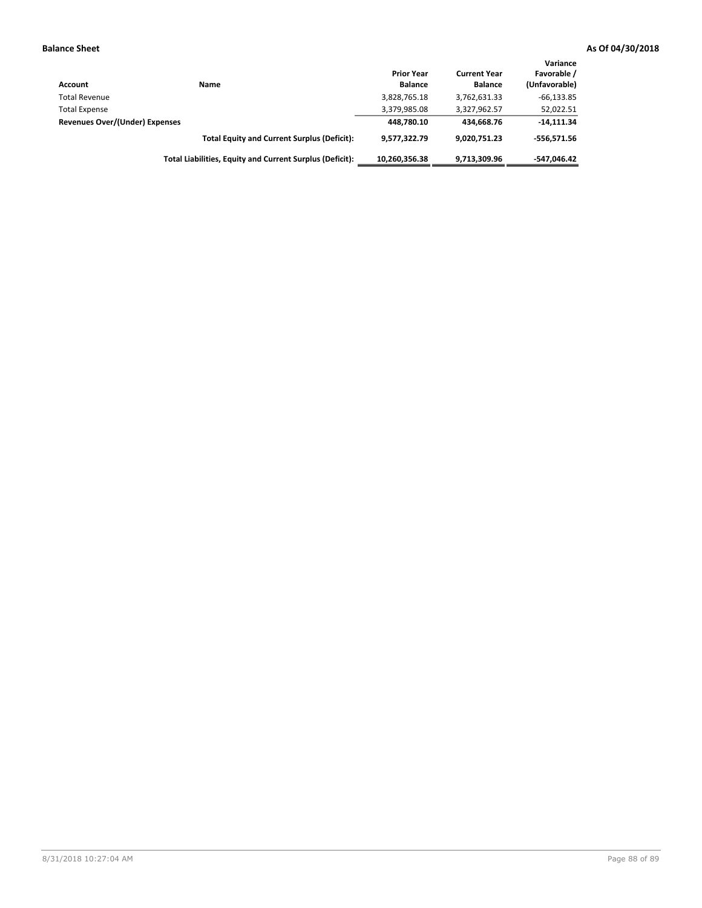**Balance Sheet** **As Of 04/30/2018**

| Account | Name | Prior Year Balance | Current Year Balance | Variance Favorable / (Unfavorable) |
|---|---|---|---|---|
| Total Revenue | | 3,828,765.18 | 3,762,631.33 | -66,133.85 |
| Total Expense | | 3,379,985.08 | 3,327,962.57 | 52,022.51 |
| **Revenues Over/(Under) Expenses** | | **448,780.10** | **434,668.76** | **-14,111.34** |
| | **Total Equity and Current Surplus (Deficit):** | **9,577,322.79** | **9,020,751.23** | **-556,571.56** |
| | **Total Liabilities, Equity and Current Surplus (Deficit):** | **10,260,356.38** | **9,713,309.96** | **-547,046.42** |

8/31/2018 10:27:04 AM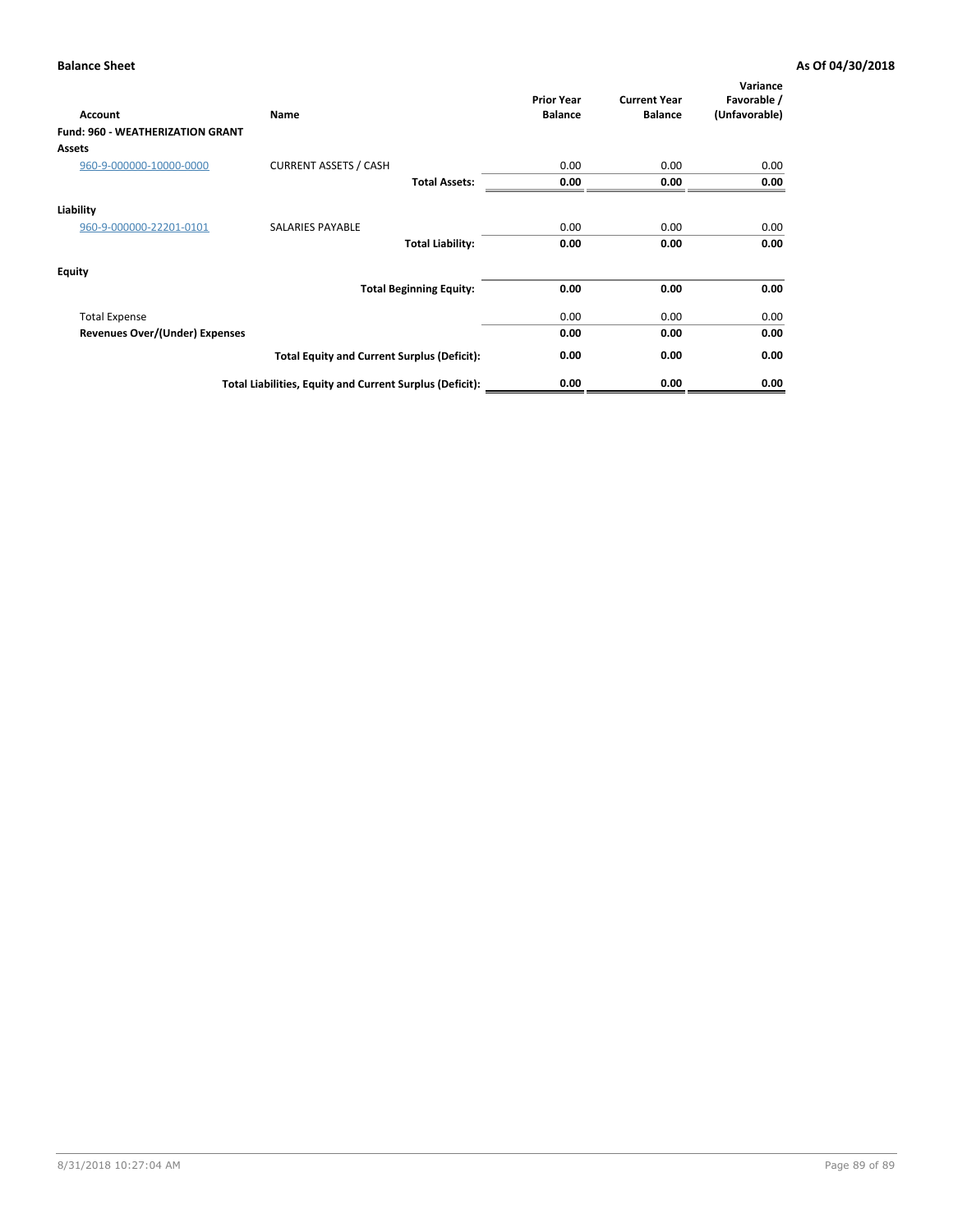**Balance Sheet** **As Of 04/30/2018**

| Account | Name | Prior Year Balance | Current Year Balance | Variance Favorable / (Unfavorable) |
|---|---|---|---|---|
| **Fund: 960 - WEATHERIZATION GRANT** | | | | |
| **Assets** | | | | |
| 960-9-000000-10000-0000 | CURRENT ASSETS / CASH | 0.00 | 0.00 | 0.00 |
| | **Total Assets:** | **0.00** | **0.00** | **0.00** |
| **Liability** | | | | |
| 960-9-000000-22201-0101 | SALARIES PAYABLE | 0.00 | 0.00 | 0.00 |
| | **Total Liability:** | **0.00** | **0.00** | **0.00** |
| **Equity** | | | | |
| | **Total Beginning Equity:** | **0.00** | **0.00** | **0.00** |
| Total Expense | | 0.00 | 0.00 | 0.00 |
| **Revenues Over/(Under) Expenses** | | **0.00** | **0.00** | **0.00** |
| | **Total Equity and Current Surplus (Deficit):** | **0.00** | **0.00** | **0.00** |
| | **Total Liabilities, Equity and Current Surplus (Deficit):** | **0.00** | **0.00** | **0.00** |

8/31/2018 10:27:04 AM